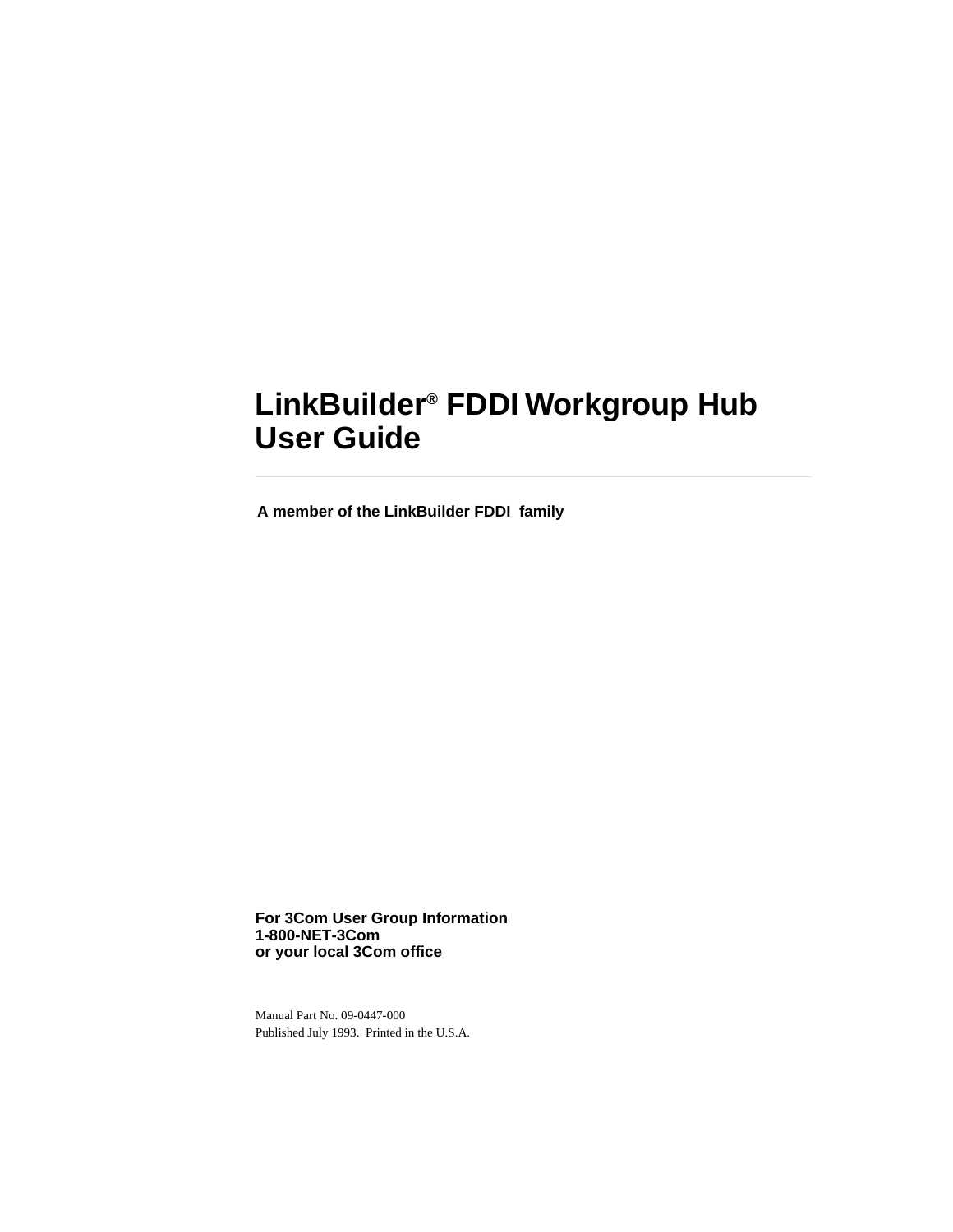# LinkBuilder® FDDI Workgroup Hub User Guide

**A member of the LinkBuilder FDDI family**

**For 3Com User Group Information**
**1-800-NET-3Com**
**or your local 3Com office**

Manual Part No. 09-0447-000
Published July 1993. Printed in the U.S.A.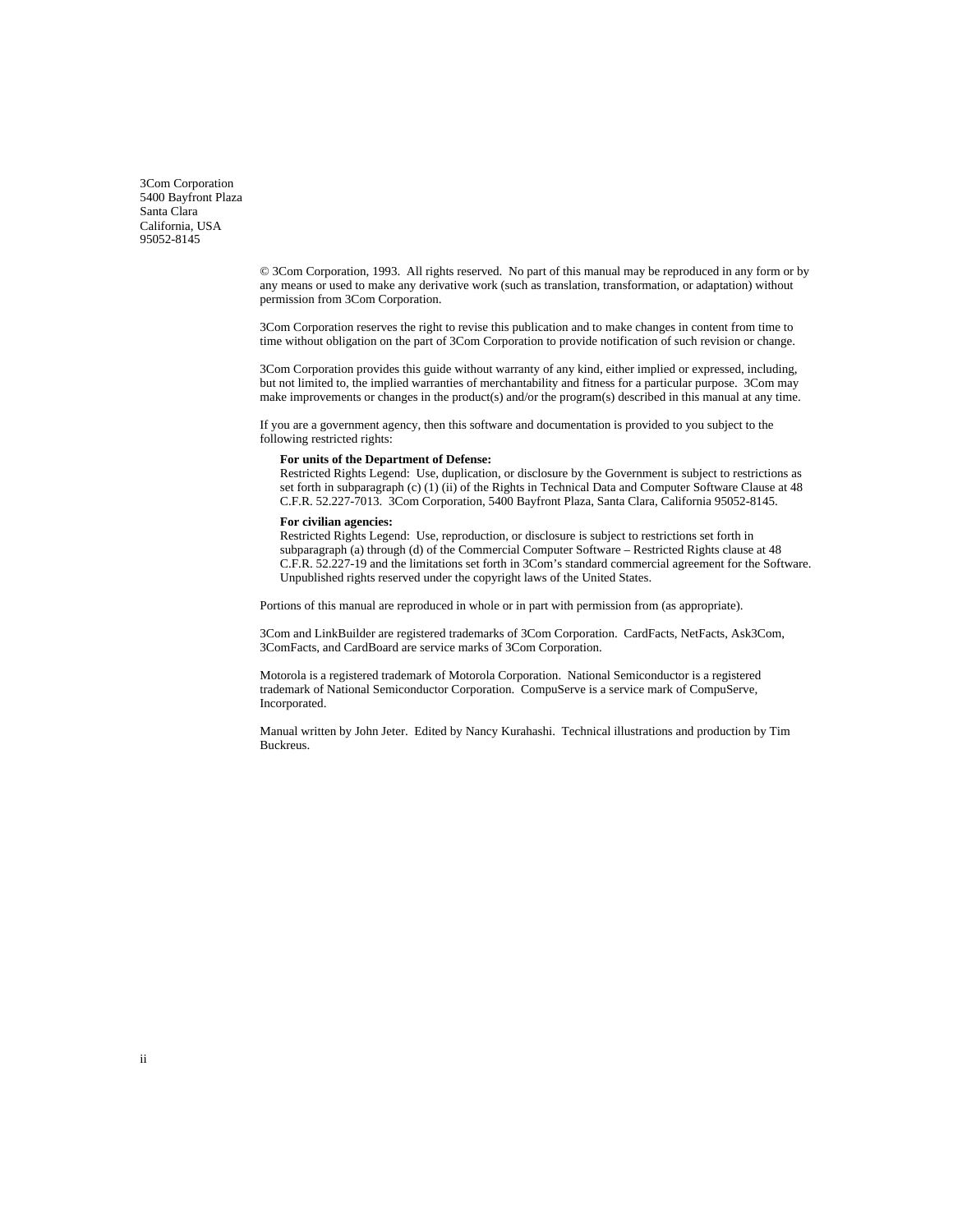3Com Corporation
5400 Bayfront Plaza
Santa Clara
California, USA
95052-8145

© 3Com Corporation, 1993. All rights reserved. No part of this manual may be reproduced in any form or by any means or used to make any derivative work (such as translation, transformation, or adaptation) without permission from 3Com Corporation.

3Com Corporation reserves the right to revise this publication and to make changes in content from time to time without obligation on the part of 3Com Corporation to provide notification of such revision or change.

3Com Corporation provides this guide without warranty of any kind, either implied or expressed, including, but not limited to, the implied warranties of merchantability and fitness for a particular purpose. 3Com may make improvements or changes in the product(s) and/or the program(s) described in this manual at any time.

If you are a government agency, then this software and documentation is provided to you subject to the following restricted rights:

**For units of the Department of Defense:**
Restricted Rights Legend: Use, duplication, or disclosure by the Government is subject to restrictions as set forth in subparagraph (c) (1) (ii) of the Rights in Technical Data and Computer Software Clause at 48 C.F.R. 52.227-7013. 3Com Corporation, 5400 Bayfront Plaza, Santa Clara, California 95052-8145.

**For civilian agencies:**
Restricted Rights Legend: Use, reproduction, or disclosure is subject to restrictions set forth in subparagraph (a) through (d) of the Commercial Computer Software – Restricted Rights clause at 48 C.F.R. 52.227-19 and the limitations set forth in 3Com's standard commercial agreement for the Software. Unpublished rights reserved under the copyright laws of the United States.

Portions of this manual are reproduced in whole or in part with permission from (as appropriate).

3Com and LinkBuilder are registered trademarks of 3Com Corporation. CardFacts, NetFacts, Ask3Com, 3ComFacts, and CardBoard are service marks of 3Com Corporation.

Motorola is a registered trademark of Motorola Corporation. National Semiconductor is a registered trademark of National Semiconductor Corporation. CompuServe is a service mark of CompuServe, Incorporated.

Manual written by John Jeter. Edited by Nancy Kurahashi. Technical illustrations and production by Tim Buckreus.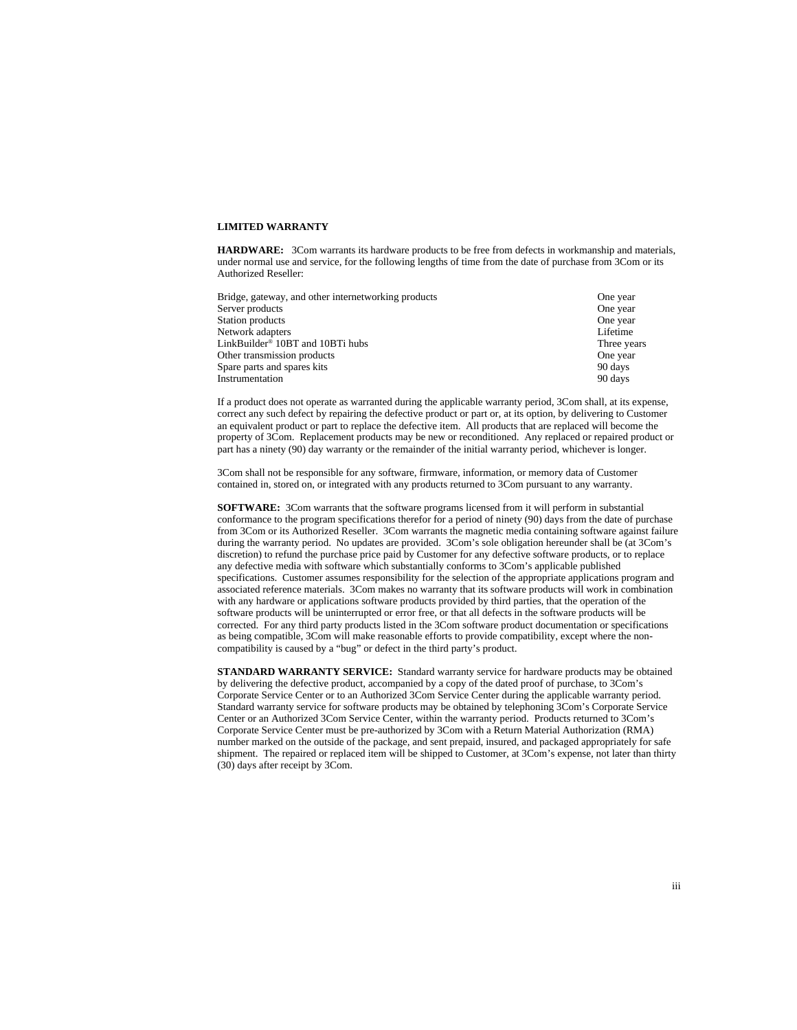**LIMITED WARRANTY**

**HARDWARE:** 3Com warrants its hardware products to be free from defects in workmanship and materials, under normal use and service, for the following lengths of time from the date of purchase from 3Com or its Authorized Reseller:

| | |
|---|---|
| Bridge, gateway, and other internetworking products | One year |
| Server products | One year |
| Station products | One year |
| Network adapters | Lifetime |
| LinkBuilder® 10BT and 10BTi hubs | Three years |
| Other transmission products | One year |
| Spare parts and spares kits | 90 days |
| Instrumentation | 90 days |

If a product does not operate as warranted during the applicable warranty period, 3Com shall, at its expense, correct any such defect by repairing the defective product or part or, at its option, by delivering to Customer an equivalent product or part to replace the defective item. All products that are replaced will become the property of 3Com. Replacement products may be new or reconditioned. Any replaced or repaired product or part has a ninety (90) day warranty or the remainder of the initial warranty period, whichever is longer.

3Com shall not be responsible for any software, firmware, information, or memory data of Customer contained in, stored on, or integrated with any products returned to 3Com pursuant to any warranty.

**SOFTWARE:** 3Com warrants that the software programs licensed from it will perform in substantial conformance to the program specifications therefor for a period of ninety (90) days from the date of purchase from 3Com or its Authorized Reseller. 3Com warrants the magnetic media containing software against failure during the warranty period. No updates are provided. 3Com's sole obligation hereunder shall be (at 3Com's discretion) to refund the purchase price paid by Customer for any defective software products, or to replace any defective media with software which substantially conforms to 3Com's applicable published specifications. Customer assumes responsibility for the selection of the appropriate applications program and associated reference materials. 3Com makes no warranty that its software products will work in combination with any hardware or applications software products provided by third parties, that the operation of the software products will be uninterrupted or error free, or that all defects in the software products will be corrected. For any third party products listed in the 3Com software product documentation or specifications as being compatible, 3Com will make reasonable efforts to provide compatibility, except where the non-compatibility is caused by a "bug" or defect in the third party's product.

**STANDARD WARRANTY SERVICE:** Standard warranty service for hardware products may be obtained by delivering the defective product, accompanied by a copy of the dated proof of purchase, to 3Com's Corporate Service Center or to an Authorized 3Com Service Center during the applicable warranty period. Standard warranty service for software products may be obtained by telephoning 3Com's Corporate Service Center or an Authorized 3Com Service Center, within the warranty period. Products returned to 3Com's Corporate Service Center must be pre-authorized by 3Com with a Return Material Authorization (RMA) number marked on the outside of the package, and sent prepaid, insured, and packaged appropriately for safe shipment. The repaired or replaced item will be shipped to Customer, at 3Com's expense, not later than thirty (30) days after receipt by 3Com.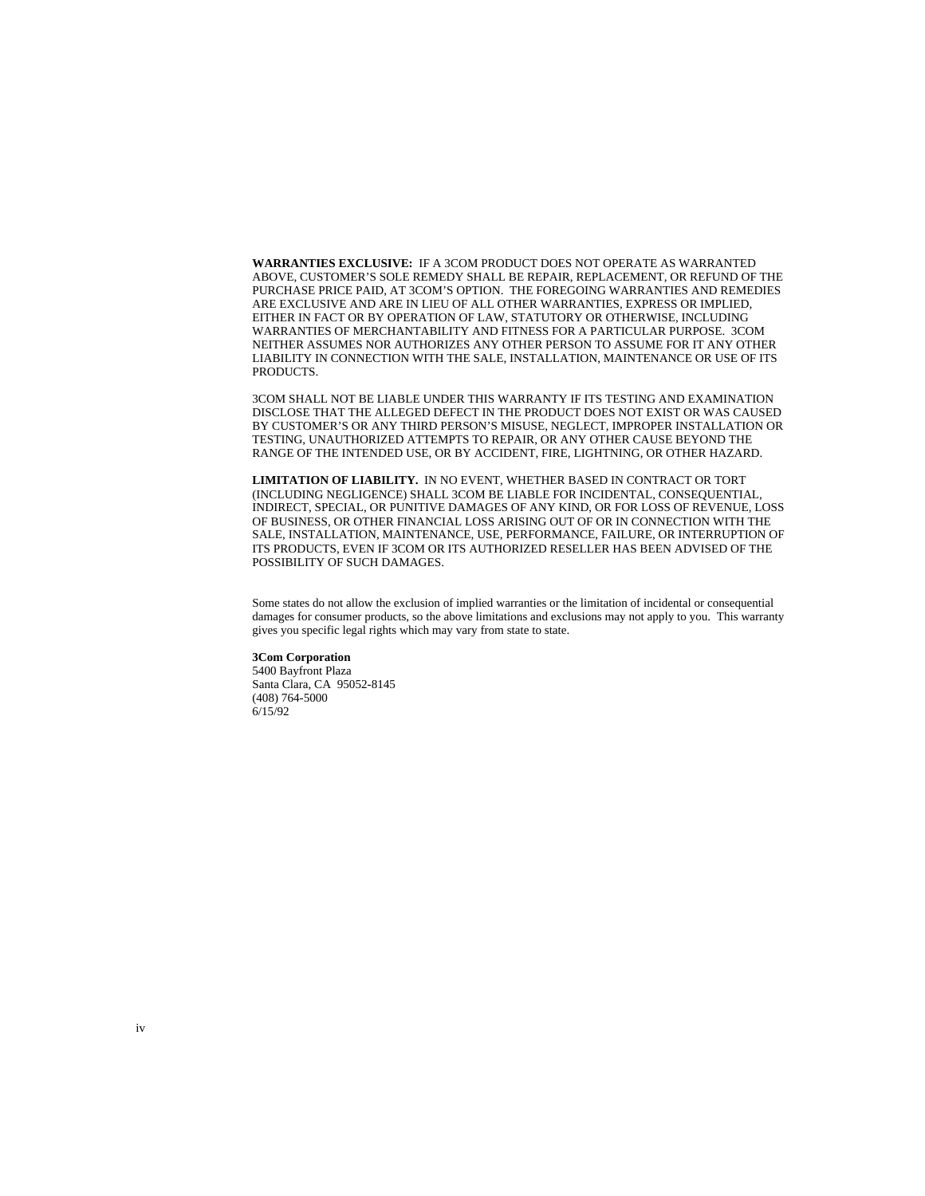**WARRANTIES EXCLUSIVE:** IF A 3COM PRODUCT DOES NOT OPERATE AS WARRANTED ABOVE, CUSTOMER'S SOLE REMEDY SHALL BE REPAIR, REPLACEMENT, OR REFUND OF THE PURCHASE PRICE PAID, AT 3COM'S OPTION. THE FOREGOING WARRANTIES AND REMEDIES ARE EXCLUSIVE AND ARE IN LIEU OF ALL OTHER WARRANTIES, EXPRESS OR IMPLIED, EITHER IN FACT OR BY OPERATION OF LAW, STATUTORY OR OTHERWISE, INCLUDING WARRANTIES OF MERCHANTABILITY AND FITNESS FOR A PARTICULAR PURPOSE. 3COM NEITHER ASSUMES NOR AUTHORIZES ANY OTHER PERSON TO ASSUME FOR IT ANY OTHER LIABILITY IN CONNECTION WITH THE SALE, INSTALLATION, MAINTENANCE OR USE OF ITS PRODUCTS.

3COM SHALL NOT BE LIABLE UNDER THIS WARRANTY IF ITS TESTING AND EXAMINATION DISCLOSE THAT THE ALLEGED DEFECT IN THE PRODUCT DOES NOT EXIST OR WAS CAUSED BY CUSTOMER'S OR ANY THIRD PERSON'S MISUSE, NEGLECT, IMPROPER INSTALLATION OR TESTING, UNAUTHORIZED ATTEMPTS TO REPAIR, OR ANY OTHER CAUSE BEYOND THE RANGE OF THE INTENDED USE, OR BY ACCIDENT, FIRE, LIGHTNING, OR OTHER HAZARD.

**LIMITATION OF LIABILITY.** IN NO EVENT, WHETHER BASED IN CONTRACT OR TORT (INCLUDING NEGLIGENCE) SHALL 3COM BE LIABLE FOR INCIDENTAL, CONSEQUENTIAL, INDIRECT, SPECIAL, OR PUNITIVE DAMAGES OF ANY KIND, OR FOR LOSS OF REVENUE, LOSS OF BUSINESS, OR OTHER FINANCIAL LOSS ARISING OUT OF OR IN CONNECTION WITH THE SALE, INSTALLATION, MAINTENANCE, USE, PERFORMANCE, FAILURE, OR INTERRUPTION OF ITS PRODUCTS, EVEN IF 3COM OR ITS AUTHORIZED RESELLER HAS BEEN ADVISED OF THE POSSIBILITY OF SUCH DAMAGES.

Some states do not allow the exclusion of implied warranties or the limitation of incidental or consequential damages for consumer products, so the above limitations and exclusions may not apply to you. This warranty gives you specific legal rights which may vary from state to state.

**3Com Corporation**
5400 Bayfront Plaza
Santa Clara, CA 95052-8145
(408) 764-5000
6/15/92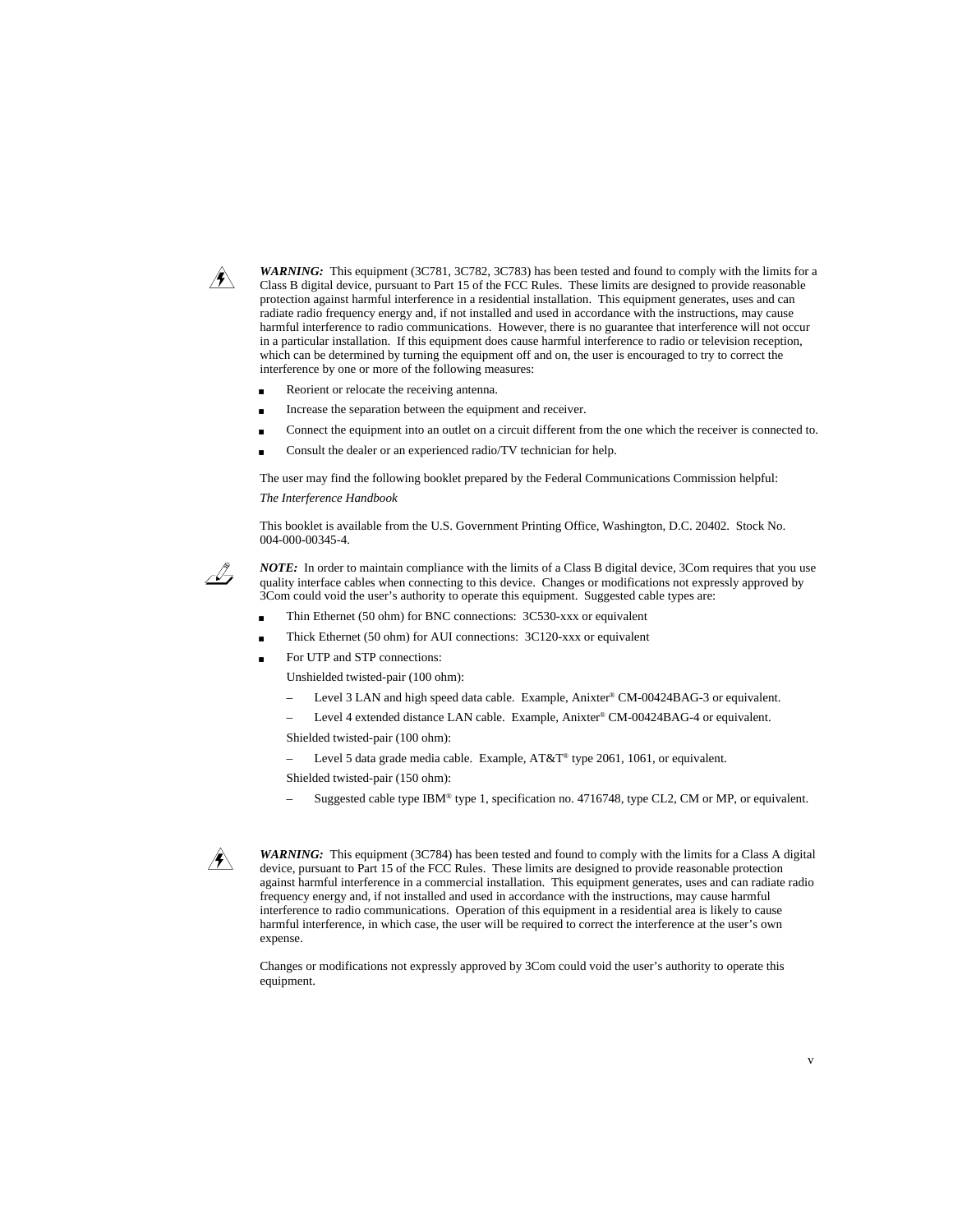***WARNING:*** This equipment (3C781, 3C782, 3C783) has been tested and found to comply with the limits for a Class B digital device, pursuant to Part 15 of the FCC Rules. These limits are designed to provide reasonable protection against harmful interference in a residential installation. This equipment generates, uses and can radiate radio frequency energy and, if not installed and used in accordance with the instructions, may cause harmful interference to radio communications. However, there is no guarantee that interference will not occur in a particular installation. If this equipment does cause harmful interference to radio or television reception, which can be determined by turning the equipment off and on, the user is encouraged to try to correct the interference by one or more of the following measures:

- Reorient or relocate the receiving antenna.
- Increase the separation between the equipment and receiver.
- Connect the equipment into an outlet on a circuit different from the one which the receiver is connected to.
- Consult the dealer or an experienced radio/TV technician for help.

The user may find the following booklet prepared by the Federal Communications Commission helpful:

*The Interference Handbook*

This booklet is available from the U.S. Government Printing Office, Washington, D.C. 20402. Stock No. 004-000-00345-4.

***NOTE:*** In order to maintain compliance with the limits of a Class B digital device, 3Com requires that you use quality interface cables when connecting to this device. Changes or modifications not expressly approved by 3Com could void the user's authority to operate this equipment. Suggested cable types are:

- Thin Ethernet (50 ohm) for BNC connections: 3C530-xxx or equivalent
- Thick Ethernet (50 ohm) for AUI connections: 3C120-xxx or equivalent
- For UTP and STP connections:

  Unshielded twisted-pair (100 ohm):

  – Level 3 LAN and high speed data cable. Example, Anixter® CM-00424BAG-3 or equivalent.

  – Level 4 extended distance LAN cable. Example, Anixter® CM-00424BAG-4 or equivalent.

  Shielded twisted-pair (100 ohm):

  – Level 5 data grade media cable. Example, AT&T® type 2061, 1061, or equivalent.

  Shielded twisted-pair (150 ohm):

  – Suggested cable type IBM® type 1, specification no. 4716748, type CL2, CM or MP, or equivalent.

***WARNING:*** This equipment (3C784) has been tested and found to comply with the limits for a Class A digital device, pursuant to Part 15 of the FCC Rules. These limits are designed to provide reasonable protection against harmful interference in a commercial installation. This equipment generates, uses and can radiate radio frequency energy and, if not installed and used in accordance with the instructions, may cause harmful interference to radio communications. Operation of this equipment in a residential area is likely to cause harmful interference, in which case, the user will be required to correct the interference at the user's own expense.

Changes or modifications not expressly approved by 3Com could void the user's authority to operate this equipment.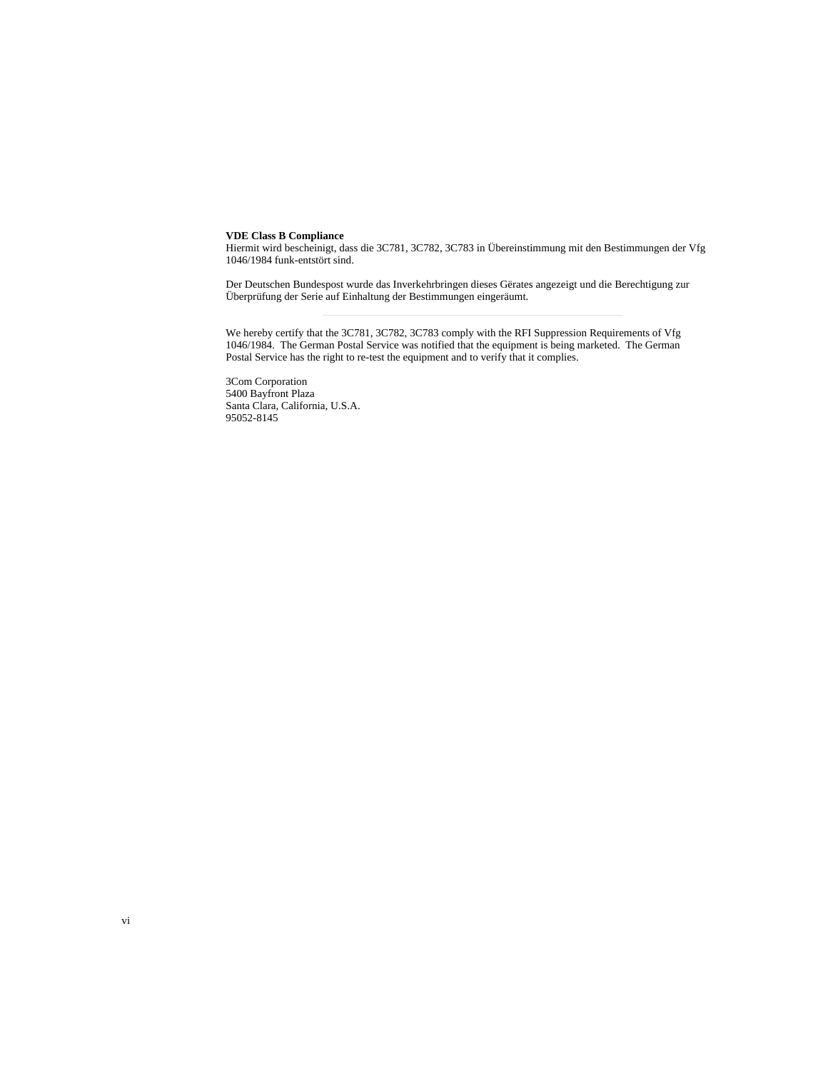**VDE Class B Compliance**

Hiermit wird bescheinigt, dass die 3C781, 3C782, 3C783 in Übereinstimmung mit den Bestimmungen der Vfg 1046/1984 funk-entstört sind.

Der Deutschen Bundespost wurde das Inverkehrbringen dieses Gërates angezeigt und die Berechtigung zur Überprüfung der Serie auf Einhaltung der Bestimmungen eingeräumt.

---

We hereby certify that the 3C781, 3C782, 3C783 comply with the RFI Suppression Requirements of Vfg 1046/1984. The German Postal Service was notified that the equipment is being marketed. The German Postal Service has the right to re-test the equipment and to verify that it complies.

3Com Corporation
5400 Bayfront Plaza
Santa Clara, California, U.S.A.
95052-8145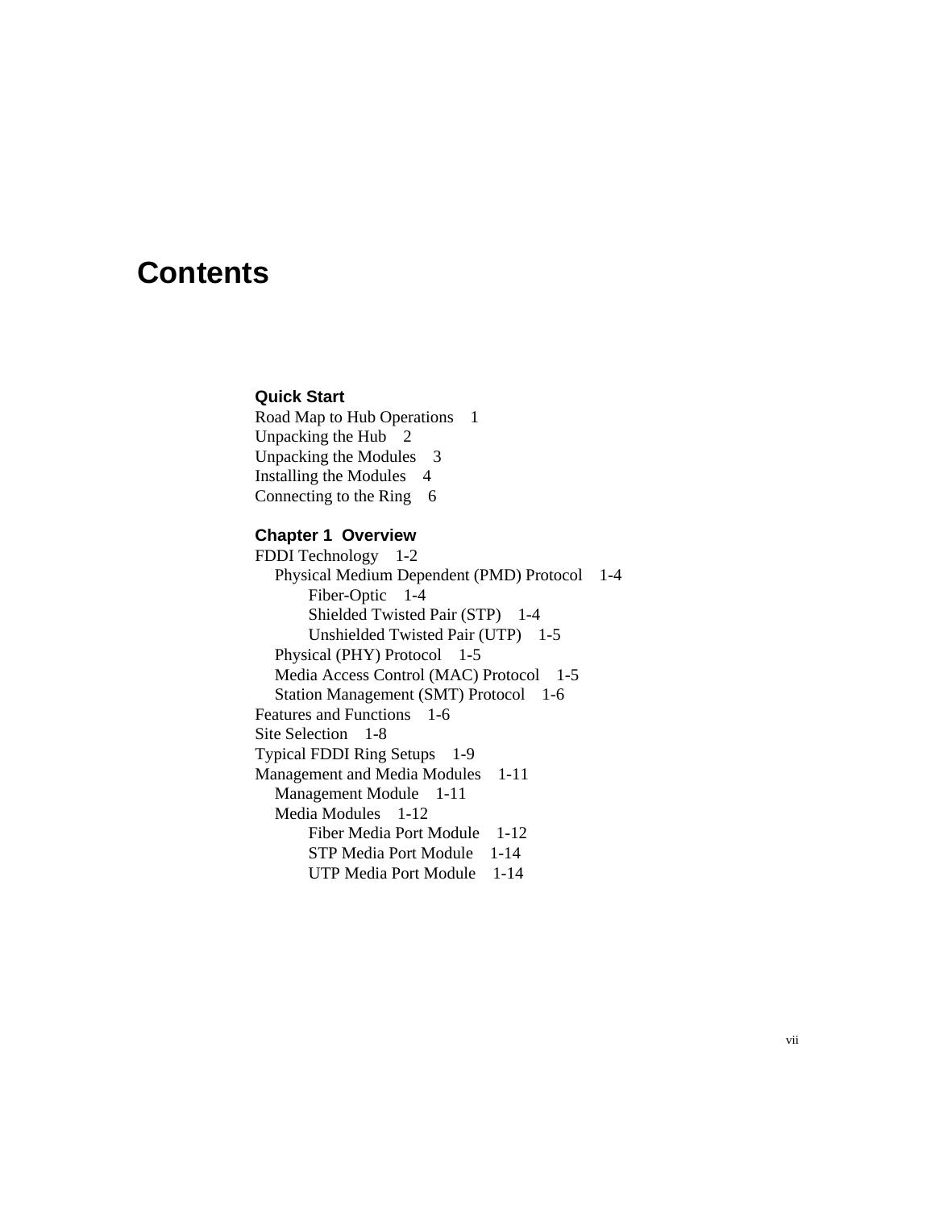# Contents

### Quick Start

Road Map to Hub Operations    1
Unpacking the Hub    2
Unpacking the Modules    3
Installing the Modules    4
Connecting to the Ring    6

### Chapter 1  Overview

FDDI Technology    1-2
    Physical Medium Dependent (PMD) Protocol    1-4
        Fiber-Optic    1-4
        Shielded Twisted Pair (STP)    1-4
        Unshielded Twisted Pair (UTP)    1-5
    Physical (PHY) Protocol    1-5
    Media Access Control (MAC) Protocol    1-5
    Station Management (SMT) Protocol    1-6
Features and Functions    1-6
Site Selection    1-8
Typical FDDI Ring Setups    1-9
Management and Media Modules    1-11
    Management Module    1-11
    Media Modules    1-12
        Fiber Media Port Module    1-12
        STP Media Port Module    1-14
        UTP Media Port Module    1-14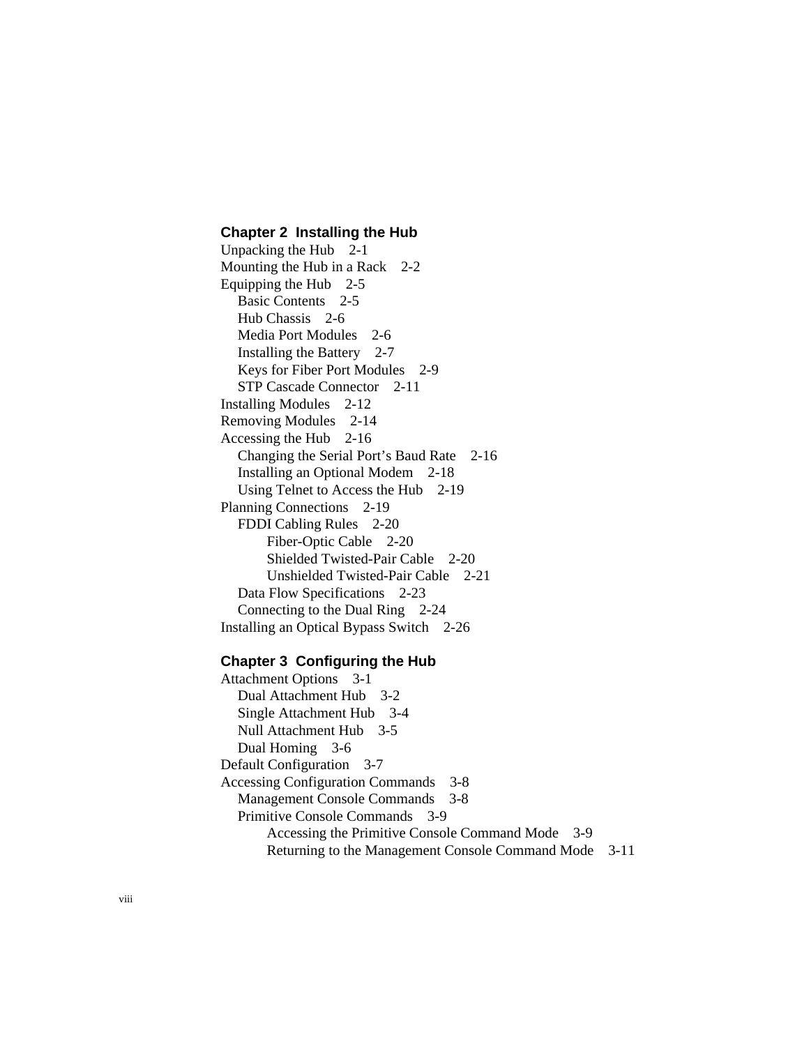## Chapter 2  Installing the Hub

Unpacking the Hub    2-1
Mounting the Hub in a Rack    2-2
Equipping the Hub    2-5
- Basic Contents    2-5
- Hub Chassis    2-6
- Media Port Modules    2-6
- Installing the Battery    2-7
- Keys for Fiber Port Modules    2-9
- STP Cascade Connector    2-11

Installing Modules    2-12
Removing Modules    2-14
Accessing the Hub    2-16
- Changing the Serial Port's Baud Rate    2-16
- Installing an Optional Modem    2-18
- Using Telnet to Access the Hub    2-19

Planning Connections    2-19
- FDDI Cabling Rules    2-20
  - Fiber-Optic Cable    2-20
  - Shielded Twisted-Pair Cable    2-20
  - Unshielded Twisted-Pair Cable    2-21
- Data Flow Specifications    2-23
- Connecting to the Dual Ring    2-24

Installing an Optical Bypass Switch    2-26

## Chapter 3  Configuring the Hub

Attachment Options    3-1
- Dual Attachment Hub    3-2
- Single Attachment Hub    3-4
- Null Attachment Hub    3-5
- Dual Homing    3-6

Default Configuration    3-7
Accessing Configuration Commands    3-8
- Management Console Commands    3-8
- Primitive Console Commands    3-9
  - Accessing the Primitive Console Command Mode    3-9
  - Returning to the Management Console Command Mode    3-11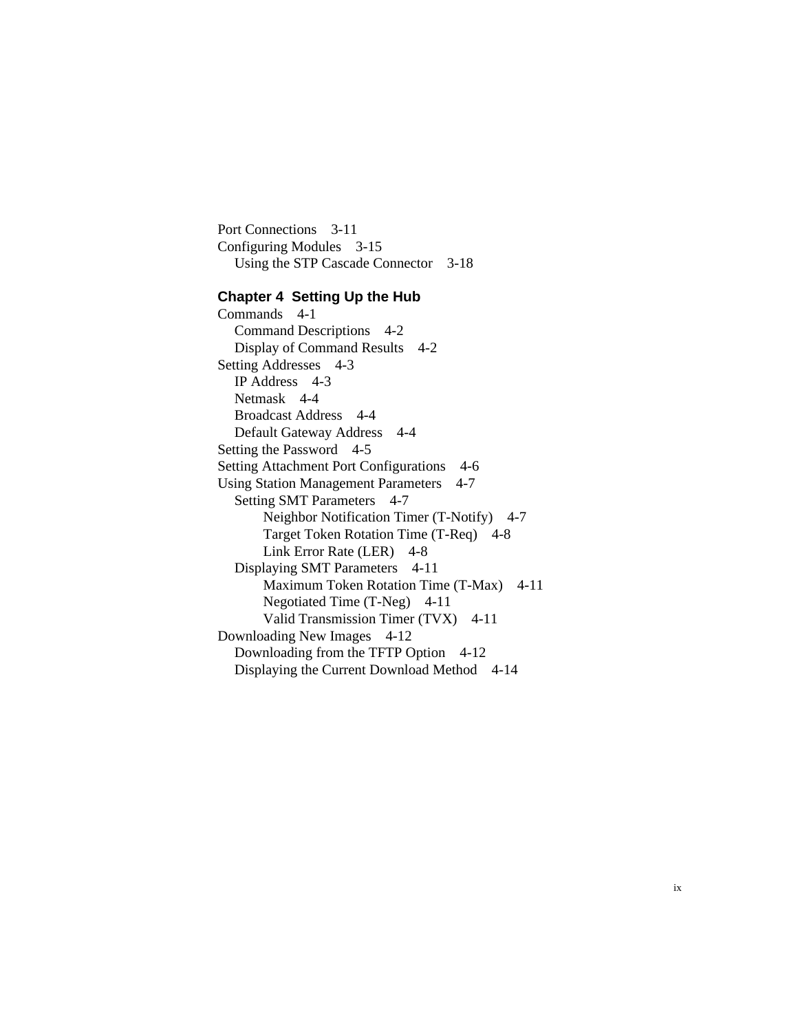Port Connections    3-11
Configuring Modules    3-15
    Using the STP Cascade Connector    3-18

**Chapter 4  Setting Up the Hub**

Commands    4-1
    Command Descriptions    4-2
    Display of Command Results    4-2
Setting Addresses    4-3
    IP Address    4-3
    Netmask    4-4
    Broadcast Address    4-4
    Default Gateway Address    4-4
Setting the Password    4-5
Setting Attachment Port Configurations    4-6
Using Station Management Parameters    4-7
    Setting SMT Parameters    4-7
        Neighbor Notification Timer (T-Notify)    4-7
        Target Token Rotation Time (T-Req)    4-8
        Link Error Rate (LER)    4-8
    Displaying SMT Parameters    4-11
        Maximum Token Rotation Time (T-Max)    4-11
        Negotiated Time (T-Neg)    4-11
        Valid Transmission Timer (TVX)    4-11
Downloading New Images    4-12
    Downloading from the TFTP Option    4-12
    Displaying the Current Download Method    4-14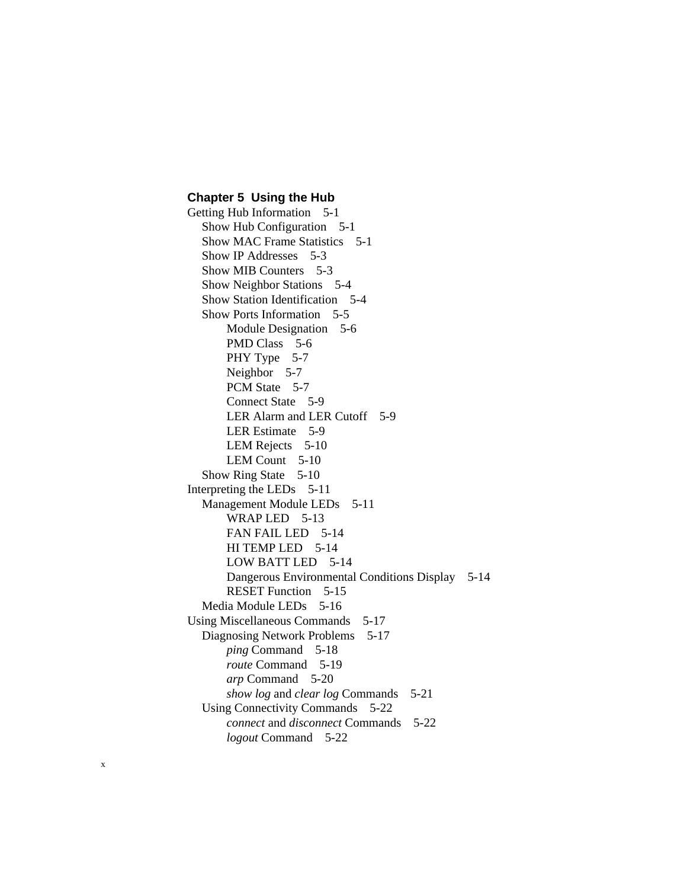**Chapter 5 Using the Hub**

Getting Hub Information 5-1
- Show Hub Configuration 5-1
- Show MAC Frame Statistics 5-1
- Show IP Addresses 5-3
- Show MIB Counters 5-3
- Show Neighbor Stations 5-4
- Show Station Identification 5-4
- Show Ports Information 5-5
  - Module Designation 5-6
  - PMD Class 5-6
  - PHY Type 5-7
  - Neighbor 5-7
  - PCM State 5-7
  - Connect State 5-9
  - LER Alarm and LER Cutoff 5-9
  - LER Estimate 5-9
  - LEM Rejects 5-10
  - LEM Count 5-10
- Show Ring State 5-10

Interpreting the LEDs 5-11
- Management Module LEDs 5-11
  - WRAP LED 5-13
  - FAN FAIL LED 5-14
  - HI TEMP LED 5-14
  - LOW BATT LED 5-14
  - Dangerous Environmental Conditions Display 5-14
  - RESET Function 5-15
- Media Module LEDs 5-16

Using Miscellaneous Commands 5-17
- Diagnosing Network Problems 5-17
  - *ping* Command 5-18
  - *route* Command 5-19
  - *arp* Command 5-20
  - *show log* and *clear log* Commands 5-21
- Using Connectivity Commands 5-22
  - *connect* and *disconnect* Commands 5-22
  - *logout* Command 5-22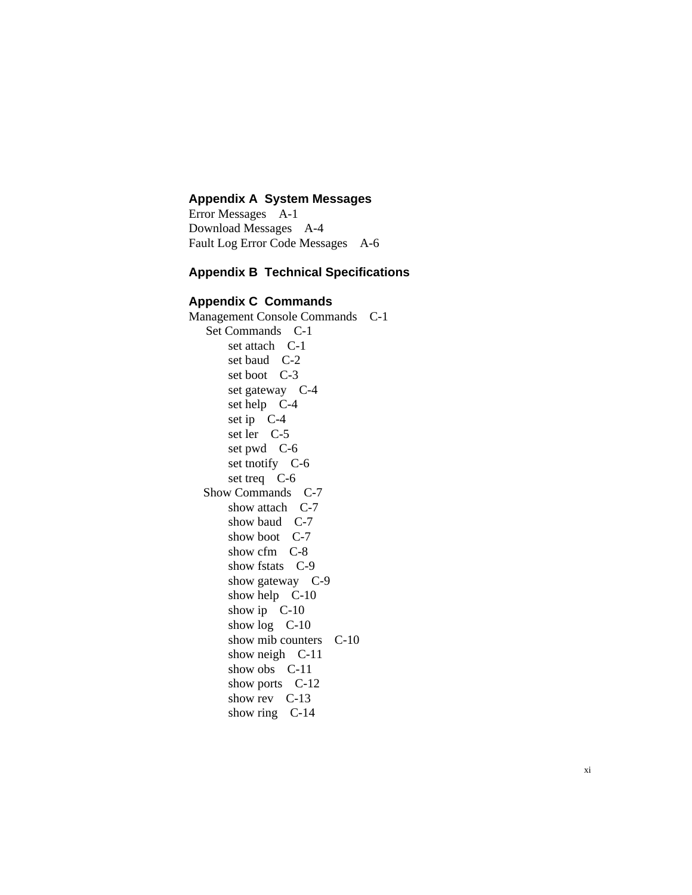## Appendix A  System Messages

Error Messages    A-1
Download Messages    A-4
Fault Log Error Code Messages    A-6

## Appendix B  Technical Specifications

## Appendix C  Commands

Management Console Commands    C-1
- Set Commands    C-1
  - set attach    C-1
  - set baud    C-2
  - set boot    C-3
  - set gateway    C-4
  - set help    C-4
  - set ip    C-4
  - set ler    C-5
  - set pwd    C-6
  - set tnotify    C-6
  - set treq    C-6
- Show Commands    C-7
  - show attach    C-7
  - show baud    C-7
  - show boot    C-7
  - show cfm    C-8
  - show fstats    C-9
  - show gateway    C-9
  - show help    C-10
  - show ip    C-10
  - show log    C-10
  - show mib counters    C-10
  - show neigh    C-11
  - show obs    C-11
  - show ports    C-12
  - show rev    C-13
  - show ring    C-14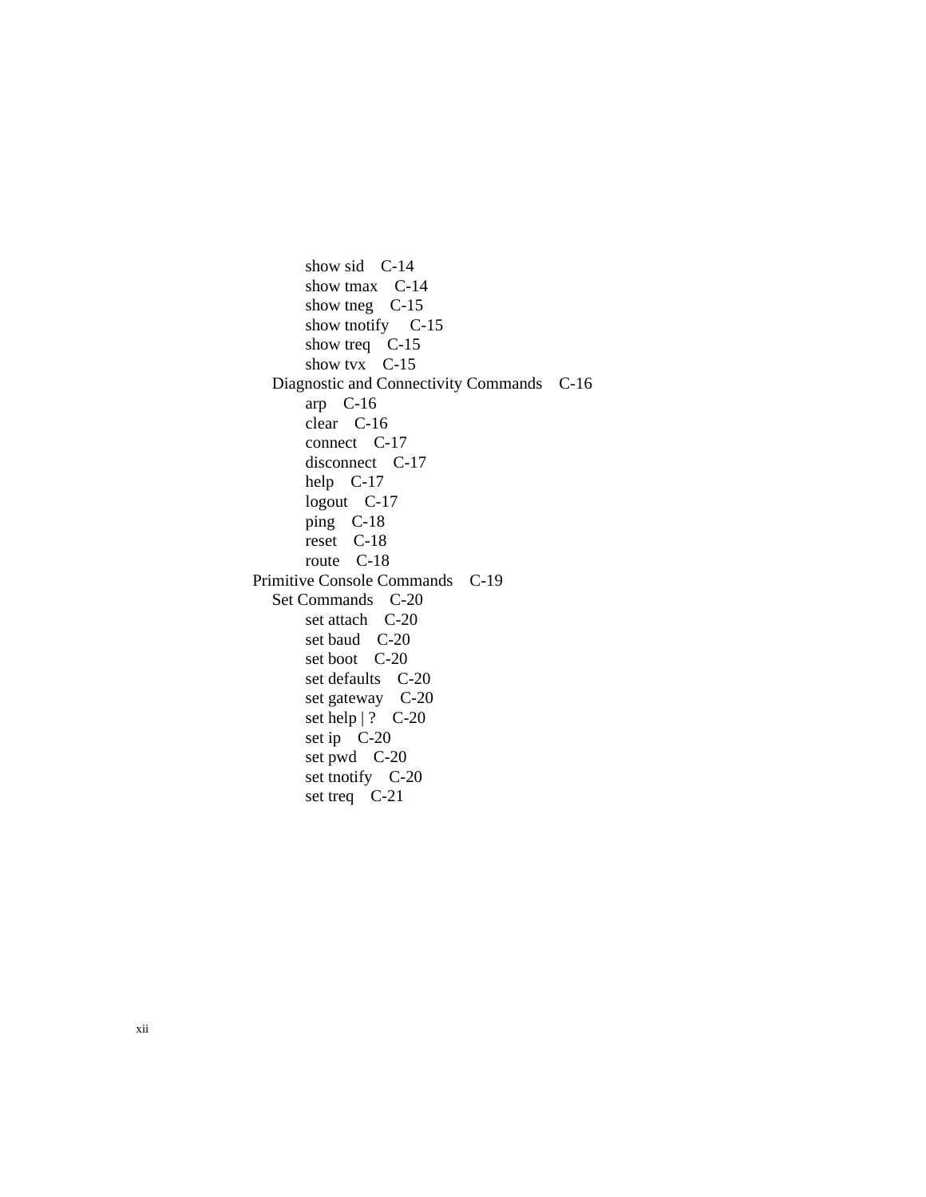- show sid C-14
- show tmax C-14
- show tneg C-15
- show tnotify C-15
- show treq C-15
- show tvx C-15

Diagnostic and Connectivity Commands C-16

- arp C-16
- clear C-16
- connect C-17
- disconnect C-17
- help C-17
- logout C-17
- ping C-18
- reset C-18
- route C-18

Primitive Console Commands C-19

Set Commands C-20

- set attach C-20
- set baud C-20
- set boot C-20
- set defaults C-20
- set gateway C-20
- set help | ? C-20
- set ip C-20
- set pwd C-20
- set tnotify C-20
- set treq C-21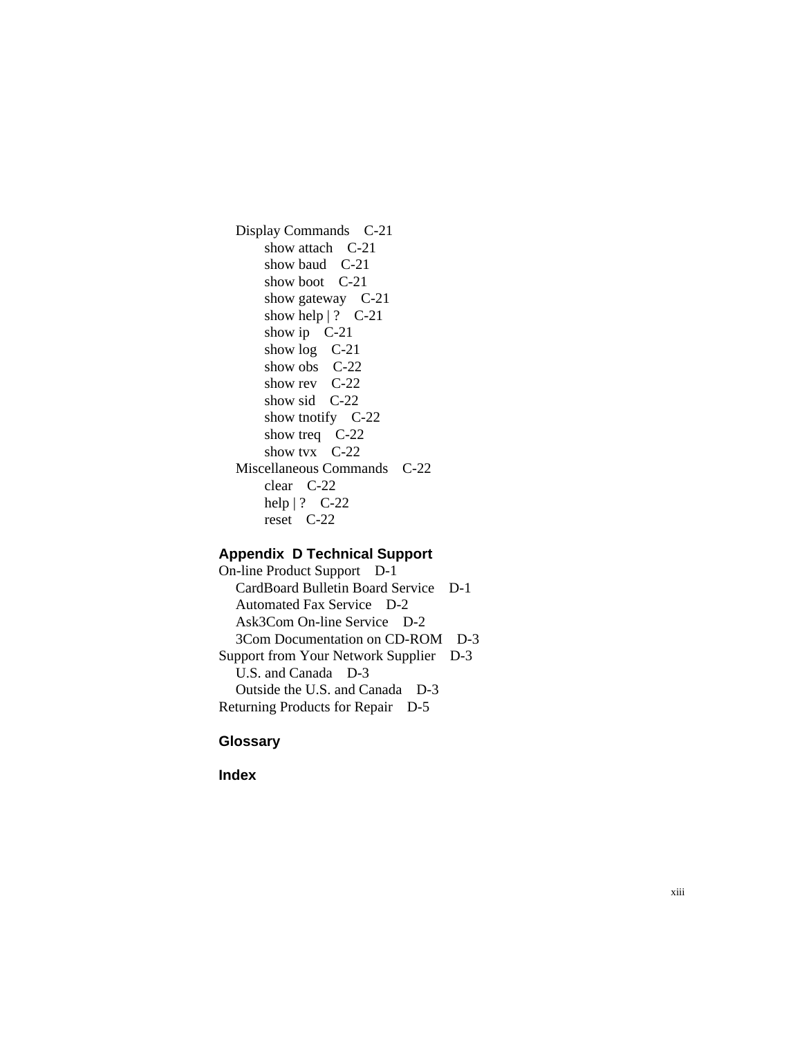Display Commands C-21
- show attach C-21
- show baud C-21
- show boot C-21
- show gateway C-21
- show help | ? C-21
- show ip C-21
- show log C-21
- show obs C-22
- show rev C-22
- show sid C-22
- show tnotify C-22
- show treq C-22
- show tvx C-22

Miscellaneous Commands C-22
- clear C-22
- help | ? C-22
- reset C-22

## Appendix D Technical Support

On-line Product Support D-1
- CardBoard Bulletin Board Service D-1
- Automated Fax Service D-2
- Ask3Com On-line Service D-2
- 3Com Documentation on CD-ROM D-3

Support from Your Network Supplier D-3
- U.S. and Canada D-3
- Outside the U.S. and Canada D-3

Returning Products for Repair D-5

## Glossary

## Index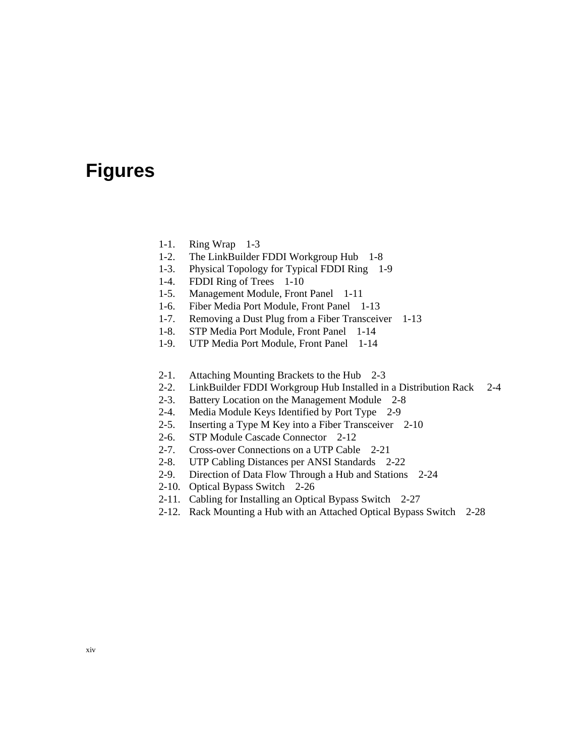# Figures

1-1. Ring Wrap 1-3
1-2. The LinkBuilder FDDI Workgroup Hub 1-8
1-3. Physical Topology for Typical FDDI Ring 1-9
1-4. FDDI Ring of Trees 1-10
1-5. Management Module, Front Panel 1-11
1-6. Fiber Media Port Module, Front Panel 1-13
1-7. Removing a Dust Plug from a Fiber Transceiver 1-13
1-8. STP Media Port Module, Front Panel 1-14
1-9. UTP Media Port Module, Front Panel 1-14

2-1. Attaching Mounting Brackets to the Hub 2-3
2-2. LinkBuilder FDDI Workgroup Hub Installed in a Distribution Rack 2-4
2-3. Battery Location on the Management Module 2-8
2-4. Media Module Keys Identified by Port Type 2-9
2-5. Inserting a Type M Key into a Fiber Transceiver 2-10
2-6. STP Module Cascade Connector 2-12
2-7. Cross-over Connections on a UTP Cable 2-21
2-8. UTP Cabling Distances per ANSI Standards 2-22
2-9. Direction of Data Flow Through a Hub and Stations 2-24
2-10. Optical Bypass Switch 2-26
2-11. Cabling for Installing an Optical Bypass Switch 2-27
2-12. Rack Mounting a Hub with an Attached Optical Bypass Switch 2-28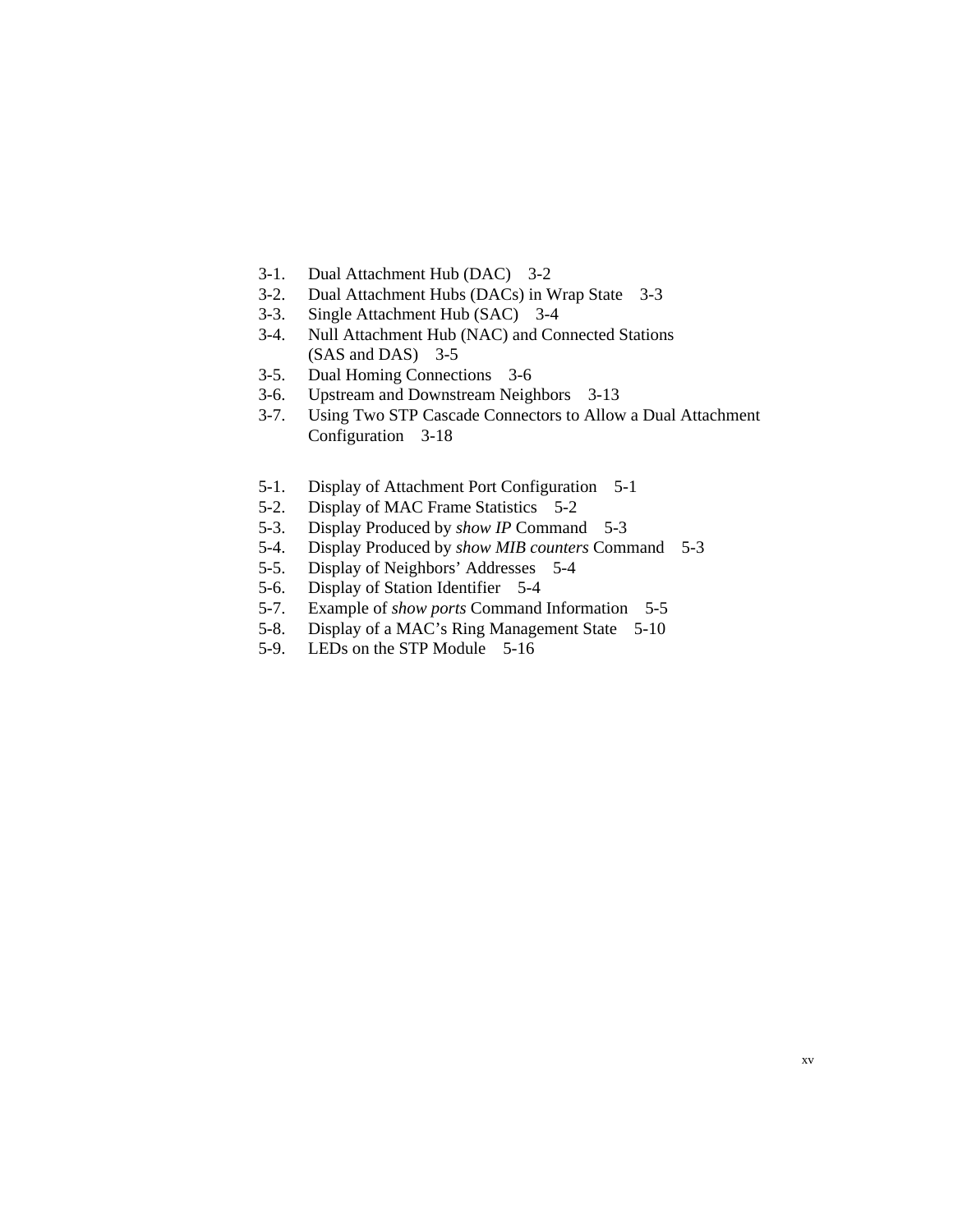3-1. Dual Attachment Hub (DAC) 3-2
3-2. Dual Attachment Hubs (DACs) in Wrap State 3-3
3-3. Single Attachment Hub (SAC) 3-4
3-4. Null Attachment Hub (NAC) and Connected Stations (SAS and DAS) 3-5
3-5. Dual Homing Connections 3-6
3-6. Upstream and Downstream Neighbors 3-13
3-7. Using Two STP Cascade Connectors to Allow a Dual Attachment Configuration 3-18

5-1. Display of Attachment Port Configuration 5-1
5-2. Display of MAC Frame Statistics 5-2
5-3. Display Produced by *show IP* Command 5-3
5-4. Display Produced by *show MIB counters* Command 5-3
5-5. Display of Neighbors' Addresses 5-4
5-6. Display of Station Identifier 5-4
5-7. Example of *show ports* Command Information 5-5
5-8. Display of a MAC's Ring Management State 5-10
5-9. LEDs on the STP Module 5-16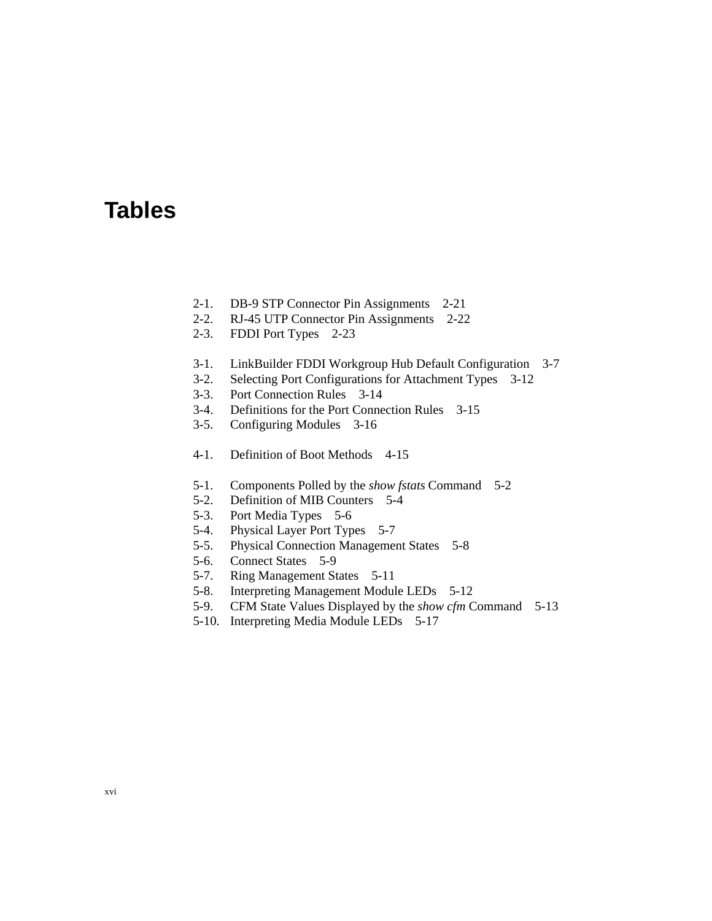# Tables

2-1. DB-9 STP Connector Pin Assignments 2-21
2-2. RJ-45 UTP Connector Pin Assignments 2-22
2-3. FDDI Port Types 2-23

3-1. LinkBuilder FDDI Workgroup Hub Default Configuration 3-7
3-2. Selecting Port Configurations for Attachment Types 3-12
3-3. Port Connection Rules 3-14
3-4. Definitions for the Port Connection Rules 3-15
3-5. Configuring Modules 3-16

4-1. Definition of Boot Methods 4-15

5-1. Components Polled by the *show fstats* Command 5-2
5-2. Definition of MIB Counters 5-4
5-3. Port Media Types 5-6
5-4. Physical Layer Port Types 5-7
5-5. Physical Connection Management States 5-8
5-6. Connect States 5-9
5-7. Ring Management States 5-11
5-8. Interpreting Management Module LEDs 5-12
5-9. CFM State Values Displayed by the *show cfm* Command 5-13
5-10. Interpreting Media Module LEDs 5-17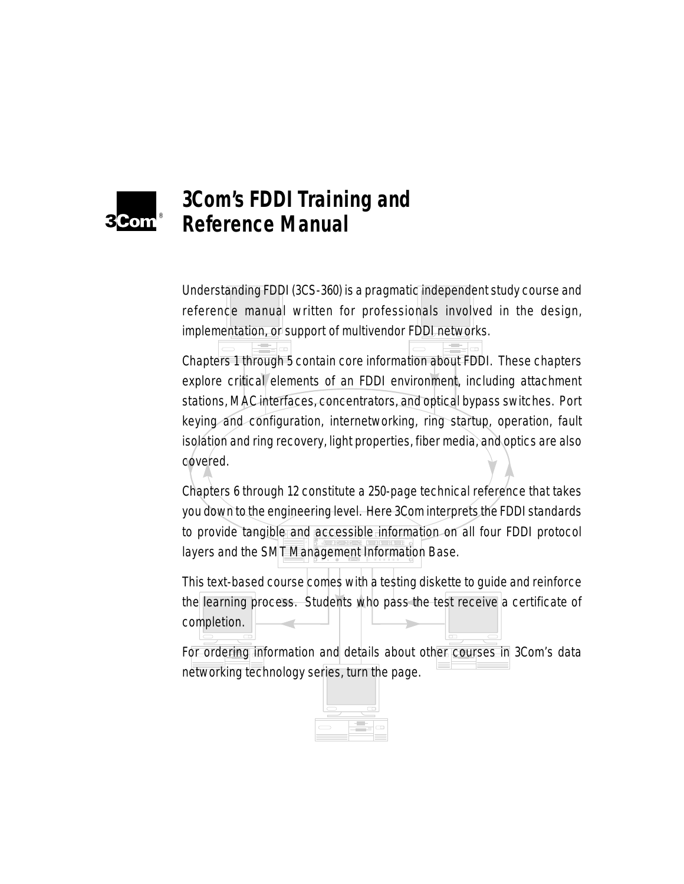# 3Com's FDDI Training and Reference Manual

Understanding FDDI (3CS-360) is a pragmatic independent study course and reference manual written for professionals involved in the design, implementation, or support of multivendor FDDI networks.

Chapters 1 through 5 contain core information about FDDI. These chapters explore critical elements of an FDDI environment, including attachment stations, MAC interfaces, concentrators, and optical bypass switches. Port keying and configuration, internetworking, ring startup, operation, fault isolation and ring recovery, light properties, fiber media, and optics are also covered.

Chapters 6 through 12 constitute a 250-page technical reference that takes you down to the engineering level. Here 3Com interprets the FDDI standards to provide tangible and accessible information on all four FDDI protocol layers and the SMT Management Information Base.

This text-based course comes with a testing diskette to guide and reinforce the learning process. Students who pass the test receive a certificate of completion.

For ordering information and details about other courses in 3Com's data networking technology series, turn the page.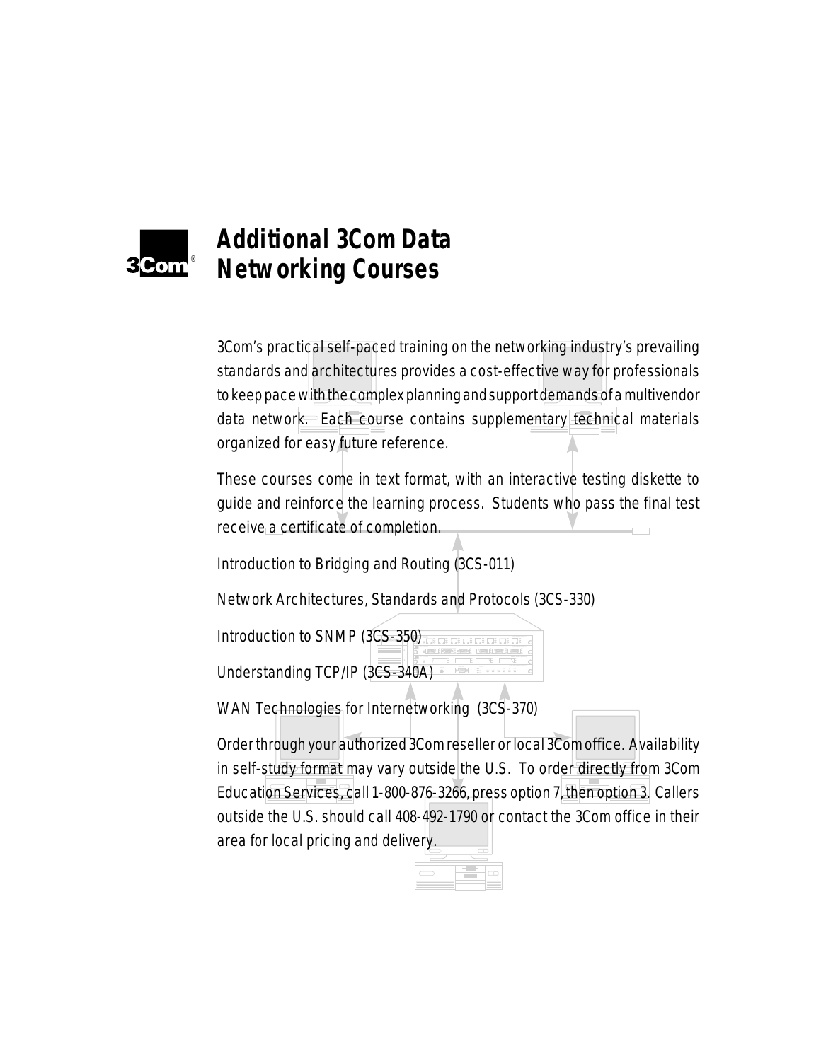# Additional 3Com Data Networking Courses

3Com's practical self-paced training on the networking industry's prevailing standards and architectures provides a cost-effective way for professionals to keep pace with the complex planning and support demands of a multivendor data network. Each course contains supplementary technical materials organized for easy future reference.

These courses come in text format, with an interactive testing diskette to guide and reinforce the learning process. Students who pass the final test receive a certificate of completion.

Introduction to Bridging and Routing (3CS-011)

Network Architectures, Standards and Protocols (3CS-330)

Introduction to SNMP (3CS-350)

Understanding TCP/IP (3CS-340A)

WAN Technologies for Internetworking (3CS-370)

Order through your authorized 3Com reseller or local 3Com office. Availability in self-study format may vary outside the U.S. To order directly from 3Com Education Services, call 1-800-876-3266, press option 7, then option 3. Callers outside the U.S. should call 408-492-1790 or contact the 3Com office in their area for local pricing and delivery.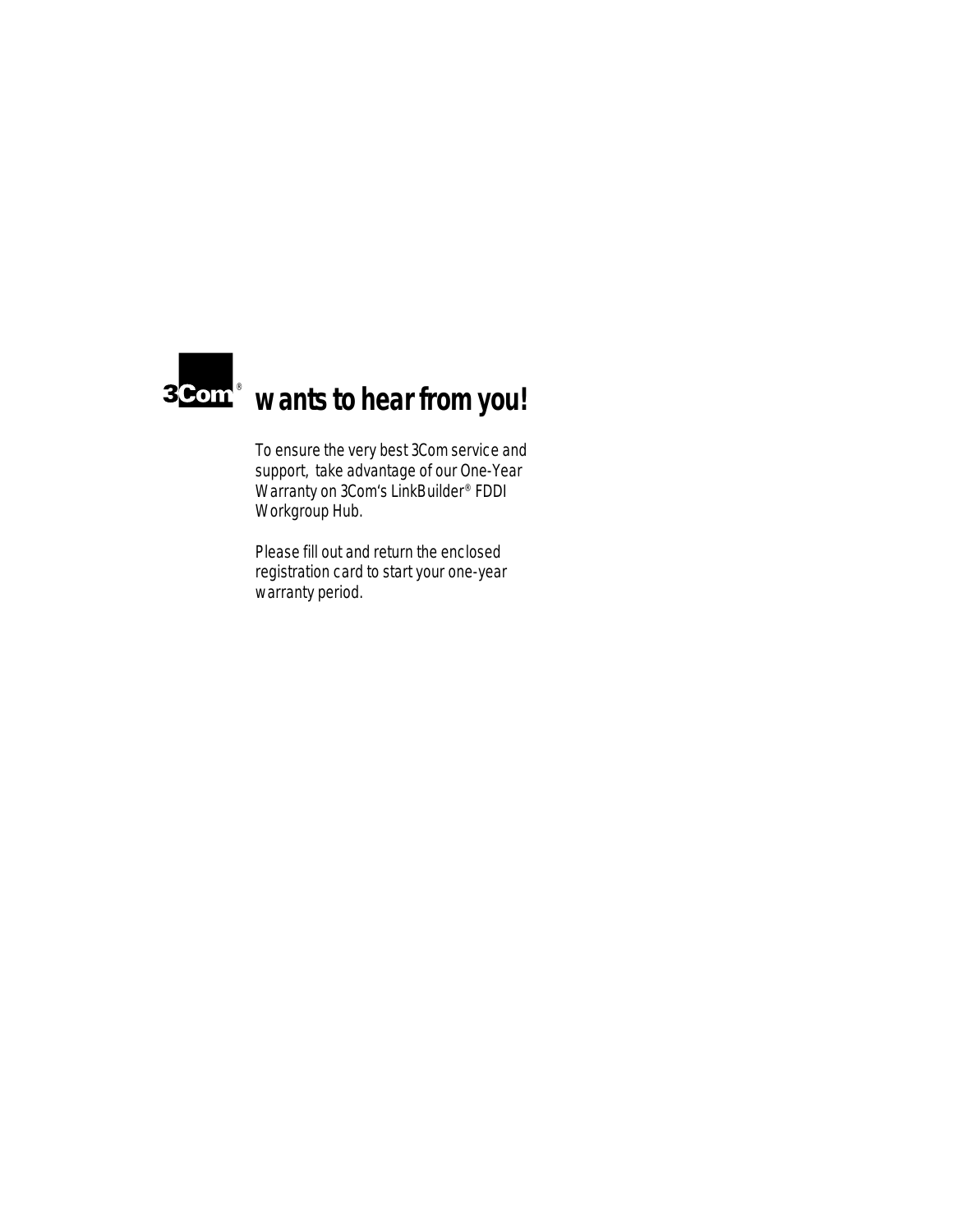# 3Com® wants to hear from you!

To ensure the very best 3Com service and support, take advantage of our One-Year Warranty on 3Com's LinkBuilder® FDDI Workgroup Hub.

Please fill out and return the enclosed registration card to start your one-year warranty period.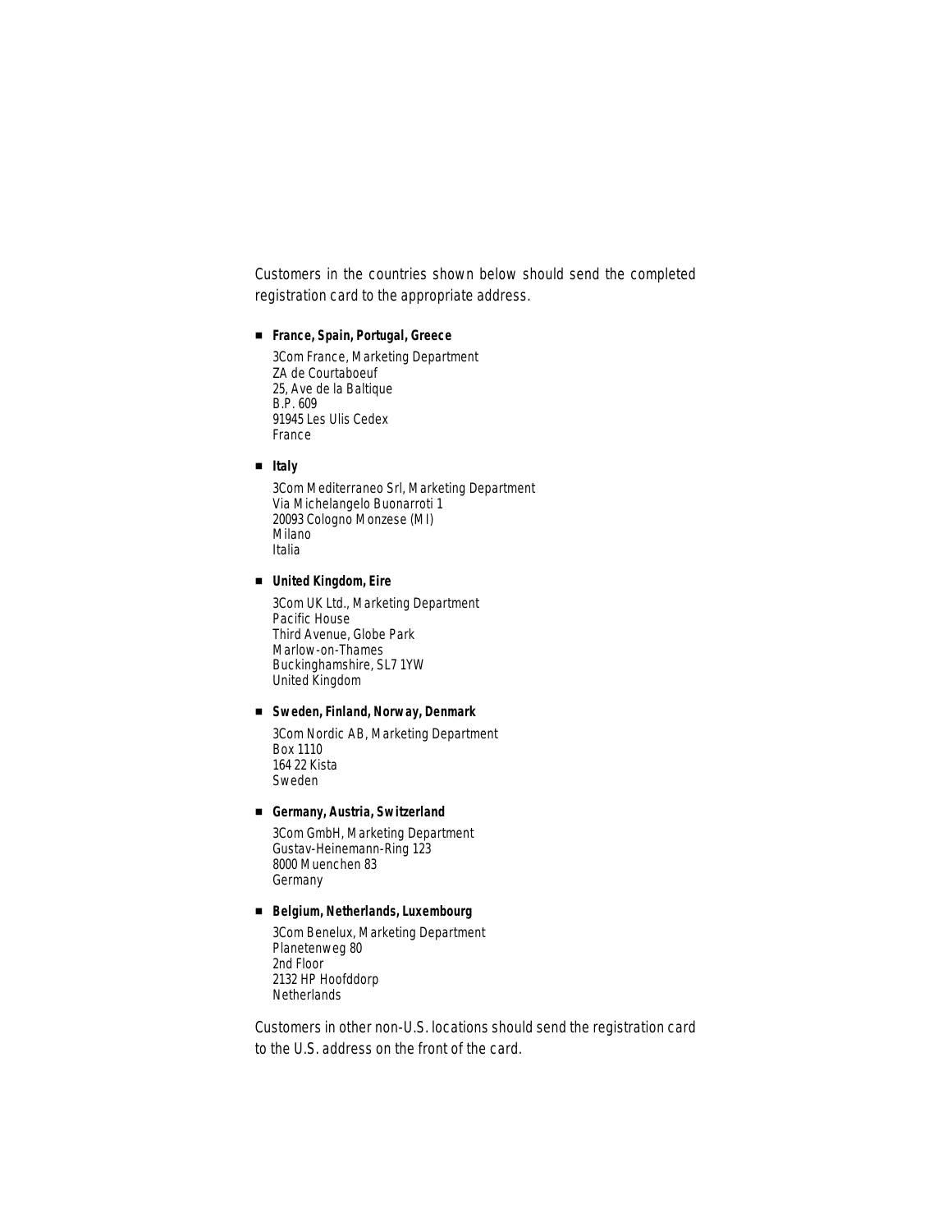Customers in the countries shown below should send the completed registration card to the appropriate address.

- **France, Spain, Portugal, Greece**

  3Com France, Marketing Department
  ZA de Courtaboeuf
  25, Ave de la Baltique
  B.P. 609
  91945 Les Ulis Cedex
  France

- **Italy**

  3Com Mediterraneo Srl, Marketing Department
  Via Michelangelo Buonarroti 1
  20093 Cologno Monzese (MI)
  Milano
  Italia

- **United Kingdom, Eire**

  3Com UK Ltd., Marketing Department
  Pacific House
  Third Avenue, Globe Park
  Marlow-on-Thames
  Buckinghamshire, SL7 1YW
  United Kingdom

- **Sweden, Finland, Norway, Denmark**

  3Com Nordic AB, Marketing Department
  Box 1110
  164 22 Kista
  Sweden

- **Germany, Austria, Switzerland**

  3Com GmbH, Marketing Department
  Gustav-Heinemann-Ring 123
  8000 Muenchen 83
  Germany

- **Belgium, Netherlands, Luxembourg**

  3Com Benelux, Marketing Department
  Planetenweg 80
  2nd Floor
  2132 HP Hoofddorp
  Netherlands

Customers in other non-U.S. locations should send the registration card to the U.S. address on the front of the card.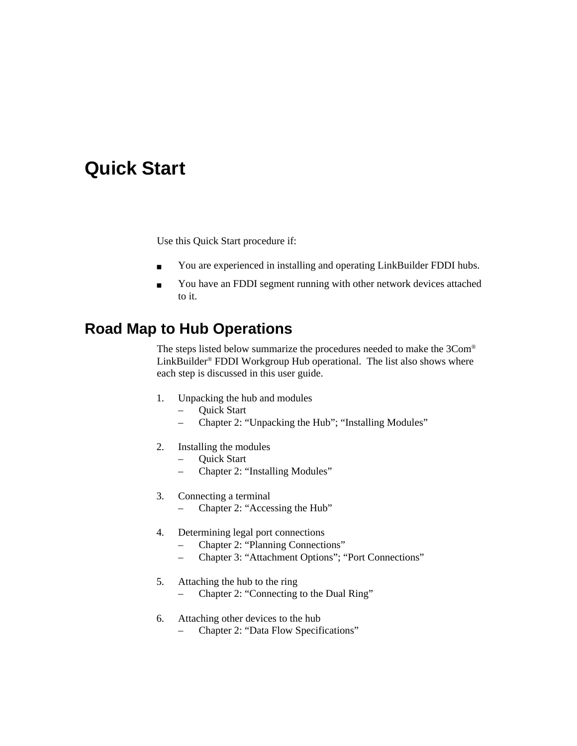# Quick Start

Use this Quick Start procedure if:

- You are experienced in installing and operating LinkBuilder FDDI hubs.
- You have an FDDI segment running with other network devices attached to it.

## Road Map to Hub Operations

The steps listed below summarize the procedures needed to make the 3Com® LinkBuilder® FDDI Workgroup Hub operational. The list also shows where each step is discussed in this user guide.

1. Unpacking the hub and modules
   - Quick Start
   - Chapter 2: "Unpacking the Hub"; "Installing Modules"

2. Installing the modules
   - Quick Start
   - Chapter 2: "Installing Modules"

3. Connecting a terminal
   - Chapter 2: "Accessing the Hub"

4. Determining legal port connections
   - Chapter 2: "Planning Connections"
   - Chapter 3: "Attachment Options"; "Port Connections"

5. Attaching the hub to the ring
   - Chapter 2: "Connecting to the Dual Ring"

6. Attaching other devices to the hub
   - Chapter 2: "Data Flow Specifications"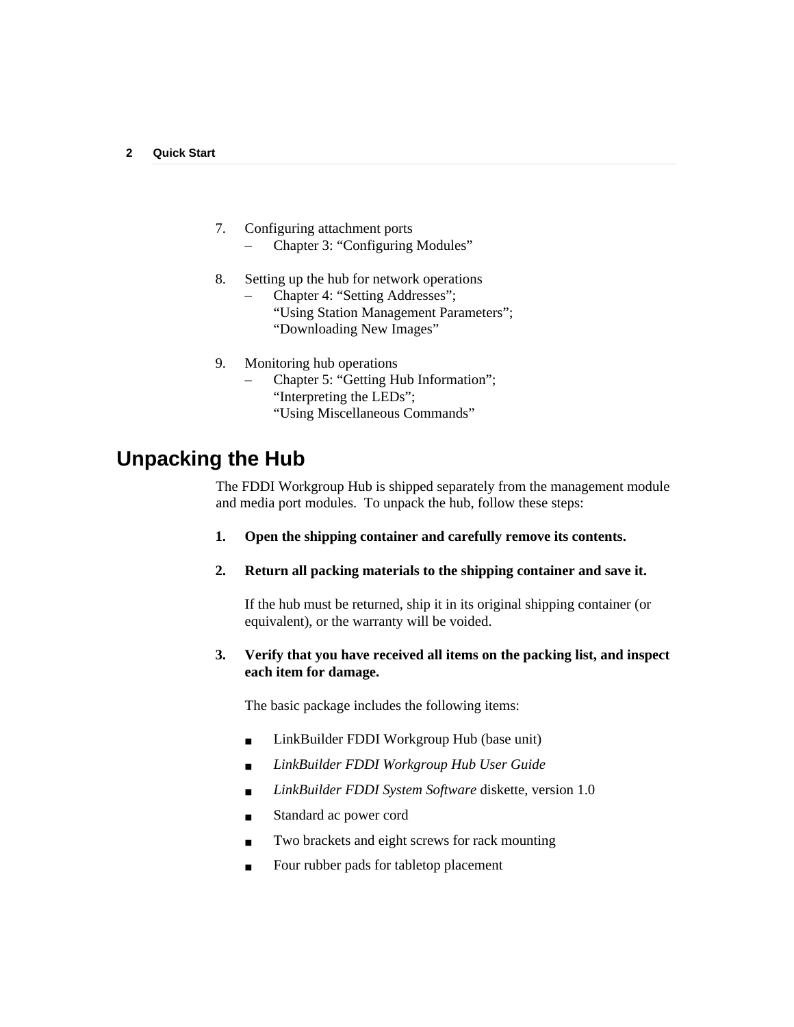7. Configuring attachment ports
   – Chapter 3: “Configuring Modules”

8. Setting up the hub for network operations
   – Chapter 4: “Setting Addresses”;
   “Using Station Management Parameters”;
   “Downloading New Images”

9. Monitoring hub operations
   – Chapter 5: “Getting Hub Information”;
   “Interpreting the LEDs”;
   “Using Miscellaneous Commands”

## Unpacking the Hub

The FDDI Workgroup Hub is shipped separately from the management module and media port modules. To unpack the hub, follow these steps:

**1. Open the shipping container and carefully remove its contents.**

**2. Return all packing materials to the shipping container and save it.**

If the hub must be returned, ship it in its original shipping container (or equivalent), or the warranty will be voided.

**3. Verify that you have received all items on the packing list, and inspect each item for damage.**

The basic package includes the following items:

- LinkBuilder FDDI Workgroup Hub (base unit)
- *LinkBuilder FDDI Workgroup Hub User Guide*
- *LinkBuilder FDDI System Software* diskette, version 1.0
- Standard ac power cord
- Two brackets and eight screws for rack mounting
- Four rubber pads for tabletop placement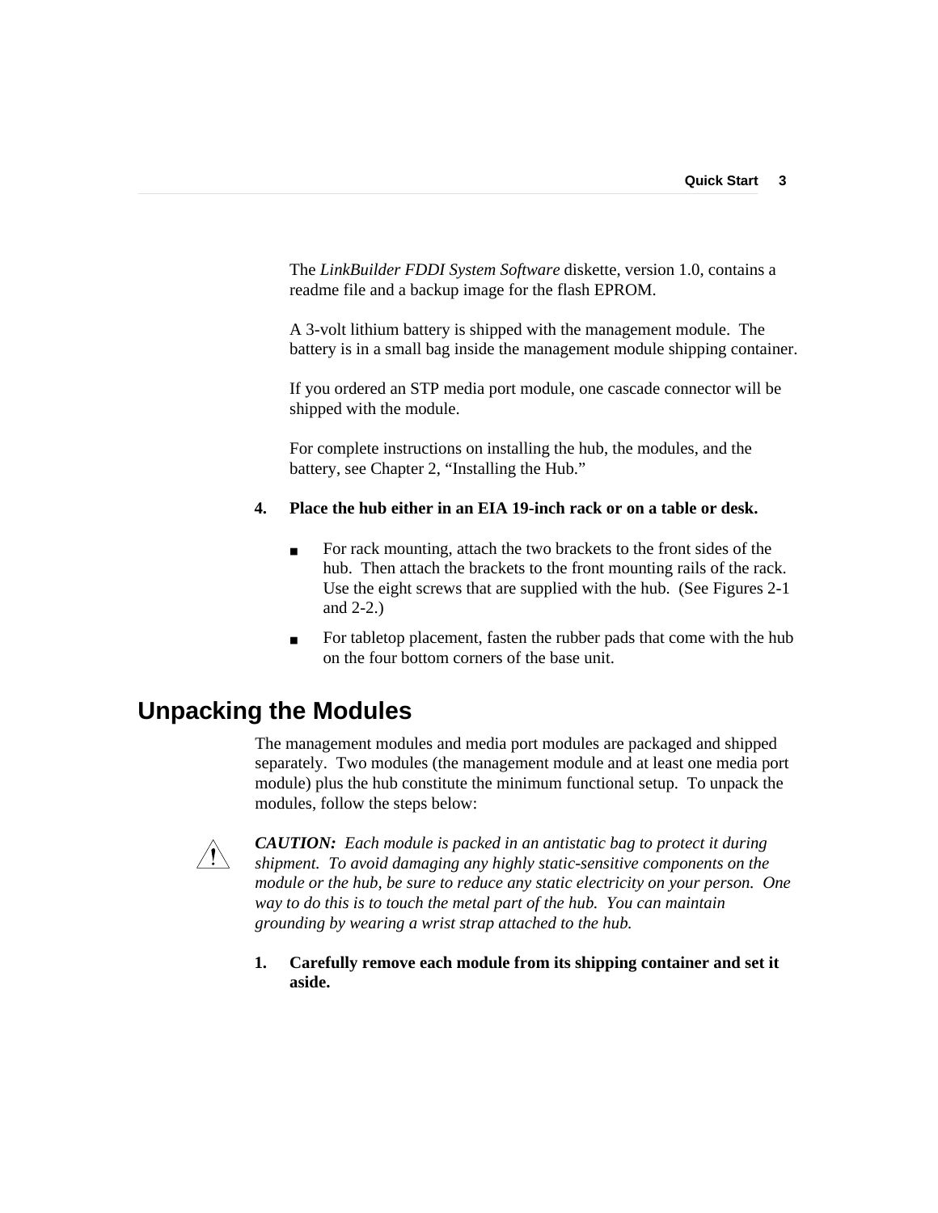The *LinkBuilder FDDI System Software* diskette, version 1.0, contains a readme file and a backup image for the flash EPROM.

A 3-volt lithium battery is shipped with the management module. The battery is in a small bag inside the management module shipping container.

If you ordered an STP media port module, one cascade connector will be shipped with the module.

For complete instructions on installing the hub, the modules, and the battery, see Chapter 2, "Installing the Hub."

4. **Place the hub either in an EIA 19-inch rack or on a table or desk.**

   - For rack mounting, attach the two brackets to the front sides of the hub. Then attach the brackets to the front mounting rails of the rack. Use the eight screws that are supplied with the hub. (See Figures 2-1 and 2-2.)
   - For tabletop placement, fasten the rubber pads that come with the hub on the four bottom corners of the base unit.

## Unpacking the Modules

The management modules and media port modules are packaged and shipped separately. Two modules (the management module and at least one media port module) plus the hub constitute the minimum functional setup. To unpack the modules, follow the steps below:

***CAUTION:*** *Each module is packed in an antistatic bag to protect it during shipment. To avoid damaging any highly static-sensitive components on the module or the hub, be sure to reduce any static electricity on your person. One way to do this is to touch the metal part of the hub. You can maintain grounding by wearing a wrist strap attached to the hub.*

1. **Carefully remove each module from its shipping container and set it aside.**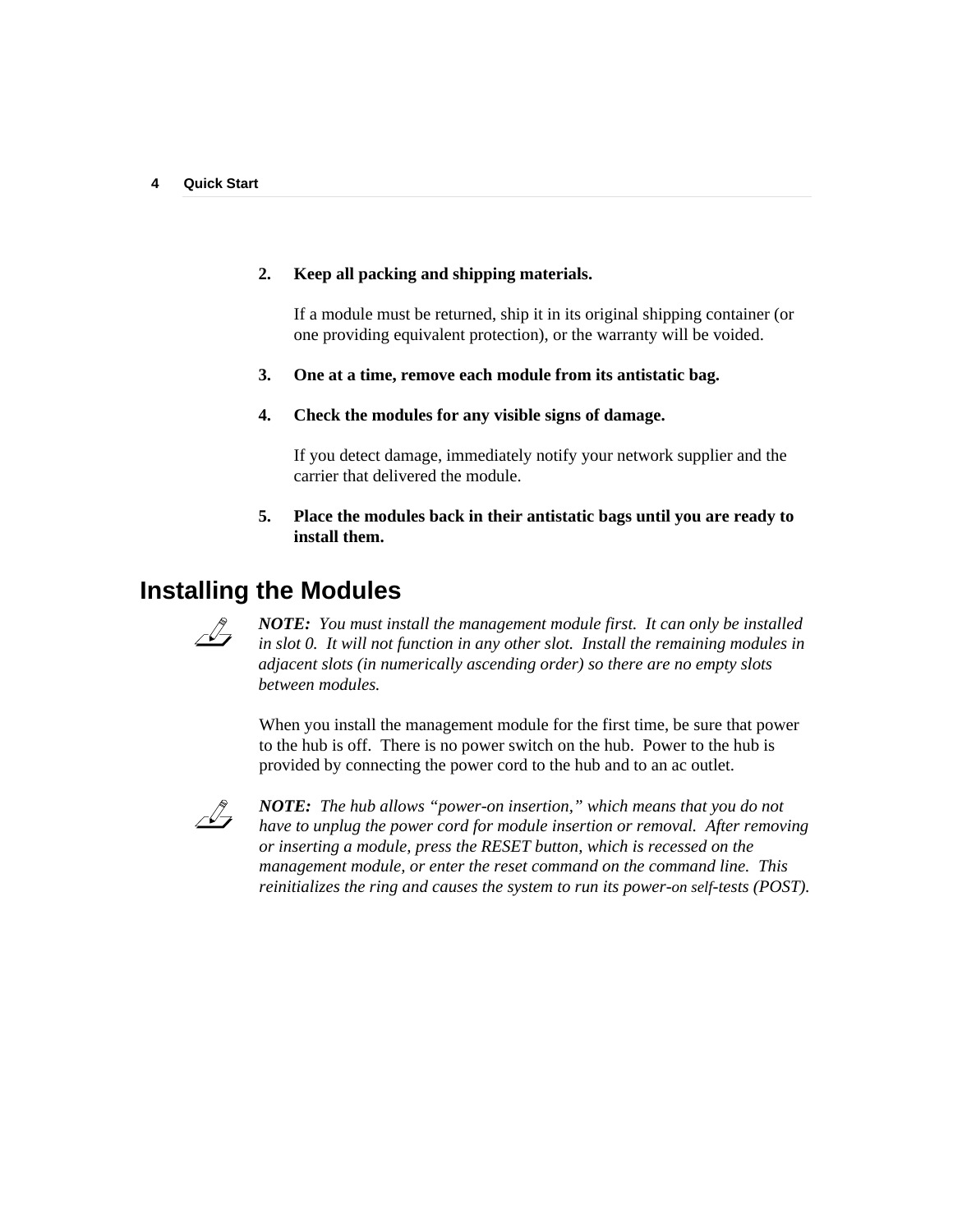2. **Keep all packing and shipping materials.**

   If a module must be returned, ship it in its original shipping container (or one providing equivalent protection), or the warranty will be voided.

3. **One at a time, remove each module from its antistatic bag.**

4. **Check the modules for any visible signs of damage.**

   If you detect damage, immediately notify your network supplier and the carrier that delivered the module.

5. **Place the modules back in their antistatic bags until you are ready to install them.**

## Installing the Modules

***NOTE:*** *You must install the management module first. It can only be installed in slot 0. It will not function in any other slot. Install the remaining modules in adjacent slots (in numerically ascending order) so there are no empty slots between modules.*

When you install the management module for the first time, be sure that power to the hub is off. There is no power switch on the hub. Power to the hub is provided by connecting the power cord to the hub and to an ac outlet.

***NOTE:*** *The hub allows "power-on insertion," which means that you do not have to unplug the power cord for module insertion or removal. After removing or inserting a module, press the RESET button, which is recessed on the management module, or enter the reset command on the command line. This reinitializes the ring and causes the system to run its power-on self-tests (POST).*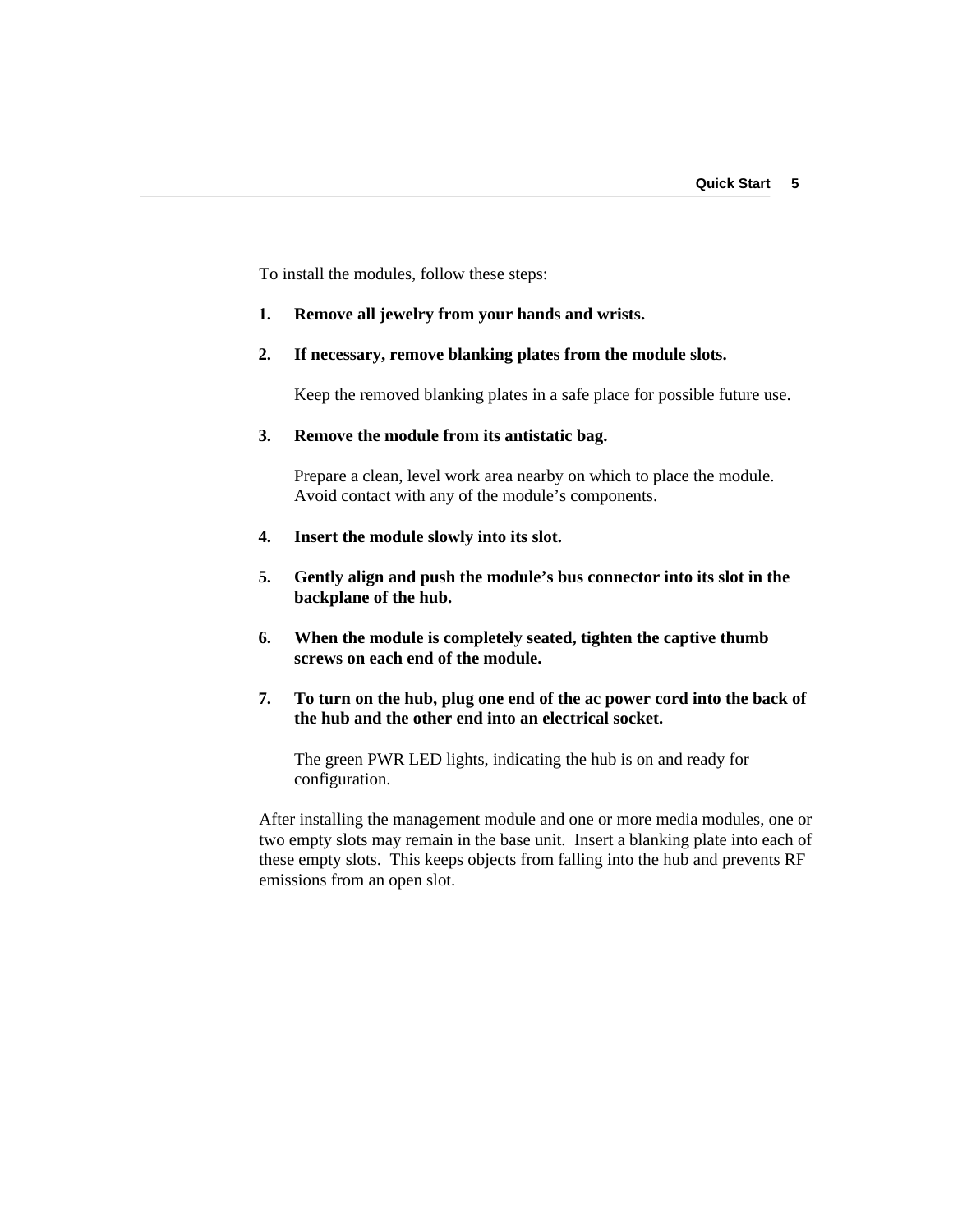To install the modules, follow these steps:

1. **Remove all jewelry from your hands and wrists.**

2. **If necessary, remove blanking plates from the module slots.**

   Keep the removed blanking plates in a safe place for possible future use.

3. **Remove the module from its antistatic bag.**

   Prepare a clean, level work area nearby on which to place the module. Avoid contact with any of the module's components.

4. **Insert the module slowly into its slot.**

5. **Gently align and push the module's bus connector into its slot in the backplane of the hub.**

6. **When the module is completely seated, tighten the captive thumb screws on each end of the module.**

7. **To turn on the hub, plug one end of the ac power cord into the back of the hub and the other end into an electrical socket.**

   The green PWR LED lights, indicating the hub is on and ready for configuration.

After installing the management module and one or more media modules, one or two empty slots may remain in the base unit. Insert a blanking plate into each of these empty slots. This keeps objects from falling into the hub and prevents RF emissions from an open slot.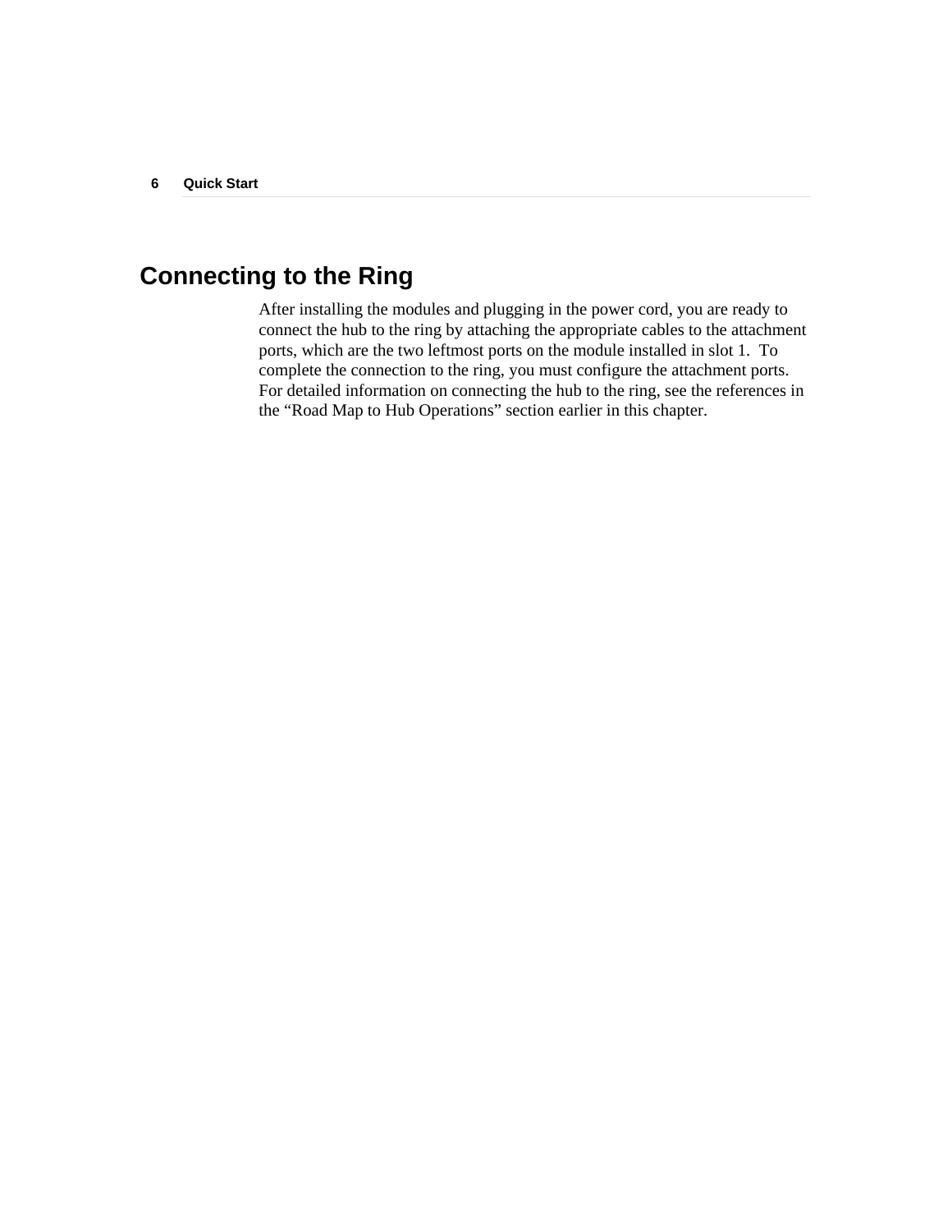## Connecting to the Ring

After installing the modules and plugging in the power cord, you are ready to connect the hub to the ring by attaching the appropriate cables to the attachment ports, which are the two leftmost ports on the module installed in slot 1. To complete the connection to the ring, you must configure the attachment ports. For detailed information on connecting the hub to the ring, see the references in the "Road Map to Hub Operations" section earlier in this chapter.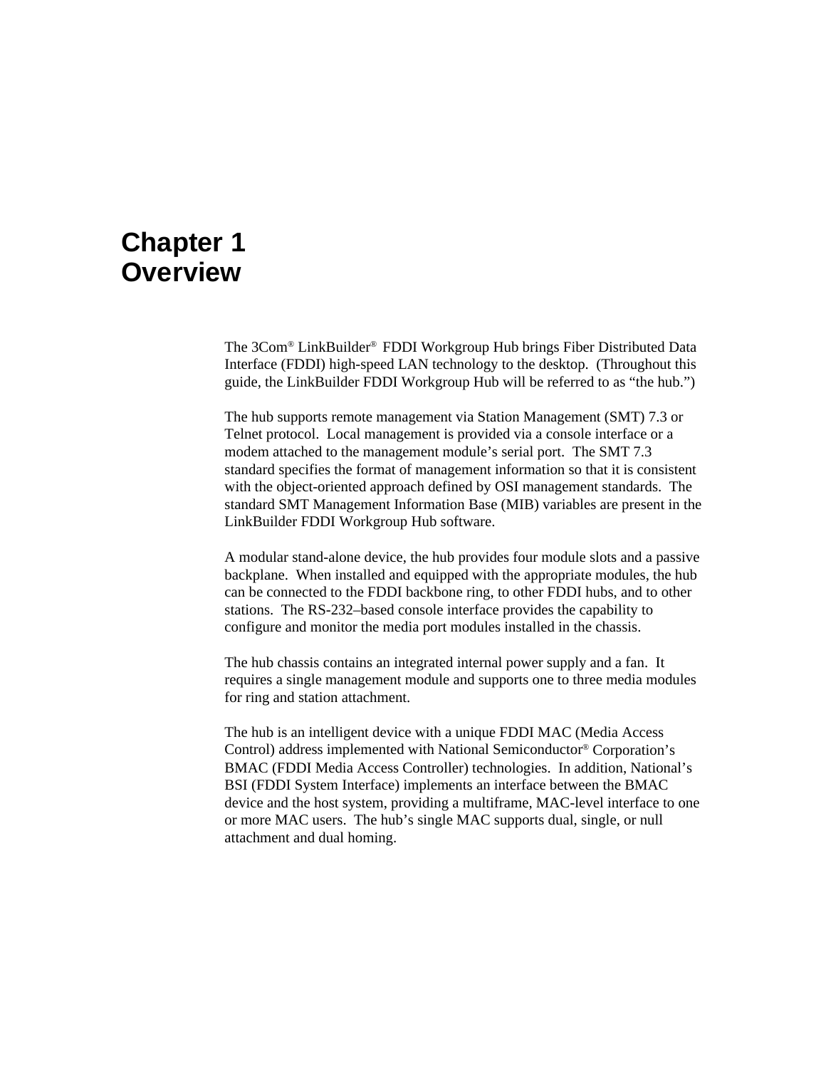# Chapter 1 Overview

The 3Com® LinkBuilder® FDDI Workgroup Hub brings Fiber Distributed Data Interface (FDDI) high-speed LAN technology to the desktop. (Throughout this guide, the LinkBuilder FDDI Workgroup Hub will be referred to as “the hub.”)

The hub supports remote management via Station Management (SMT) 7.3 or Telnet protocol. Local management is provided via a console interface or a modem attached to the management module’s serial port. The SMT 7.3 standard specifies the format of management information so that it is consistent with the object-oriented approach defined by OSI management standards. The standard SMT Management Information Base (MIB) variables are present in the LinkBuilder FDDI Workgroup Hub software.

A modular stand-alone device, the hub provides four module slots and a passive backplane. When installed and equipped with the appropriate modules, the hub can be connected to the FDDI backbone ring, to other FDDI hubs, and to other stations. The RS-232–based console interface provides the capability to configure and monitor the media port modules installed in the chassis.

The hub chassis contains an integrated internal power supply and a fan. It requires a single management module and supports one to three media modules for ring and station attachment.

The hub is an intelligent device with a unique FDDI MAC (Media Access Control) address implemented with National Semiconductor® Corporation’s BMAC (FDDI Media Access Controller) technologies. In addition, National’s BSI (FDDI System Interface) implements an interface between the BMAC device and the host system, providing a multiframe, MAC-level interface to one or more MAC users. The hub’s single MAC supports dual, single, or null attachment and dual homing.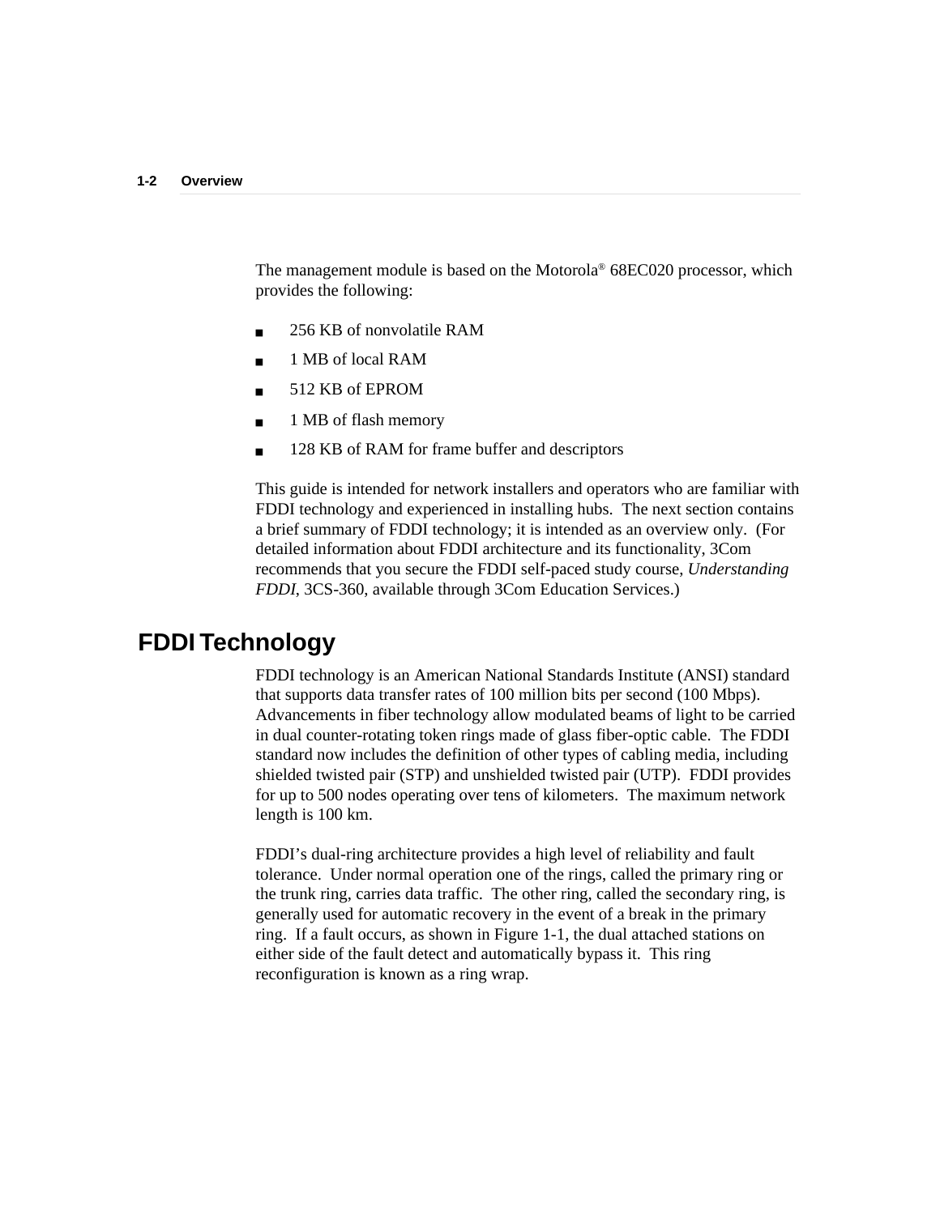The management module is based on the Motorola® 68EC020 processor, which provides the following:

- 256 KB of nonvolatile RAM
- 1 MB of local RAM
- 512 KB of EPROM
- 1 MB of flash memory
- 128 KB of RAM for frame buffer and descriptors

This guide is intended for network installers and operators who are familiar with FDDI technology and experienced in installing hubs. The next section contains a brief summary of FDDI technology; it is intended as an overview only. (For detailed information about FDDI architecture and its functionality, 3Com recommends that you secure the FDDI self-paced study course, *Understanding FDDI*, 3CS-360, available through 3Com Education Services.)

## FDDI Technology

FDDI technology is an American National Standards Institute (ANSI) standard that supports data transfer rates of 100 million bits per second (100 Mbps). Advancements in fiber technology allow modulated beams of light to be carried in dual counter-rotating token rings made of glass fiber-optic cable. The FDDI standard now includes the definition of other types of cabling media, including shielded twisted pair (STP) and unshielded twisted pair (UTP). FDDI provides for up to 500 nodes operating over tens of kilometers. The maximum network length is 100 km.

FDDI's dual-ring architecture provides a high level of reliability and fault tolerance. Under normal operation one of the rings, called the primary ring or the trunk ring, carries data traffic. The other ring, called the secondary ring, is generally used for automatic recovery in the event of a break in the primary ring. If a fault occurs, as shown in Figure 1-1, the dual attached stations on either side of the fault detect and automatically bypass it. This ring reconfiguration is known as a ring wrap.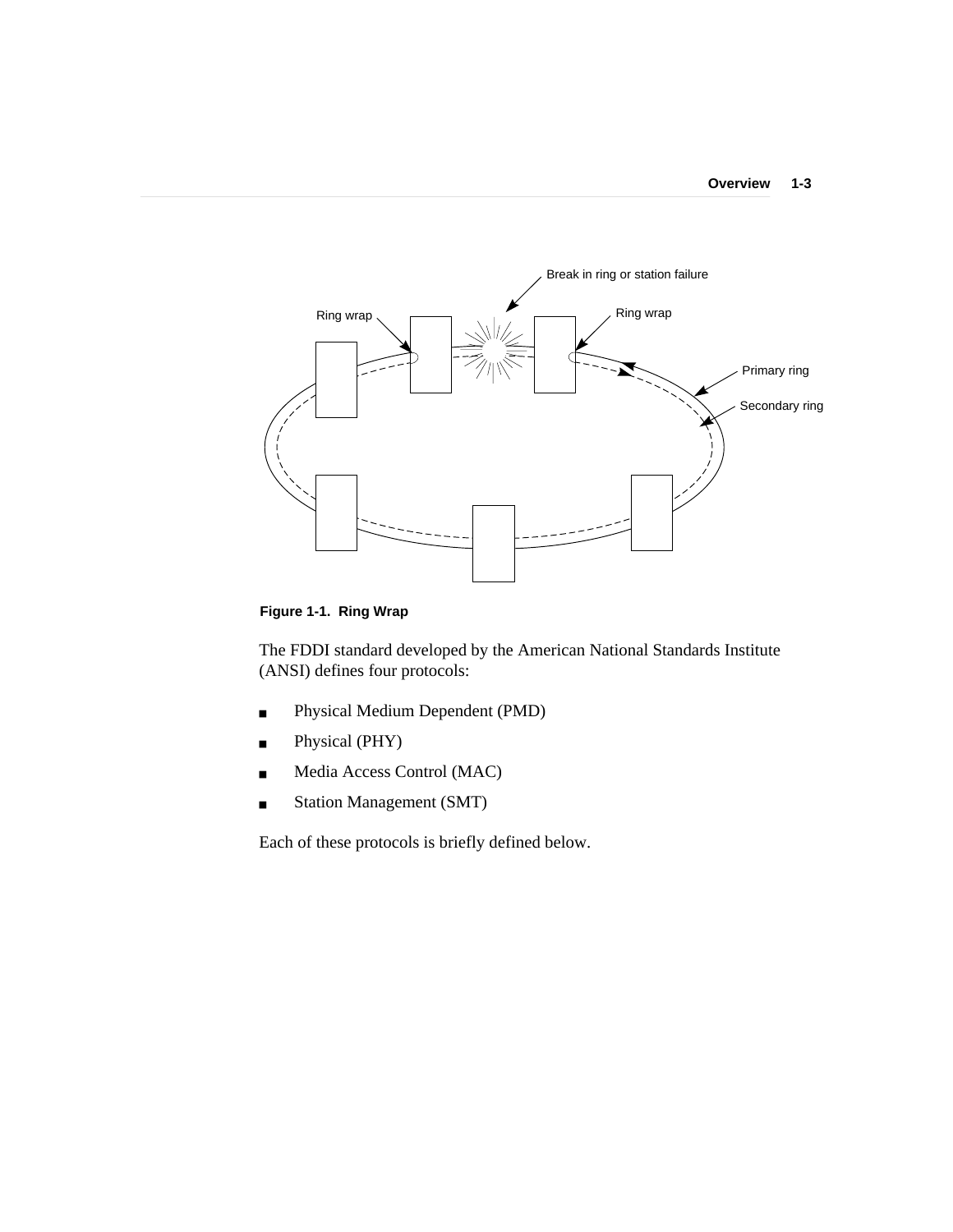Figure 1-1. Ring Wrap

The FDDI standard developed by the American National Standards Institute (ANSI) defines four protocols:

- Physical Medium Dependent (PMD)
- Physical (PHY)
- Media Access Control (MAC)
- Station Management (SMT)

Each of these protocols is briefly defined below.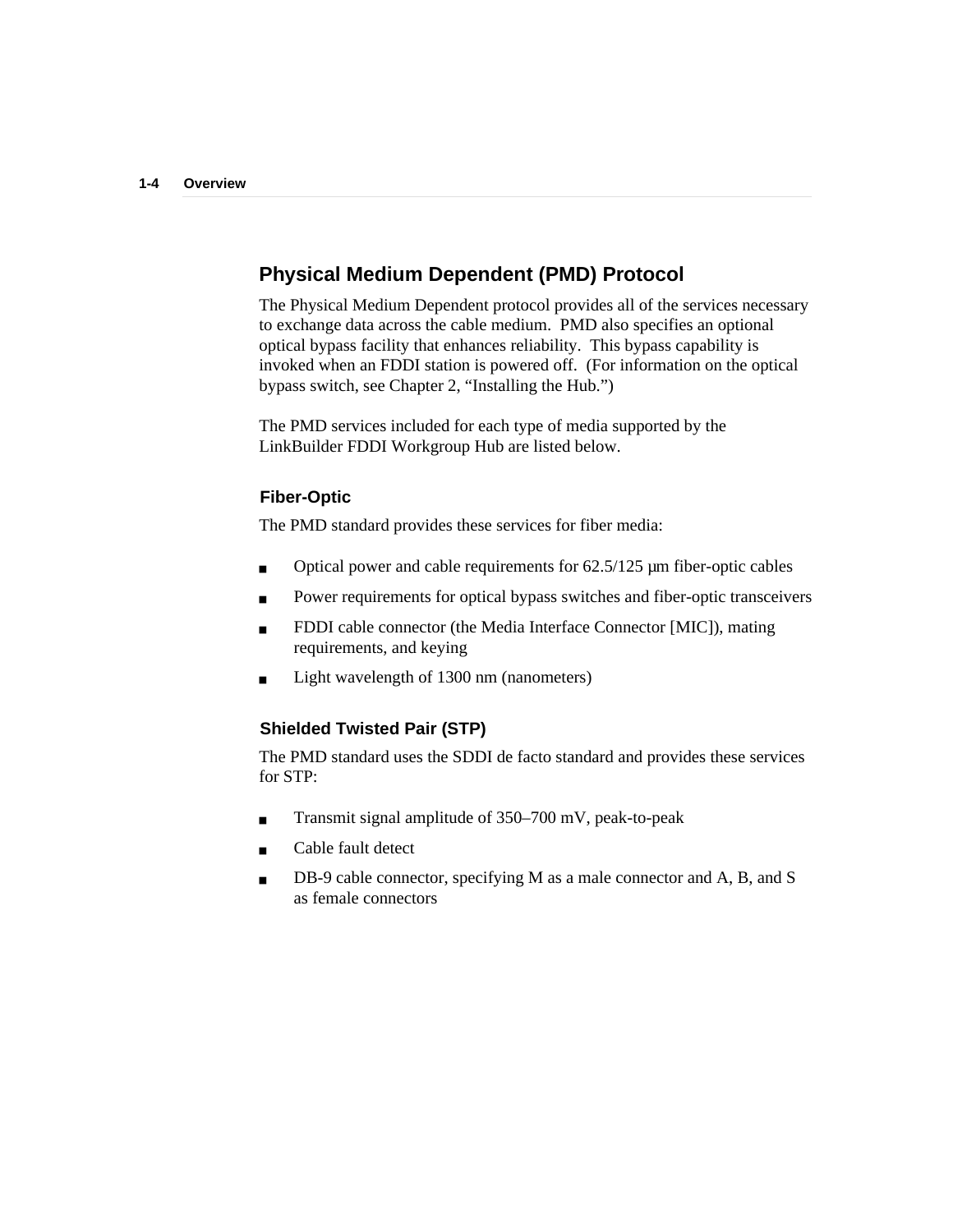## Physical Medium Dependent (PMD) Protocol

The Physical Medium Dependent protocol provides all of the services necessary to exchange data across the cable medium. PMD also specifies an optional optical bypass facility that enhances reliability. This bypass capability is invoked when an FDDI station is powered off. (For information on the optical bypass switch, see Chapter 2, "Installing the Hub.")

The PMD services included for each type of media supported by the LinkBuilder FDDI Workgroup Hub are listed below.

### Fiber-Optic

The PMD standard provides these services for fiber media:

- Optical power and cable requirements for 62.5/125 µm fiber-optic cables
- Power requirements for optical bypass switches and fiber-optic transceivers
- FDDI cable connector (the Media Interface Connector [MIC]), mating requirements, and keying
- Light wavelength of 1300 nm (nanometers)

### Shielded Twisted Pair (STP)

The PMD standard uses the SDDI de facto standard and provides these services for STP:

- Transmit signal amplitude of 350–700 mV, peak-to-peak
- Cable fault detect
- DB-9 cable connector, specifying M as a male connector and A, B, and S as female connectors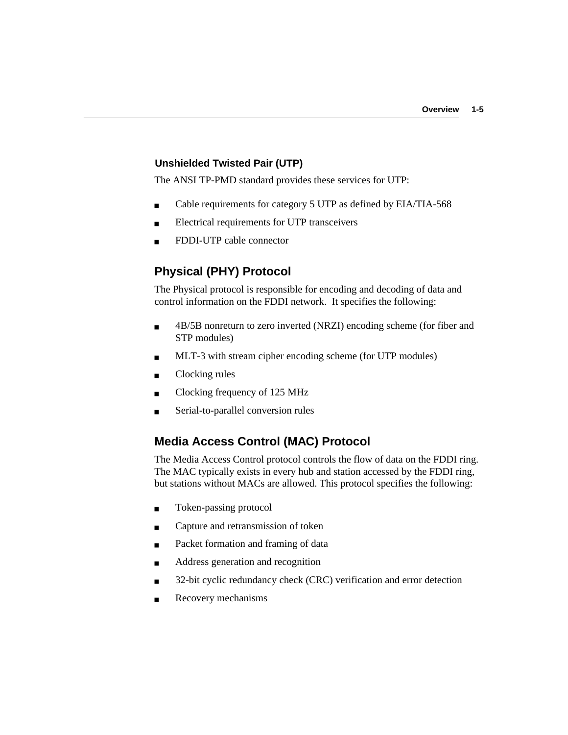#### Unshielded Twisted Pair (UTP)

The ANSI TP-PMD standard provides these services for UTP:

- Cable requirements for category 5 UTP as defined by EIA/TIA-568
- Electrical requirements for UTP transceivers
- FDDI-UTP cable connector

### Physical (PHY) Protocol

The Physical protocol is responsible for encoding and decoding of data and control information on the FDDI network. It specifies the following:

- 4B/5B nonreturn to zero inverted (NRZI) encoding scheme (for fiber and STP modules)
- MLT-3 with stream cipher encoding scheme (for UTP modules)
- Clocking rules
- Clocking frequency of 125 MHz
- Serial-to-parallel conversion rules

### Media Access Control (MAC) Protocol

The Media Access Control protocol controls the flow of data on the FDDI ring. The MAC typically exists in every hub and station accessed by the FDDI ring, but stations without MACs are allowed. This protocol specifies the following:

- Token-passing protocol
- Capture and retransmission of token
- Packet formation and framing of data
- Address generation and recognition
- 32-bit cyclic redundancy check (CRC) verification and error detection
- Recovery mechanisms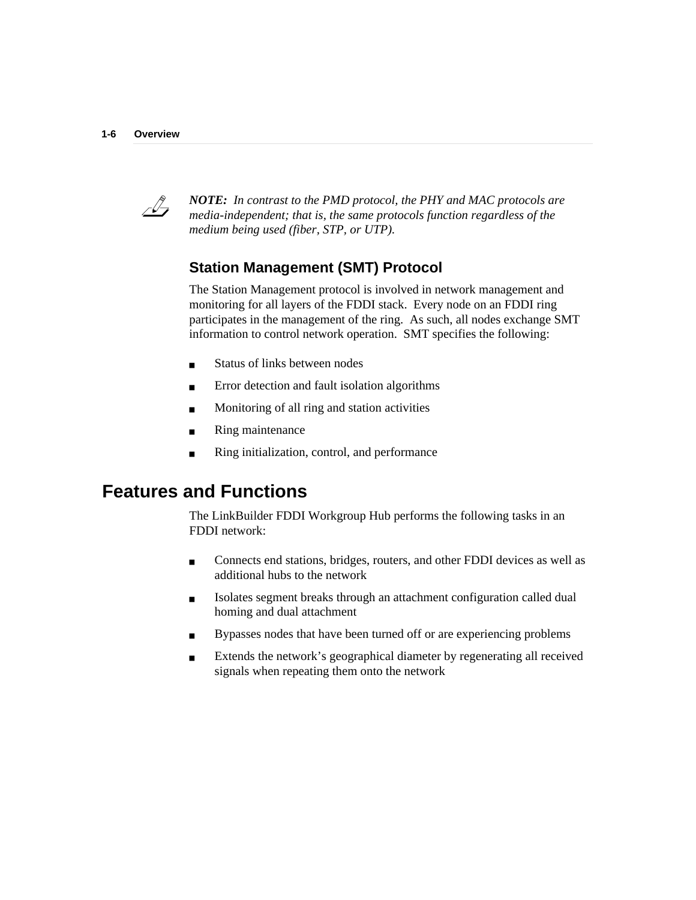*NOTE: In contrast to the PMD protocol, the PHY and MAC protocols are media-independent; that is, the same protocols function regardless of the medium being used (fiber, STP, or UTP).*

### Station Management (SMT) Protocol

The Station Management protocol is involved in network management and monitoring for all layers of the FDDI stack. Every node on an FDDI ring participates in the management of the ring. As such, all nodes exchange SMT information to control network operation. SMT specifies the following:

- Status of links between nodes
- Error detection and fault isolation algorithms
- Monitoring of all ring and station activities
- Ring maintenance
- Ring initialization, control, and performance

## Features and Functions

The LinkBuilder FDDI Workgroup Hub performs the following tasks in an FDDI network:

- Connects end stations, bridges, routers, and other FDDI devices as well as additional hubs to the network
- Isolates segment breaks through an attachment configuration called dual homing and dual attachment
- Bypasses nodes that have been turned off or are experiencing problems
- Extends the network's geographical diameter by regenerating all received signals when repeating them onto the network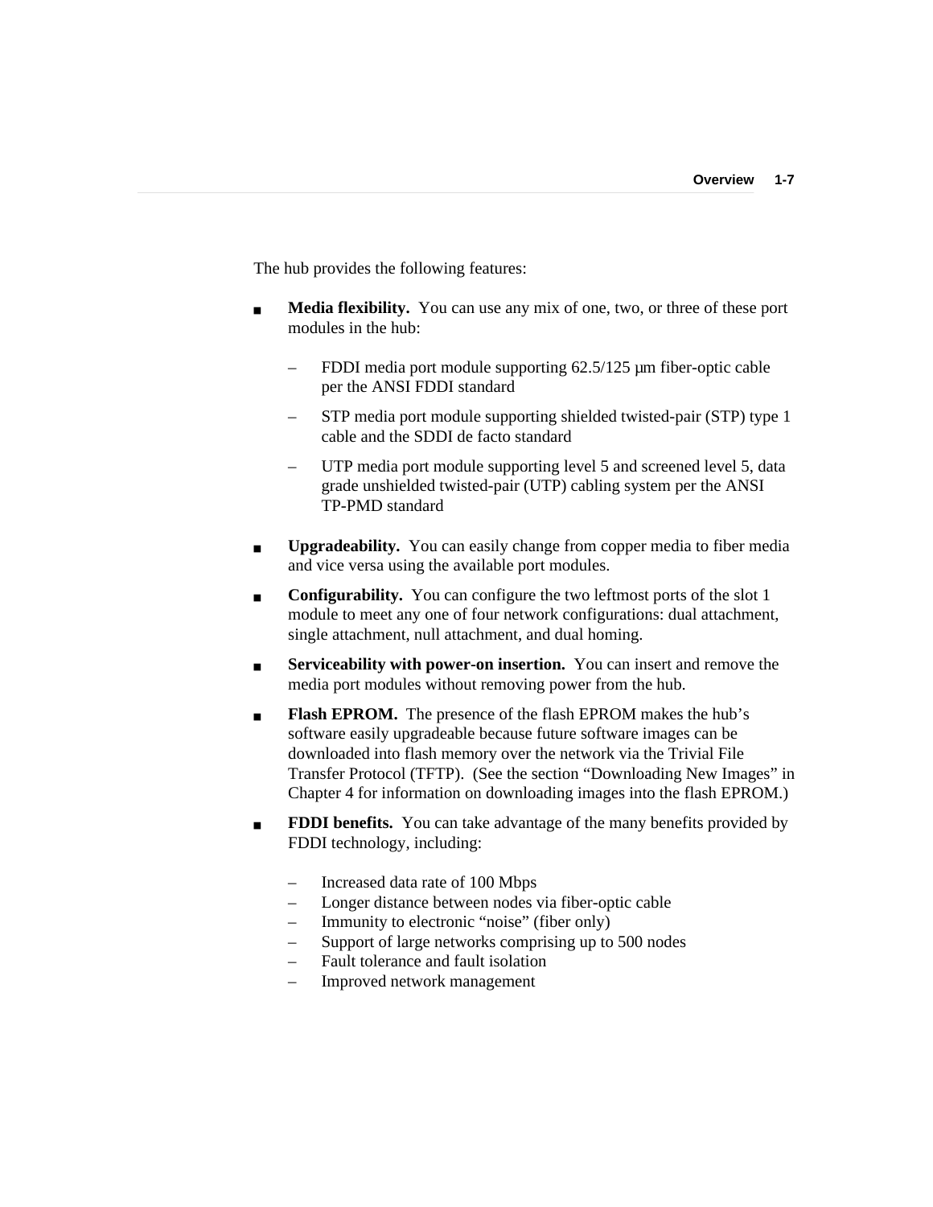The hub provides the following features:

- **Media flexibility.** You can use any mix of one, two, or three of these port modules in the hub:
  - FDDI media port module supporting 62.5/125 µm fiber-optic cable per the ANSI FDDI standard
  - STP media port module supporting shielded twisted-pair (STP) type 1 cable and the SDDI de facto standard
  - UTP media port module supporting level 5 and screened level 5, data grade unshielded twisted-pair (UTP) cabling system per the ANSI TP-PMD standard
- **Upgradeability.** You can easily change from copper media to fiber media and vice versa using the available port modules.
- **Configurability.** You can configure the two leftmost ports of the slot 1 module to meet any one of four network configurations: dual attachment, single attachment, null attachment, and dual homing.
- **Serviceability with power-on insertion.** You can insert and remove the media port modules without removing power from the hub.
- **Flash EPROM.** The presence of the flash EPROM makes the hub's software easily upgradeable because future software images can be downloaded into flash memory over the network via the Trivial File Transfer Protocol (TFTP). (See the section "Downloading New Images" in Chapter 4 for information on downloading images into the flash EPROM.)
- **FDDI benefits.** You can take advantage of the many benefits provided by FDDI technology, including:
  - Increased data rate of 100 Mbps
  - Longer distance between nodes via fiber-optic cable
  - Immunity to electronic "noise" (fiber only)
  - Support of large networks comprising up to 500 nodes
  - Fault tolerance and fault isolation
  - Improved network management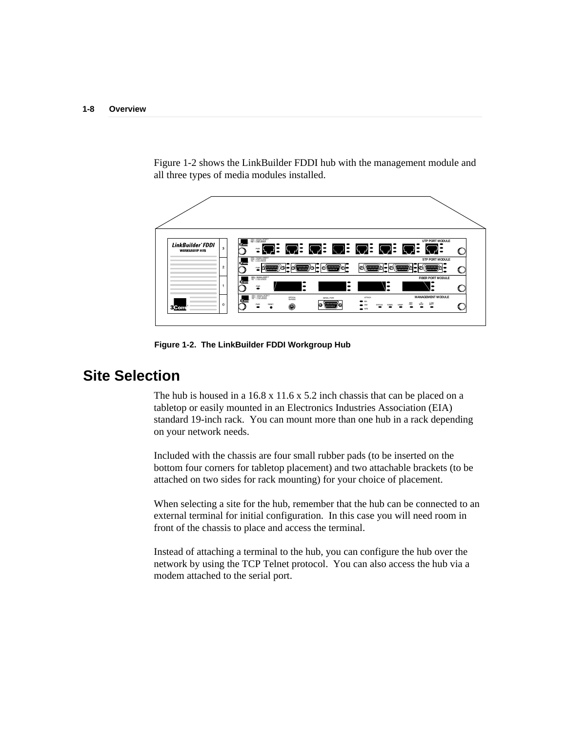Figure 1-2 shows the LinkBuilder FDDI hub with the management module and all three types of media modules installed.

**Figure 1-2. The LinkBuilder FDDI Workgroup Hub**

## Site Selection

The hub is housed in a 16.8 x 11.6 x 5.2 inch chassis that can be placed on a tabletop or easily mounted in an Electronics Industries Association (EIA) standard 19-inch rack. You can mount more than one hub in a rack depending on your network needs.

Included with the chassis are four small rubber pads (to be inserted on the bottom four corners for tabletop placement) and two attachable brackets (to be attached on two sides for rack mounting) for your choice of placement.

When selecting a site for the hub, remember that the hub can be connected to an external terminal for initial configuration. In this case you will need room in front of the chassis to place and access the terminal.

Instead of attaching a terminal to the hub, you can configure the hub over the network by using the TCP Telnet protocol. You can also access the hub via a modem attached to the serial port.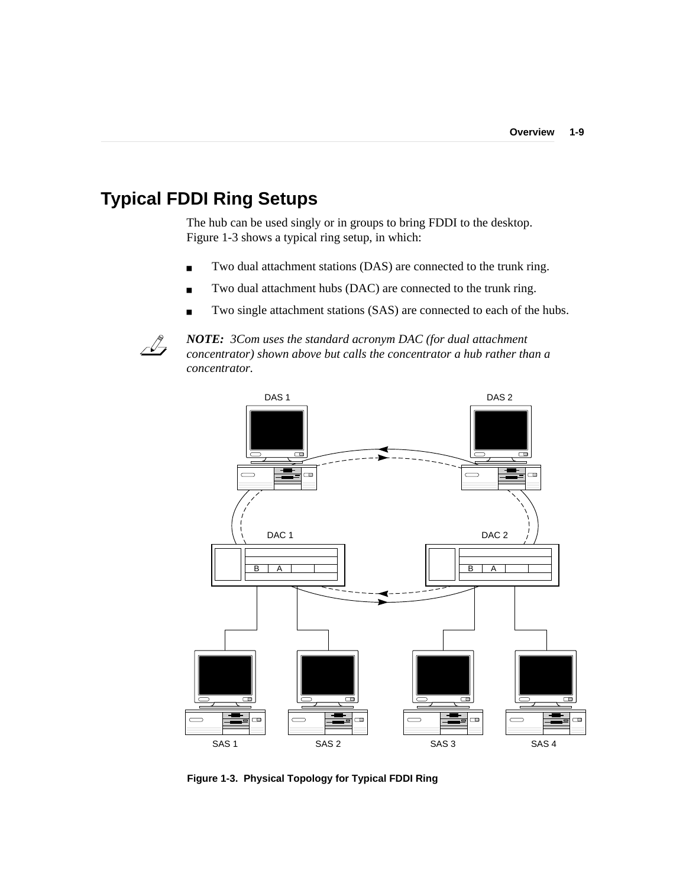## Typical FDDI Ring Setups

The hub can be used singly or in groups to bring FDDI to the desktop. Figure 1-3 shows a typical ring setup, in which:

- Two dual attachment stations (DAS) are connected to the trunk ring.
- Two dual attachment hubs (DAC) are connected to the trunk ring.
- Two single attachment stations (SAS) are connected to each of the hubs.

***NOTE:** 3Com uses the standard acronym DAC (for dual attachment concentrator) shown above but calls the concentrator a hub rather than a concentrator.*

**Figure 1-3. Physical Topology for Typical FDDI Ring**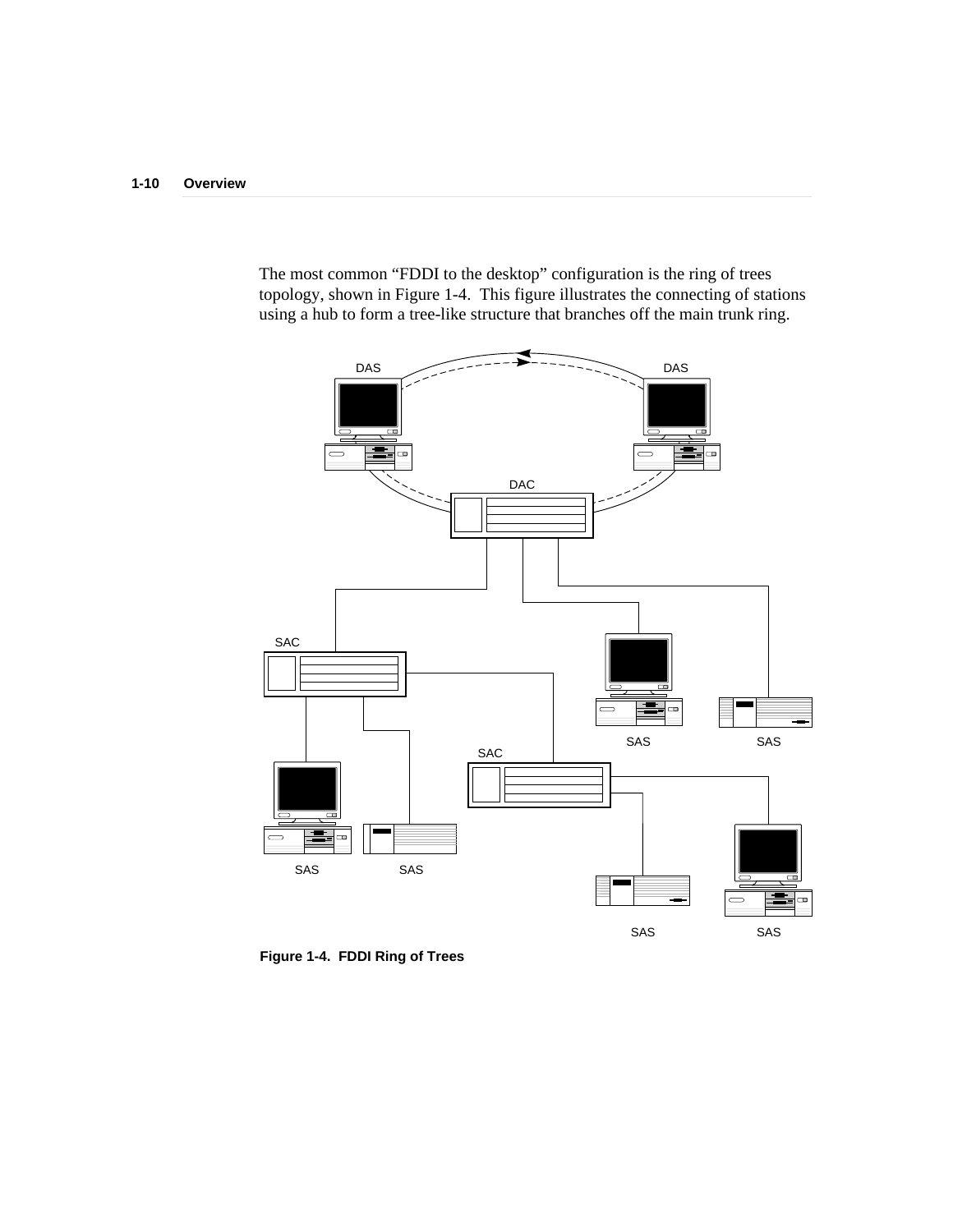The most common “FDDI to the desktop” configuration is the ring of trees topology, shown in Figure 1-4. This figure illustrates the connecting of stations using a hub to form a tree-like structure that branches off the main trunk ring.

**Figure 1-4. FDDI Ring of Trees**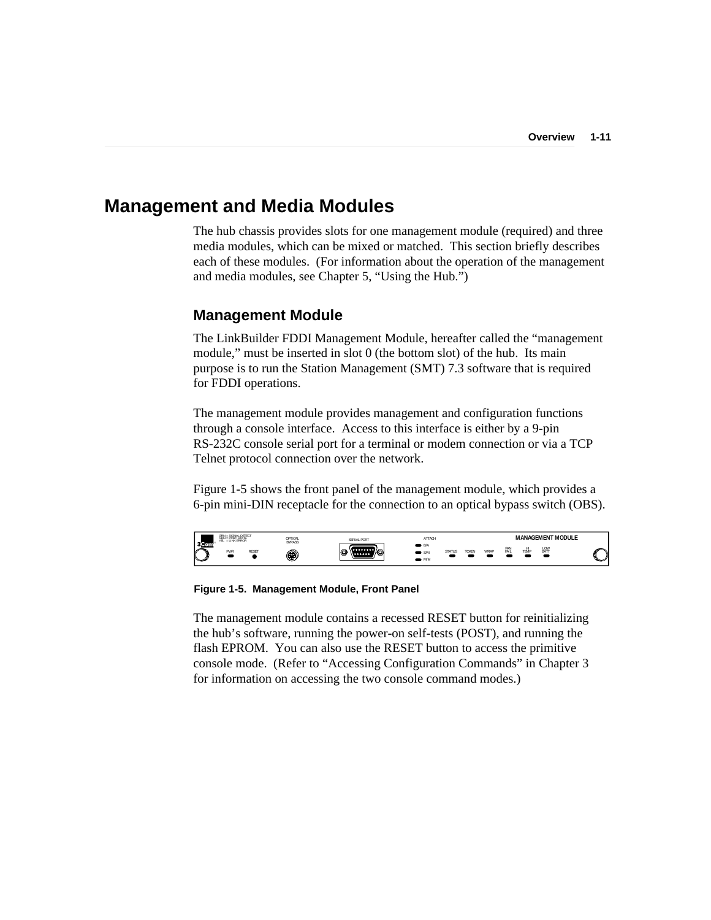# Management and Media Modules

The hub chassis provides slots for one management module (required) and three media modules, which can be mixed or matched. This section briefly describes each of these modules. (For information about the operation of the management and media modules, see Chapter 5, “Using the Hub.”)

## Management Module

The LinkBuilder FDDI Management Module, hereafter called the “management module,” must be inserted in slot 0 (the bottom slot) of the hub. Its main purpose is to run the Station Management (SMT) 7.3 software that is required for FDDI operations.

The management module provides management and configuration functions through a console interface. Access to this interface is either by a 9-pin RS-232C console serial port for a terminal or modem connection or via a TCP Telnet protocol connection over the network.

Figure 1-5 shows the front panel of the management module, which provides a 6-pin mini-DIN receptacle for the connection to an optical bypass switch (OBS).

**Figure 1-5. Management Module, Front Panel**

The management module contains a recessed RESET button for reinitializing the hub’s software, running the power-on self-tests (POST), and running the flash EPROM. You can also use the RESET button to access the primitive console mode. (Refer to “Accessing Configuration Commands” in Chapter 3 for information on accessing the two console command modes.)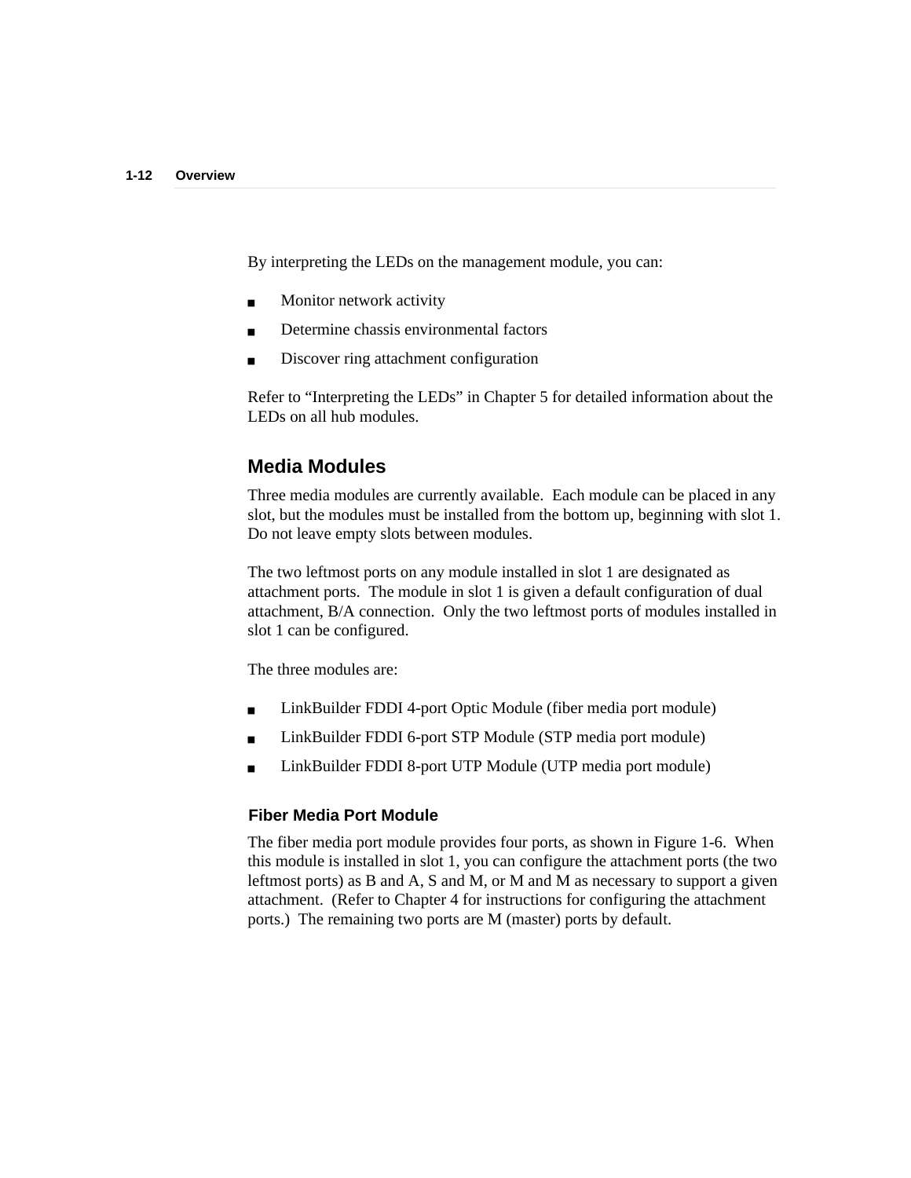By interpreting the LEDs on the management module, you can:

- Monitor network activity
- Determine chassis environmental factors
- Discover ring attachment configuration

Refer to “Interpreting the LEDs” in Chapter 5 for detailed information about the LEDs on all hub modules.

## Media Modules

Three media modules are currently available. Each module can be placed in any slot, but the modules must be installed from the bottom up, beginning with slot 1. Do not leave empty slots between modules.

The two leftmost ports on any module installed in slot 1 are designated as attachment ports. The module in slot 1 is given a default configuration of dual attachment, B/A connection. Only the two leftmost ports of modules installed in slot 1 can be configured.

The three modules are:

- LinkBuilder FDDI 4-port Optic Module (fiber media port module)
- LinkBuilder FDDI 6-port STP Module (STP media port module)
- LinkBuilder FDDI 8-port UTP Module (UTP media port module)

### Fiber Media Port Module

The fiber media port module provides four ports, as shown in Figure 1-6. When this module is installed in slot 1, you can configure the attachment ports (the two leftmost ports) as B and A, S and M, or M and M as necessary to support a given attachment. (Refer to Chapter 4 for instructions for configuring the attachment ports.) The remaining two ports are M (master) ports by default.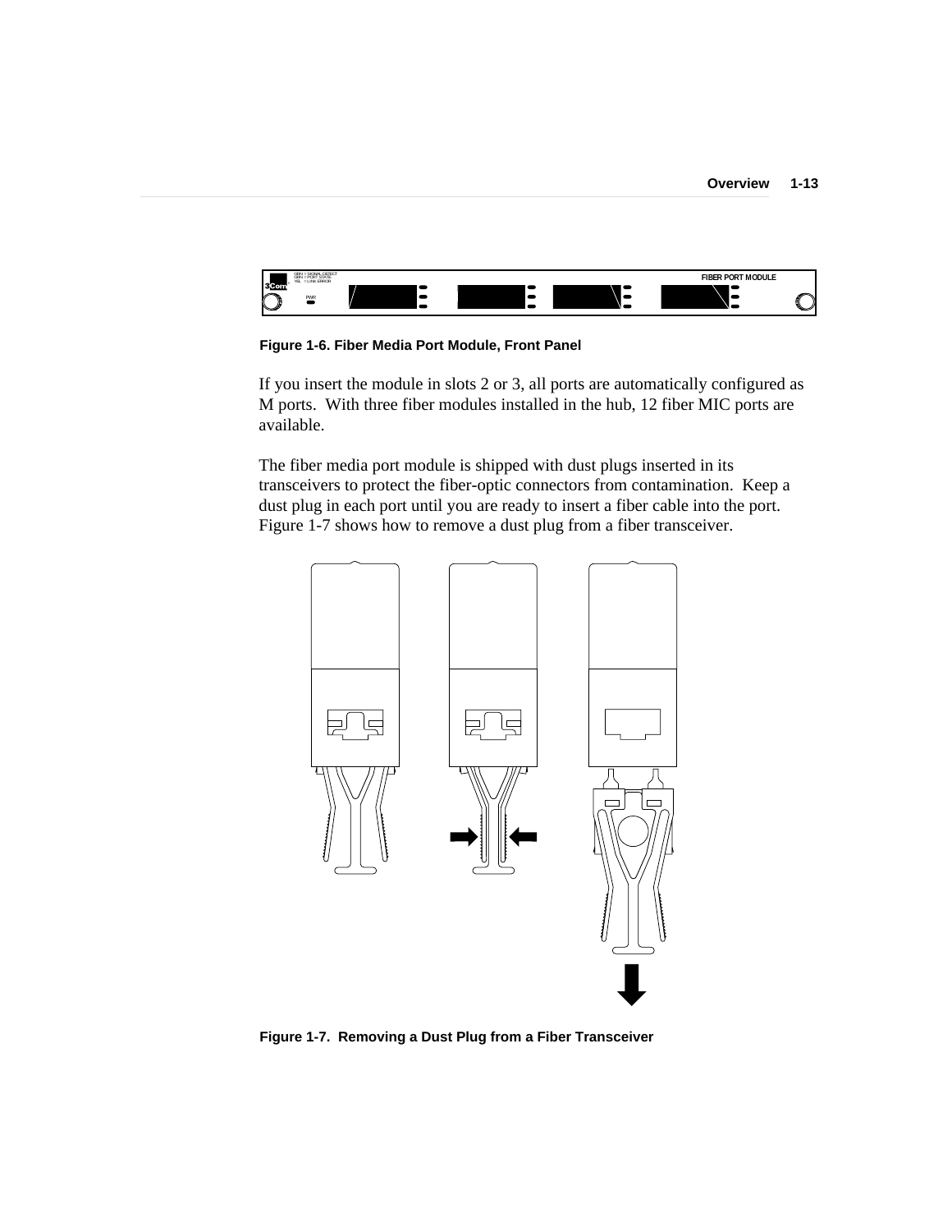**Figure 1-6. Fiber Media Port Module, Front Panel**

If you insert the module in slots 2 or 3, all ports are automatically configured as M ports. With three fiber modules installed in the hub, 12 fiber MIC ports are available.

The fiber media port module is shipped with dust plugs inserted in its transceivers to protect the fiber-optic connectors from contamination. Keep a dust plug in each port until you are ready to insert a fiber cable into the port. Figure 1-7 shows how to remove a dust plug from a fiber transceiver.

**Figure 1-7. Removing a Dust Plug from a Fiber Transceiver**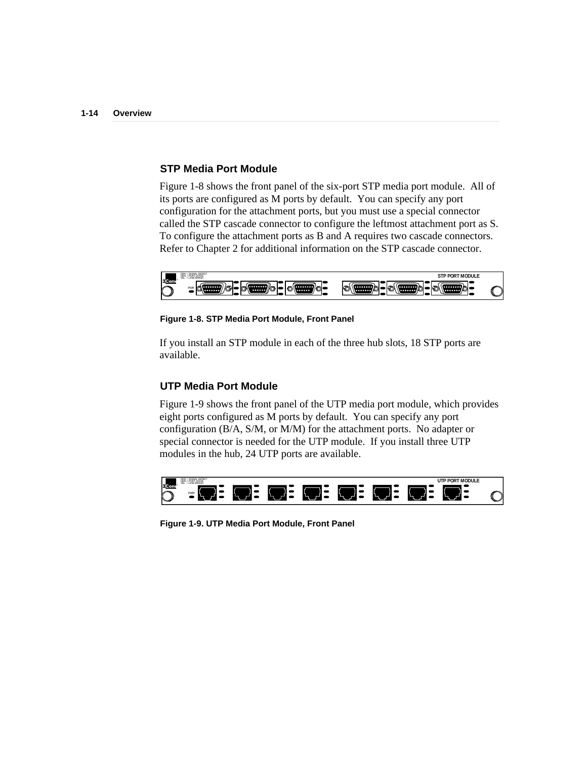## STP Media Port Module

Figure 1-8 shows the front panel of the six-port STP media port module. All of its ports are configured as M ports by default. You can specify any port configuration for the attachment ports, but you must use a special connector called the STP cascade connector to configure the leftmost attachment port as S. To configure the attachment ports as B and A requires two cascade connectors. Refer to Chapter 2 for additional information on the STP cascade connector.

**Figure 1-8. STP Media Port Module, Front Panel**

If you install an STP module in each of the three hub slots, 18 STP ports are available.

## UTP Media Port Module

Figure 1-9 shows the front panel of the UTP media port module, which provides eight ports configured as M ports by default. You can specify any port configuration (B/A, S/M, or M/M) for the attachment ports. No adapter or special connector is needed for the UTP module. If you install three UTP modules in the hub, 24 UTP ports are available.

**Figure 1-9. UTP Media Port Module, Front Panel**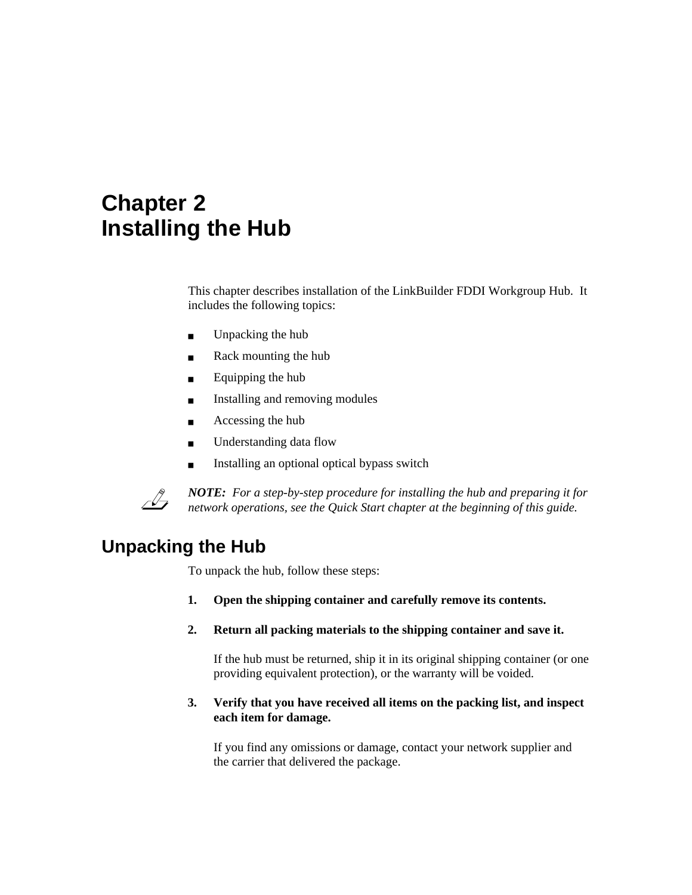# Chapter 2
# Installing the Hub

This chapter describes installation of the LinkBuilder FDDI Workgroup Hub. It includes the following topics:

- Unpacking the hub
- Rack mounting the hub
- Equipping the hub
- Installing and removing modules
- Accessing the hub
- Understanding data flow
- Installing an optional optical bypass switch

***NOTE:*** *For a step-by-step procedure for installing the hub and preparing it for network operations, see the Quick Start chapter at the beginning of this guide.*

## Unpacking the Hub

To unpack the hub, follow these steps:

1. **Open the shipping container and carefully remove its contents.**

2. **Return all packing materials to the shipping container and save it.**

   If the hub must be returned, ship it in its original shipping container (or one providing equivalent protection), or the warranty will be voided.

3. **Verify that you have received all items on the packing list, and inspect each item for damage.**

   If you find any omissions or damage, contact your network supplier and the carrier that delivered the package.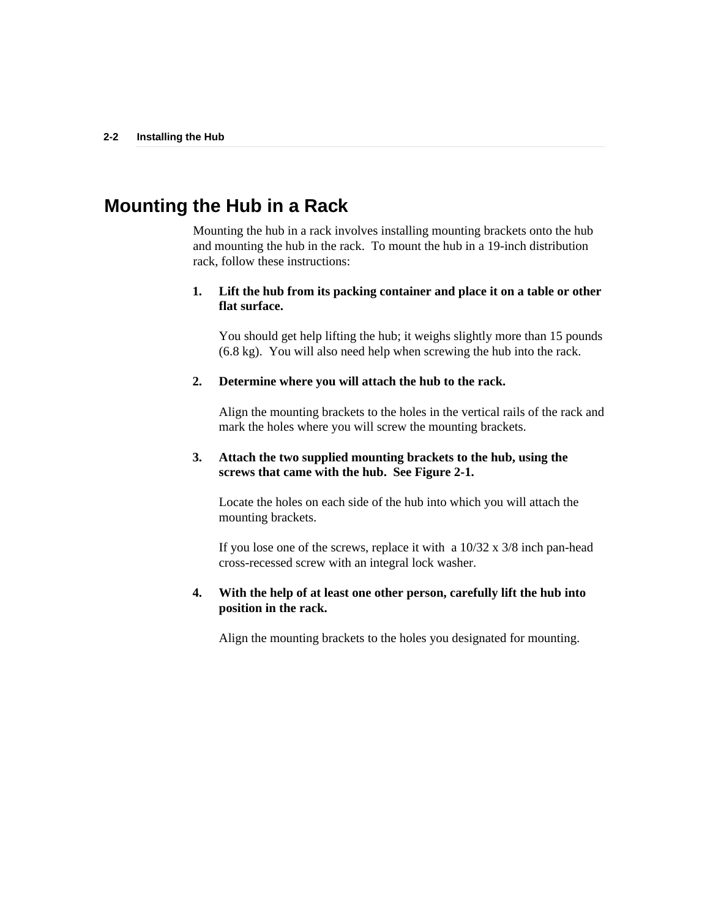# Mounting the Hub in a Rack

Mounting the hub in a rack involves installing mounting brackets onto the hub and mounting the hub in the rack. To mount the hub in a 19-inch distribution rack, follow these instructions:

1. **Lift the hub from its packing container and place it on a table or other flat surface.**

   You should get help lifting the hub; it weighs slightly more than 15 pounds (6.8 kg). You will also need help when screwing the hub into the rack.

2. **Determine where you will attach the hub to the rack.**

   Align the mounting brackets to the holes in the vertical rails of the rack and mark the holes where you will screw the mounting brackets.

3. **Attach the two supplied mounting brackets to the hub, using the screws that came with the hub. See Figure 2-1.**

   Locate the holes on each side of the hub into which you will attach the mounting brackets.

   If you lose one of the screws, replace it with a 10/32 x 3/8 inch pan-head cross-recessed screw with an integral lock washer.

4. **With the help of at least one other person, carefully lift the hub into position in the rack.**

   Align the mounting brackets to the holes you designated for mounting.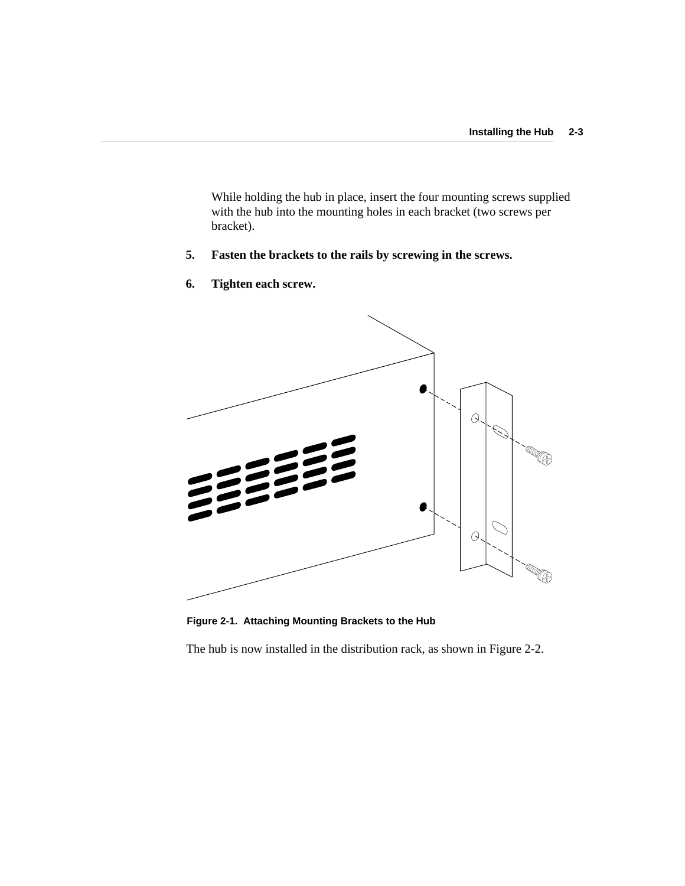While holding the hub in place, insert the four mounting screws supplied with the hub into the mounting holes in each bracket (two screws per bracket).

5. **Fasten the brackets to the rails by screwing in the screws.**

6. **Tighten each screw.**

**Figure 2-1. Attaching Mounting Brackets to the Hub**

The hub is now installed in the distribution rack, as shown in Figure 2-2.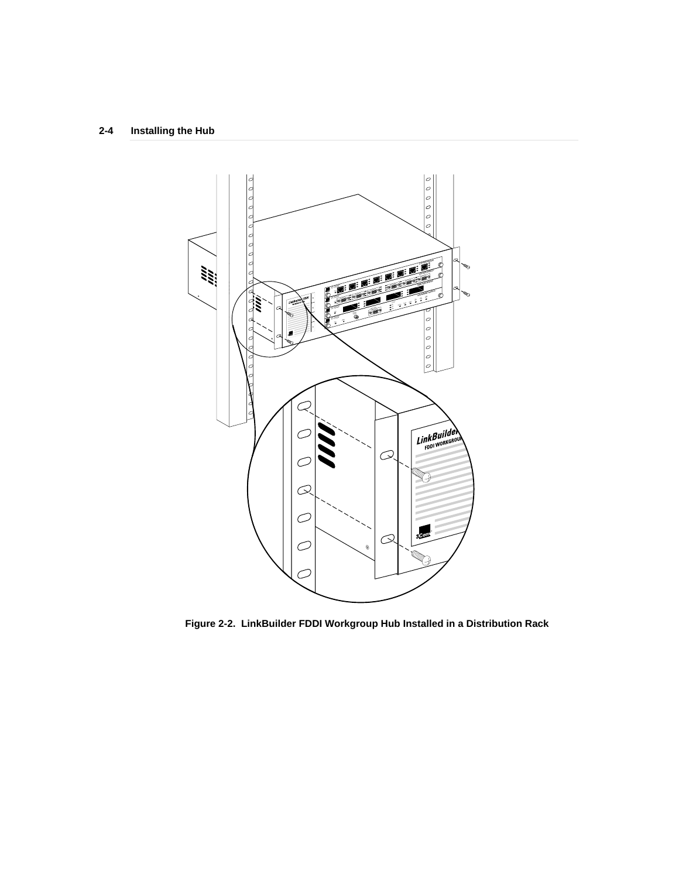Figure 2-2.  LinkBuilder FDDI Workgroup Hub Installed in a Distribution Rack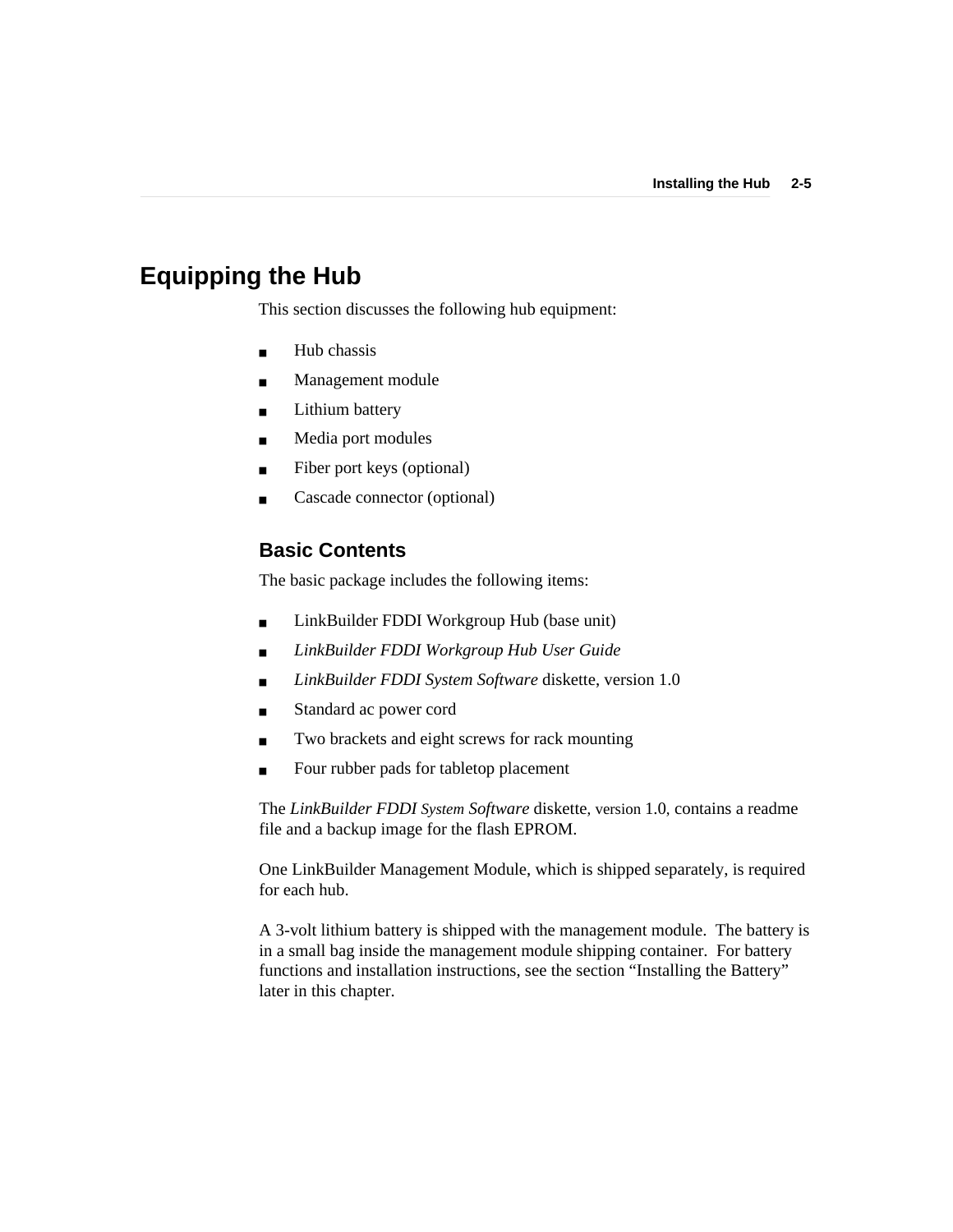# Equipping the Hub

This section discusses the following hub equipment:

- Hub chassis
- Management module
- Lithium battery
- Media port modules
- Fiber port keys (optional)
- Cascade connector (optional)

## Basic Contents

The basic package includes the following items:

- LinkBuilder FDDI Workgroup Hub (base unit)
- *LinkBuilder FDDI Workgroup Hub User Guide*
- *LinkBuilder FDDI System Software* diskette, version 1.0
- Standard ac power cord
- Two brackets and eight screws for rack mounting
- Four rubber pads for tabletop placement

The *LinkBuilder FDDI System Software* diskette, version 1.0, contains a readme file and a backup image for the flash EPROM.

One LinkBuilder Management Module, which is shipped separately, is required for each hub.

A 3-volt lithium battery is shipped with the management module. The battery is in a small bag inside the management module shipping container. For battery functions and installation instructions, see the section "Installing the Battery" later in this chapter.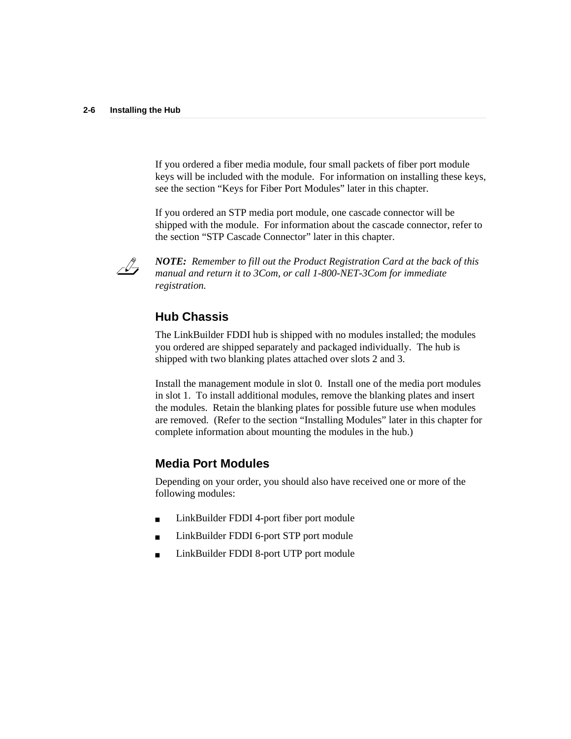If you ordered a fiber media module, four small packets of fiber port module keys will be included with the module. For information on installing these keys, see the section “Keys for Fiber Port Modules” later in this chapter.

If you ordered an STP media port module, one cascade connector will be shipped with the module. For information about the cascade connector, refer to the section “STP Cascade Connector” later in this chapter.

***NOTE:*** *Remember to fill out the Product Registration Card at the back of this manual and return it to 3Com, or call 1-800-NET-3Com for immediate registration.*

## Hub Chassis

The LinkBuilder FDDI hub is shipped with no modules installed; the modules you ordered are shipped separately and packaged individually. The hub is shipped with two blanking plates attached over slots 2 and 3.

Install the management module in slot 0. Install one of the media port modules in slot 1. To install additional modules, remove the blanking plates and insert the modules. Retain the blanking plates for possible future use when modules are removed. (Refer to the section “Installing Modules” later in this chapter for complete information about mounting the modules in the hub.)

## Media Port Modules

Depending on your order, you should also have received one or more of the following modules:

- LinkBuilder FDDI 4-port fiber port module
- LinkBuilder FDDI 6-port STP port module
- LinkBuilder FDDI 8-port UTP port module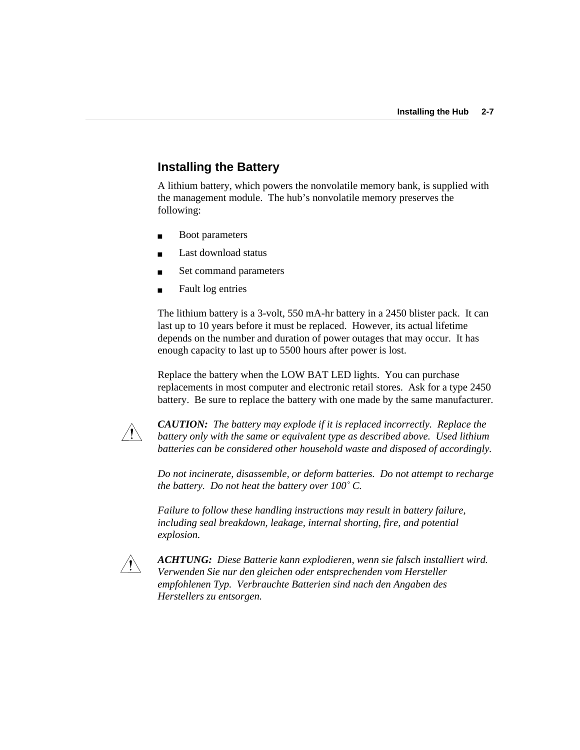## Installing the Battery

A lithium battery, which powers the nonvolatile memory bank, is supplied with the management module. The hub's nonvolatile memory preserves the following:

- Boot parameters
- Last download status
- Set command parameters
- Fault log entries

The lithium battery is a 3-volt, 550 mA-hr battery in a 2450 blister pack. It can last up to 10 years before it must be replaced. However, its actual lifetime depends on the number and duration of power outages that may occur. It has enough capacity to last up to 5500 hours after power is lost.

Replace the battery when the LOW BAT LED lights. You can purchase replacements in most computer and electronic retail stores. Ask for a type 2450 battery. Be sure to replace the battery with one made by the same manufacturer.

***CAUTION:*** *The battery may explode if it is replaced incorrectly. Replace the battery only with the same or equivalent type as described above. Used lithium batteries can be considered other household waste and disposed of accordingly.*

*Do not incinerate, disassemble, or deform batteries. Do not attempt to recharge the battery. Do not heat the battery over 100˚ C.*

*Failure to follow these handling instructions may result in battery failure, including seal breakdown, leakage, internal shorting, fire, and potential explosion.*

***ACHTUNG:*** *Diese Batterie kann explodieren, wenn sie falsch installiert wird. Verwenden Sie nur den gleichen oder entsprechenden vom Hersteller empfohlenen Typ. Verbrauchte Batterien sind nach den Angaben des Herstellers zu entsorgen.*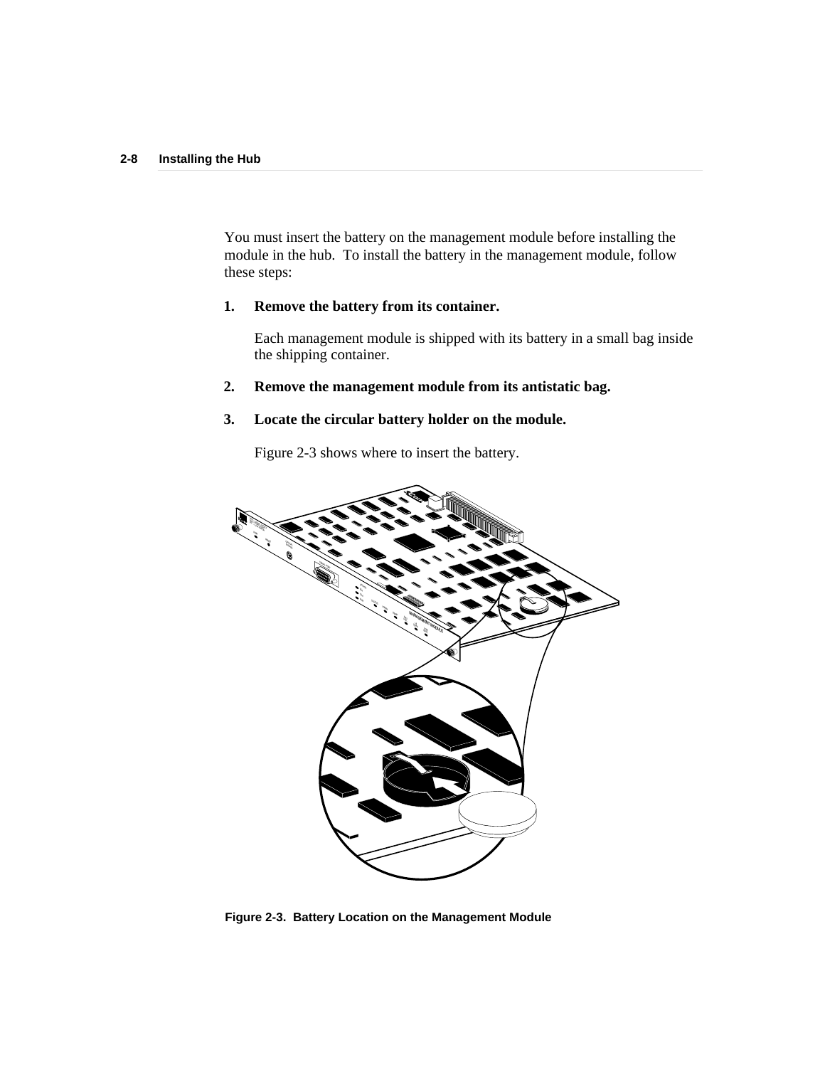You must insert the battery on the management module before installing the module in the hub. To install the battery in the management module, follow these steps:

1. **Remove the battery from its container.**

   Each management module is shipped with its battery in a small bag inside the shipping container.

2. **Remove the management module from its antistatic bag.**

3. **Locate the circular battery holder on the module.**

   Figure 2-3 shows where to insert the battery.

**Figure 2-3. Battery Location on the Management Module**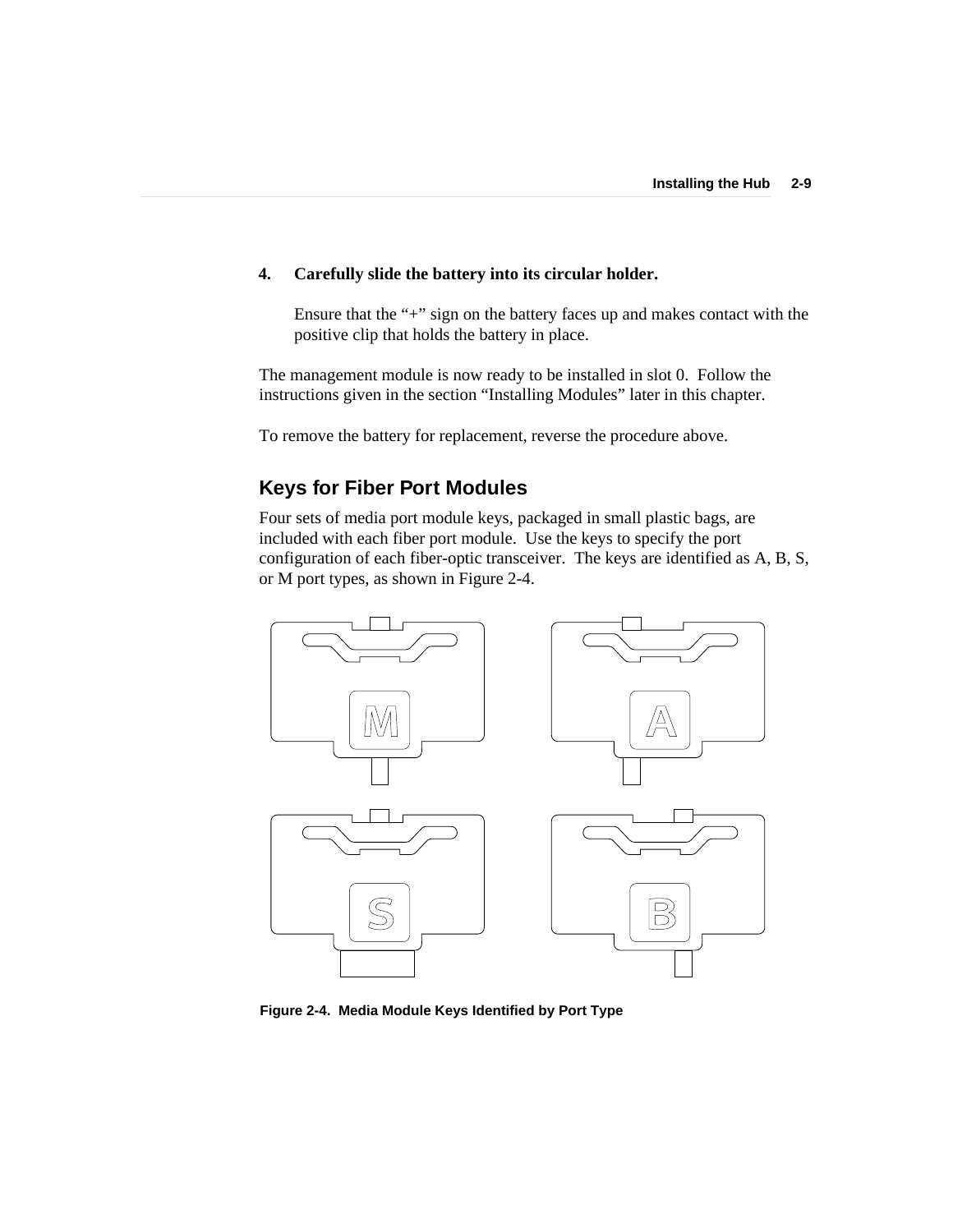**4. Carefully slide the battery into its circular holder.**

Ensure that the "+" sign on the battery faces up and makes contact with the positive clip that holds the battery in place.

The management module is now ready to be installed in slot 0. Follow the instructions given in the section "Installing Modules" later in this chapter.

To remove the battery for replacement, reverse the procedure above.

## Keys for Fiber Port Modules

Four sets of media port module keys, packaged in small plastic bags, are included with each fiber port module. Use the keys to specify the port configuration of each fiber-optic transceiver. The keys are identified as A, B, S, or M port types, as shown in Figure 2-4.

**Figure 2-4. Media Module Keys Identified by Port Type**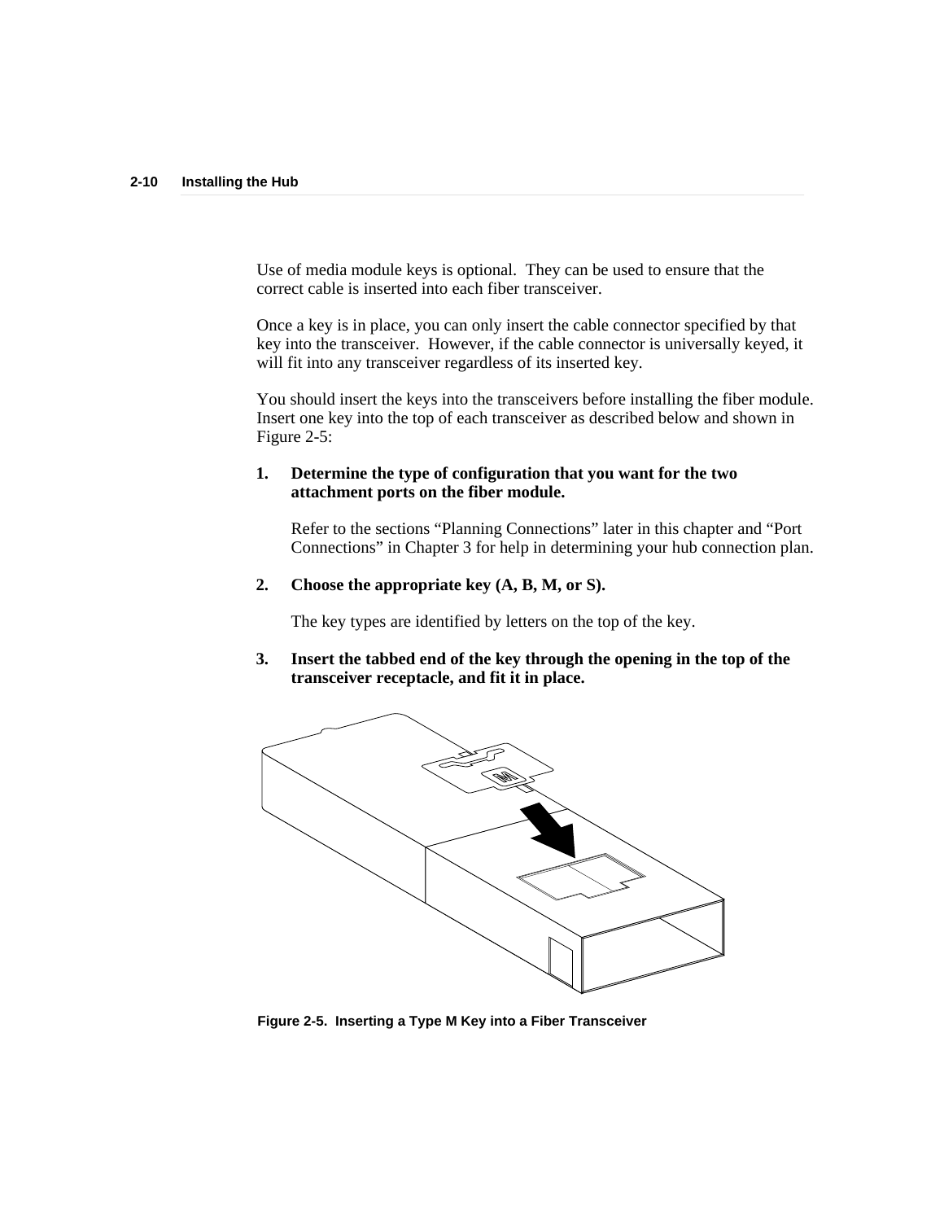Use of media module keys is optional. They can be used to ensure that the correct cable is inserted into each fiber transceiver.

Once a key is in place, you can only insert the cable connector specified by that key into the transceiver. However, if the cable connector is universally keyed, it will fit into any transceiver regardless of its inserted key.

You should insert the keys into the transceivers before installing the fiber module. Insert one key into the top of each transceiver as described below and shown in Figure 2-5:

1. **Determine the type of configuration that you want for the two attachment ports on the fiber module.**

   Refer to the sections "Planning Connections" later in this chapter and "Port Connections" in Chapter 3 for help in determining your hub connection plan.

2. **Choose the appropriate key (A, B, M, or S).**

   The key types are identified by letters on the top of the key.

3. **Insert the tabbed end of the key through the opening in the top of the transceiver receptacle, and fit it in place.**

**Figure 2-5. Inserting a Type M Key into a Fiber Transceiver**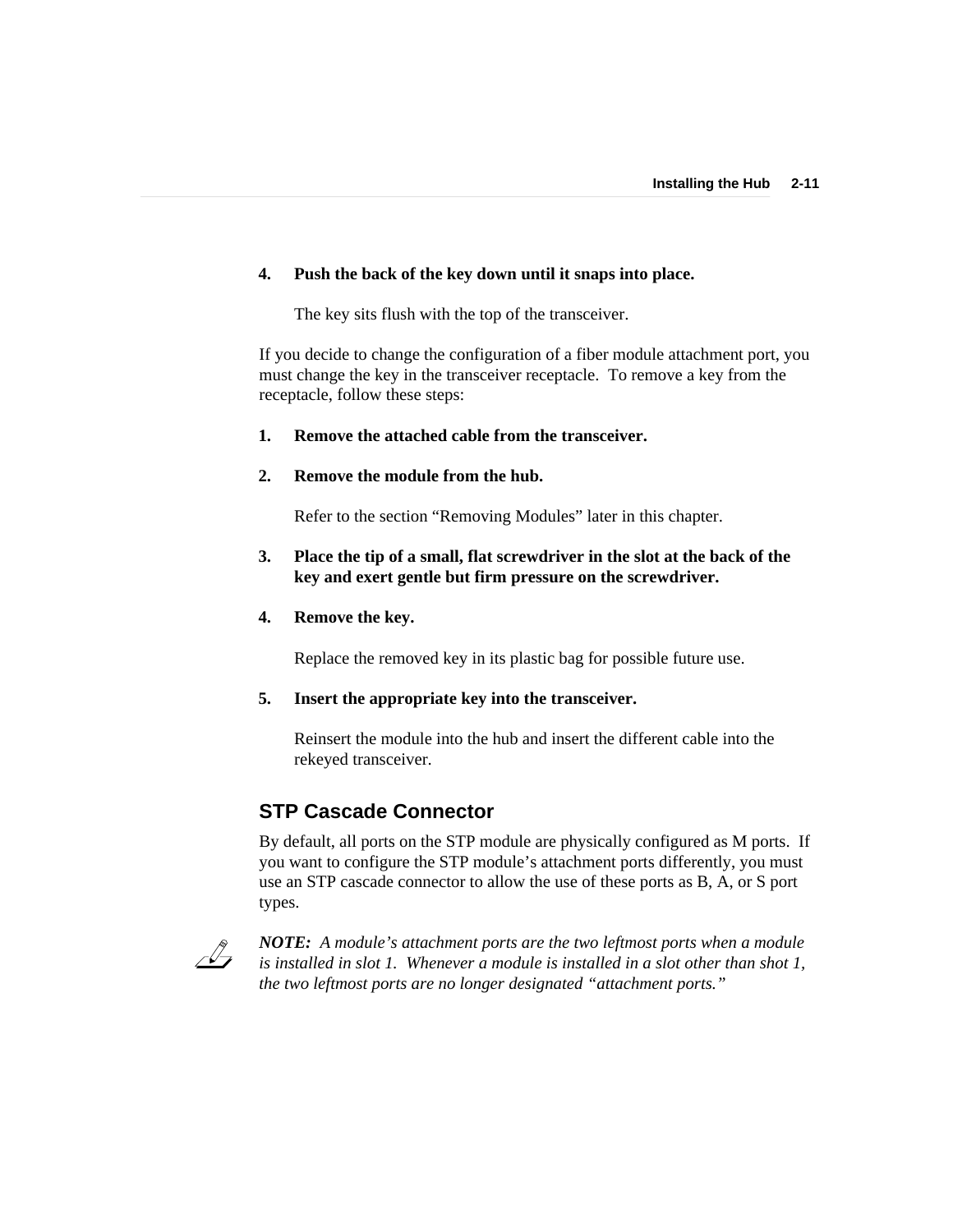**4. Push the back of the key down until it snaps into place.**

The key sits flush with the top of the transceiver.

If you decide to change the configuration of a fiber module attachment port, you must change the key in the transceiver receptacle. To remove a key from the receptacle, follow these steps:

**1. Remove the attached cable from the transceiver.**

**2. Remove the module from the hub.**

Refer to the section “Removing Modules” later in this chapter.

**3. Place the tip of a small, flat screwdriver in the slot at the back of the key and exert gentle but firm pressure on the screwdriver.**

**4. Remove the key.**

Replace the removed key in its plastic bag for possible future use.

**5. Insert the appropriate key into the transceiver.**

Reinsert the module into the hub and insert the different cable into the rekeyed transceiver.

## STP Cascade Connector

By default, all ports on the STP module are physically configured as M ports. If you want to configure the STP module’s attachment ports differently, you must use an STP cascade connector to allow the use of these ports as B, A, or S port types.

***NOTE:*** *A module’s attachment ports are the two leftmost ports when a module is installed in slot 1. Whenever a module is installed in a slot other than shot 1, the two leftmost ports are no longer designated “attachment ports.”*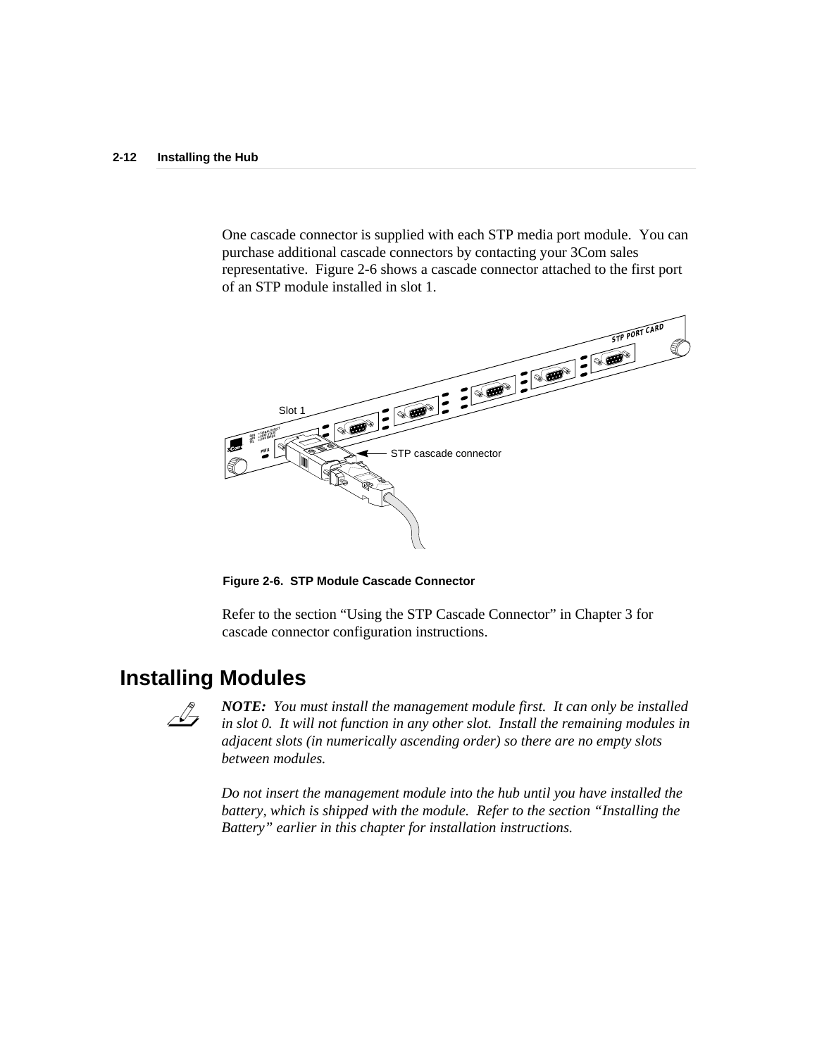One cascade connector is supplied with each STP media port module. You can purchase additional cascade connectors by contacting your 3Com sales representative. Figure 2-6 shows a cascade connector attached to the first port of an STP module installed in slot 1.

**Figure 2-6. STP Module Cascade Connector**

Refer to the section "Using the STP Cascade Connector" in Chapter 3 for cascade connector configuration instructions.

# Installing Modules

***NOTE:*** *You must install the management module first. It can only be installed in slot 0. It will not function in any other slot. Install the remaining modules in adjacent slots (in numerically ascending order) so there are no empty slots between modules.*

*Do not insert the management module into the hub until you have installed the battery, which is shipped with the module. Refer to the section "Installing the Battery" earlier in this chapter for installation instructions.*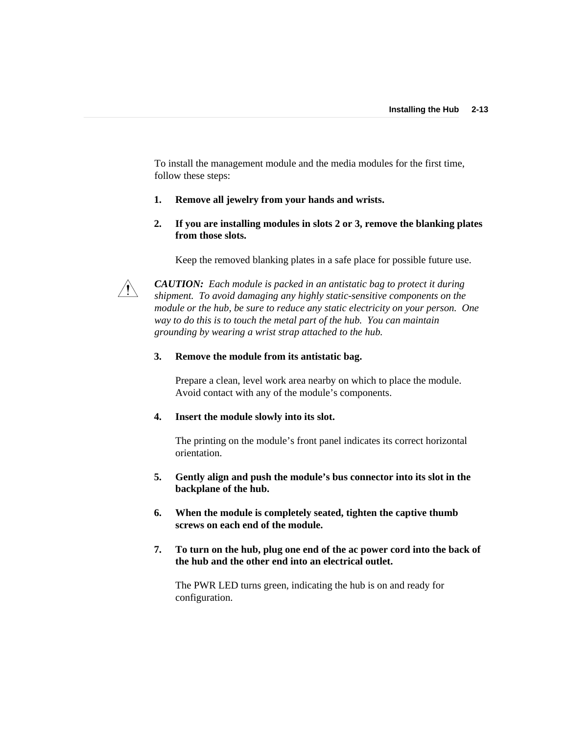To install the management module and the media modules for the first time, follow these steps:

1. **Remove all jewelry from your hands and wrists.**

2. **If you are installing modules in slots 2 or 3, remove the blanking plates from those slots.**

   Keep the removed blanking plates in a safe place for possible future use.

***CAUTION:*** *Each module is packed in an antistatic bag to protect it during shipment. To avoid damaging any highly static-sensitive components on the module or the hub, be sure to reduce any static electricity on your person. One way to do this is to touch the metal part of the hub. You can maintain grounding by wearing a wrist strap attached to the hub.*

3. **Remove the module from its antistatic bag.**

   Prepare a clean, level work area nearby on which to place the module. Avoid contact with any of the module's components.

4. **Insert the module slowly into its slot.**

   The printing on the module's front panel indicates its correct horizontal orientation.

5. **Gently align and push the module's bus connector into its slot in the backplane of the hub.**

6. **When the module is completely seated, tighten the captive thumb screws on each end of the module.**

7. **To turn on the hub, plug one end of the ac power cord into the back of the hub and the other end into an electrical outlet.**

   The PWR LED turns green, indicating the hub is on and ready for configuration.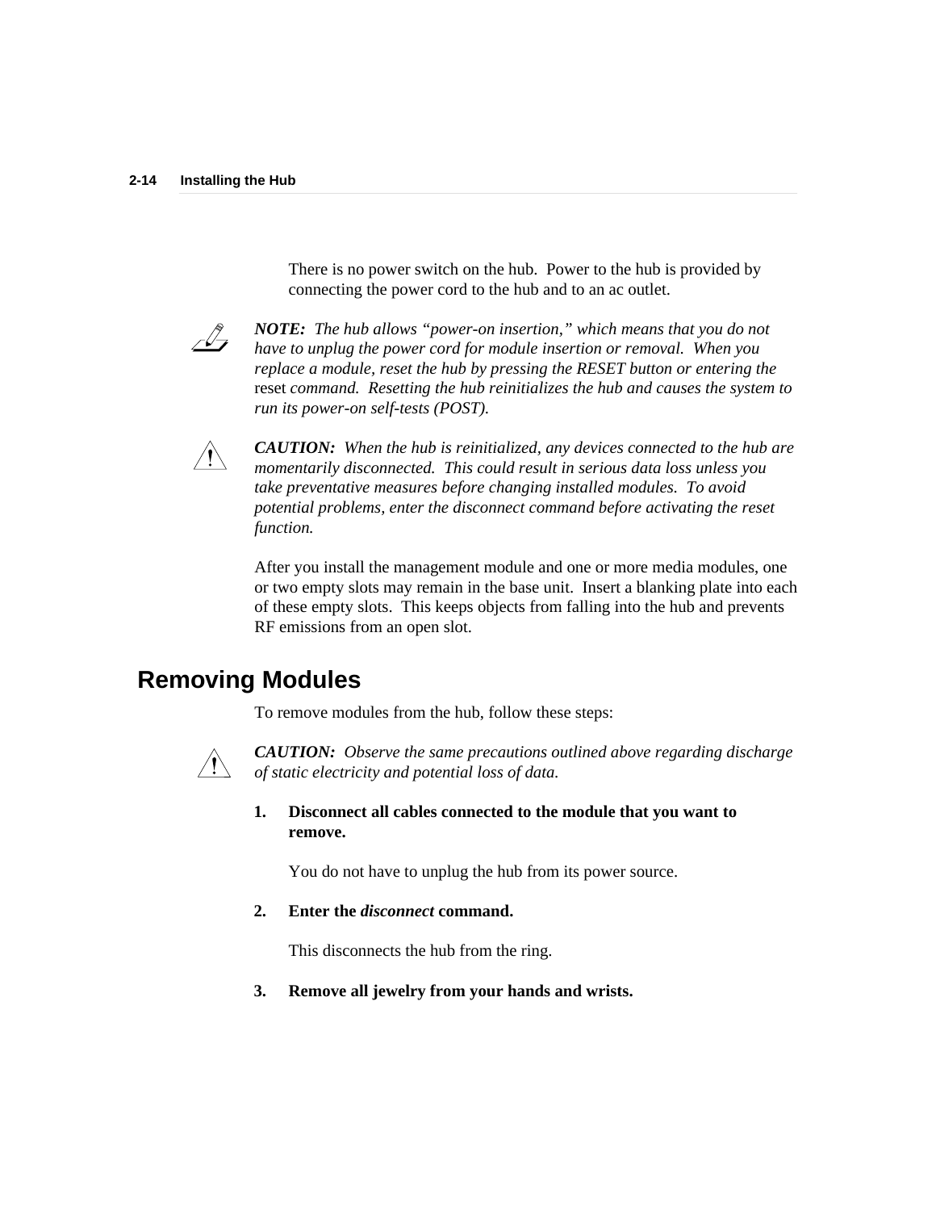There is no power switch on the hub. Power to the hub is provided by connecting the power cord to the hub and to an ac outlet.

*NOTE: The hub allows "power-on insertion," which means that you do not have to unplug the power cord for module insertion or removal. When you replace a module, reset the hub by pressing the RESET button or entering the* reset *command. Resetting the hub reinitializes the hub and causes the system to run its power-on self-tests (POST).*

*CAUTION: When the hub is reinitialized, any devices connected to the hub are momentarily disconnected. This could result in serious data loss unless you take preventative measures before changing installed modules. To avoid potential problems, enter the disconnect command before activating the reset function.*

After you install the management module and one or more media modules, one or two empty slots may remain in the base unit. Insert a blanking plate into each of these empty slots. This keeps objects from falling into the hub and prevents RF emissions from an open slot.

## Removing Modules

To remove modules from the hub, follow these steps:

*CAUTION: Observe the same precautions outlined above regarding discharge of static electricity and potential loss of data.*

1. **Disconnect all cables connected to the module that you want to remove.**

   You do not have to unplug the hub from its power source.

2. **Enter the *disconnect* command.**

   This disconnects the hub from the ring.

3. **Remove all jewelry from your hands and wrists.**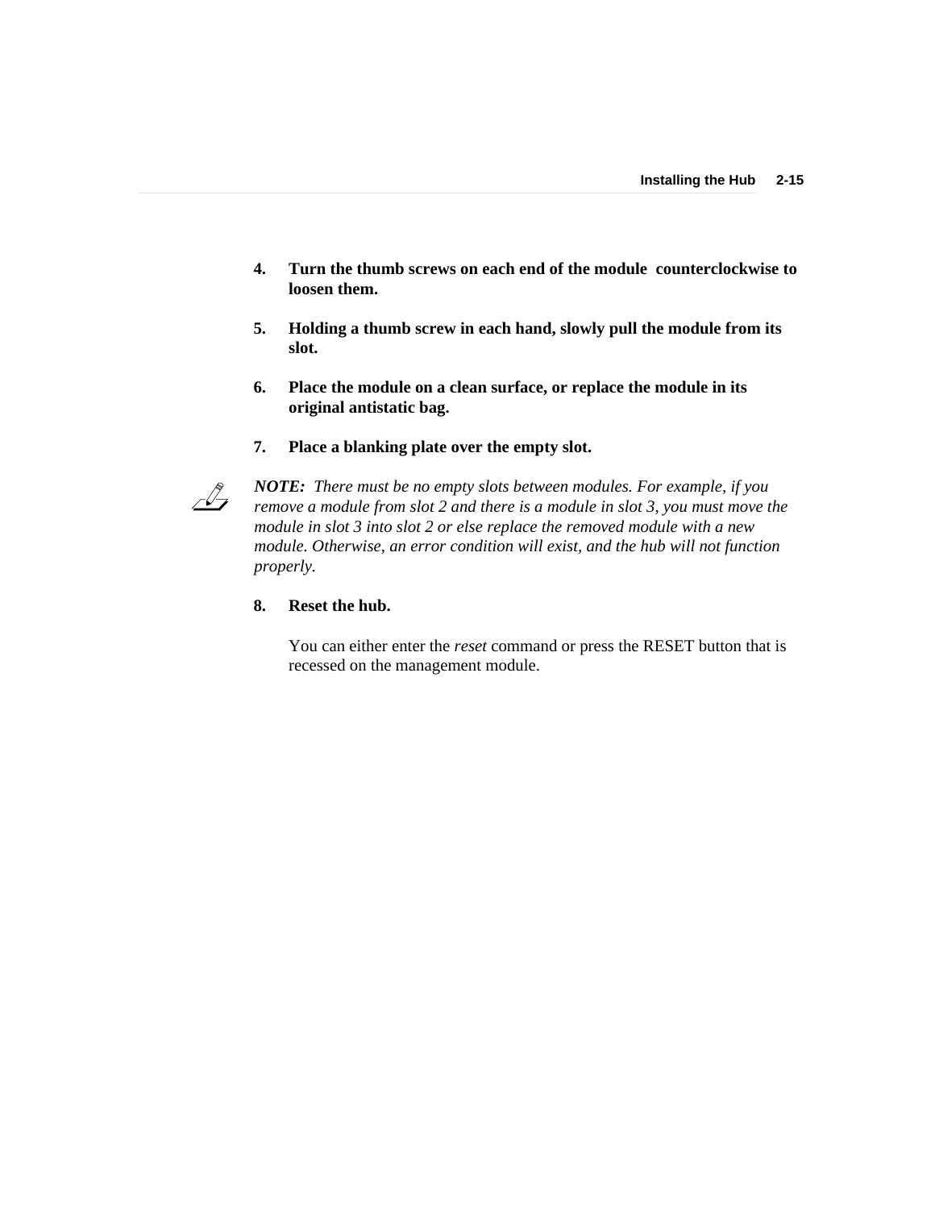4. **Turn the thumb screws on each end of the module counterclockwise to loosen them.**

5. **Holding a thumb screw in each hand, slowly pull the module from its slot.**

6. **Place the module on a clean surface, or replace the module in its original antistatic bag.**

7. **Place a blanking plate over the empty slot.**

***NOTE:*** *There must be no empty slots between modules. For example, if you remove a module from slot 2 and there is a module in slot 3, you must move the module in slot 3 into slot 2 or else replace the removed module with a new module. Otherwise, an error condition will exist, and the hub will not function properly.*

8. **Reset the hub.**

   You can either enter the *reset* command or press the RESET button that is recessed on the management module.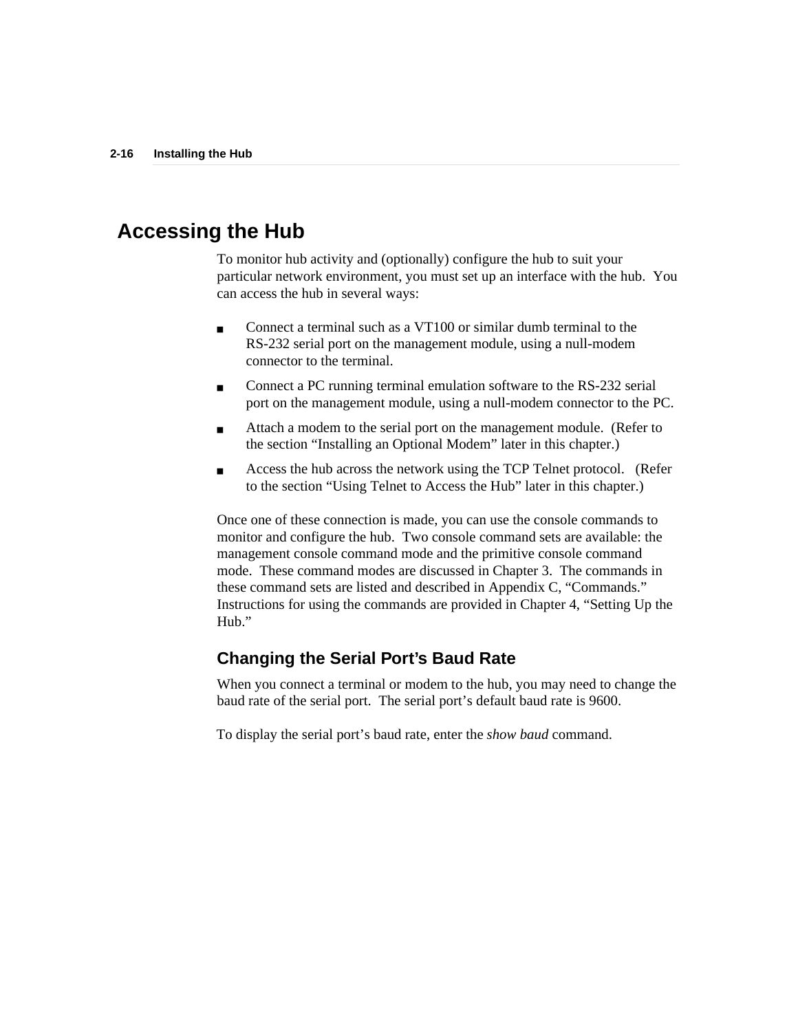# Accessing the Hub

To monitor hub activity and (optionally) configure the hub to suit your particular network environment, you must set up an interface with the hub. You can access the hub in several ways:

- Connect a terminal such as a VT100 or similar dumb terminal to the RS-232 serial port on the management module, using a null-modem connector to the terminal.
- Connect a PC running terminal emulation software to the RS-232 serial port on the management module, using a null-modem connector to the PC.
- Attach a modem to the serial port on the management module. (Refer to the section “Installing an Optional Modem” later in this chapter.)
- Access the hub across the network using the TCP Telnet protocol. (Refer to the section “Using Telnet to Access the Hub” later in this chapter.)

Once one of these connection is made, you can use the console commands to monitor and configure the hub. Two console command sets are available: the management console command mode and the primitive console command mode. These command modes are discussed in Chapter 3. The commands in these command sets are listed and described in Appendix C, “Commands.” Instructions for using the commands are provided in Chapter 4, “Setting Up the Hub.”

## Changing the Serial Port’s Baud Rate

When you connect a terminal or modem to the hub, you may need to change the baud rate of the serial port. The serial port’s default baud rate is 9600.

To display the serial port’s baud rate, enter the *show baud* command.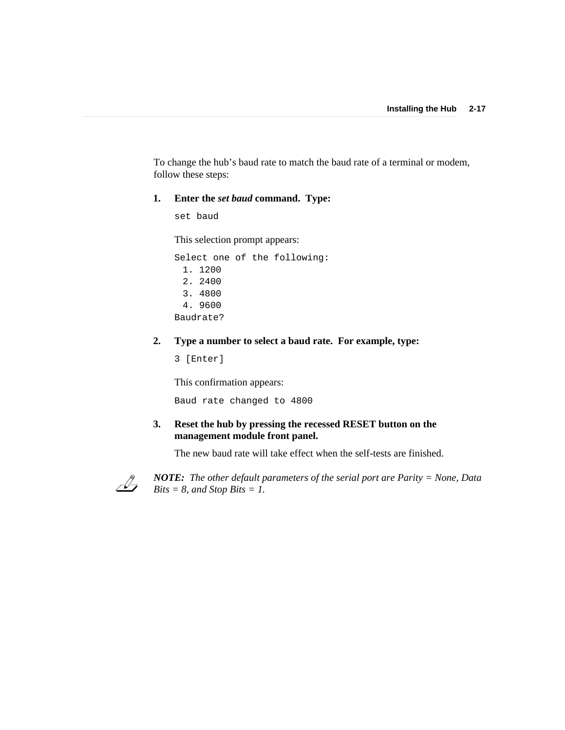To change the hub’s baud rate to match the baud rate of a terminal or modem, follow these steps:

**1. Enter the *set baud* command. Type:**

```
set baud
```

This selection prompt appears:

```
Select one of the following:
  1. 1200
  2. 2400
  3. 4800
  4. 9600
Baudrate?
```

**2. Type a number to select a baud rate. For example, type:**

```
3 [Enter]
```

This confirmation appears:

```
Baud rate changed to 4800
```

**3. Reset the hub by pressing the recessed RESET button on the management module front panel.**

The new baud rate will take effect when the self-tests are finished.

***NOTE:*** *The other default parameters of the serial port are Parity = None, Data Bits = 8, and Stop Bits = 1.*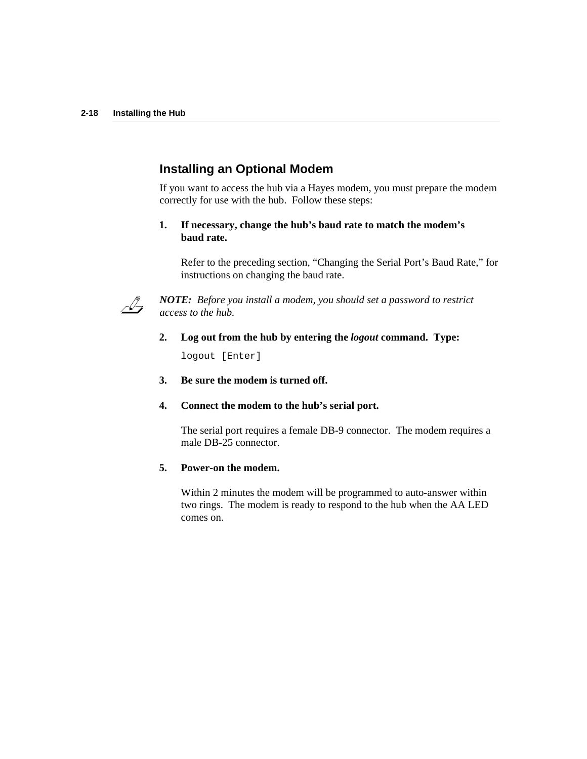## Installing an Optional Modem

If you want to access the hub via a Hayes modem, you must prepare the modem correctly for use with the hub.  Follow these steps:

1. **If necessary, change the hub's baud rate to match the modem's baud rate.**

   Refer to the preceding section, "Changing the Serial Port's Baud Rate," for instructions on changing the baud rate.

***NOTE:*** *Before you install a modem, you should set a password to restrict access to the hub.*

2. **Log out from the hub by entering the *logout* command.  Type:**

   ```
   logout [Enter]
   ```

3. **Be sure the modem is turned off.**

4. **Connect the modem to the hub's serial port.**

   The serial port requires a female DB-9 connector.  The modem requires a male DB-25 connector.

5. **Power-on the modem.**

   Within 2 minutes the modem will be programmed to auto-answer within two rings.  The modem is ready to respond to the hub when the AA LED comes on.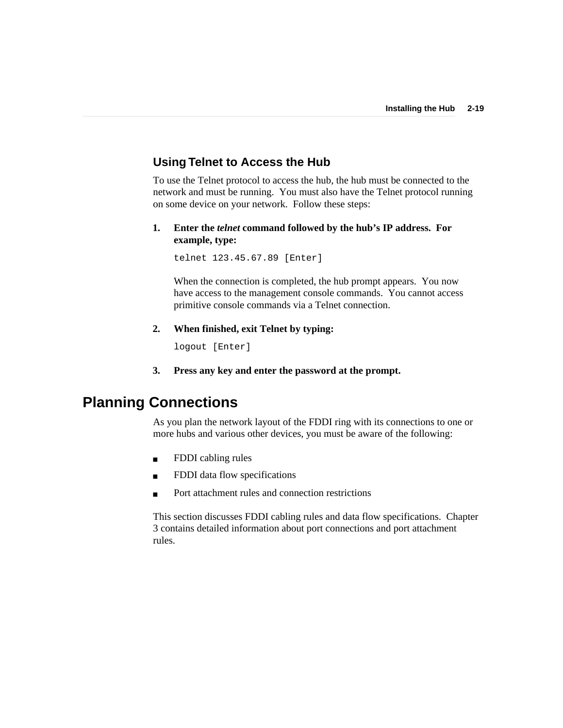### Using Telnet to Access the Hub

To use the Telnet protocol to access the hub, the hub must be connected to the network and must be running. You must also have the Telnet protocol running on some device on your network. Follow these steps:

1. **Enter the *telnet* command followed by the hub's IP address. For example, type:**

   ```
   telnet 123.45.67.89 [Enter]
   ```

   When the connection is completed, the hub prompt appears. You now have access to the management console commands. You cannot access primitive console commands via a Telnet connection.

2. **When finished, exit Telnet by typing:**

   ```
   logout [Enter]
   ```

3. **Press any key and enter the password at the prompt.**

## Planning Connections

As you plan the network layout of the FDDI ring with its connections to one or more hubs and various other devices, you must be aware of the following:

- FDDI cabling rules
- FDDI data flow specifications
- Port attachment rules and connection restrictions

This section discusses FDDI cabling rules and data flow specifications. Chapter 3 contains detailed information about port connections and port attachment rules.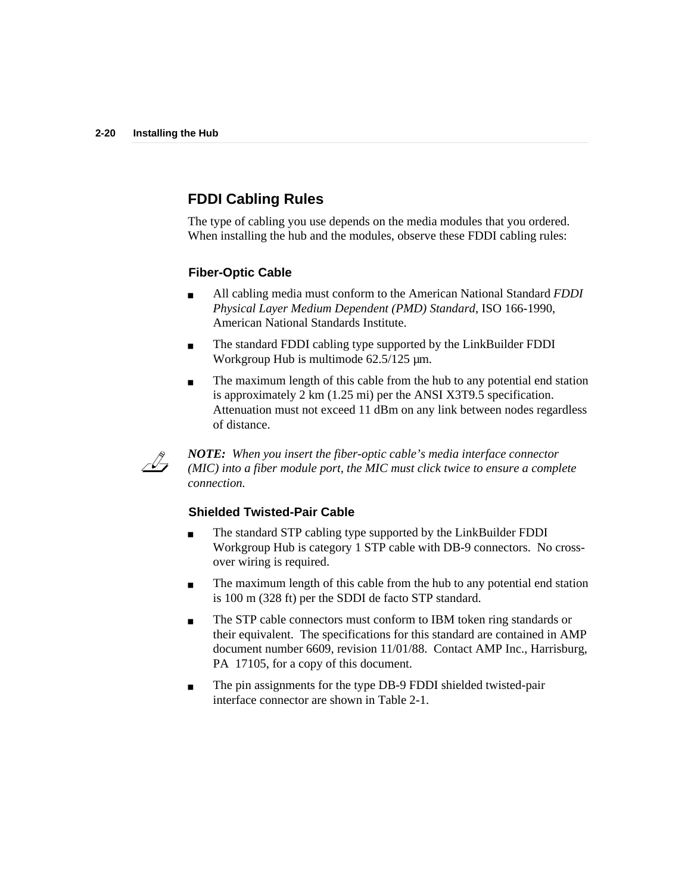## FDDI Cabling Rules

The type of cabling you use depends on the media modules that you ordered. When installing the hub and the modules, observe these FDDI cabling rules:

### Fiber-Optic Cable

- All cabling media must conform to the American National Standard *FDDI Physical Layer Medium Dependent (PMD) Standard*, ISO 166-1990, American National Standards Institute.
- The standard FDDI cabling type supported by the LinkBuilder FDDI Workgroup Hub is multimode 62.5/125 µm.
- The maximum length of this cable from the hub to any potential end station is approximately 2 km (1.25 mi) per the ANSI X3T9.5 specification. Attenuation must not exceed 11 dBm on any link between nodes regardless of distance.

***NOTE:*** *When you insert the fiber-optic cable's media interface connector (MIC) into a fiber module port, the MIC must click twice to ensure a complete connection.*

### Shielded Twisted-Pair Cable

- The standard STP cabling type supported by the LinkBuilder FDDI Workgroup Hub is category 1 STP cable with DB-9 connectors. No cross-over wiring is required.
- The maximum length of this cable from the hub to any potential end station is 100 m (328 ft) per the SDDI de facto STP standard.
- The STP cable connectors must conform to IBM token ring standards or their equivalent. The specifications for this standard are contained in AMP document number 6609, revision 11/01/88. Contact AMP Inc., Harrisburg, PA 17105, for a copy of this document.
- The pin assignments for the type DB-9 FDDI shielded twisted-pair interface connector are shown in Table 2-1.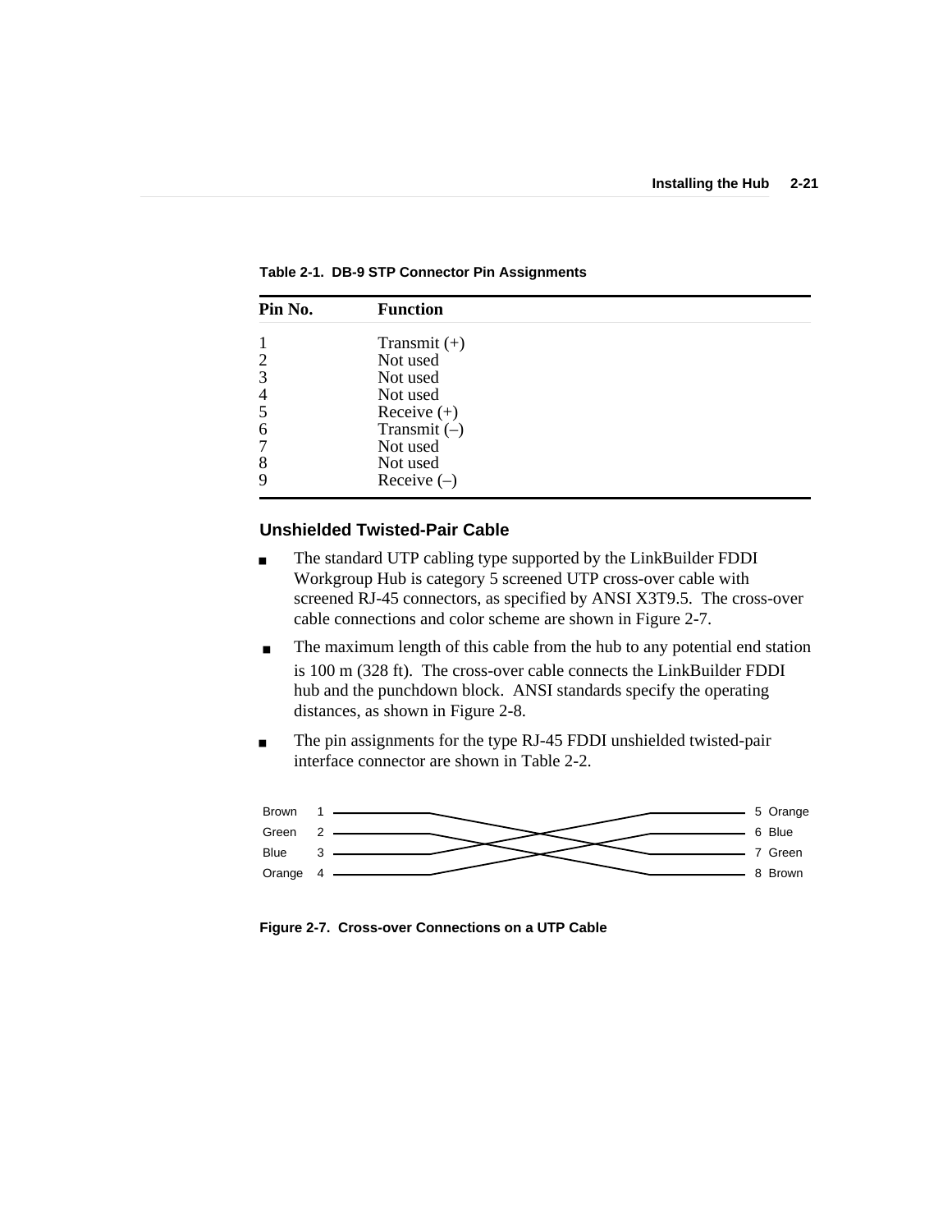**Table 2-1. DB-9 STP Connector Pin Assignments**

| Pin No. | Function |
|---|---|
| 1 | Transmit (+) |
| 2 | Not used |
| 3 | Not used |
| 4 | Not used |
| 5 | Receive (+) |
| 6 | Transmit (–) |
| 7 | Not used |
| 8 | Not used |
| 9 | Receive (–) |

### Unshielded Twisted-Pair Cable

- The standard UTP cabling type supported by the LinkBuilder FDDI Workgroup Hub is category 5 screened UTP cross-over cable with screened RJ-45 connectors, as specified by ANSI X3T9.5. The cross-over cable connections and color scheme are shown in Figure 2-7.
- The maximum length of this cable from the hub to any potential end station is 100 m (328 ft). The cross-over cable connects the LinkBuilder FDDI hub and the punchdown block. ANSI standards specify the operating distances, as shown in Figure 2-8.
- The pin assignments for the type RJ-45 FDDI unshielded twisted-pair interface connector are shown in Table 2-2.

| | | | |
|---|---|---|---|
| Brown | 1 | 5 | Orange |
| Green | 2 | 6 | Blue |
| Blue | 3 | 7 | Green |
| Orange | 4 | 8 | Brown |

**Figure 2-7. Cross-over Connections on a UTP Cable**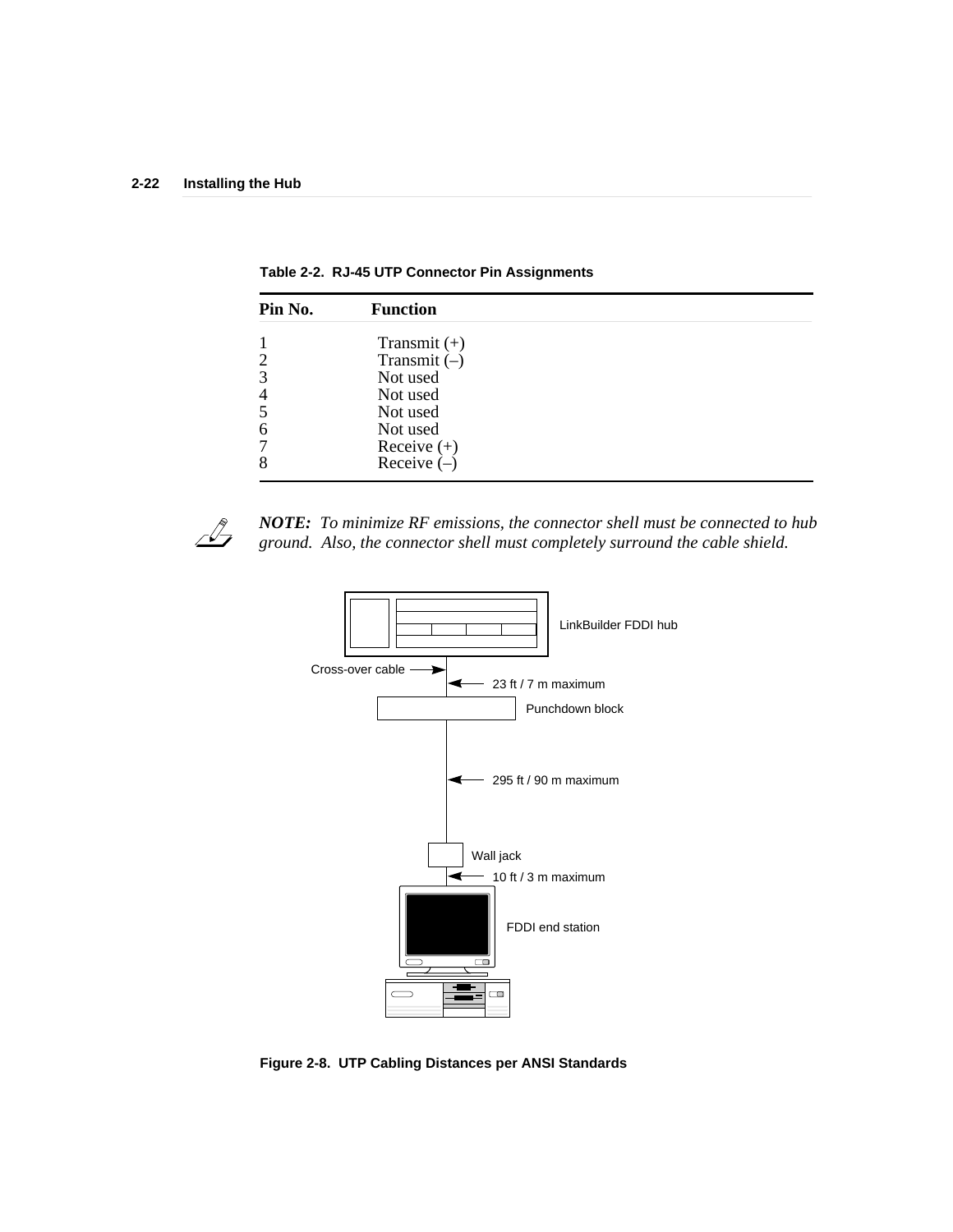**Table 2-2. RJ-45 UTP Connector Pin Assignments**

| Pin No. | Function |
|---|---|
| 1 | Transmit (+) |
| 2 | Transmit (–) |
| 3 | Not used |
| 4 | Not used |
| 5 | Not used |
| 6 | Not used |
| 7 | Receive (+) |
| 8 | Receive (–) |

***NOTE:*** *To minimize RF emissions, the connector shell must be connected to hub ground. Also, the connector shell must completely surround the cable shield.*

LinkBuilder FDDI hub

Cross-over cable

23 ft / 7 m maximum

Punchdown block

295 ft / 90 m maximum

Wall jack

10 ft / 3 m maximum

FDDI end station

**Figure 2-8. UTP Cabling Distances per ANSI Standards**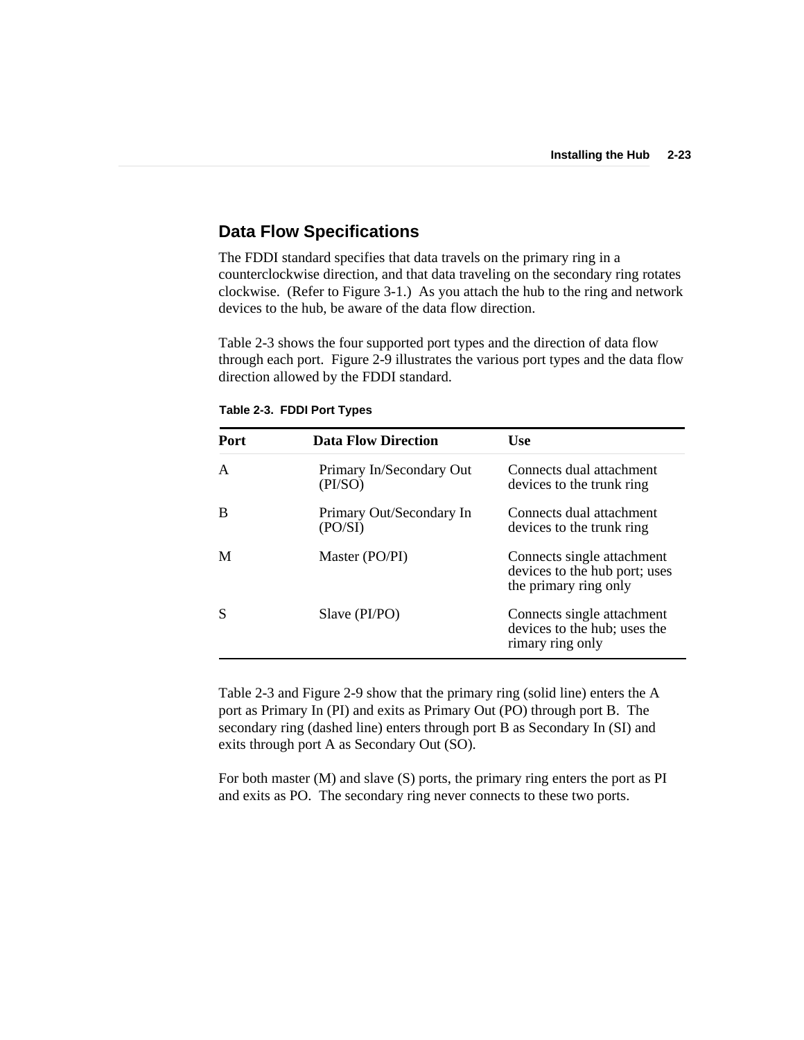## Data Flow Specifications

The FDDI standard specifies that data travels on the primary ring in a counterclockwise direction, and that data traveling on the secondary ring rotates clockwise. (Refer to Figure 3-1.) As you attach the hub to the ring and network devices to the hub, be aware of the data flow direction.

Table 2-3 shows the four supported port types and the direction of data flow through each port. Figure 2-9 illustrates the various port types and the data flow direction allowed by the FDDI standard.

**Table 2-3. FDDI Port Types**

| Port | Data Flow Direction | Use |
|---|---|---|
| A | Primary In/Secondary Out (PI/SO) | Connects dual attachment devices to the trunk ring |
| B | Primary Out/Secondary In (PO/SI) | Connects dual attachment devices to the trunk ring |
| M | Master (PO/PI) | Connects single attachment devices to the hub port; uses the primary ring only |
| S | Slave (PI/PO) | Connects single attachment devices to the hub; uses the rimary ring only |

Table 2-3 and Figure 2-9 show that the primary ring (solid line) enters the A port as Primary In (PI) and exits as Primary Out (PO) through port B. The secondary ring (dashed line) enters through port B as Secondary In (SI) and exits through port A as Secondary Out (SO).

For both master (M) and slave (S) ports, the primary ring enters the port as PI and exits as PO. The secondary ring never connects to these two ports.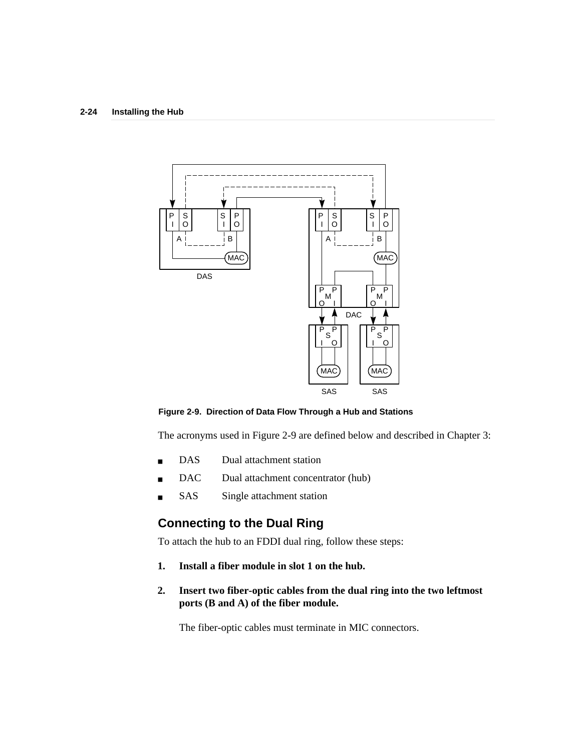Figure 2-9.  Direction of Data Flow Through a Hub and Stations

The acronyms used in Figure 2-9 are defined below and described in Chapter 3:

- DAS Dual attachment station
- DAC Dual attachment concentrator (hub)
- SAS Single attachment station

## Connecting to the Dual Ring

To attach the hub to an FDDI dual ring, follow these steps:

1. **Install a fiber module in slot 1 on the hub.**

2. **Insert two fiber-optic cables from the dual ring into the two leftmost ports (B and A) of the fiber module.**

   The fiber-optic cables must terminate in MIC connectors.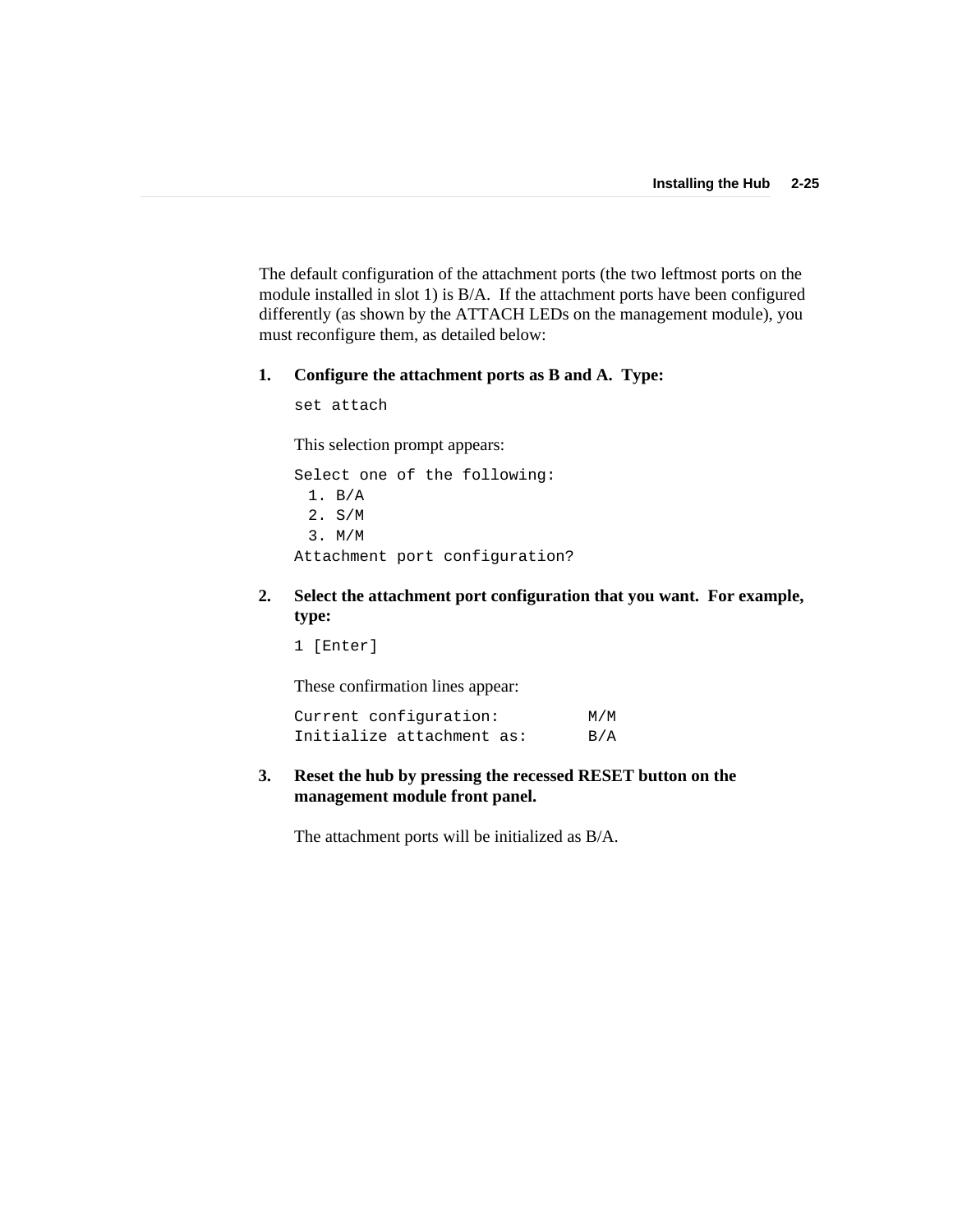The default configuration of the attachment ports (the two leftmost ports on the module installed in slot 1) is B/A. If the attachment ports have been configured differently (as shown by the ATTACH LEDs on the management module), you must reconfigure them, as detailed below:

1. **Configure the attachment ports as B and A. Type:**

   ```
   set attach
   ```

   This selection prompt appears:

   ```
   Select one of the following:
     1. B/A
     2. S/M
     3. M/M
   Attachment port configuration?
   ```

2. **Select the attachment port configuration that you want. For example, type:**

   ```
   1 [Enter]
   ```

   These confirmation lines appear:

   ```
   Current configuration:          M/M
   Initialize attachment as:       B/A
   ```

3. **Reset the hub by pressing the recessed RESET button on the management module front panel.**

   The attachment ports will be initialized as B/A.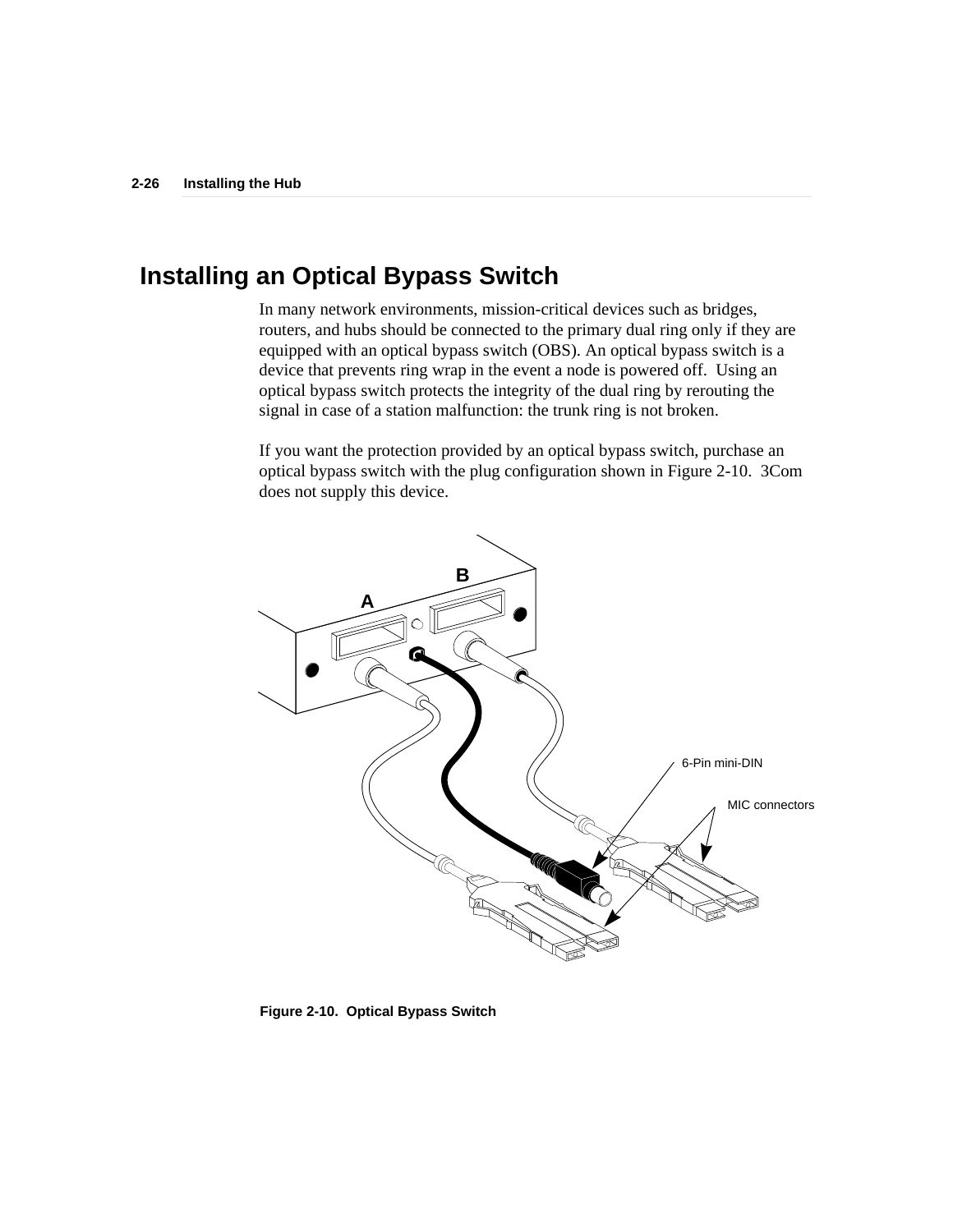## Installing an Optical Bypass Switch

In many network environments, mission-critical devices such as bridges, routers, and hubs should be connected to the primary dual ring only if they are equipped with an optical bypass switch (OBS). An optical bypass switch is a device that prevents ring wrap in the event a node is powered off. Using an optical bypass switch protects the integrity of the dual ring by rerouting the signal in case of a station malfunction: the trunk ring is not broken.

If you want the protection provided by an optical bypass switch, purchase an optical bypass switch with the plug configuration shown in Figure 2-10. 3Com does not supply this device.

**Figure 2-10. Optical Bypass Switch**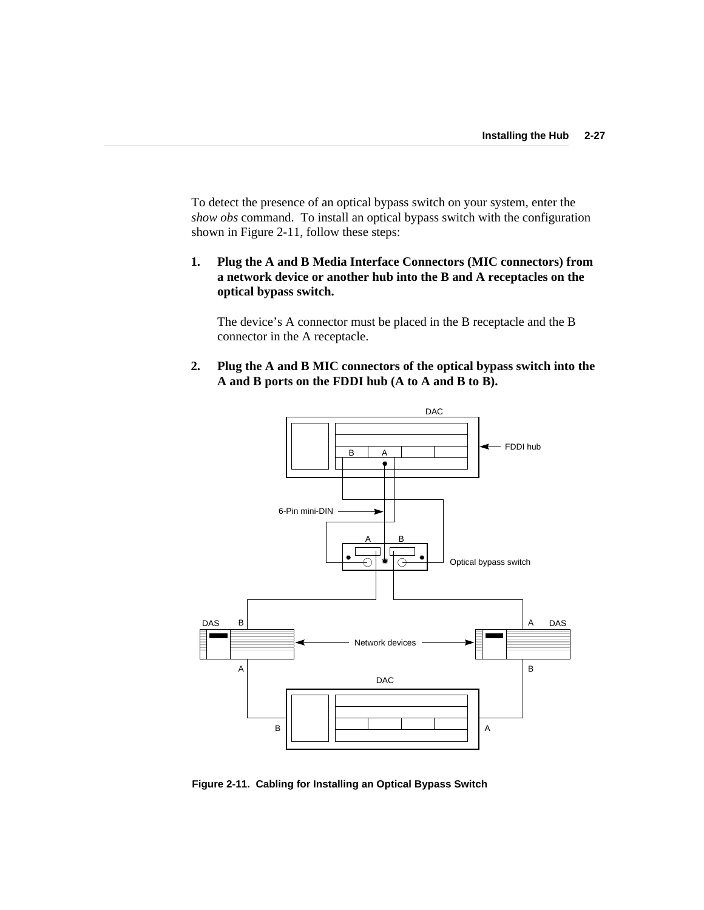To detect the presence of an optical bypass switch on your system, enter the *show obs* command. To install an optical bypass switch with the configuration shown in Figure 2-11, follow these steps:

1. **Plug the A and B Media Interface Connectors (MIC connectors) from a network device or another hub into the B and A receptacles on the optical bypass switch.**

   The device's A connector must be placed in the B receptacle and the B connector in the A receptacle.

2. **Plug the A and B MIC connectors of the optical bypass switch into the A and B ports on the FDDI hub (A to A and B to B).**

**Figure 2-11. Cabling for Installing an Optical Bypass Switch**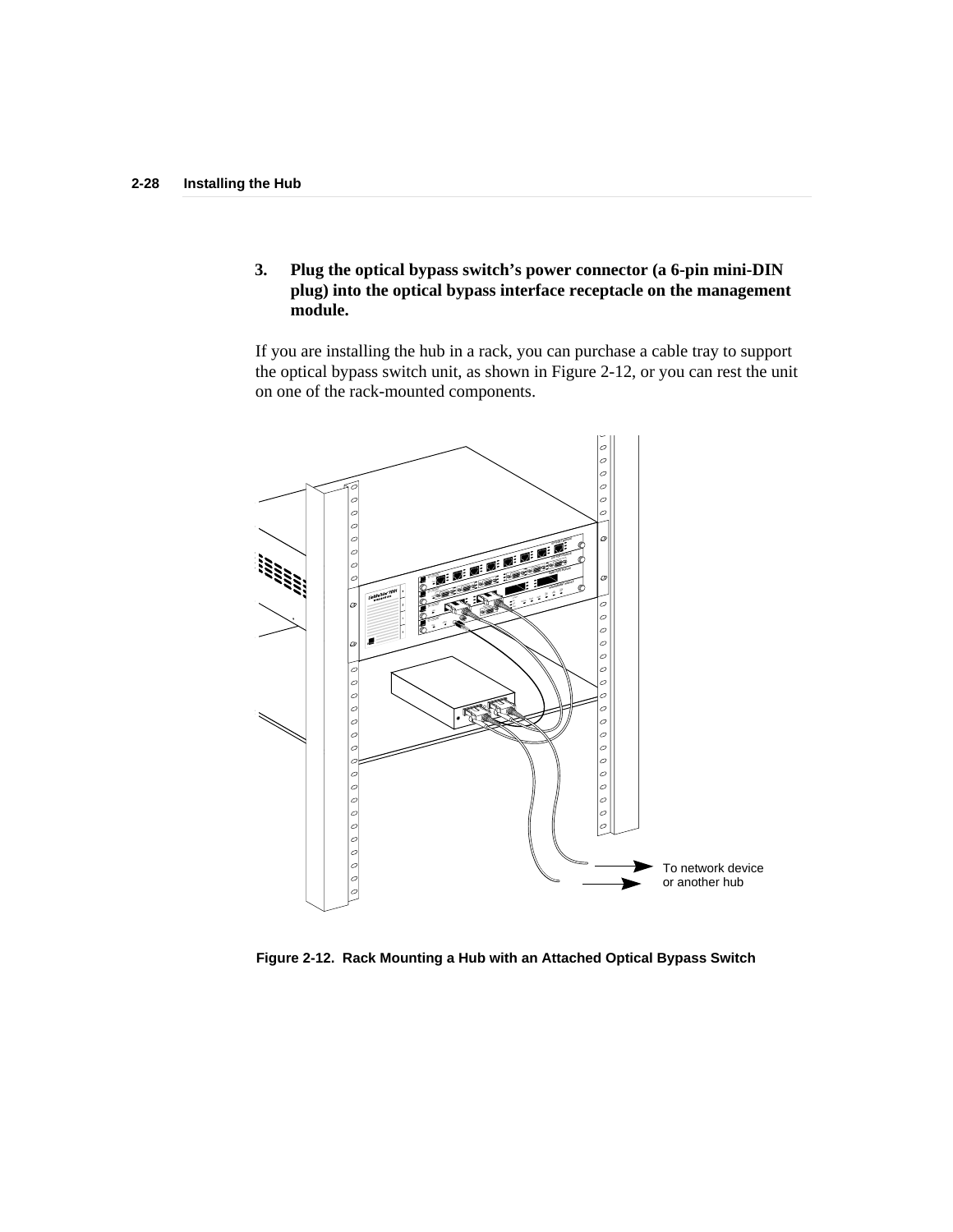3. **Plug the optical bypass switch's power connector (a 6-pin mini-DIN plug) into the optical bypass interface receptacle on the management module.**

If you are installing the hub in a rack, you can purchase a cable tray to support the optical bypass switch unit, as shown in Figure 2-12, or you can rest the unit on one of the rack-mounted components.

To network device or another hub

**Figure 2-12. Rack Mounting a Hub with an Attached Optical Bypass Switch**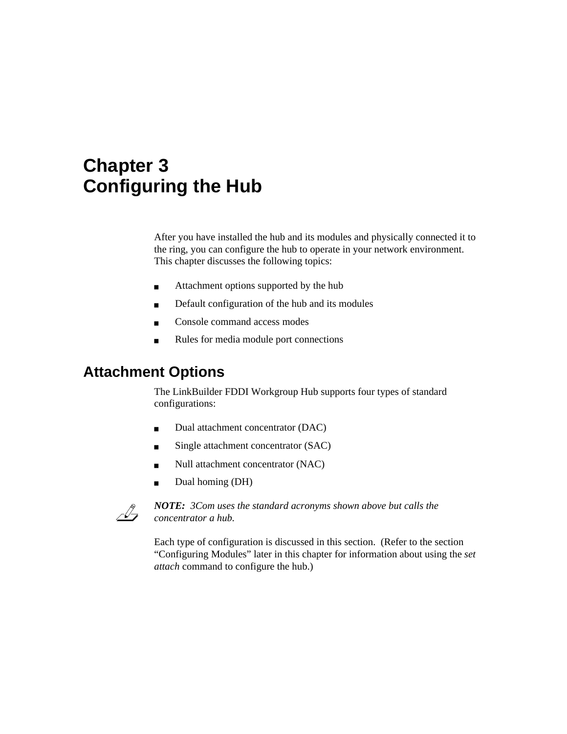# Chapter 3
# Configuring the Hub

After you have installed the hub and its modules and physically connected it to the ring, you can configure the hub to operate in your network environment. This chapter discusses the following topics:

- Attachment options supported by the hub
- Default configuration of the hub and its modules
- Console command access modes
- Rules for media module port connections

## Attachment Options

The LinkBuilder FDDI Workgroup Hub supports four types of standard configurations:

- Dual attachment concentrator (DAC)
- Single attachment concentrator (SAC)
- Null attachment concentrator (NAC)
- Dual homing (DH)

***NOTE:** 3Com uses the standard acronyms shown above but calls the concentrator a hub.*

Each type of configuration is discussed in this section. (Refer to the section "Configuring Modules" later in this chapter for information about using the *set attach* command to configure the hub.)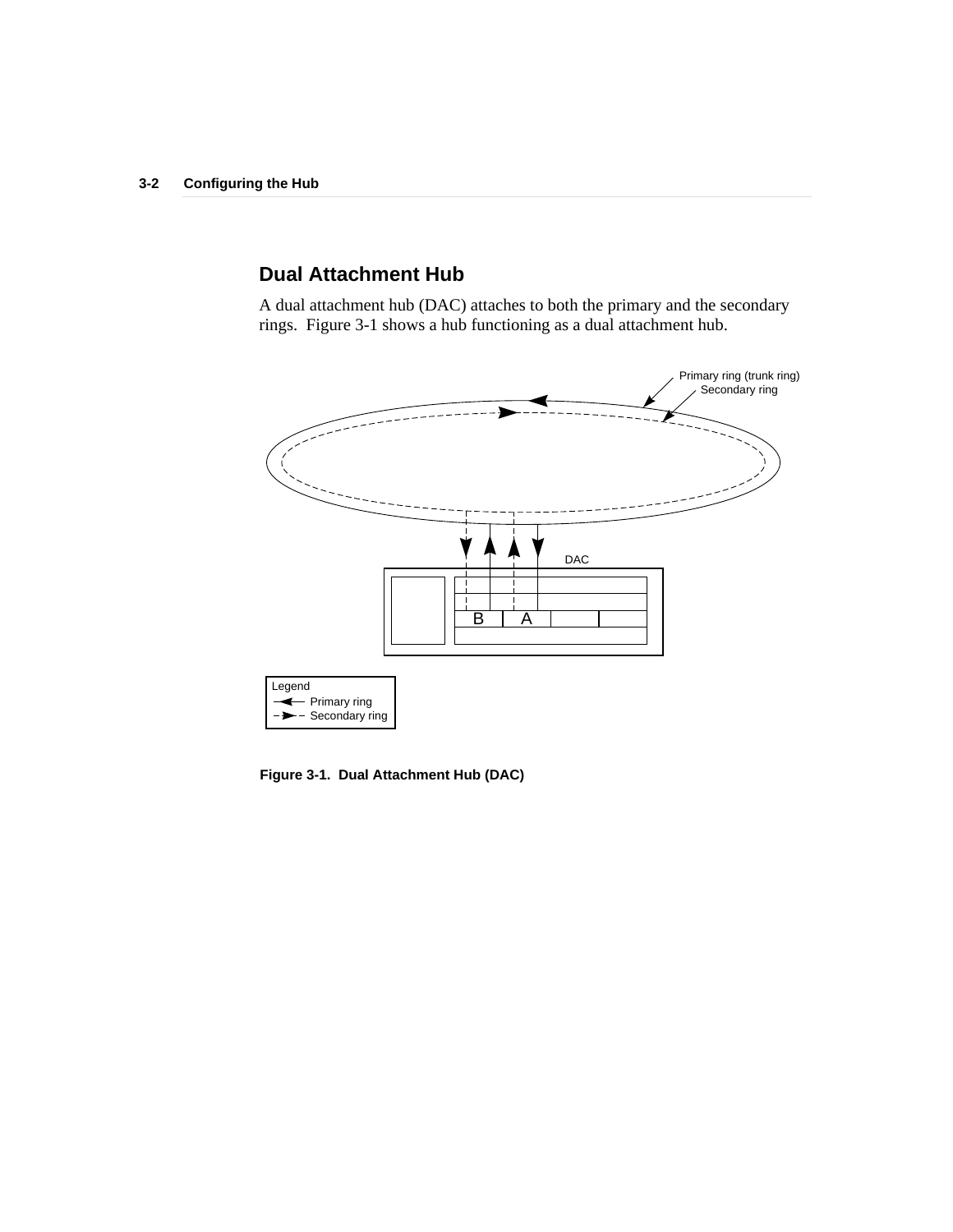## Dual Attachment Hub

A dual attachment hub (DAC) attaches to both the primary and the secondary rings. Figure 3-1 shows a hub functioning as a dual attachment hub.

Figure 3-1. Dual Attachment Hub (DAC)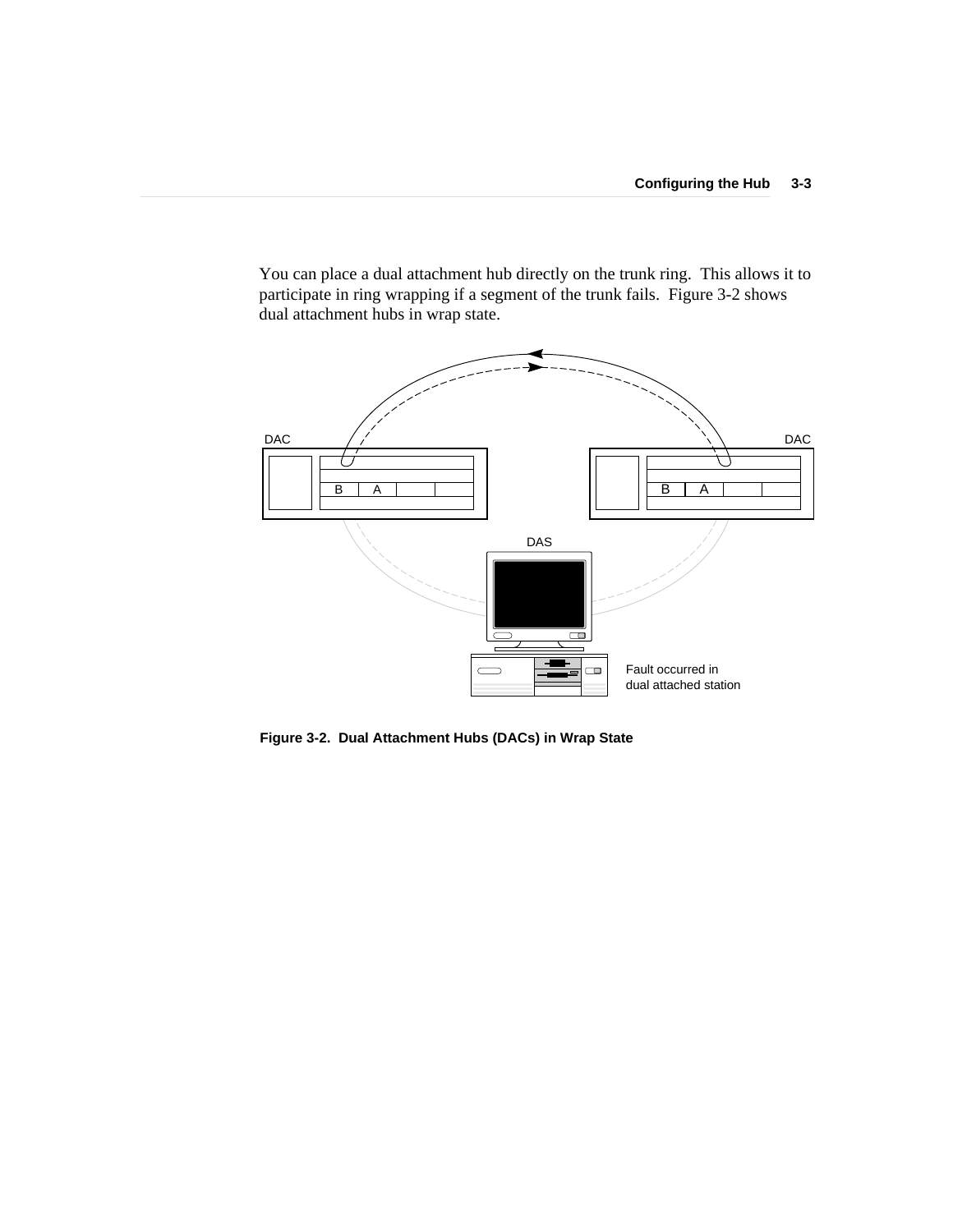You can place a dual attachment hub directly on the trunk ring. This allows it to participate in ring wrapping if a segment of the trunk fails. Figure 3-2 shows dual attachment hubs in wrap state.

**Figure 3-2. Dual Attachment Hubs (DACs) in Wrap State**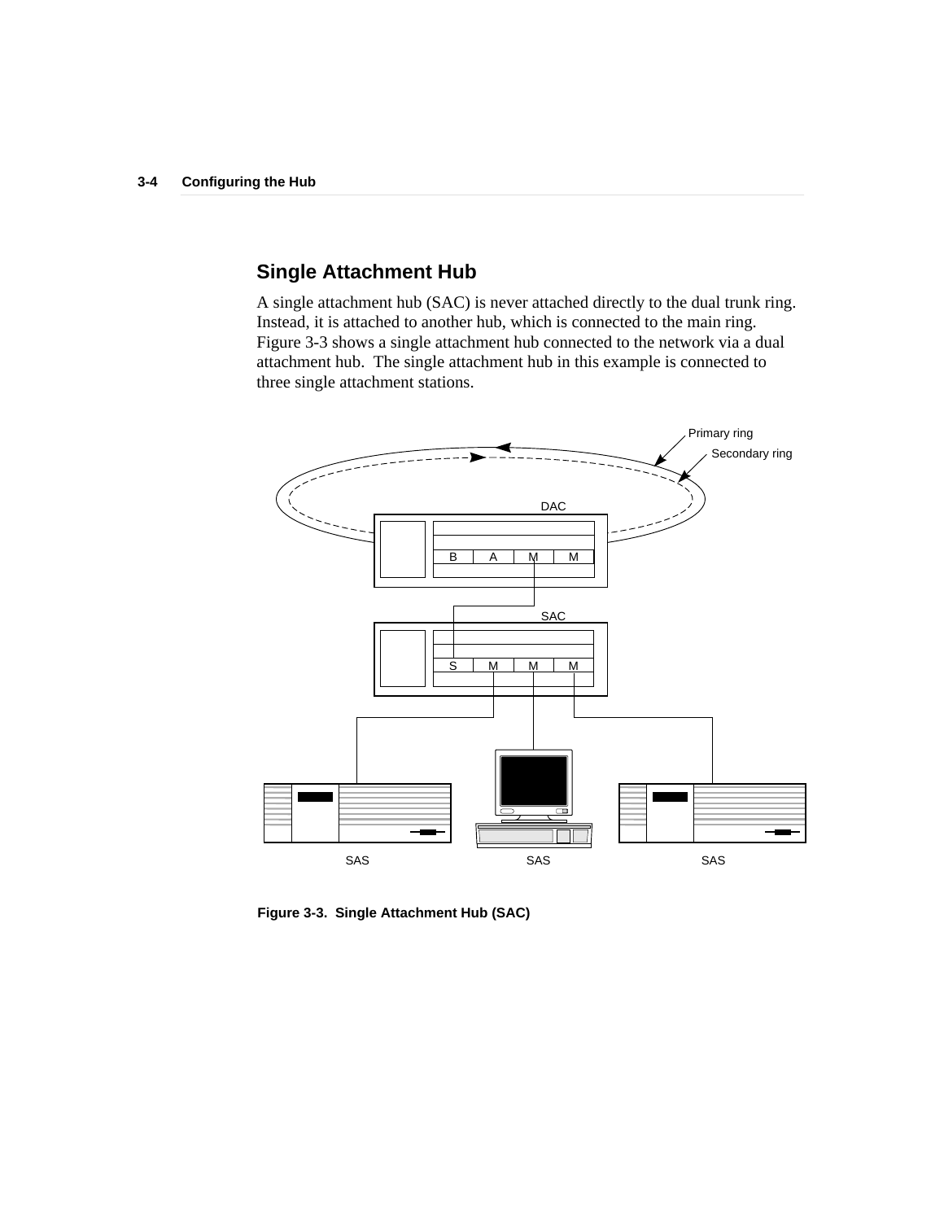## Single Attachment Hub

A single attachment hub (SAC) is never attached directly to the dual trunk ring. Instead, it is attached to another hub, which is connected to the main ring. Figure 3-3 shows a single attachment hub connected to the network via a dual attachment hub. The single attachment hub in this example is connected to three single attachment stations.

**Figure 3-3. Single Attachment Hub (SAC)**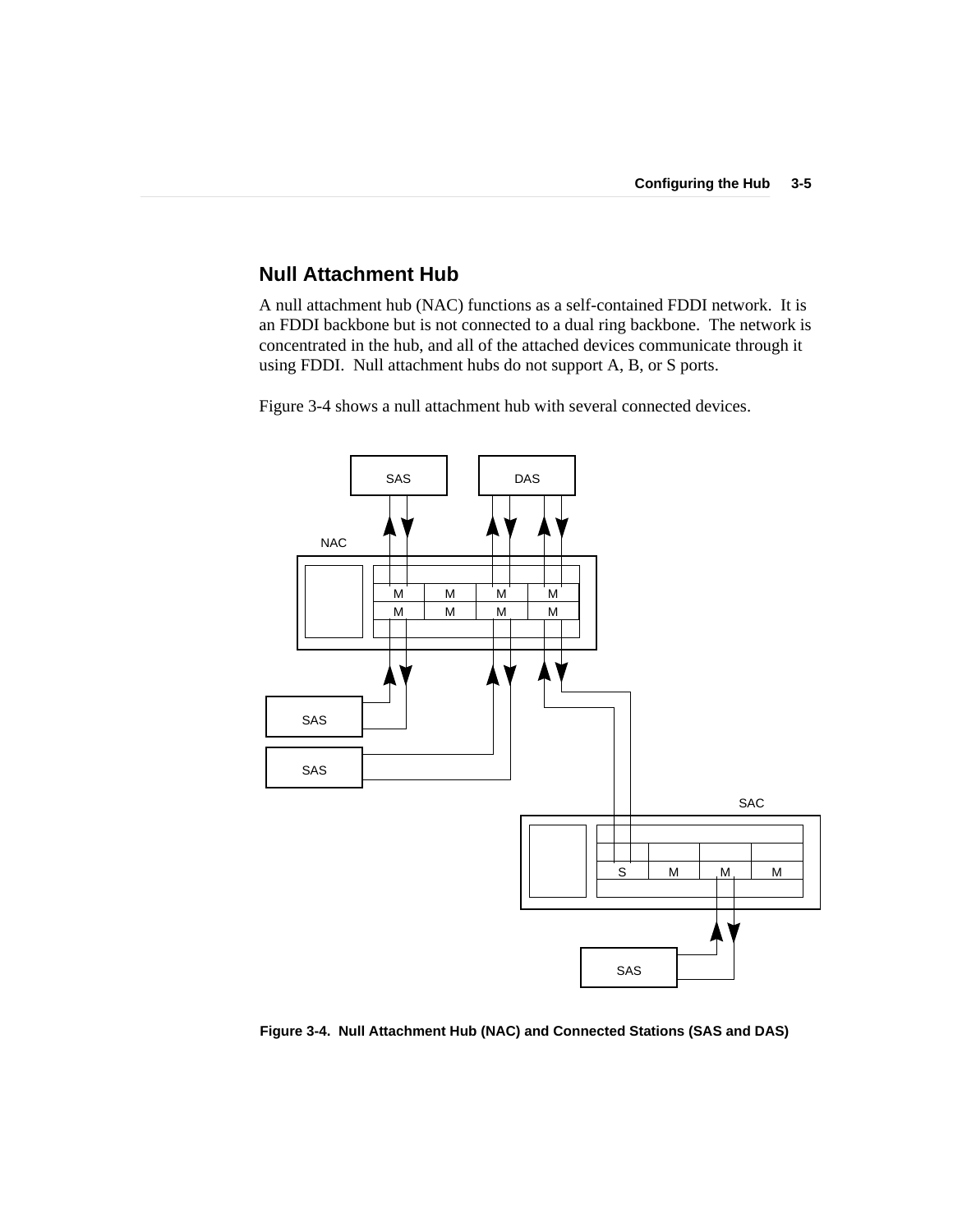## Null Attachment Hub

A null attachment hub (NAC) functions as a self-contained FDDI network. It is an FDDI backbone but is not connected to a dual ring backbone. The network is concentrated in the hub, and all of the attached devices communicate through it using FDDI. Null attachment hubs do not support A, B, or S ports.

Figure 3-4 shows a null attachment hub with several connected devices.

**Figure 3-4. Null Attachment Hub (NAC) and Connected Stations (SAS and DAS)**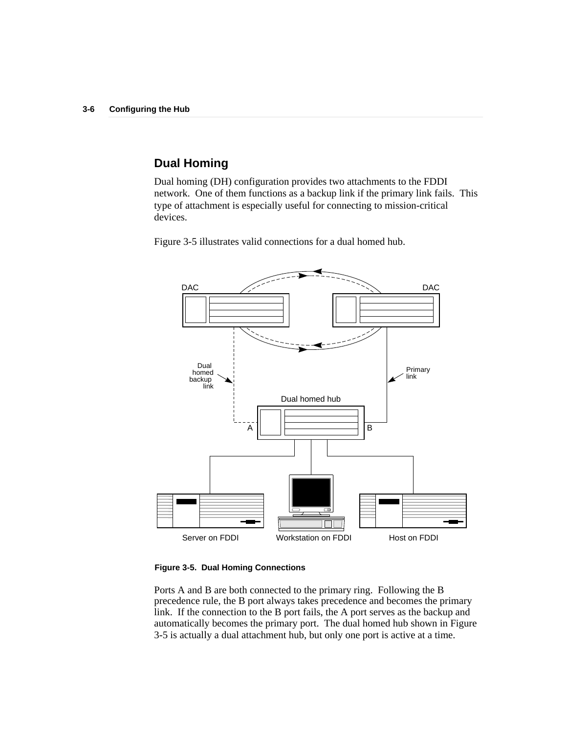## Dual Homing

Dual homing (DH) configuration provides two attachments to the FDDI network. One of them functions as a backup link if the primary link fails. This type of attachment is especially useful for connecting to mission-critical devices.

Figure 3-5 illustrates valid connections for a dual homed hub.

**Figure 3-5. Dual Homing Connections**

Ports A and B are both connected to the primary ring. Following the B precedence rule, the B port always takes precedence and becomes the primary link. If the connection to the B port fails, the A port serves as the backup and automatically becomes the primary port. The dual homed hub shown in Figure 3-5 is actually a dual attachment hub, but only one port is active at a time.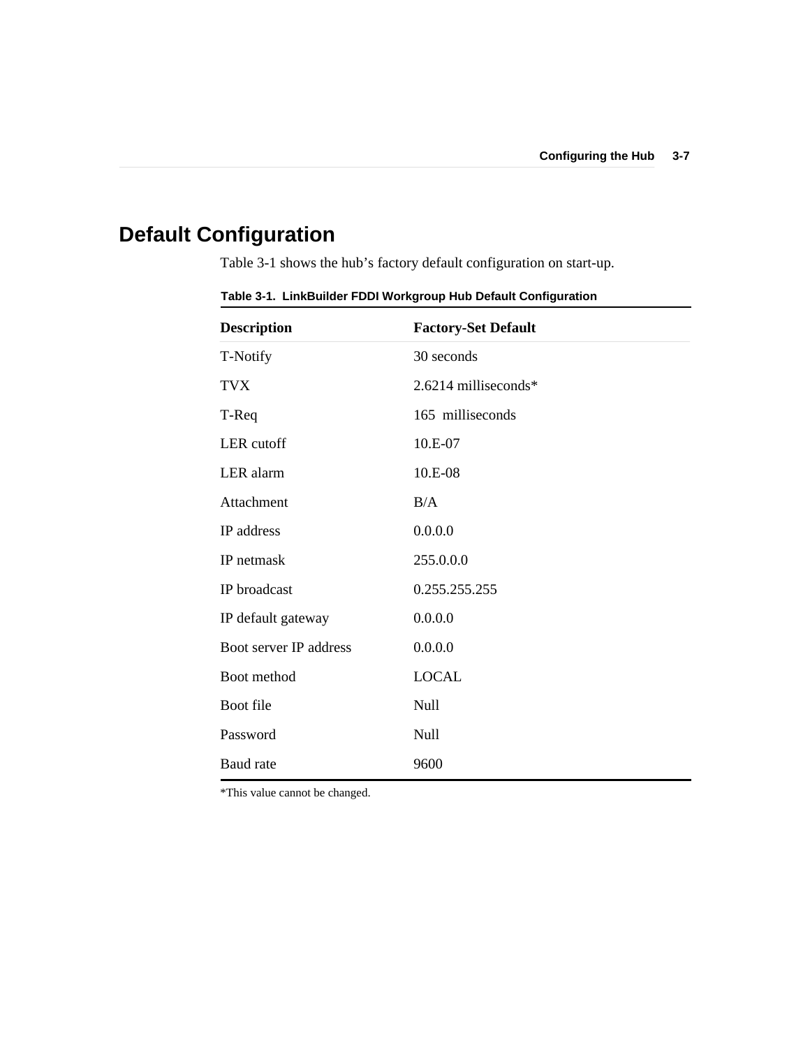# Default Configuration

Table 3-1 shows the hub’s factory default configuration on start-up.

**Table 3-1. LinkBuilder FDDI Workgroup Hub Default Configuration**

| Description | Factory-Set Default |
|---|---|
| T-Notify | 30 seconds |
| TVX | 2.6214 milliseconds* |
| T-Req | 165 milliseconds |
| LER cutoff | 10.E-07 |
| LER alarm | 10.E-08 |
| Attachment | B/A |
| IP address | 0.0.0.0 |
| IP netmask | 255.0.0.0 |
| IP broadcast | 0.255.255.255 |
| IP default gateway | 0.0.0.0 |
| Boot server IP address | 0.0.0.0 |
| Boot method | LOCAL |
| Boot file | Null |
| Password | Null |
| Baud rate | 9600 |

*This value cannot be changed.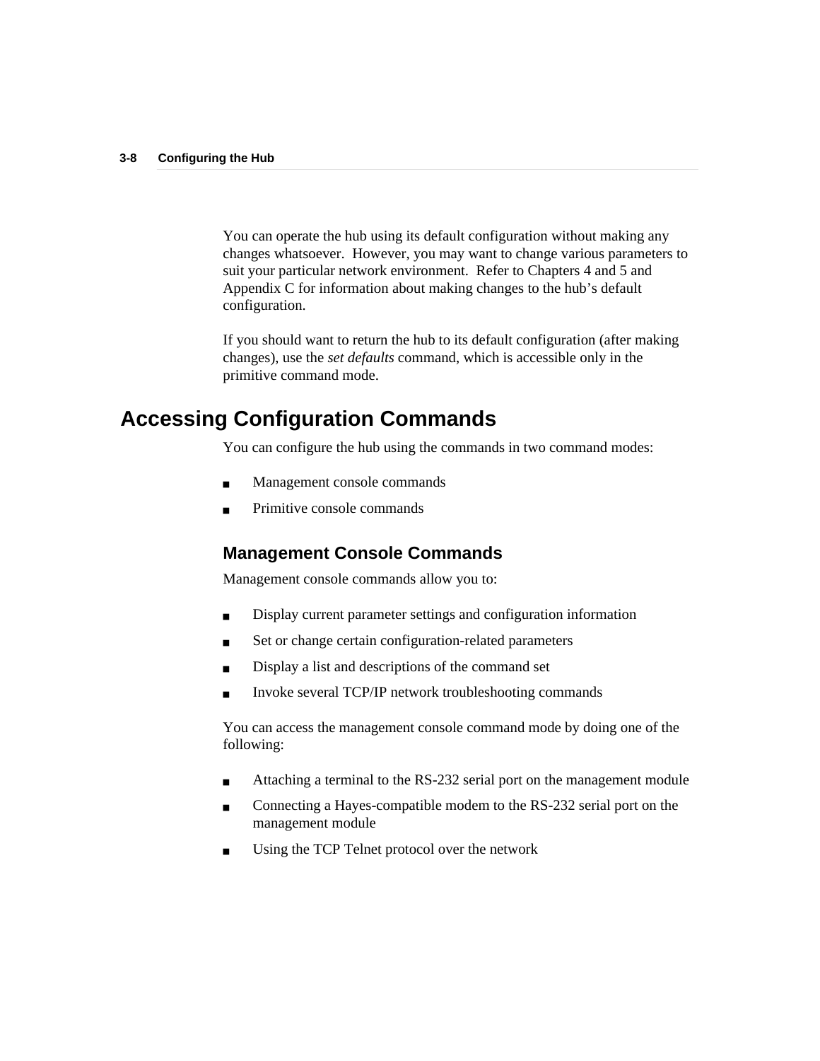You can operate the hub using its default configuration without making any changes whatsoever. However, you may want to change various parameters to suit your particular network environment. Refer to Chapters 4 and 5 and Appendix C for information about making changes to the hub's default configuration.

If you should want to return the hub to its default configuration (after making changes), use the *set defaults* command, which is accessible only in the primitive command mode.

## Accessing Configuration Commands

You can configure the hub using the commands in two command modes:

- Management console commands
- Primitive console commands

### Management Console Commands

Management console commands allow you to:

- Display current parameter settings and configuration information
- Set or change certain configuration-related parameters
- Display a list and descriptions of the command set
- Invoke several TCP/IP network troubleshooting commands

You can access the management console command mode by doing one of the following:

- Attaching a terminal to the RS-232 serial port on the management module
- Connecting a Hayes-compatible modem to the RS-232 serial port on the management module
- Using the TCP Telnet protocol over the network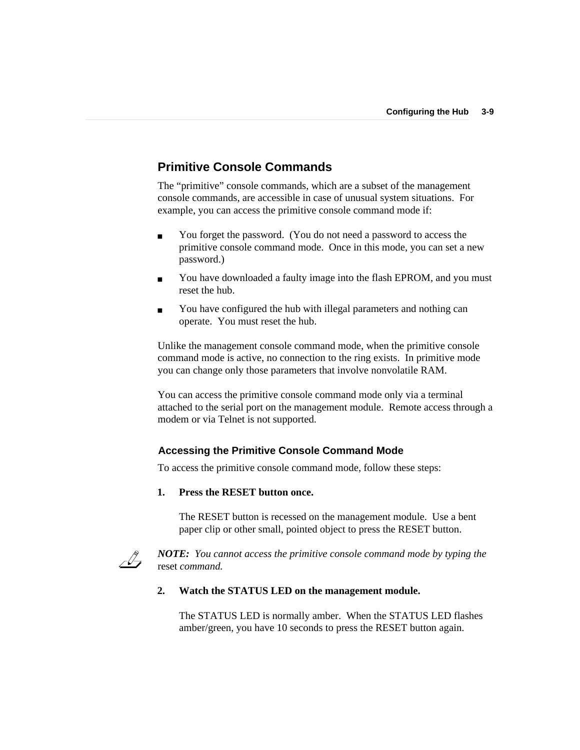## Primitive Console Commands

The "primitive" console commands, which are a subset of the management console commands, are accessible in case of unusual system situations. For example, you can access the primitive console command mode if:

- You forget the password. (You do not need a password to access the primitive console command mode. Once in this mode, you can set a new password.)
- You have downloaded a faulty image into the flash EPROM, and you must reset the hub.
- You have configured the hub with illegal parameters and nothing can operate. You must reset the hub.

Unlike the management console command mode, when the primitive console command mode is active, no connection to the ring exists. In primitive mode you can change only those parameters that involve nonvolatile RAM.

You can access the primitive console command mode only via a terminal attached to the serial port on the management module. Remote access through a modem or via Telnet is not supported.

### Accessing the Primitive Console Command Mode

To access the primitive console command mode, follow these steps:

**1. Press the RESET button once.**

The RESET button is recessed on the management module. Use a bent paper clip or other small, pointed object to press the RESET button.

***NOTE:*** *You cannot access the primitive console command mode by typing the* reset *command.*

**2. Watch the STATUS LED on the management module.**

The STATUS LED is normally amber. When the STATUS LED flashes amber/green, you have 10 seconds to press the RESET button again.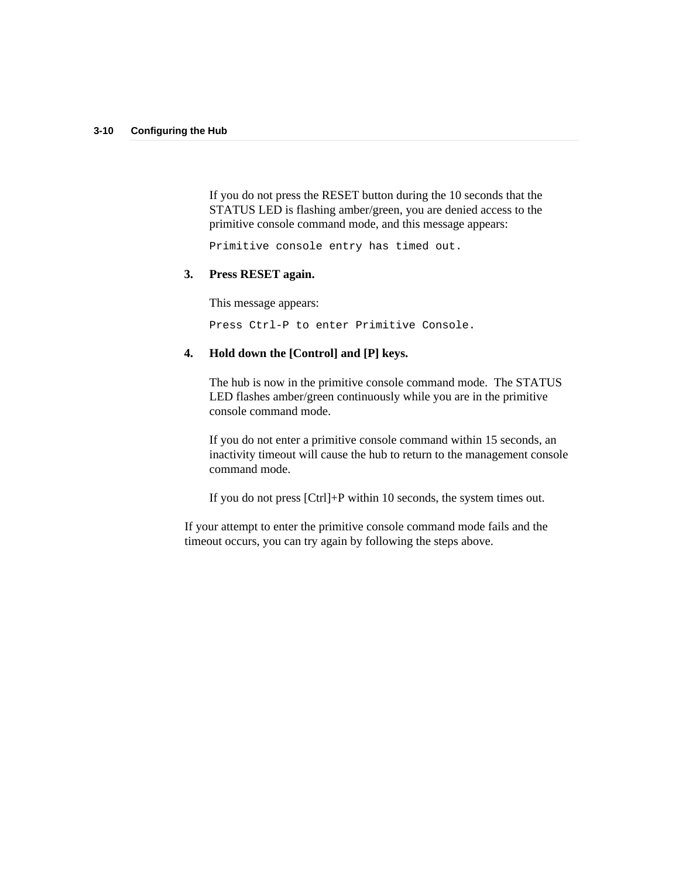If you do not press the RESET button during the 10 seconds that the STATUS LED is flashing amber/green, you are denied access to the primitive console command mode, and this message appears:

```
Primitive console entry has timed out.
```

3. **Press RESET again.**

   This message appears:

   ```
   Press Ctrl-P to enter Primitive Console.
   ```

4. **Hold down the [Control] and [P] keys.**

   The hub is now in the primitive console command mode. The STATUS LED flashes amber/green continuously while you are in the primitive console command mode.

   If you do not enter a primitive console command within 15 seconds, an inactivity timeout will cause the hub to return to the management console command mode.

   If you do not press [Ctrl]+P within 10 seconds, the system times out.

If your attempt to enter the primitive console command mode fails and the timeout occurs, you can try again by following the steps above.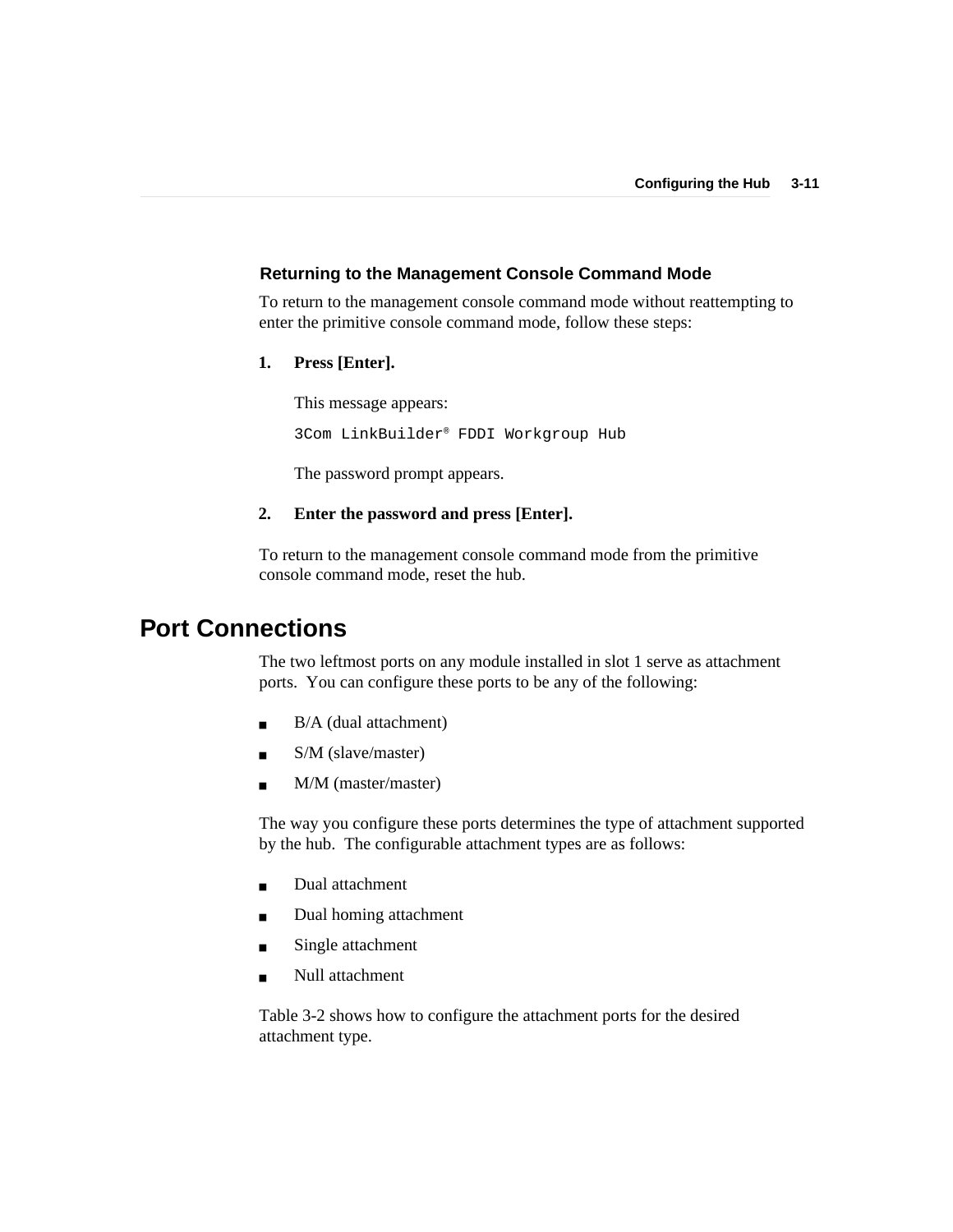### Returning to the Management Console Command Mode

To return to the management console command mode without reattempting to enter the primitive console command mode, follow these steps:

1. **Press [Enter].**

   This message appears:

   ```
   3Com LinkBuilder® FDDI Workgroup Hub
   ```

   The password prompt appears.

2. **Enter the password and press [Enter].**

To return to the management console command mode from the primitive console command mode, reset the hub.

## Port Connections

The two leftmost ports on any module installed in slot 1 serve as attachment ports. You can configure these ports to be any of the following:

- B/A (dual attachment)
- S/M (slave/master)
- M/M (master/master)

The way you configure these ports determines the type of attachment supported by the hub. The configurable attachment types are as follows:

- Dual attachment
- Dual homing attachment
- Single attachment
- Null attachment

Table 3-2 shows how to configure the attachment ports for the desired attachment type.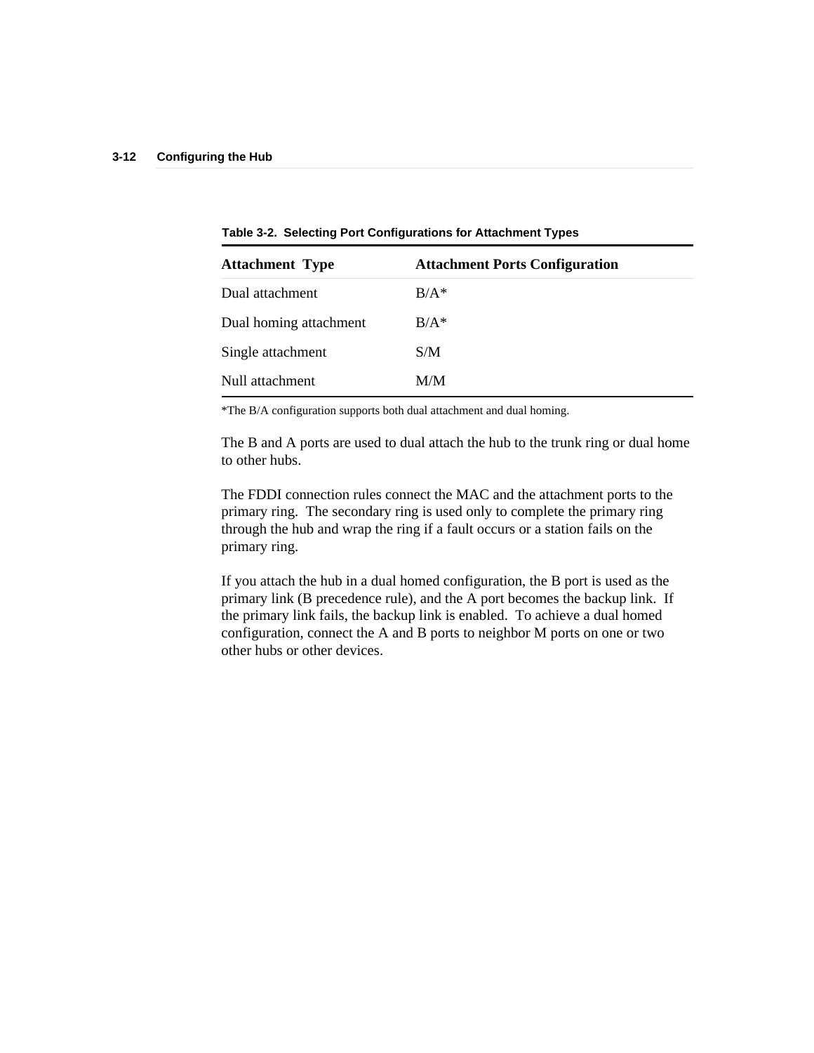**Table 3-2. Selecting Port Configurations for Attachment Types**

| Attachment Type | Attachment Ports Configuration |
| --- | --- |
| Dual attachment | B/A* |
| Dual homing attachment | B/A* |
| Single attachment | S/M |
| Null attachment | M/M |

*The B/A configuration supports both dual attachment and dual homing.

The B and A ports are used to dual attach the hub to the trunk ring or dual home to other hubs.

The FDDI connection rules connect the MAC and the attachment ports to the primary ring. The secondary ring is used only to complete the primary ring through the hub and wrap the ring if a fault occurs or a station fails on the primary ring.

If you attach the hub in a dual homed configuration, the B port is used as the primary link (B precedence rule), and the A port becomes the backup link. If the primary link fails, the backup link is enabled. To achieve a dual homed configuration, connect the A and B ports to neighbor M ports on one or two other hubs or other devices.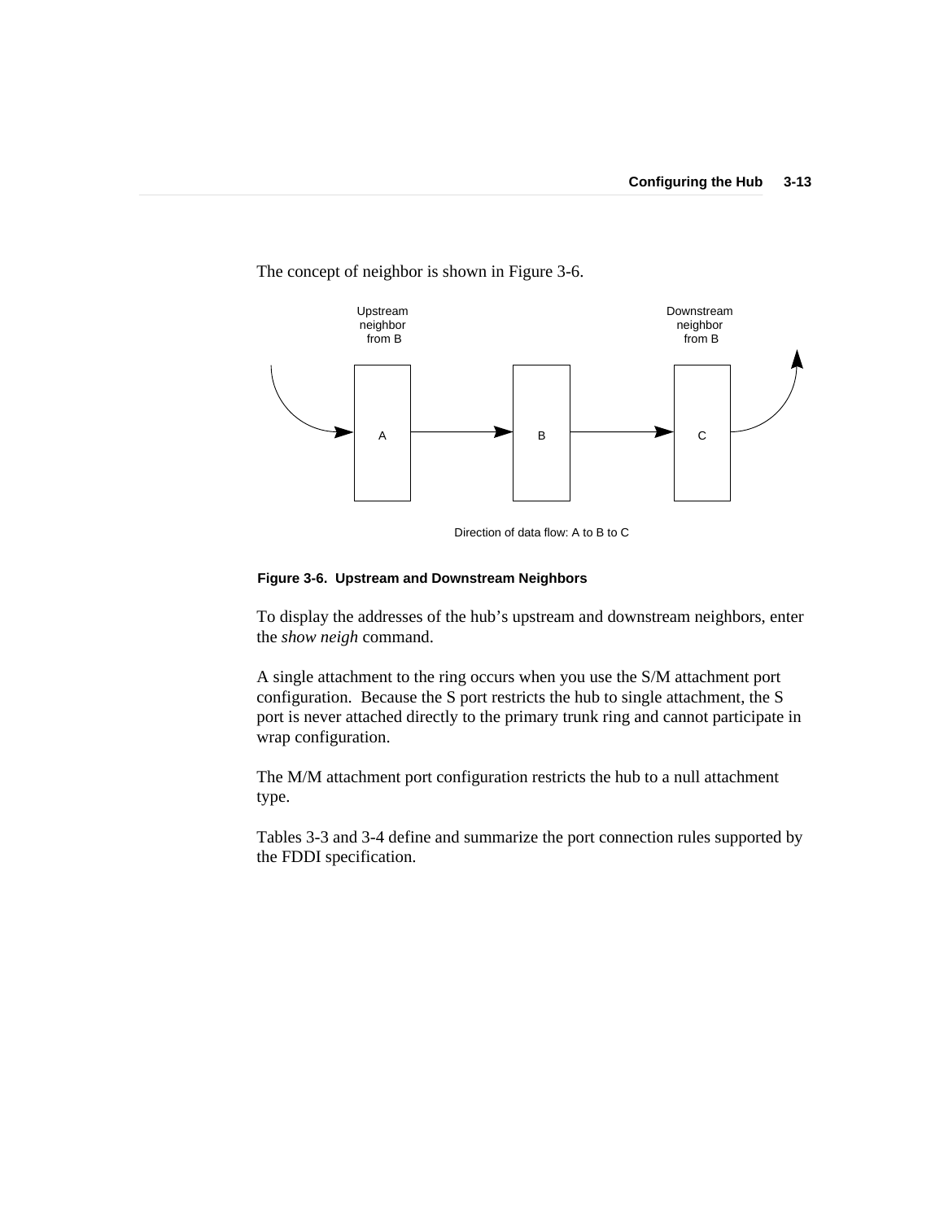The concept of neighbor is shown in Figure 3-6.

Upstream neighbor from B

Downstream neighbor from B

A B C

Direction of data flow: A to B to C

**Figure 3-6. Upstream and Downstream Neighbors**

To display the addresses of the hub's upstream and downstream neighbors, enter the *show neigh* command.

A single attachment to the ring occurs when you use the S/M attachment port configuration. Because the S port restricts the hub to single attachment, the S port is never attached directly to the primary trunk ring and cannot participate in wrap configuration.

The M/M attachment port configuration restricts the hub to a null attachment type.

Tables 3-3 and 3-4 define and summarize the port connection rules supported by the FDDI specification.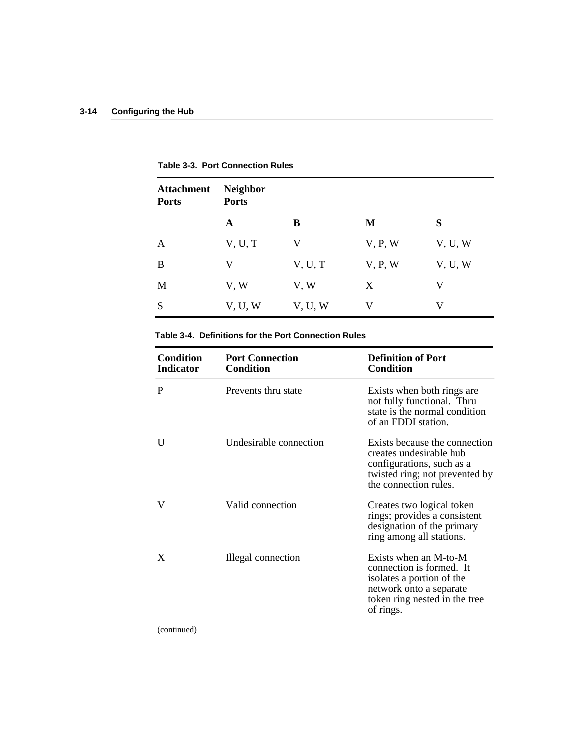**Table 3-3. Port Connection Rules**

| Attachment Ports | Neighbor Ports | | | |
|---|---|---|---|---|
| | **A** | **B** | **M** | **S** |
| A | V, U, T | V | V, P, W | V, U, W |
| B | V | V, U, T | V, P, W | V, U, W |
| M | V, W | V, W | X | V |
| S | V, U, W | V, U, W | V | V |

**Table 3-4. Definitions for the Port Connection Rules**

| Condition Indicator | Port Connection Condition | Definition of Port Condition |
|---|---|---|
| P | Prevents thru state | Exists when both rings are not fully functional. Thru state is the normal condition of an FDDI station. |
| U | Undesirable connection | Exists because the connection creates undesirable hub configurations, such as a twisted ring; not prevented by the connection rules. |
| V | Valid connection | Creates two logical token rings; provides a consistent designation of the primary ring among all stations. |
| X | Illegal connection | Exists when an M-to-M connection is formed. It isolates a portion of the network onto a separate token ring nested in the tree of rings. |

(continued)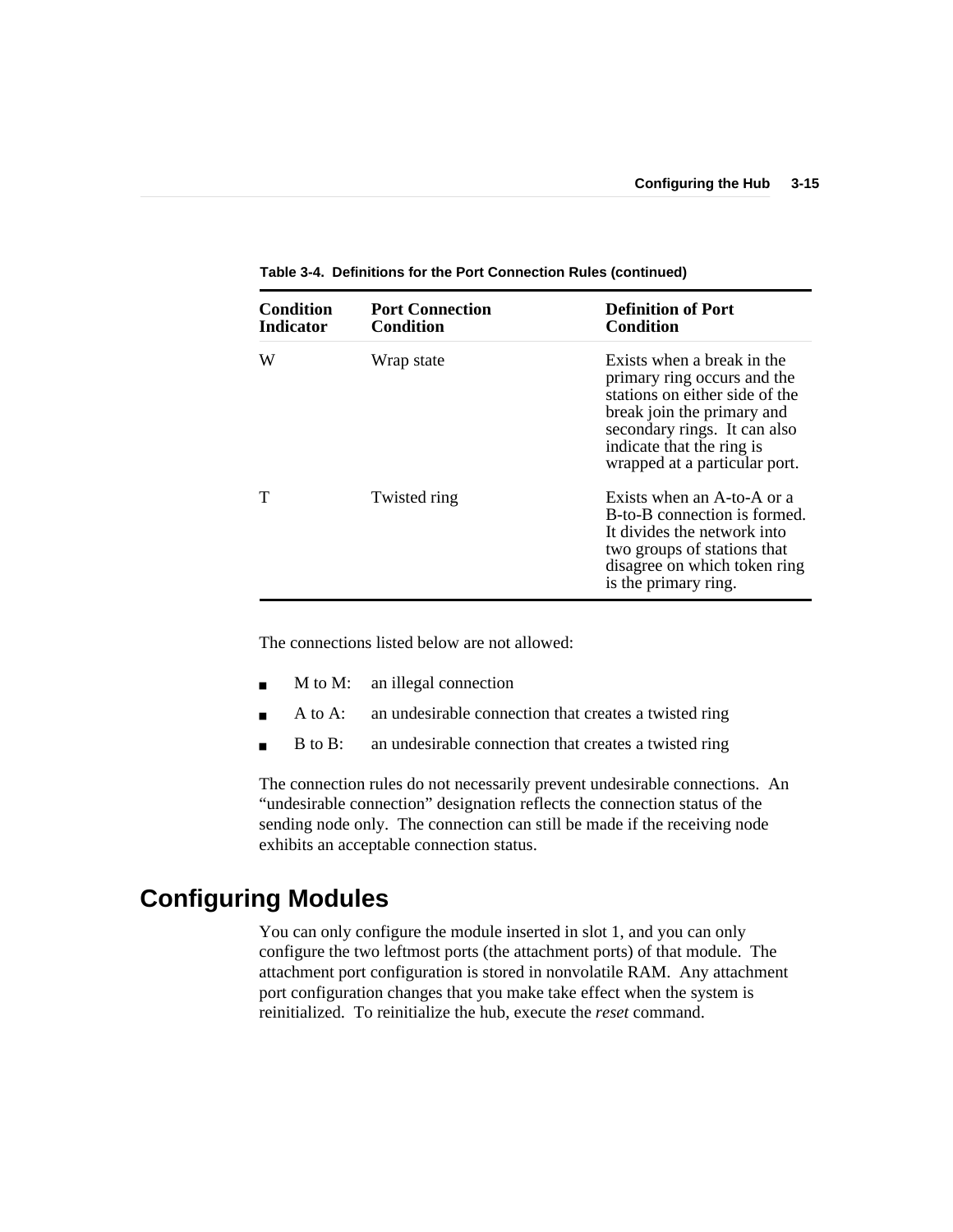**Table 3-4. Definitions for the Port Connection Rules (continued)**

| Condition Indicator | Port Connection Condition | Definition of Port Condition |
|---|---|---|
| W | Wrap state | Exists when a break in the primary ring occurs and the stations on either side of the break join the primary and secondary rings. It can also indicate that the ring is wrapped at a particular port. |
| T | Twisted ring | Exists when an A-to-A or a B-to-B connection is formed. It divides the network into two groups of stations that disagree on which token ring is the primary ring. |

The connections listed below are not allowed:

- M to M: an illegal connection
- A to A: an undesirable connection that creates a twisted ring
- B to B: an undesirable connection that creates a twisted ring

The connection rules do not necessarily prevent undesirable connections. An “undesirable connection” designation reflects the connection status of the sending node only. The connection can still be made if the receiving node exhibits an acceptable connection status.

## Configuring Modules

You can only configure the module inserted in slot 1, and you can only configure the two leftmost ports (the attachment ports) of that module. The attachment port configuration is stored in nonvolatile RAM. Any attachment port configuration changes that you make take effect when the system is reinitialized. To reinitialize the hub, execute the *reset* command.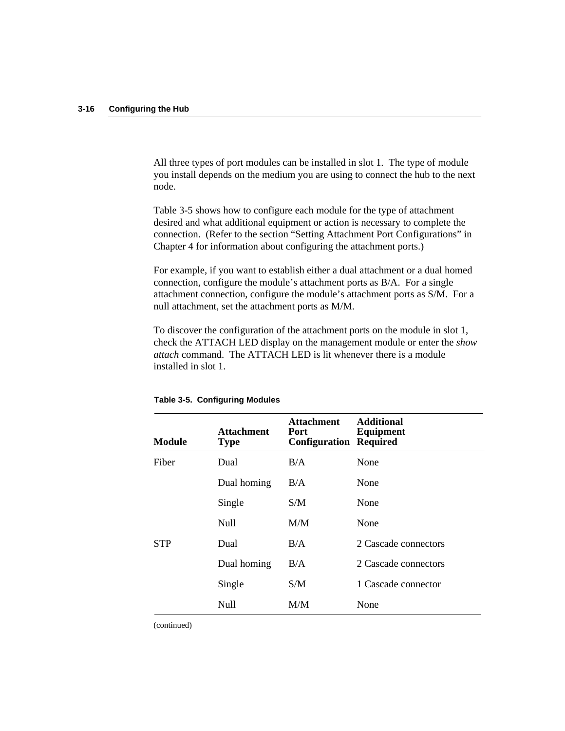All three types of port modules can be installed in slot 1. The type of module you install depends on the medium you are using to connect the hub to the next node.

Table 3-5 shows how to configure each module for the type of attachment desired and what additional equipment or action is necessary to complete the connection. (Refer to the section "Setting Attachment Port Configurations" in Chapter 4 for information about configuring the attachment ports.)

For example, if you want to establish either a dual attachment or a dual homed connection, configure the module's attachment ports as B/A. For a single attachment connection, configure the module's attachment ports as S/M. For a null attachment, set the attachment ports as M/M.

To discover the configuration of the attachment ports on the module in slot 1, check the ATTACH LED display on the management module or enter the *show attach* command. The ATTACH LED is lit whenever there is a module installed in slot 1.

**Table 3-5. Configuring Modules**

| Module | Attachment Type | Attachment Port Configuration | Additional Equipment Required |
|---|---|---|---|
| Fiber | Dual | B/A | None |
| | Dual homing | B/A | None |
| | Single | S/M | None |
| | Null | M/M | None |
| STP | Dual | B/A | 2 Cascade connectors |
| | Dual homing | B/A | 2 Cascade connectors |
| | Single | S/M | 1 Cascade connector |
| | Null | M/M | None |

(continued)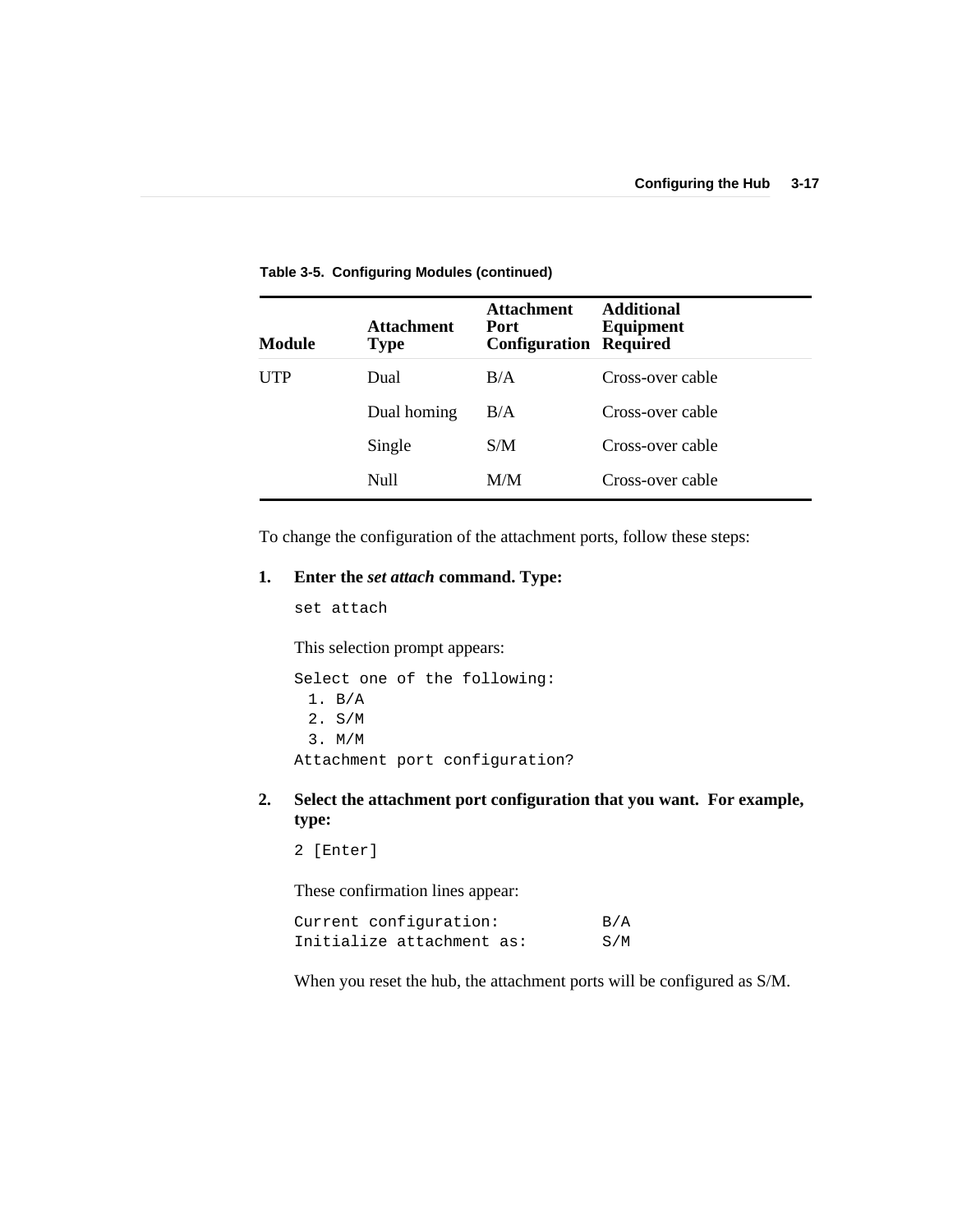**Table 3-5. Configuring Modules (continued)**

| Module | Attachment Type | Attachment Port Configuration | Additional Equipment Required |
|---|---|---|---|
| UTP | Dual | B/A | Cross-over cable |
| | Dual homing | B/A | Cross-over cable |
| | Single | S/M | Cross-over cable |
| | Null | M/M | Cross-over cable |

To change the configuration of the attachment ports, follow these steps:

1. **Enter the *set attach* command. Type:**

   ```
   set attach
   ```

   This selection prompt appears:

   ```
   Select one of the following:
     1. B/A
     2. S/M
     3. M/M
   Attachment port configuration?
   ```

2. **Select the attachment port configuration that you want. For example, type:**

   ```
   2 [Enter]
   ```

   These confirmation lines appear:

   ```
   Current configuration:          B/A
   Initialize attachment as:       S/M
   ```

   When you reset the hub, the attachment ports will be configured as S/M.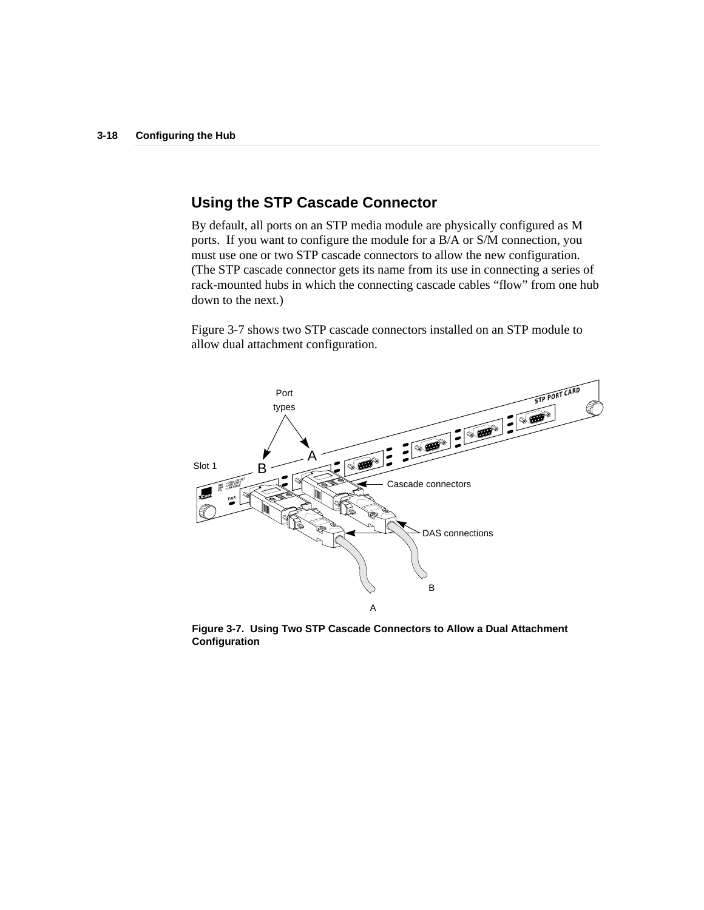## Using the STP Cascade Connector

By default, all ports on an STP media module are physically configured as M ports. If you want to configure the module for a B/A or S/M connection, you must use one or two STP cascade connectors to allow the new configuration. (The STP cascade connector gets its name from its use in connecting a series of rack-mounted hubs in which the connecting cascade cables “flow” from one hub down to the next.)

Figure 3-7 shows two STP cascade connectors installed on an STP module to allow dual attachment configuration.

**Figure 3-7. Using Two STP Cascade Connectors to Allow a Dual Attachment Configuration**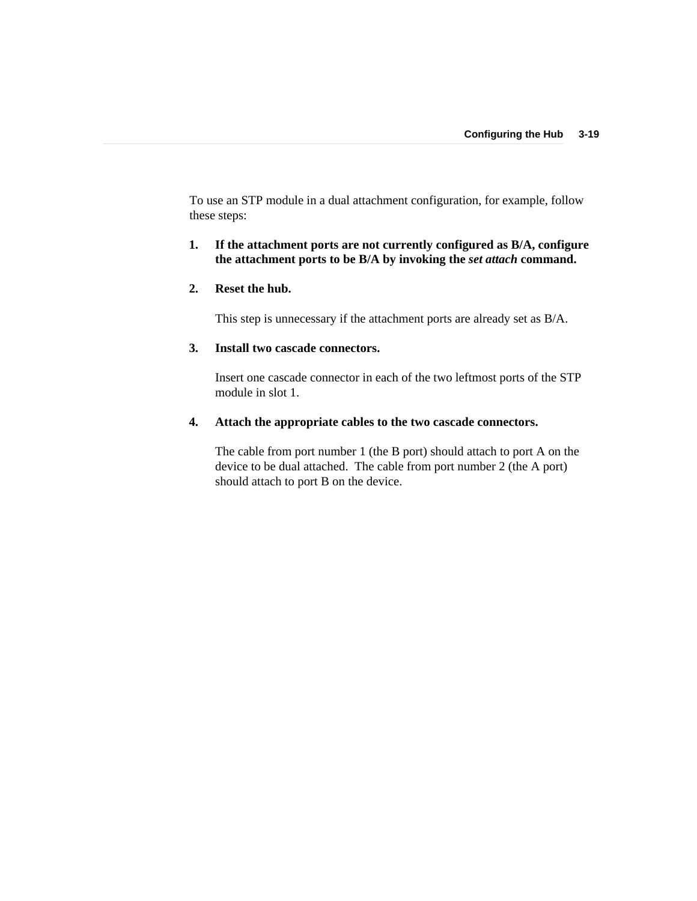To use an STP module in a dual attachment configuration, for example, follow these steps:

1. **If the attachment ports are not currently configured as B/A, configure the attachment ports to be B/A by invoking the *set attach* command.**

2. **Reset the hub.**

   This step is unnecessary if the attachment ports are already set as B/A.

3. **Install two cascade connectors.**

   Insert one cascade connector in each of the two leftmost ports of the STP module in slot 1.

4. **Attach the appropriate cables to the two cascade connectors.**

   The cable from port number 1 (the B port) should attach to port A on the device to be dual attached. The cable from port number 2 (the A port) should attach to port B on the device.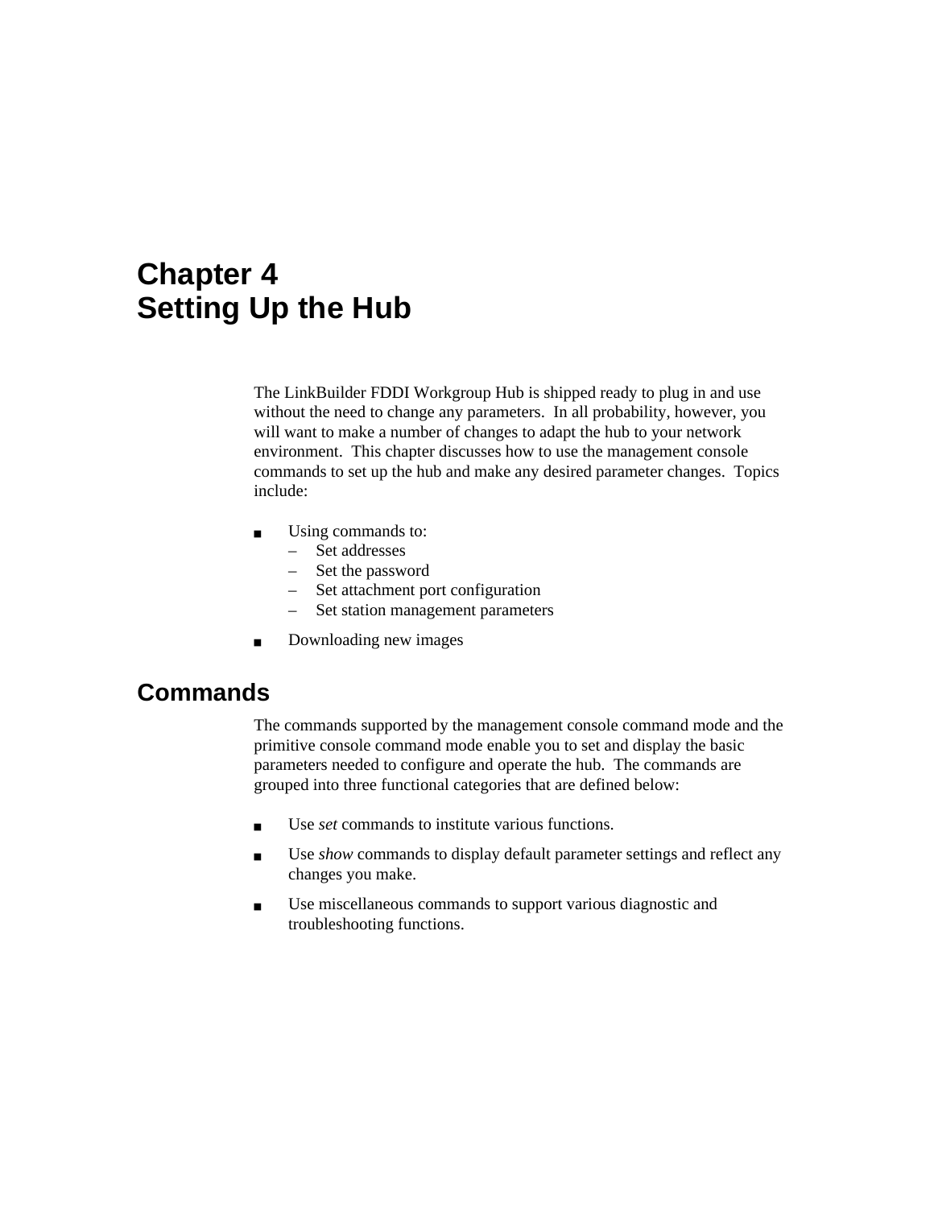# Chapter 4
# Setting Up the Hub

The LinkBuilder FDDI Workgroup Hub is shipped ready to plug in and use without the need to change any parameters. In all probability, however, you will want to make a number of changes to adapt the hub to your network environment. This chapter discusses how to use the management console commands to set up the hub and make any desired parameter changes. Topics include:

- Using commands to:
  - Set addresses
  - Set the password
  - Set attachment port configuration
  - Set station management parameters
- Downloading new images

## Commands

The commands supported by the management console command mode and the primitive console command mode enable you to set and display the basic parameters needed to configure and operate the hub. The commands are grouped into three functional categories that are defined below:

- Use *set* commands to institute various functions.
- Use *show* commands to display default parameter settings and reflect any changes you make.
- Use miscellaneous commands to support various diagnostic and troubleshooting functions.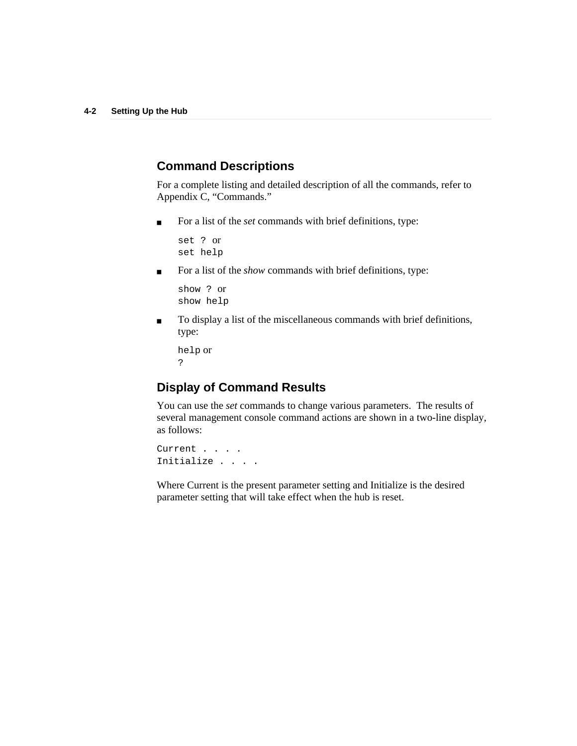## Command Descriptions

For a complete listing and detailed description of all the commands, refer to Appendix C, “Commands.”

- For a list of the *set* commands with brief definitions, type:

  `set ?` or
  `set help`

- For a list of the *show* commands with brief definitions, type:

  `show ?` or
  `show help`

- To display a list of the miscellaneous commands with brief definitions, type:

  `help` or
  `?`

## Display of Command Results

You can use the *set* commands to change various parameters. The results of several management console command actions are shown in a two-line display, as follows:

```
Current . . . .
Initialize . . . .
```

Where Current is the present parameter setting and Initialize is the desired parameter setting that will take effect when the hub is reset.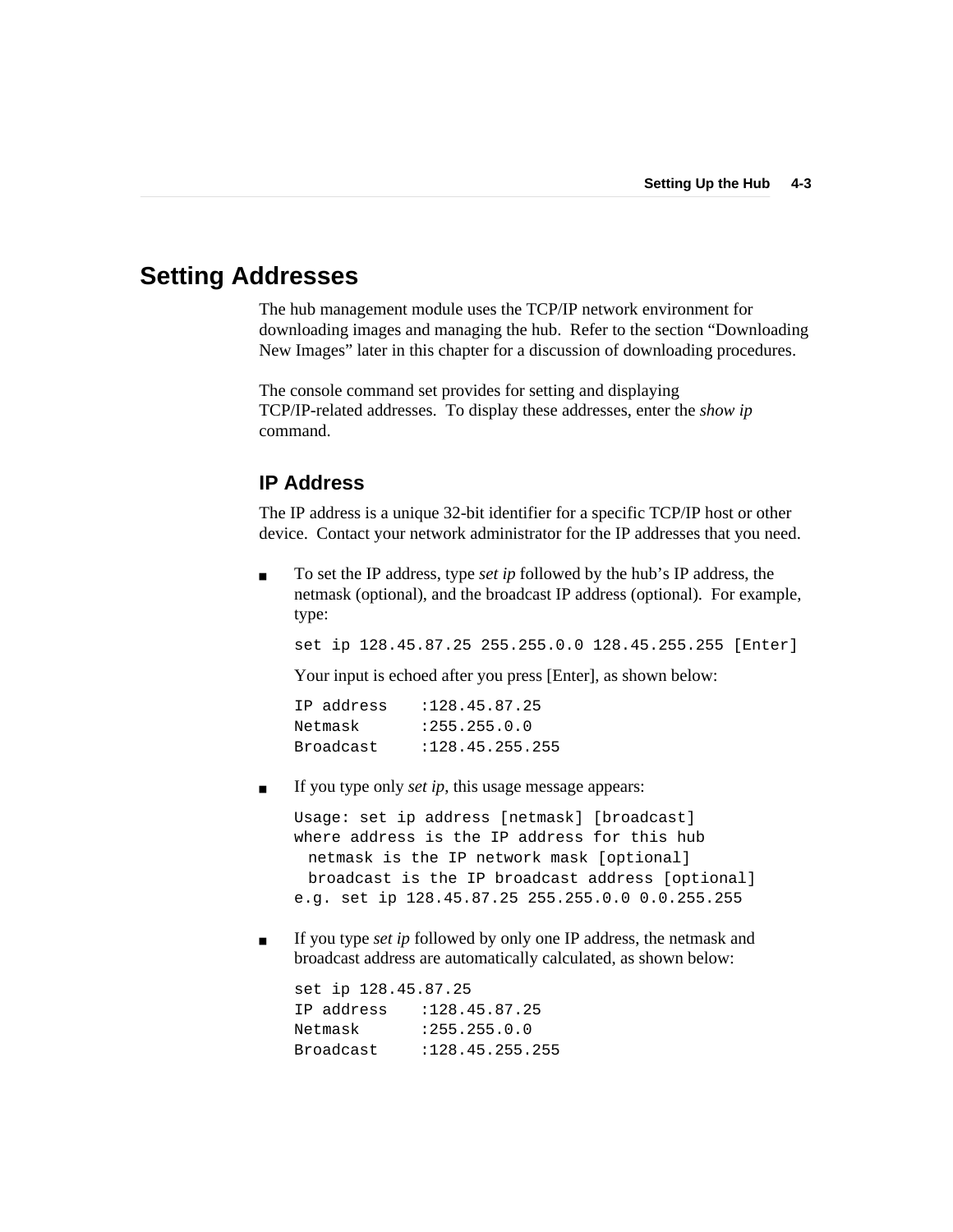# Setting Addresses

The hub management module uses the TCP/IP network environment for downloading images and managing the hub. Refer to the section "Downloading New Images" later in this chapter for a discussion of downloading procedures.

The console command set provides for setting and displaying TCP/IP-related addresses. To display these addresses, enter the *show ip* command.

## IP Address

The IP address is a unique 32-bit identifier for a specific TCP/IP host or other device. Contact your network administrator for the IP addresses that you need.

- To set the IP address, type *set ip* followed by the hub's IP address, the netmask (optional), and the broadcast IP address (optional). For example, type:

  ```
  set ip 128.45.87.25 255.255.0.0 128.45.255.255 [Enter]
  ```

  Your input is echoed after you press [Enter], as shown below:

  ```
  IP address    :128.45.87.25
  Netmask       :255.255.0.0
  Broadcast     :128.45.255.255
  ```

- If you type only *set ip*, this usage message appears:

  ```
  Usage: set ip address [netmask] [broadcast]
  where address is the IP address for this hub
    netmask is the IP network mask [optional]
    broadcast is the IP broadcast address [optional]
  e.g. set ip 128.45.87.25 255.255.0.0 0.0.255.255
  ```

- If you type *set ip* followed by only one IP address, the netmask and broadcast address are automatically calculated, as shown below:

  ```
  set ip 128.45.87.25
  IP address    :128.45.87.25
  Netmask       :255.255.0.0
  Broadcast     :128.45.255.255
  ```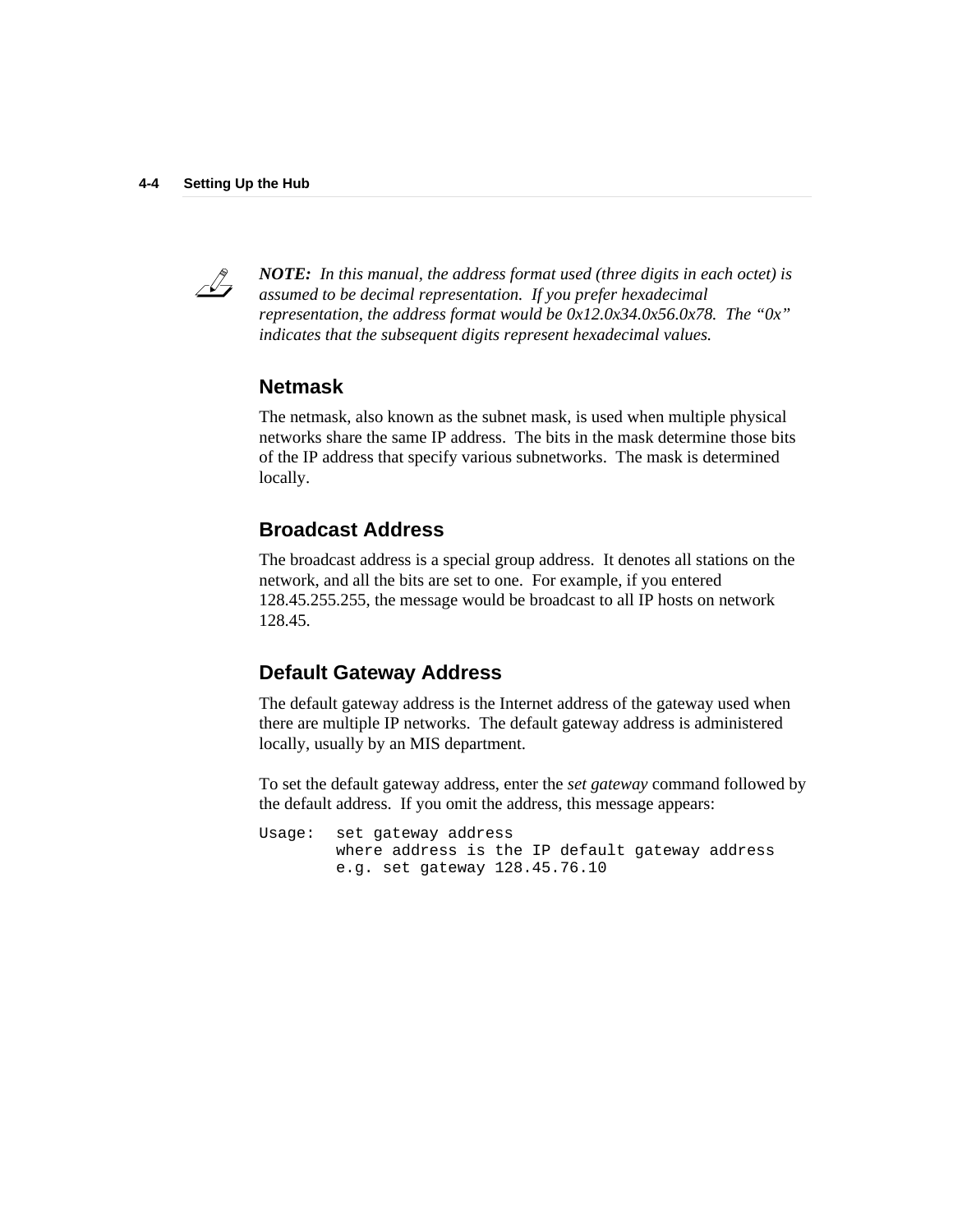*NOTE: In this manual, the address format used (three digits in each octet) is assumed to be decimal representation. If you prefer hexadecimal representation, the address format would be 0x12.0x34.0x56.0x78. The "0x" indicates that the subsequent digits represent hexadecimal values.*

### Netmask

The netmask, also known as the subnet mask, is used when multiple physical networks share the same IP address. The bits in the mask determine those bits of the IP address that specify various subnetworks. The mask is determined locally.

### Broadcast Address

The broadcast address is a special group address. It denotes all stations on the network, and all the bits are set to one. For example, if you entered 128.45.255.255, the message would be broadcast to all IP hosts on network 128.45.

### Default Gateway Address

The default gateway address is the Internet address of the gateway used when there are multiple IP networks. The default gateway address is administered locally, usually by an MIS department.

To set the default gateway address, enter the *set gateway* command followed by the default address. If you omit the address, this message appears:

```
Usage:  set gateway address
        where address is the IP default gateway address
        e.g. set gateway 128.45.76.10
```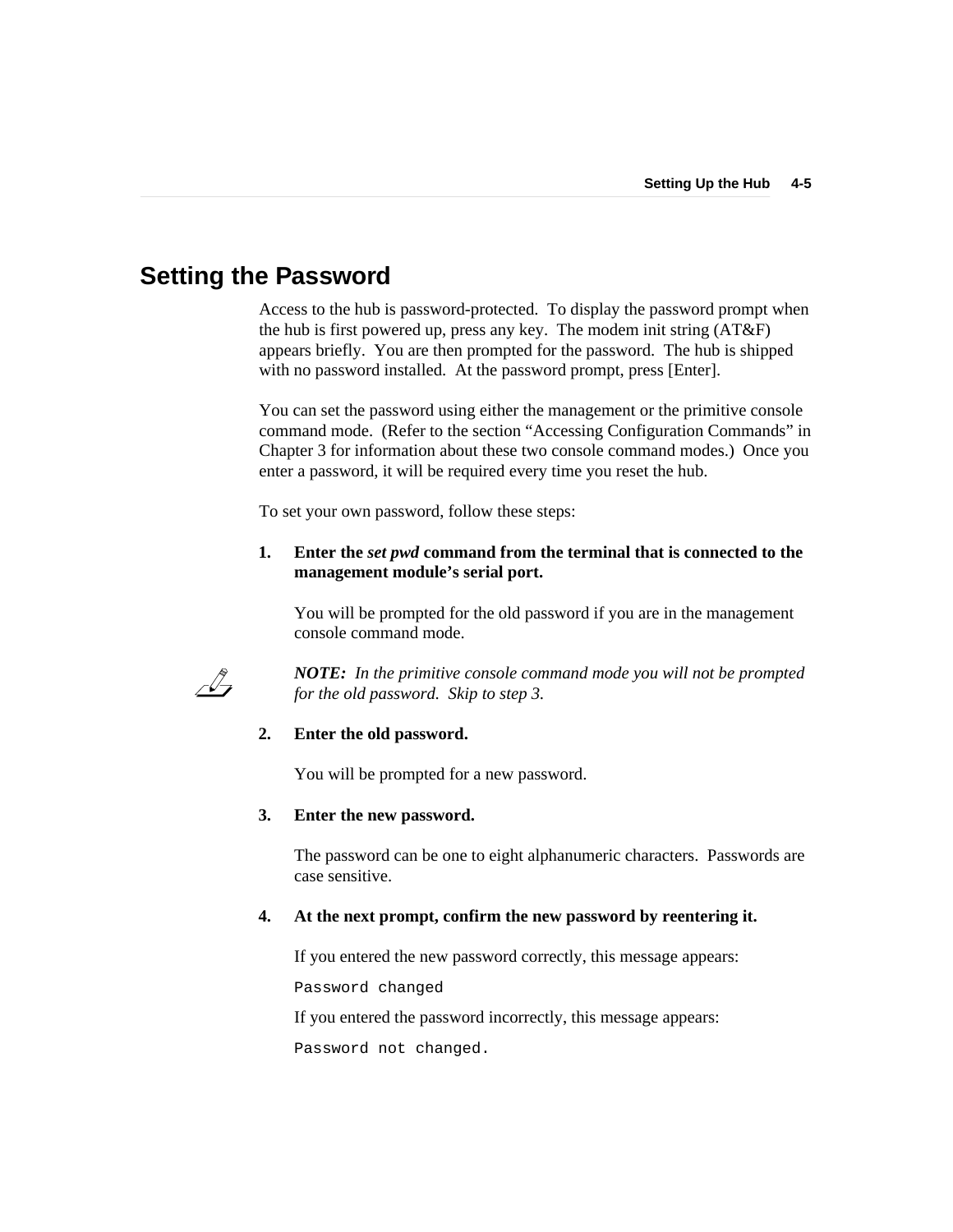## Setting the Password

Access to the hub is password-protected. To display the password prompt when the hub is first powered up, press any key. The modem init string (AT&F) appears briefly. You are then prompted for the password. The hub is shipped with no password installed. At the password prompt, press [Enter].

You can set the password using either the management or the primitive console command mode. (Refer to the section “Accessing Configuration Commands” in Chapter 3 for information about these two console command modes.) Once you enter a password, it will be required every time you reset the hub.

To set your own password, follow these steps:

1. **Enter the *set pwd* command from the terminal that is connected to the management module’s serial port.**

   You will be prompted for the old password if you are in the management console command mode.

   ***NOTE:*** *In the primitive console command mode you will not be prompted for the old password. Skip to step 3.*

2. **Enter the old password.**

   You will be prompted for a new password.

3. **Enter the new password.**

   The password can be one to eight alphanumeric characters. Passwords are case sensitive.

4. **At the next prompt, confirm the new password by reentering it.**

   If you entered the new password correctly, this message appears:

   ```
   Password changed
   ```

   If you entered the password incorrectly, this message appears:

   ```
   Password not changed.
   ```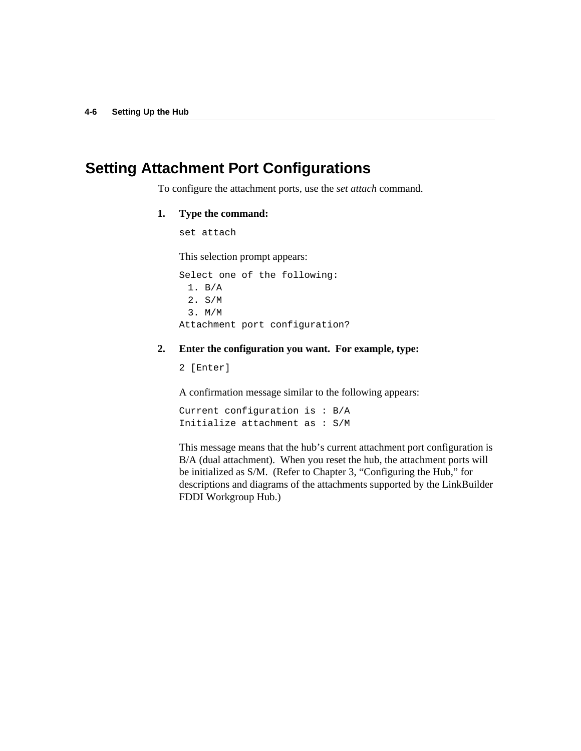# Setting Attachment Port Configurations

To configure the attachment ports, use the *set attach* command.

1. **Type the command:**

   ```
   set attach
   ```

   This selection prompt appears:

   ```
   Select one of the following:
     1. B/A
     2. S/M
     3. M/M
   Attachment port configuration?
   ```

2. **Enter the configuration you want. For example, type:**

   ```
   2 [Enter]
   ```

   A confirmation message similar to the following appears:

   ```
   Current configuration is : B/A
   Initialize attachment as : S/M
   ```

   This message means that the hub's current attachment port configuration is B/A (dual attachment). When you reset the hub, the attachment ports will be initialized as S/M. (Refer to Chapter 3, "Configuring the Hub," for descriptions and diagrams of the attachments supported by the LinkBuilder FDDI Workgroup Hub.)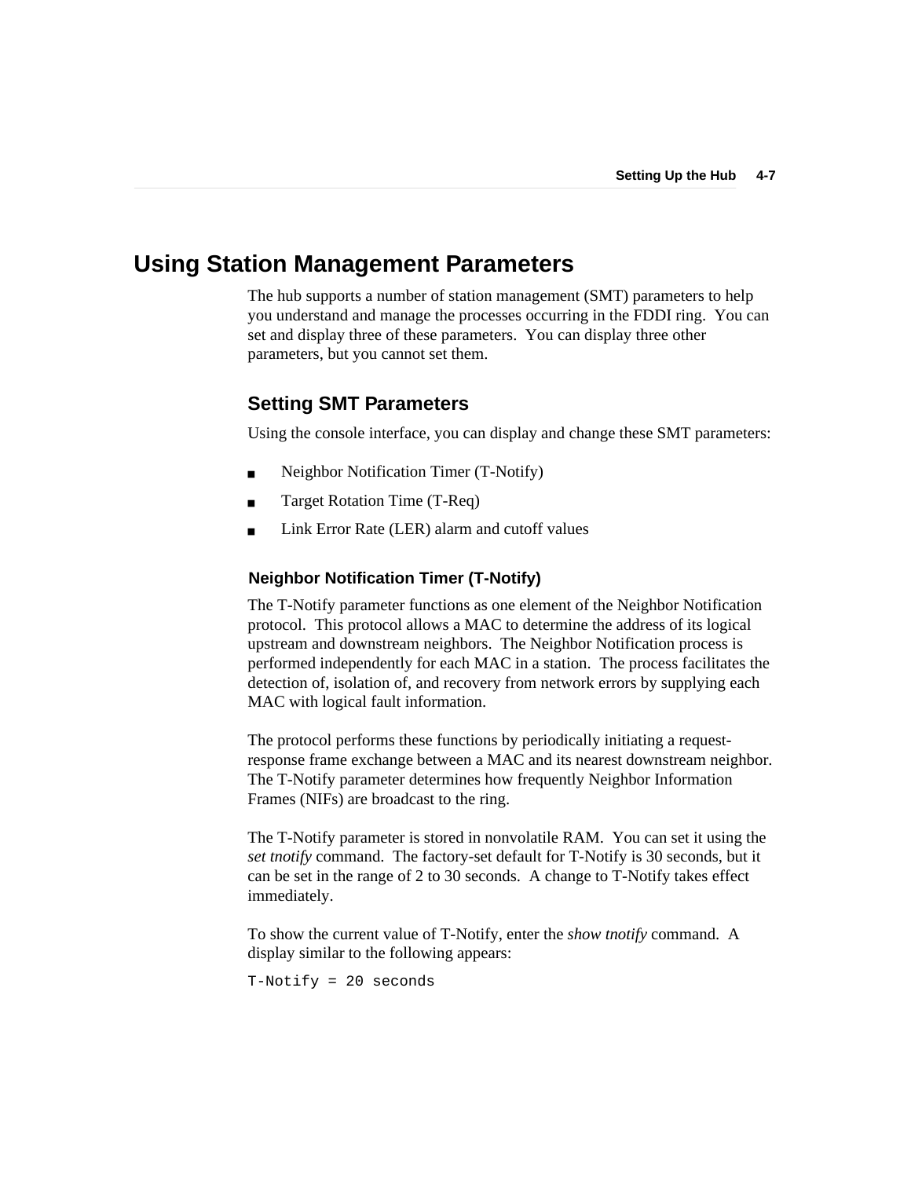# Using Station Management Parameters

The hub supports a number of station management (SMT) parameters to help you understand and manage the processes occurring in the FDDI ring. You can set and display three of these parameters. You can display three other parameters, but you cannot set them.

## Setting SMT Parameters

Using the console interface, you can display and change these SMT parameters:

- Neighbor Notification Timer (T-Notify)
- Target Rotation Time (T-Req)
- Link Error Rate (LER) alarm and cutoff values

### Neighbor Notification Timer (T-Notify)

The T-Notify parameter functions as one element of the Neighbor Notification protocol. This protocol allows a MAC to determine the address of its logical upstream and downstream neighbors. The Neighbor Notification process is performed independently for each MAC in a station. The process facilitates the detection of, isolation of, and recovery from network errors by supplying each MAC with logical fault information.

The protocol performs these functions by periodically initiating a request-response frame exchange between a MAC and its nearest downstream neighbor. The T-Notify parameter determines how frequently Neighbor Information Frames (NIFs) are broadcast to the ring.

The T-Notify parameter is stored in nonvolatile RAM. You can set it using the *set tnotify* command. The factory-set default for T-Notify is 30 seconds, but it can be set in the range of 2 to 30 seconds. A change to T-Notify takes effect immediately.

To show the current value of T-Notify, enter the *show tnotify* command. A display similar to the following appears:

```
T-Notify = 20 seconds
```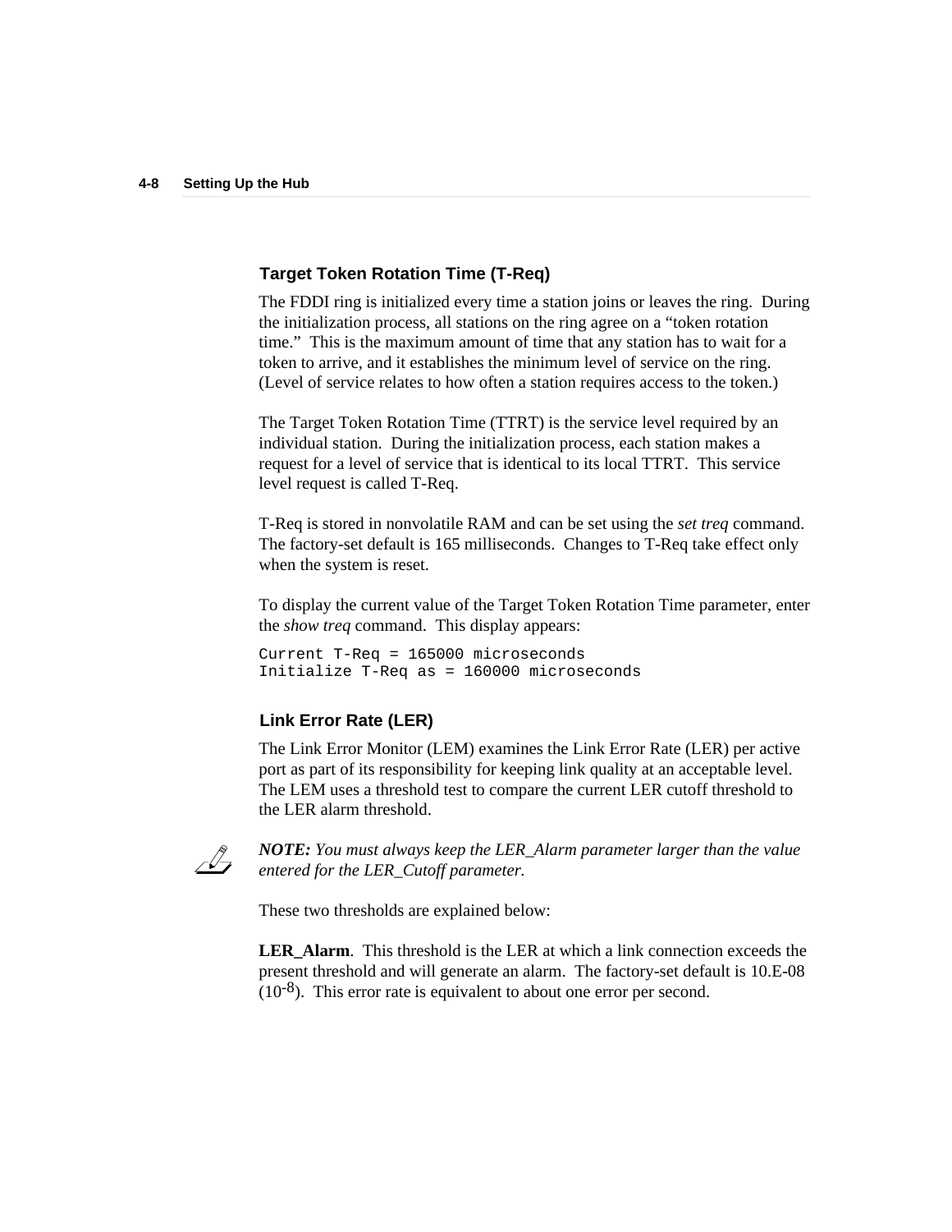### Target Token Rotation Time (T-Req)

The FDDI ring is initialized every time a station joins or leaves the ring. During the initialization process, all stations on the ring agree on a "token rotation time." This is the maximum amount of time that any station has to wait for a token to arrive, and it establishes the minimum level of service on the ring. (Level of service relates to how often a station requires access to the token.)

The Target Token Rotation Time (TTRT) is the service level required by an individual station. During the initialization process, each station makes a request for a level of service that is identical to its local TTRT. This service level request is called T-Req.

T-Req is stored in nonvolatile RAM and can be set using the *set treq* command. The factory-set default is 165 milliseconds. Changes to T-Req take effect only when the system is reset.

To display the current value of the Target Token Rotation Time parameter, enter the *show treq* command. This display appears:

```
Current T-Req = 165000 microseconds
Initialize T-Req as = 160000 microseconds
```

### Link Error Rate (LER)

The Link Error Monitor (LEM) examines the Link Error Rate (LER) per active port as part of its responsibility for keeping link quality at an acceptable level. The LEM uses a threshold test to compare the current LER cutoff threshold to the LER alarm threshold.

***NOTE:** You must always keep the LER_Alarm parameter larger than the value entered for the LER_Cutoff parameter.*

These two thresholds are explained below:

**LER_Alarm**. This threshold is the LER at which a link connection exceeds the present threshold and will generate an alarm. The factory-set default is 10.E-08 ($10^{-8}$). This error rate is equivalent to about one error per second.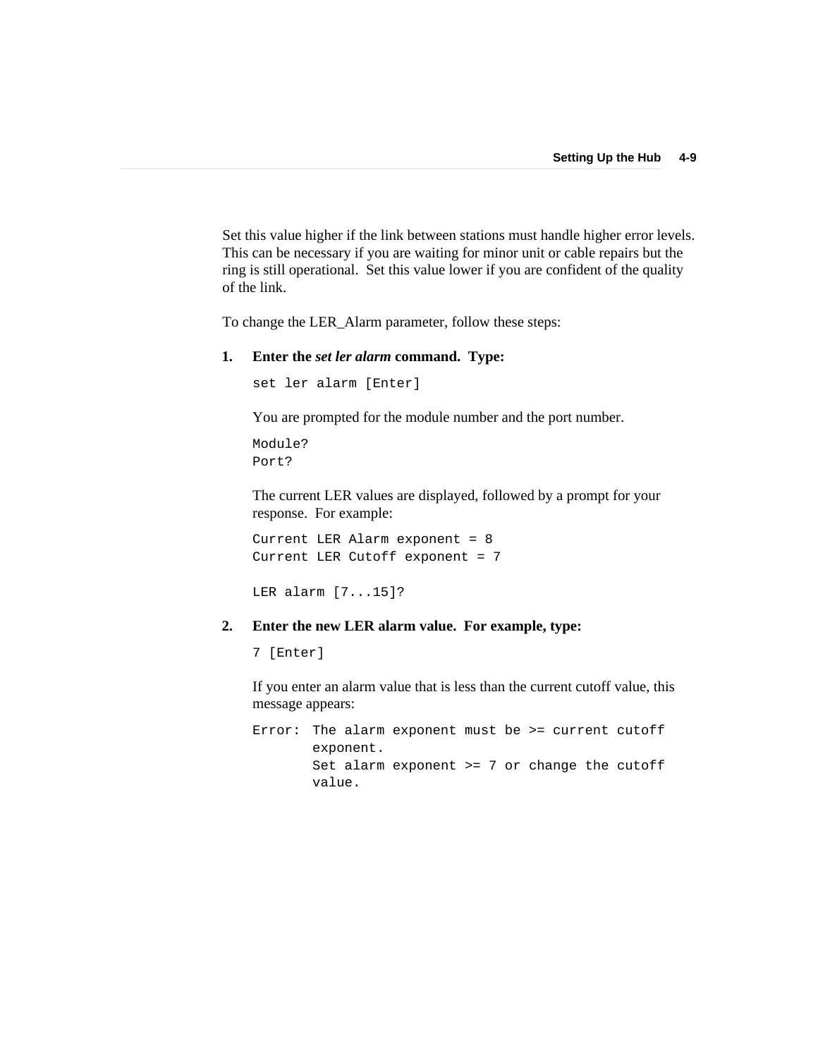Set this value higher if the link between stations must handle higher error levels. This can be necessary if you are waiting for minor unit or cable repairs but the ring is still operational. Set this value lower if you are confident of the quality of the link.

To change the LER_Alarm parameter, follow these steps:

**1. Enter the *set ler alarm* command. Type:**

```
set ler alarm [Enter]
```

You are prompted for the module number and the port number.

```
Module?
Port?
```

The current LER values are displayed, followed by a prompt for your response. For example:

```
Current LER Alarm exponent = 8
Current LER Cutoff exponent = 7

LER alarm [7...15]?
```

**2. Enter the new LER alarm value. For example, type:**

```
7 [Enter]
```

If you enter an alarm value that is less than the current cutoff value, this message appears:

```
Error:  The alarm exponent must be >= current cutoff
        exponent.
        Set alarm exponent >= 7 or change the cutoff
        value.
```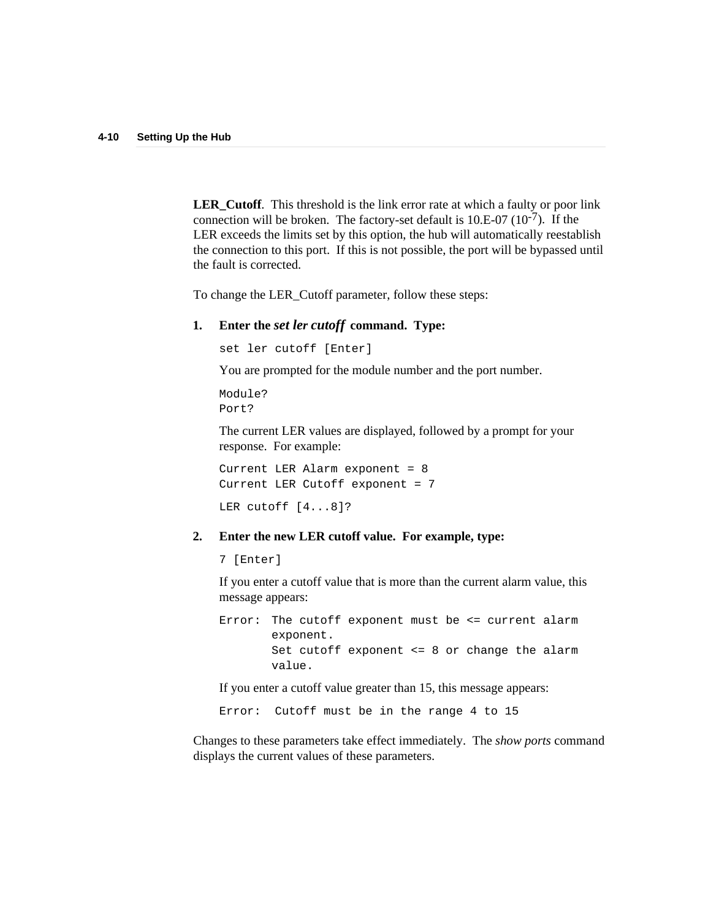**LER_Cutoff**. This threshold is the link error rate at which a faulty or poor link connection will be broken. The factory-set default is 10.E-07 ($10^{-7}$). If the LER exceeds the limits set by this option, the hub will automatically reestablish the connection to this port. If this is not possible, the port will be bypassed until the fault is corrected.

To change the LER_Cutoff parameter, follow these steps:

1. **Enter the *set ler cutoff* command. Type:**

   ```
   set ler cutoff [Enter]
   ```

   You are prompted for the module number and the port number.

   ```
   Module?
   Port?
   ```

   The current LER values are displayed, followed by a prompt for your response. For example:

   ```
   Current LER Alarm exponent = 8
   Current LER Cutoff exponent = 7
   ```

   ```
   LER cutoff [4...8]?
   ```

2. **Enter the new LER cutoff value. For example, type:**

   ```
   7 [Enter]
   ```

   If you enter a cutoff value that is more than the current alarm value, this message appears:

   ```
   Error:  The cutoff exponent must be <= current alarm
           exponent.
           Set cutoff exponent <= 8 or change the alarm
           value.
   ```

   If you enter a cutoff value greater than 15, this message appears:

   ```
   Error:  Cutoff must be in the range 4 to 15
   ```

Changes to these parameters take effect immediately. The *show ports* command displays the current values of these parameters.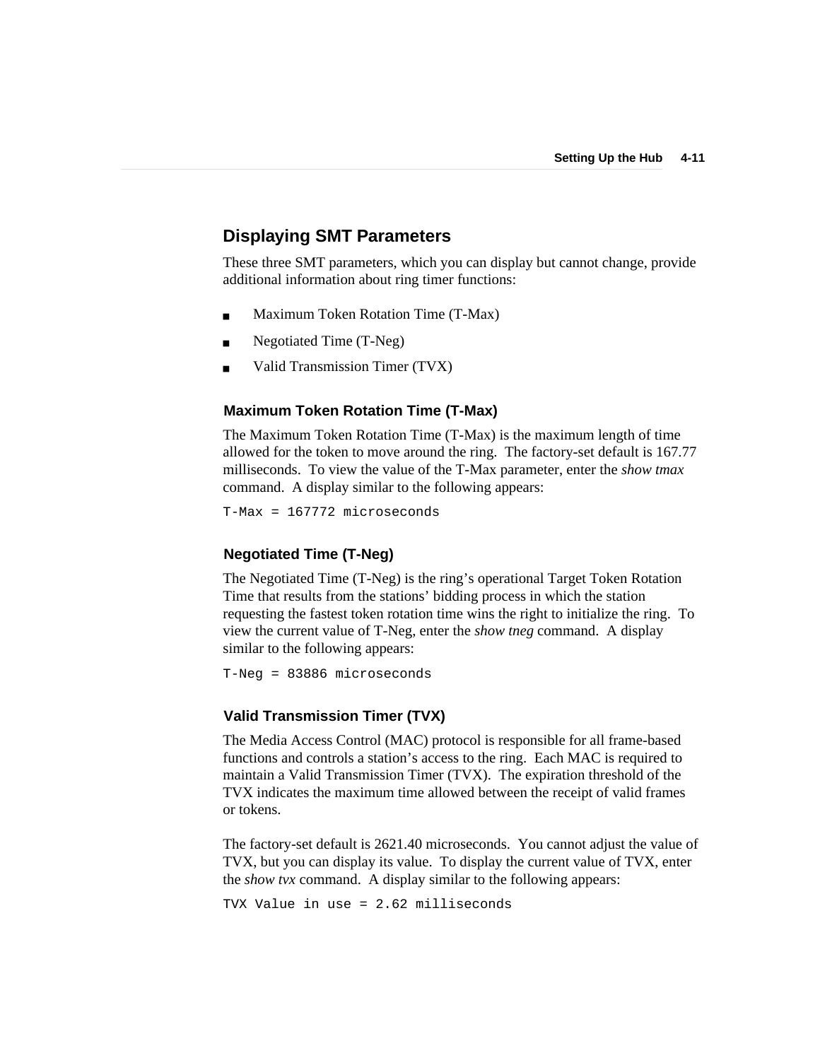## Displaying SMT Parameters

These three SMT parameters, which you can display but cannot change, provide additional information about ring timer functions:

- Maximum Token Rotation Time (T-Max)
- Negotiated Time (T-Neg)
- Valid Transmission Timer (TVX)

### Maximum Token Rotation Time (T-Max)

The Maximum Token Rotation Time (T-Max) is the maximum length of time allowed for the token to move around the ring. The factory-set default is 167.77 milliseconds. To view the value of the T-Max parameter, enter the *show tmax* command. A display similar to the following appears:

```
T-Max = 167772 microseconds
```

### Negotiated Time (T-Neg)

The Negotiated Time (T-Neg) is the ring's operational Target Token Rotation Time that results from the stations' bidding process in which the station requesting the fastest token rotation time wins the right to initialize the ring. To view the current value of T-Neg, enter the *show tneg* command. A display similar to the following appears:

```
T-Neg = 83886 microseconds
```

### Valid Transmission Timer (TVX)

The Media Access Control (MAC) protocol is responsible for all frame-based functions and controls a station's access to the ring. Each MAC is required to maintain a Valid Transmission Timer (TVX). The expiration threshold of the TVX indicates the maximum time allowed between the receipt of valid frames or tokens.

The factory-set default is 2621.40 microseconds. You cannot adjust the value of TVX, but you can display its value. To display the current value of TVX, enter the *show tvx* command. A display similar to the following appears:

```
TVX Value in use = 2.62 milliseconds
```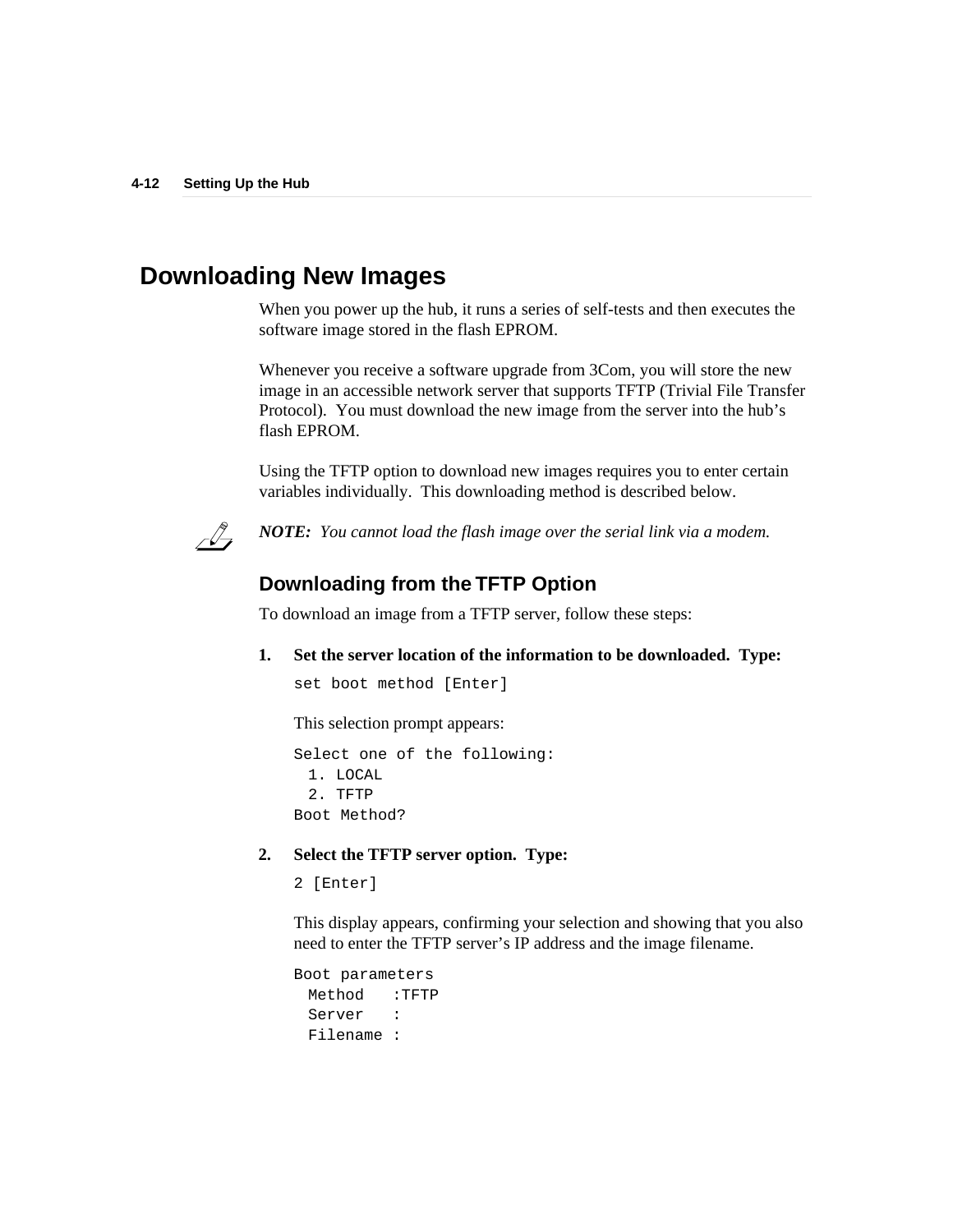## Downloading New Images

When you power up the hub, it runs a series of self-tests and then executes the software image stored in the flash EPROM.

Whenever you receive a software upgrade from 3Com, you will store the new image in an accessible network server that supports TFTP (Trivial File Transfer Protocol). You must download the new image from the server into the hub's flash EPROM.

Using the TFTP option to download new images requires you to enter certain variables individually. This downloading method is described below.

***NOTE:** You cannot load the flash image over the serial link via a modem.*

### Downloading from the TFTP Option

To download an image from a TFTP server, follow these steps:

1. **Set the server location of the information to be downloaded. Type:**

   ```
   set boot method [Enter]
   ```

   This selection prompt appears:

   ```
   Select one of the following:
     1. LOCAL
     2. TFTP
   Boot Method?
   ```

2. **Select the TFTP server option. Type:**

   ```
   2 [Enter]
   ```

   This display appears, confirming your selection and showing that you also need to enter the TFTP server's IP address and the image filename.

   ```
   Boot parameters
     Method   :TFTP
     Server   :
     Filename :
   ```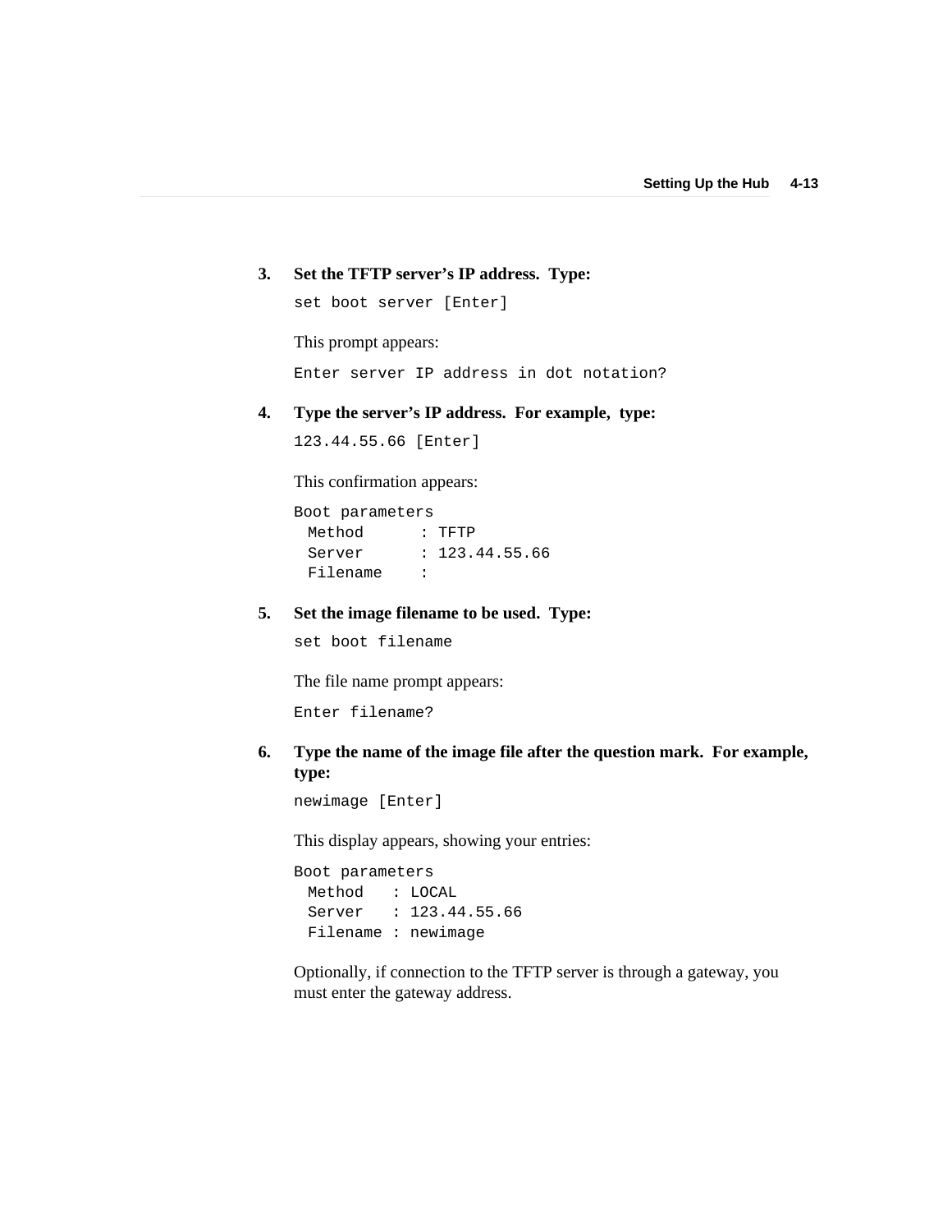3. **Set the TFTP server's IP address. Type:**

```
set boot server [Enter]
```

This prompt appears:

```
Enter server IP address in dot notation?
```

4. **Type the server's IP address. For example, type:**

```
123.44.55.66 [Enter]
```

This confirmation appears:

```
Boot parameters
  Method      : TFTP
  Server      : 123.44.55.66
  Filename    :
```

5. **Set the image filename to be used. Type:**

```
set boot filename
```

The file name prompt appears:

```
Enter filename?
```

6. **Type the name of the image file after the question mark. For example, type:**

```
newimage [Enter]
```

This display appears, showing your entries:

```
Boot parameters
  Method   : LOCAL
  Server   : 123.44.55.66
  Filename : newimage
```

Optionally, if connection to the TFTP server is through a gateway, you must enter the gateway address.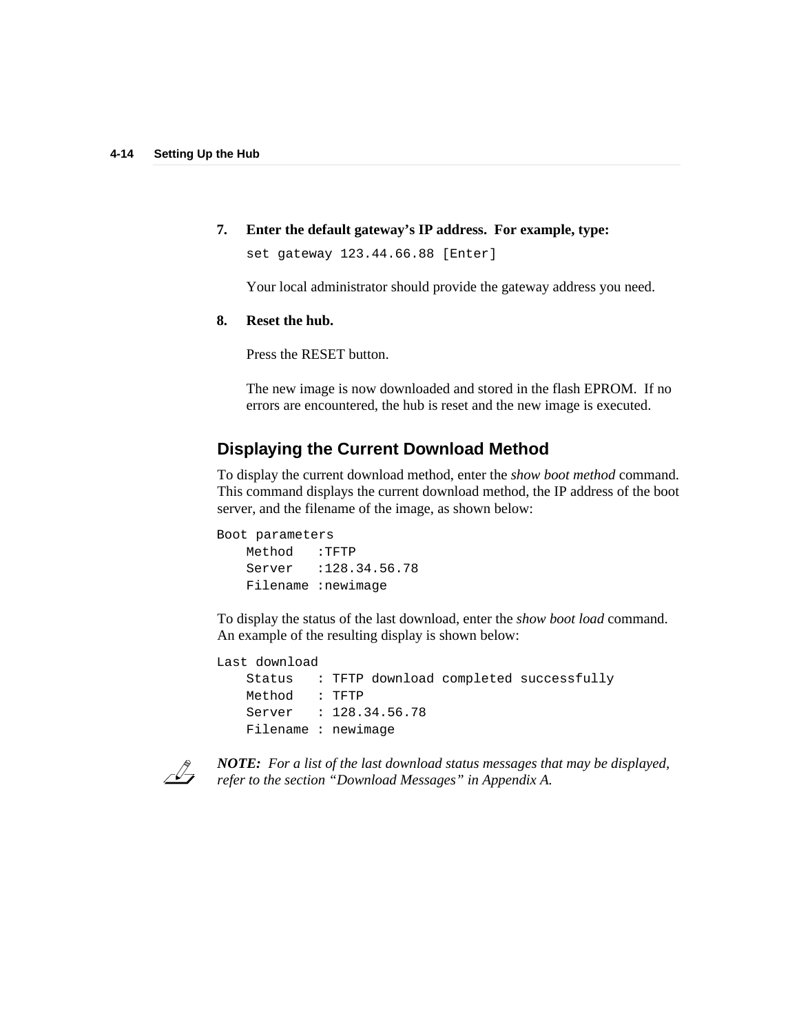7. **Enter the default gateway's IP address. For example, type:**

   ```
   set gateway 123.44.66.88 [Enter]
   ```

   Your local administrator should provide the gateway address you need.

8. **Reset the hub.**

   Press the RESET button.

   The new image is now downloaded and stored in the flash EPROM. If no errors are encountered, the hub is reset and the new image is executed.

## Displaying the Current Download Method

To display the current download method, enter the *show boot method* command. This command displays the current download method, the IP address of the boot server, and the filename of the image, as shown below:

```
Boot parameters
    Method   :TFTP
    Server   :128.34.56.78
    Filename :newimage
```

To display the status of the last download, enter the *show boot load* command. An example of the resulting display is shown below:

```
Last download
    Status   : TFTP download completed successfully
    Method   : TFTP
    Server   : 128.34.56.78
    Filename : newimage
```

***NOTE:*** *For a list of the last download status messages that may be displayed, refer to the section "Download Messages" in Appendix A.*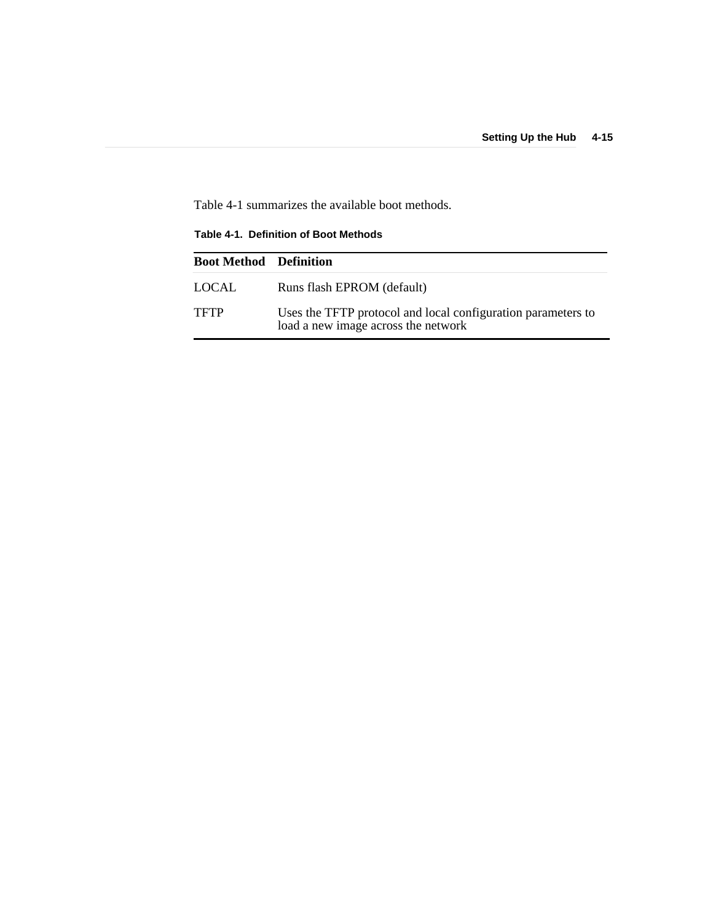Table 4-1 summarizes the available boot methods.

**Table 4-1. Definition of Boot Methods**

| Boot Method | Definition |
|---|---|
| LOCAL | Runs flash EPROM (default) |
| TFTP | Uses the TFTP protocol and local configuration parameters to load a new image across the network |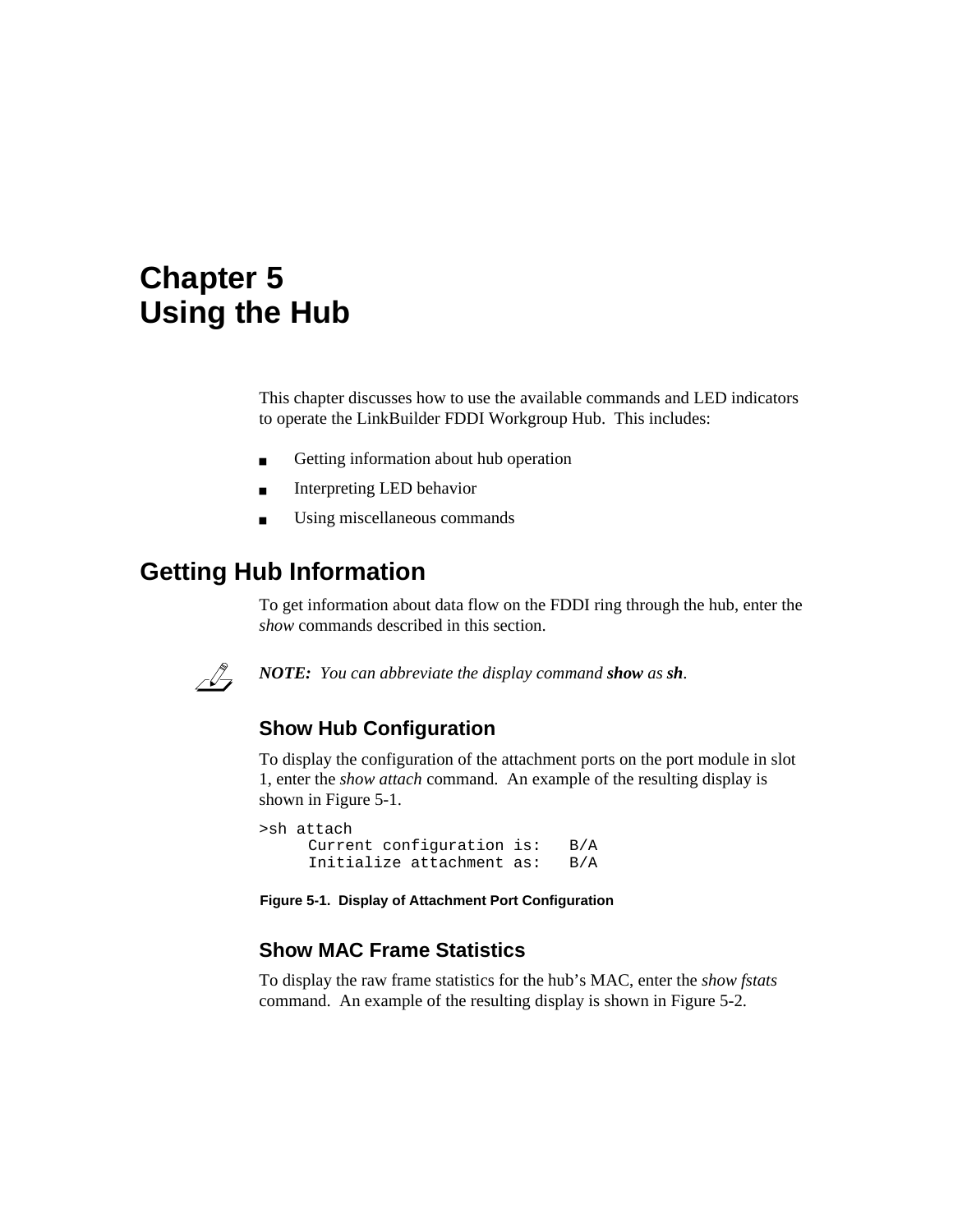# Chapter 5
# Using the Hub

This chapter discusses how to use the available commands and LED indicators to operate the LinkBuilder FDDI Workgroup Hub. This includes:

- Getting information about hub operation
- Interpreting LED behavior
- Using miscellaneous commands

## Getting Hub Information

To get information about data flow on the FDDI ring through the hub, enter the *show* commands described in this section.

***NOTE:** You can abbreviate the display command **show** as **sh**.*

### Show Hub Configuration

To display the configuration of the attachment ports on the port module in slot 1, enter the *show attach* command. An example of the resulting display is shown in Figure 5-1.

```
>sh attach
     Current configuration is:   B/A
     Initialize attachment as:   B/A
```

**Figure 5-1. Display of Attachment Port Configuration**

### Show MAC Frame Statistics

To display the raw frame statistics for the hub's MAC, enter the *show fstats* command. An example of the resulting display is shown in Figure 5-2.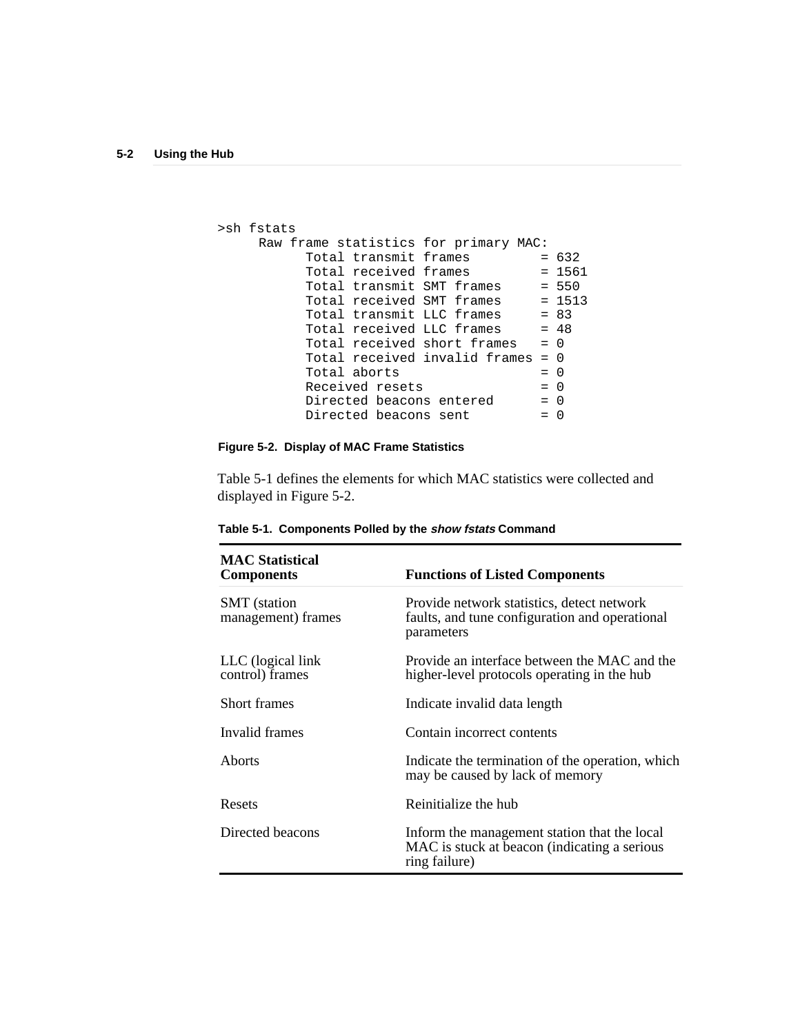```
>sh fstats
     Raw frame statistics for primary MAC:
           Total transmit frames         = 632
           Total received frames         = 1561
           Total transmit SMT frames     = 550
           Total received SMT frames     = 1513
           Total transmit LLC frames     = 83
           Total received LLC frames     = 48
           Total received short frames   = 0
           Total received invalid frames = 0
           Total aborts                  = 0
           Received resets               = 0
           Directed beacons entered      = 0
           Directed beacons sent         = 0
```

**Figure 5-2. Display of MAC Frame Statistics**

Table 5-1 defines the elements for which MAC statistics were collected and displayed in Figure 5-2.

**Table 5-1. Components Polled by the *show fstats* Command**

| MAC Statistical Components | Functions of Listed Components |
|---|---|
| SMT (station management) frames | Provide network statistics, detect network faults, and tune configuration and operational parameters |
| LLC (logical link control) frames | Provide an interface between the MAC and the higher-level protocols operating in the hub |
| Short frames | Indicate invalid data length |
| Invalid frames | Contain incorrect contents |
| Aborts | Indicate the termination of the operation, which may be caused by lack of memory |
| Resets | Reinitialize the hub |
| Directed beacons | Inform the management station that the local MAC is stuck at beacon (indicating a serious ring failure) |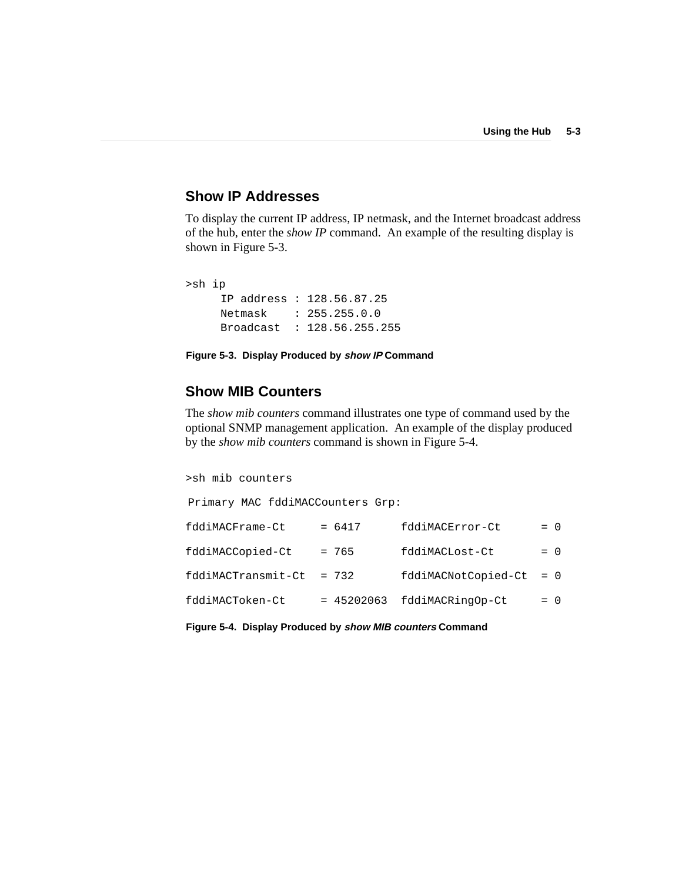## Show IP Addresses

To display the current IP address, IP netmask, and the Internet broadcast address of the hub, enter the *show IP* command. An example of the resulting display is shown in Figure 5-3.

```
>sh ip
     IP address : 128.56.87.25
     Netmask    : 255.255.0.0
     Broadcast  : 128.56.255.255
```

**Figure 5-3. Display Produced by *show IP* Command**

## Show MIB Counters

The *show mib counters* command illustrates one type of command used by the optional SNMP management application. An example of the display produced by the *show mib counters* command is shown in Figure 5-4.

```
>sh mib counters

 Primary MAC fddiMACCounters Grp:

fddiMACFrame-Ct     = 6417      fddiMACError-Ct      = 0

fddiMACCopied-Ct    = 765       fddiMACLost-Ct       = 0

fddiMACTransmit-Ct  = 732       fddiMACNotCopied-Ct  = 0

fddiMACToken-Ct     = 45202063  fddiMACRingOp-Ct     = 0
```

**Figure 5-4. Display Produced by *show MIB counters* Command**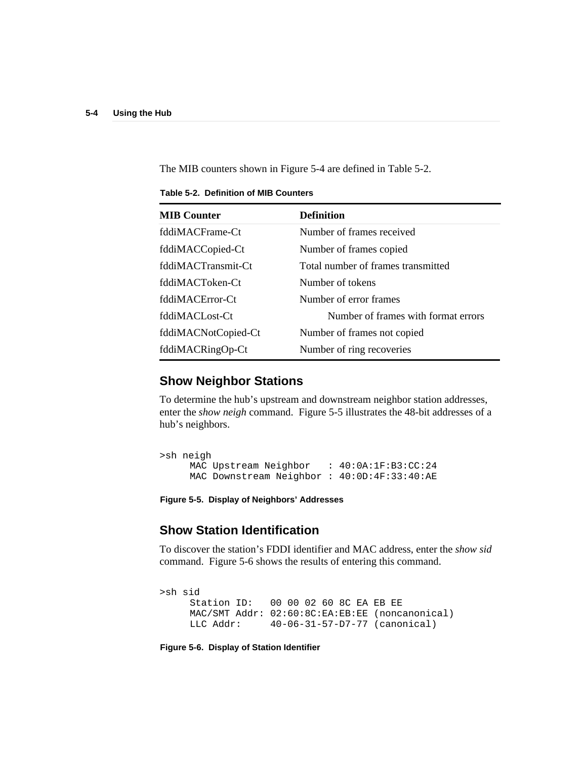The MIB counters shown in Figure 5-4 are defined in Table 5-2.

**Table 5-2. Definition of MIB Counters**

| MIB Counter | Definition |
| --- | --- |
| fddiMACFrame-Ct | Number of frames received |
| fddiMACCopied-Ct | Number of frames copied |
| fddiMACTransmit-Ct | Total number of frames transmitted |
| fddiMACToken-Ct | Number of tokens |
| fddiMACError-Ct | Number of error frames |
| fddiMACLost-Ct | Number of frames with format errors |
| fddiMACNotCopied-Ct | Number of frames not copied |
| fddiMACRingOp-Ct | Number of ring recoveries |

## Show Neighbor Stations

To determine the hub's upstream and downstream neighbor station addresses, enter the *show neigh* command. Figure 5-5 illustrates the 48-bit addresses of a hub's neighbors.

```
>sh neigh
     MAC Upstream Neighbor   : 40:0A:1F:B3:CC:24
     MAC Downstream Neighbor : 40:0D:4F:33:40:AE
```

**Figure 5-5. Display of Neighbors' Addresses**

## Show Station Identification

To discover the station's FDDI identifier and MAC address, enter the *show sid* command. Figure 5-6 shows the results of entering this command.

```
>sh sid
     Station ID:   00 00 02 60 8C EA EB EE
     MAC/SMT Addr: 02:60:8C:EA:EB:EE (noncanonical)
     LLC Addr:     40-06-31-57-D7-77 (canonical)
```

**Figure 5-6. Display of Station Identifier**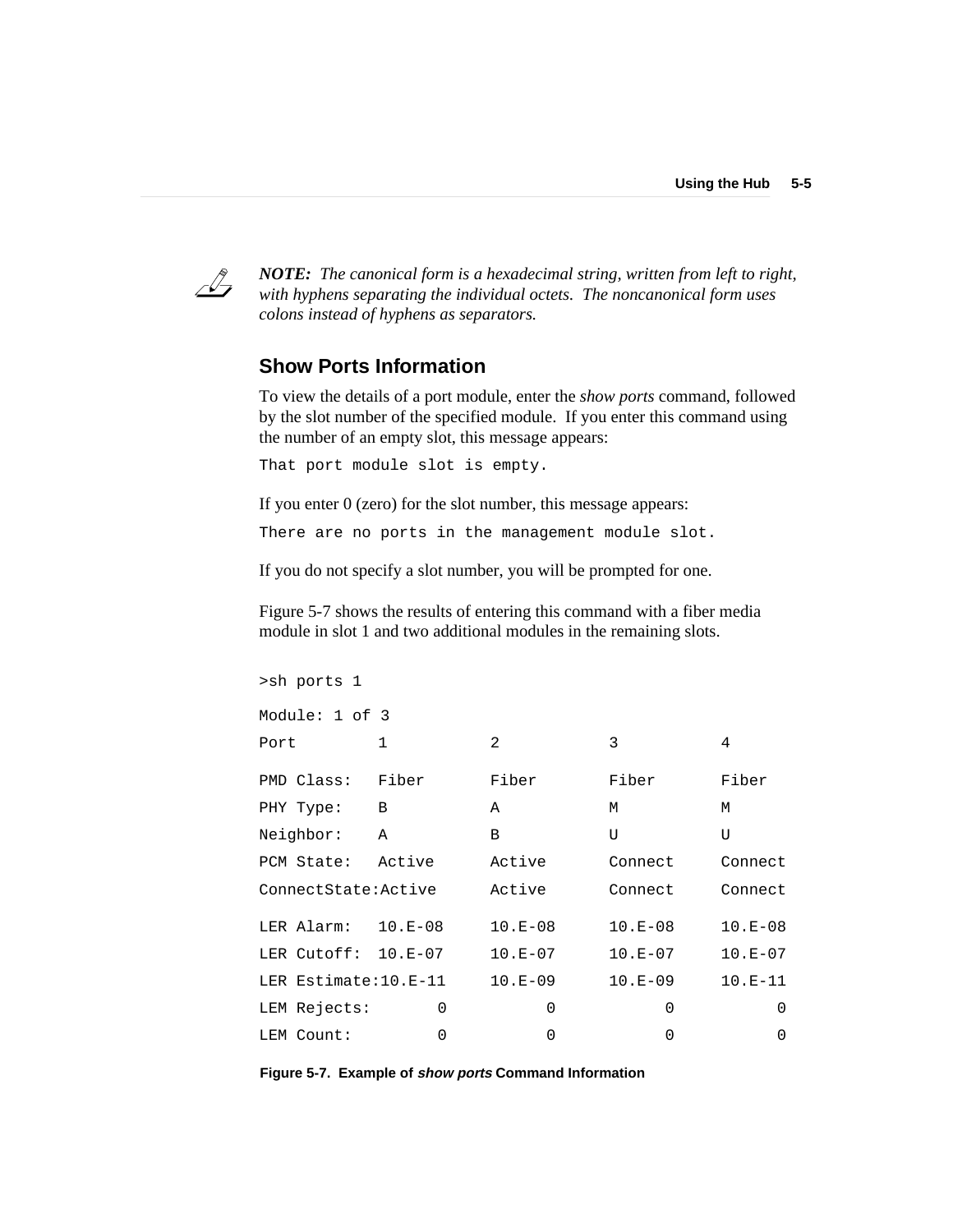*NOTE: The canonical form is a hexadecimal string, written from left to right, with hyphens separating the individual octets. The noncanonical form uses colons instead of hyphens as separators.*

## Show Ports Information

To view the details of a port module, enter the *show ports* command, followed by the slot number of the specified module. If you enter this command using the number of an empty slot, this message appears:

```
That port module slot is empty.
```

If you enter 0 (zero) for the slot number, this message appears:

```
There are no ports in the management module slot.
```

If you do not specify a slot number, you will be prompted for one.

Figure 5-7 shows the results of entering this command with a fiber media module in slot 1 and two additional modules in the remaining slots.

```
>sh ports 1

Module: 1 of 3
Port         1          2           3          4

PMD Class:   Fiber      Fiber       Fiber      Fiber
PHY Type:    B          A           M          M
Neighbor:    A          B           U          U
PCM State:   Active     Active      Connect    Connect
ConnectState:Active     Active      Connect    Connect

LER Alarm:   10.E-08    10.E-08     10.E-08    10.E-08
LER Cutoff:  10.E-07    10.E-07     10.E-07    10.E-07
LER Estimate:10.E-11    10.E-09     10.E-09    10.E-11
LEM Rejects:       0          0           0          0
LEM Count:         0          0           0          0
```

**Figure 5-7. Example of *show ports* Command Information**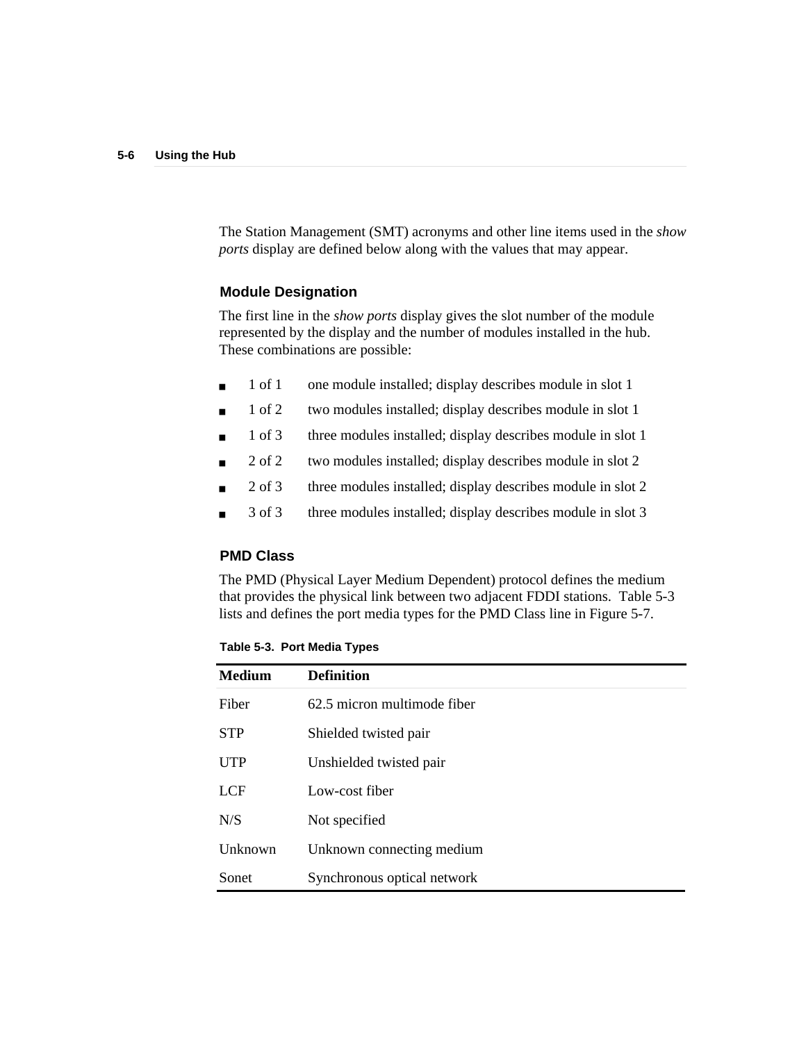The Station Management (SMT) acronyms and other line items used in the *show ports* display are defined below along with the values that may appear.

### Module Designation

The first line in the *show ports* display gives the slot number of the module represented by the display and the number of modules installed in the hub. These combinations are possible:

- 1 of 1 one module installed; display describes module in slot 1
- 1 of 2 two modules installed; display describes module in slot 1
- 1 of 3 three modules installed; display describes module in slot 1
- 2 of 2 two modules installed; display describes module in slot 2
- 2 of 3 three modules installed; display describes module in slot 2
- 3 of 3 three modules installed; display describes module in slot 3

### PMD Class

The PMD (Physical Layer Medium Dependent) protocol defines the medium that provides the physical link between two adjacent FDDI stations. Table 5-3 lists and defines the port media types for the PMD Class line in Figure 5-7.

**Table 5-3. Port Media Types**

| Medium | Definition |
|---|---|
| Fiber | 62.5 micron multimode fiber |
| STP | Shielded twisted pair |
| UTP | Unshielded twisted pair |
| LCF | Low-cost fiber |
| N/S | Not specified |
| Unknown | Unknown connecting medium |
| Sonet | Synchronous optical network |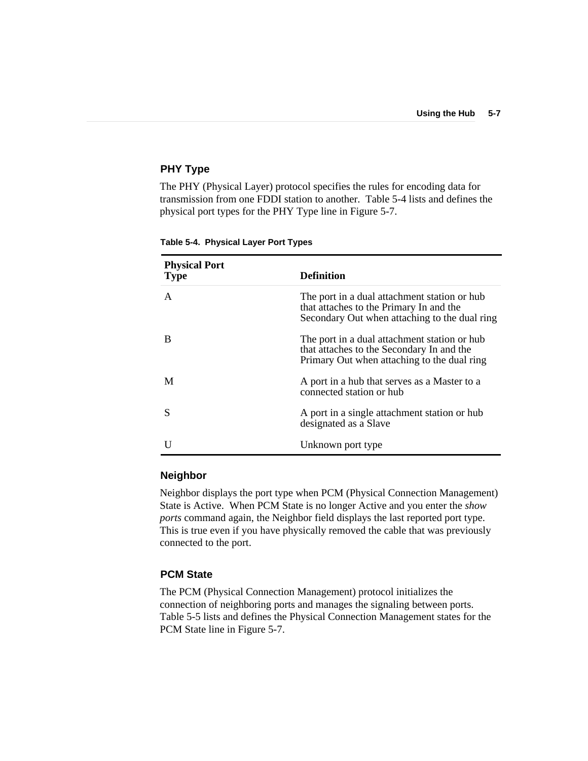### PHY Type

The PHY (Physical Layer) protocol specifies the rules for encoding data for transmission from one FDDI station to another. Table 5-4 lists and defines the physical port types for the PHY Type line in Figure 5-7.

**Table 5-4. Physical Layer Port Types**

| Physical Port Type | Definition |
|---|---|
| A | The port in a dual attachment station or hub that attaches to the Primary In and the Secondary Out when attaching to the dual ring |
| B | The port in a dual attachment station or hub that attaches to the Secondary In and the Primary Out when attaching to the dual ring |
| M | A port in a hub that serves as a Master to a connected station or hub |
| S | A port in a single attachment station or hub designated as a Slave |
| U | Unknown port type |

### Neighbor

Neighbor displays the port type when PCM (Physical Connection Management) State is Active. When PCM State is no longer Active and you enter the *show ports* command again, the Neighbor field displays the last reported port type. This is true even if you have physically removed the cable that was previously connected to the port.

### PCM State

The PCM (Physical Connection Management) protocol initializes the connection of neighboring ports and manages the signaling between ports. Table 5-5 lists and defines the Physical Connection Management states for the PCM State line in Figure 5-7.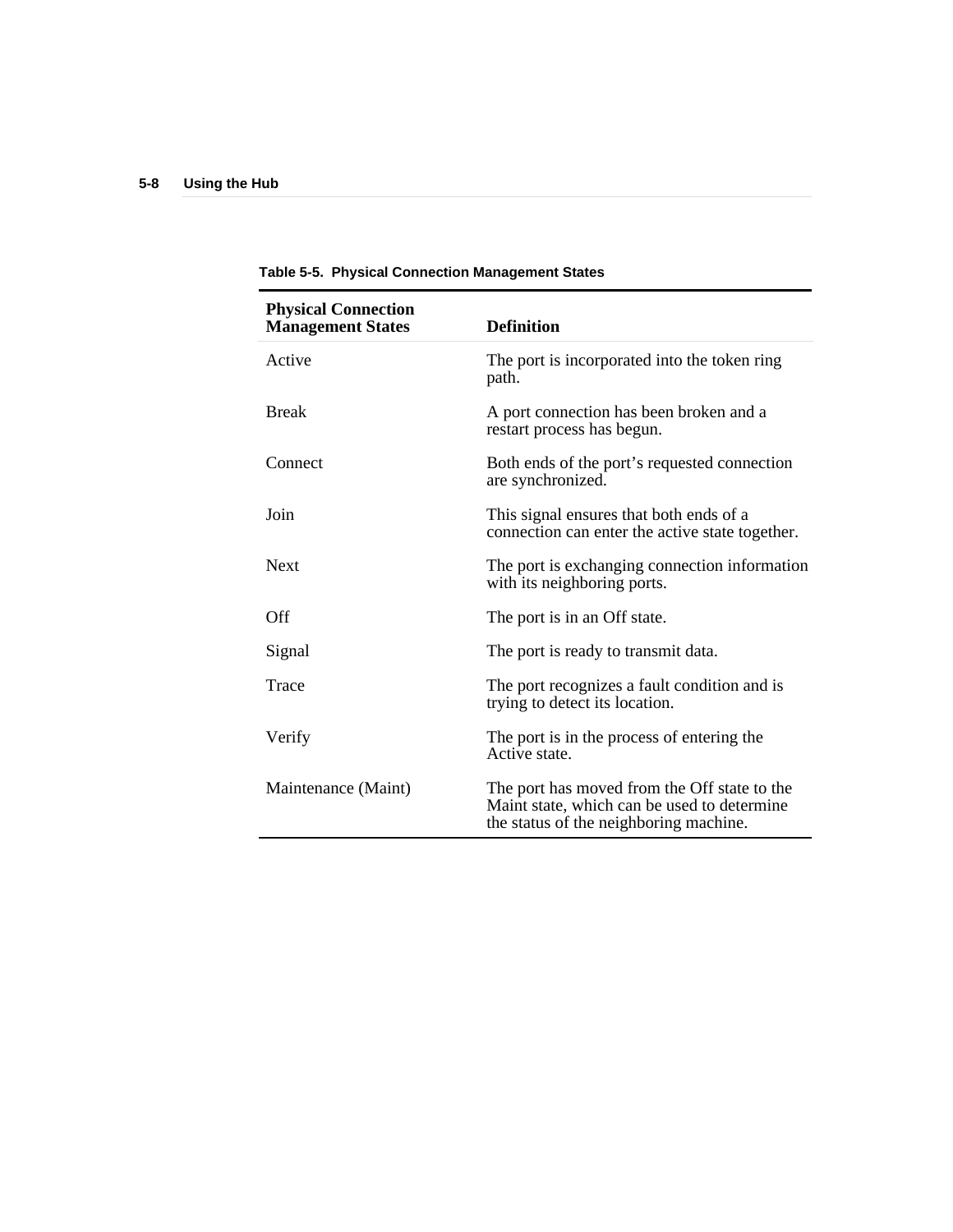**Table 5-5. Physical Connection Management States**

| Physical Connection Management States | Definition |
|---|---|
| Active | The port is incorporated into the token ring path. |
| Break | A port connection has been broken and a restart process has begun. |
| Connect | Both ends of the port's requested connection are synchronized. |
| Join | This signal ensures that both ends of a connection can enter the active state together. |
| Next | The port is exchanging connection information with its neighboring ports. |
| Off | The port is in an Off state. |
| Signal | The port is ready to transmit data. |
| Trace | The port recognizes a fault condition and is trying to detect its location. |
| Verify | The port is in the process of entering the Active state. |
| Maintenance (Maint) | The port has moved from the Off state to the Maint state, which can be used to determine the status of the neighboring machine. |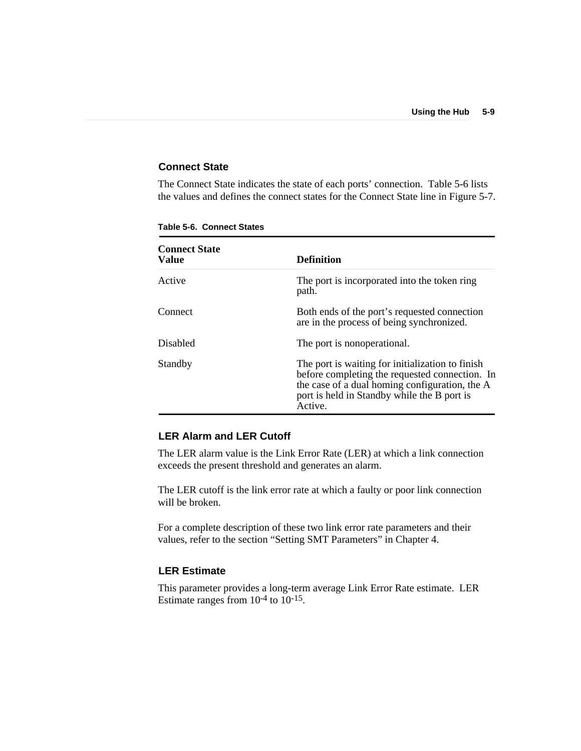## Connect State

The Connect State indicates the state of each ports' connection. Table 5-6 lists the values and defines the connect states for the Connect State line in Figure 5-7.

**Table 5-6. Connect States**

| Connect State Value | Definition |
|---|---|
| Active | The port is incorporated into the token ring path. |
| Connect | Both ends of the port's requested connection are in the process of being synchronized. |
| Disabled | The port is nonoperational. |
| Standby | The port is waiting for initialization to finish before completing the requested connection. In the case of a dual homing configuration, the A port is held in Standby while the B port is Active. |

## LER Alarm and LER Cutoff

The LER alarm value is the Link Error Rate (LER) at which a link connection exceeds the present threshold and generates an alarm.

The LER cutoff is the link error rate at which a faulty or poor link connection will be broken.

For a complete description of these two link error rate parameters and their values, refer to the section "Setting SMT Parameters" in Chapter 4.

## LER Estimate

This parameter provides a long-term average Link Error Rate estimate. LER Estimate ranges from $10^{-4}$ to $10^{-15}$.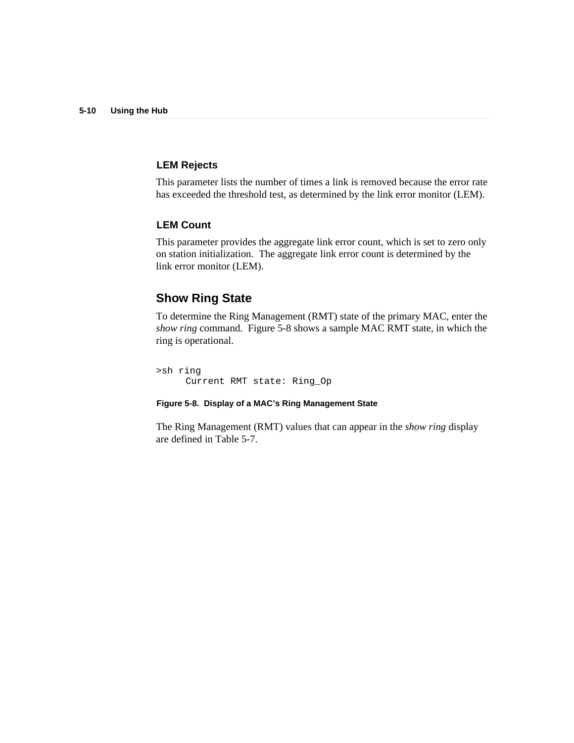### LEM Rejects

This parameter lists the number of times a link is removed because the error rate has exceeded the threshold test, as determined by the link error monitor (LEM).

### LEM Count

This parameter provides the aggregate link error count, which is set to zero only on station initialization. The aggregate link error count is determined by the link error monitor (LEM).

## Show Ring State

To determine the Ring Management (RMT) state of the primary MAC, enter the *show ring* command. Figure 5-8 shows a sample MAC RMT state, in which the ring is operational.

```
>sh ring
      Current RMT state: Ring_Op
```

**Figure 5-8. Display of a MAC's Ring Management State**

The Ring Management (RMT) values that can appear in the *show ring* display are defined in Table 5-7.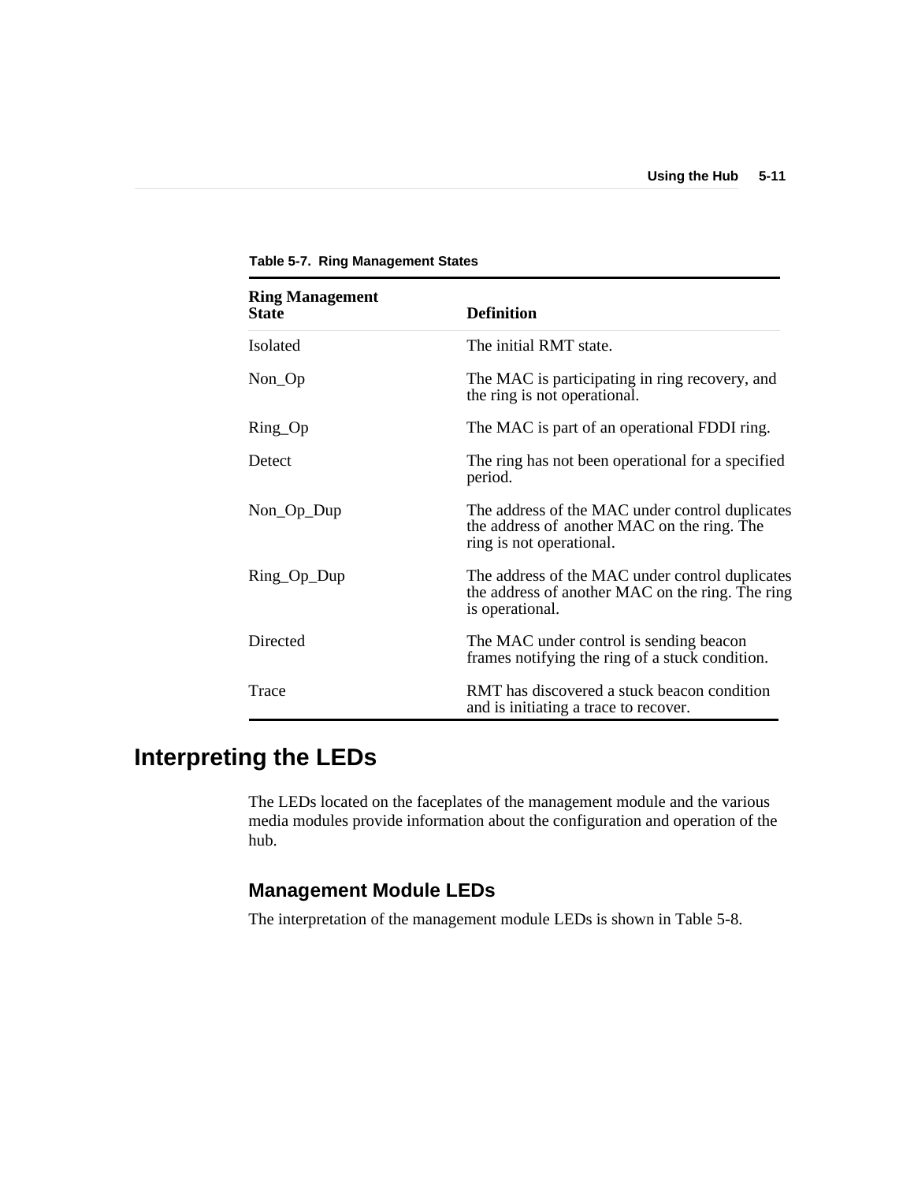Table 5-7.  Ring Management States

| Ring Management State | Definition |
|---|---|
| Isolated | The initial RMT state. |
| Non_Op | The MAC is participating in ring recovery, and the ring is not operational. |
| Ring_Op | The MAC is part of an operational FDDI ring. |
| Detect | The ring has not been operational for a specified period. |
| Non_Op_Dup | The address of the MAC under control duplicates the address of another MAC on the ring. The ring is not operational. |
| Ring_Op_Dup | The address of the MAC under control duplicates the address of another MAC on the ring. The ring is operational. |
| Directed | The MAC under control is sending beacon frames notifying the ring of a stuck condition. |
| Trace | RMT has discovered a stuck beacon condition and is initiating a trace to recover. |

## Interpreting the LEDs

The LEDs located on the faceplates of the management module and the various media modules provide information about the configuration and operation of the hub.

### Management Module LEDs

The interpretation of the management module LEDs is shown in Table 5-8.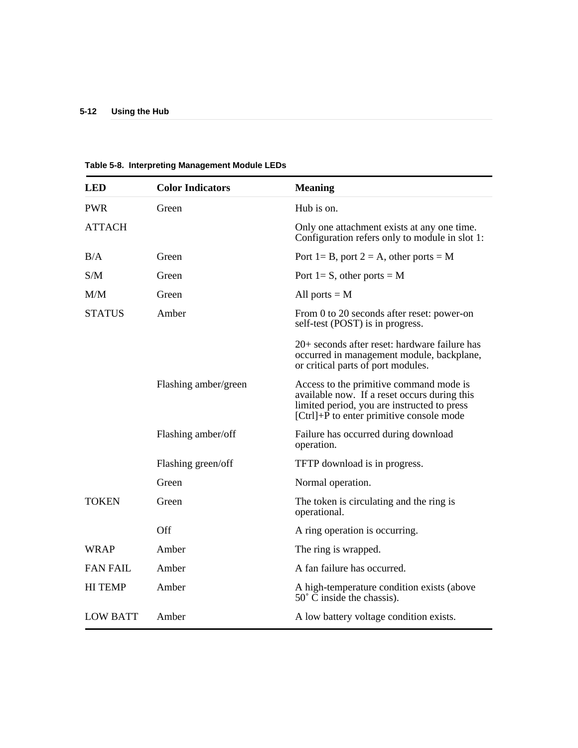Table 5-8. Interpreting Management Module LEDs

| LED | Color Indicators | Meaning |
| --- | --- | --- |
| PWR | Green | Hub is on. |
| ATTACH | | Only one attachment exists at any one time. Configuration refers only to module in slot 1: |
| B/A | Green | Port 1= B, port 2 = A, other ports = M |
| S/M | Green | Port 1= S, other ports = M |
| M/M | Green | All ports = M |
| STATUS | Amber | From 0 to 20 seconds after reset: power-on self-test (POST) is in progress.<br><br>20+ seconds after reset: hardware failure has occurred in management module, backplane, or critical parts of port modules. |
| | Flashing amber/green | Access to the primitive command mode is available now. If a reset occurs during this limited period, you are instructed to press [Ctrl]+P to enter primitive console mode |
| | Flashing amber/off | Failure has occurred during download operation. |
| | Flashing green/off | TFTP download is in progress. |
| | Green | Normal operation. |
| TOKEN | Green | The token is circulating and the ring is operational. |
| | Off | A ring operation is occurring. |
| WRAP | Amber | The ring is wrapped. |
| FAN FAIL | Amber | A fan failure has occurred. |
| HI TEMP | Amber | A high-temperature condition exists (above 50˚ C inside the chassis). |
| LOW BATT | Amber | A low battery voltage condition exists. |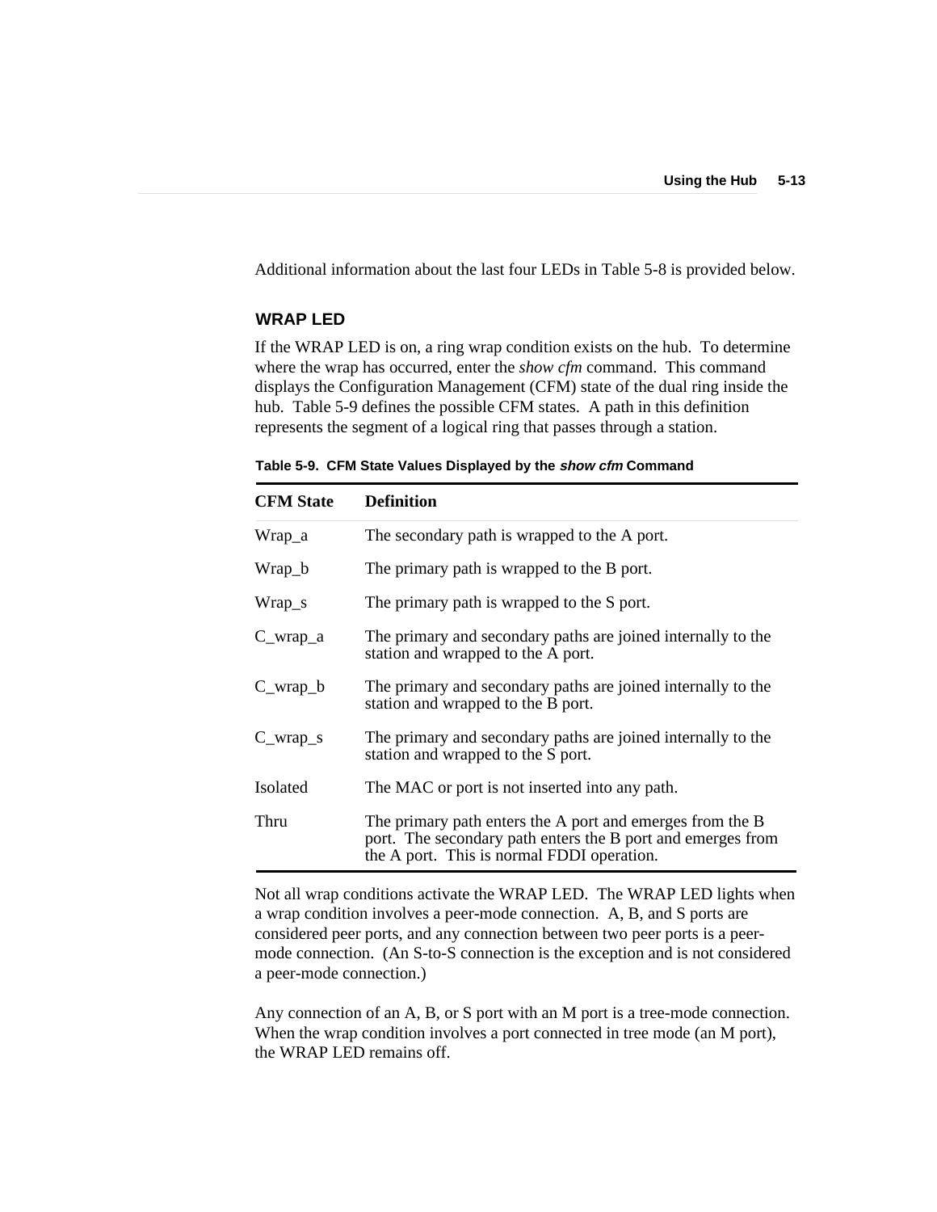Additional information about the last four LEDs in Table 5-8 is provided below.

### WRAP LED

If the WRAP LED is on, a ring wrap condition exists on the hub. To determine where the wrap has occurred, enter the *show cfm* command. This command displays the Configuration Management (CFM) state of the dual ring inside the hub. Table 5-9 defines the possible CFM states. A path in this definition represents the segment of a logical ring that passes through a station.

**Table 5-9. CFM State Values Displayed by the *show cfm* Command**

| CFM State | Definition |
|---|---|
| Wrap_a | The secondary path is wrapped to the A port. |
| Wrap_b | The primary path is wrapped to the B port. |
| Wrap_s | The primary path is wrapped to the S port. |
| C_wrap_a | The primary and secondary paths are joined internally to the station and wrapped to the A port. |
| C_wrap_b | The primary and secondary paths are joined internally to the station and wrapped to the B port. |
| C_wrap_s | The primary and secondary paths are joined internally to the station and wrapped to the S port. |
| Isolated | The MAC or port is not inserted into any path. |
| Thru | The primary path enters the A port and emerges from the B port. The secondary path enters the B port and emerges from the A port. This is normal FDDI operation. |

Not all wrap conditions activate the WRAP LED. The WRAP LED lights when a wrap condition involves a peer-mode connection. A, B, and S ports are considered peer ports, and any connection between two peer ports is a peer-mode connection. (An S-to-S connection is the exception and is not considered a peer-mode connection.)

Any connection of an A, B, or S port with an M port is a tree-mode connection. When the wrap condition involves a port connected in tree mode (an M port), the WRAP LED remains off.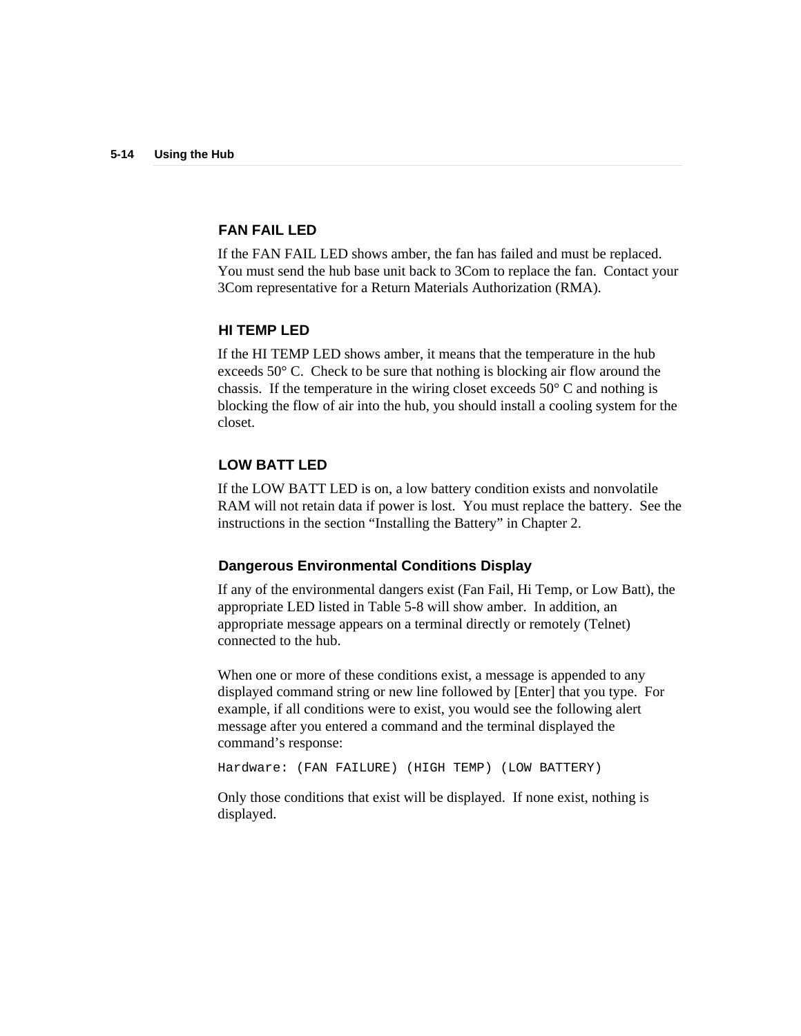### FAN FAIL LED

If the FAN FAIL LED shows amber, the fan has failed and must be replaced. You must send the hub base unit back to 3Com to replace the fan. Contact your 3Com representative for a Return Materials Authorization (RMA).

### HI TEMP LED

If the HI TEMP LED shows amber, it means that the temperature in the hub exceeds 50° C. Check to be sure that nothing is blocking air flow around the chassis. If the temperature in the wiring closet exceeds 50° C and nothing is blocking the flow of air into the hub, you should install a cooling system for the closet.

### LOW BATT LED

If the LOW BATT LED is on, a low battery condition exists and nonvolatile RAM will not retain data if power is lost. You must replace the battery. See the instructions in the section "Installing the Battery" in Chapter 2.

### Dangerous Environmental Conditions Display

If any of the environmental dangers exist (Fan Fail, Hi Temp, or Low Batt), the appropriate LED listed in Table 5-8 will show amber. In addition, an appropriate message appears on a terminal directly or remotely (Telnet) connected to the hub.

When one or more of these conditions exist, a message is appended to any displayed command string or new line followed by [Enter] that you type. For example, if all conditions were to exist, you would see the following alert message after you entered a command and the terminal displayed the command's response:

```
Hardware: (FAN FAILURE) (HIGH TEMP) (LOW BATTERY)
```

Only those conditions that exist will be displayed. If none exist, nothing is displayed.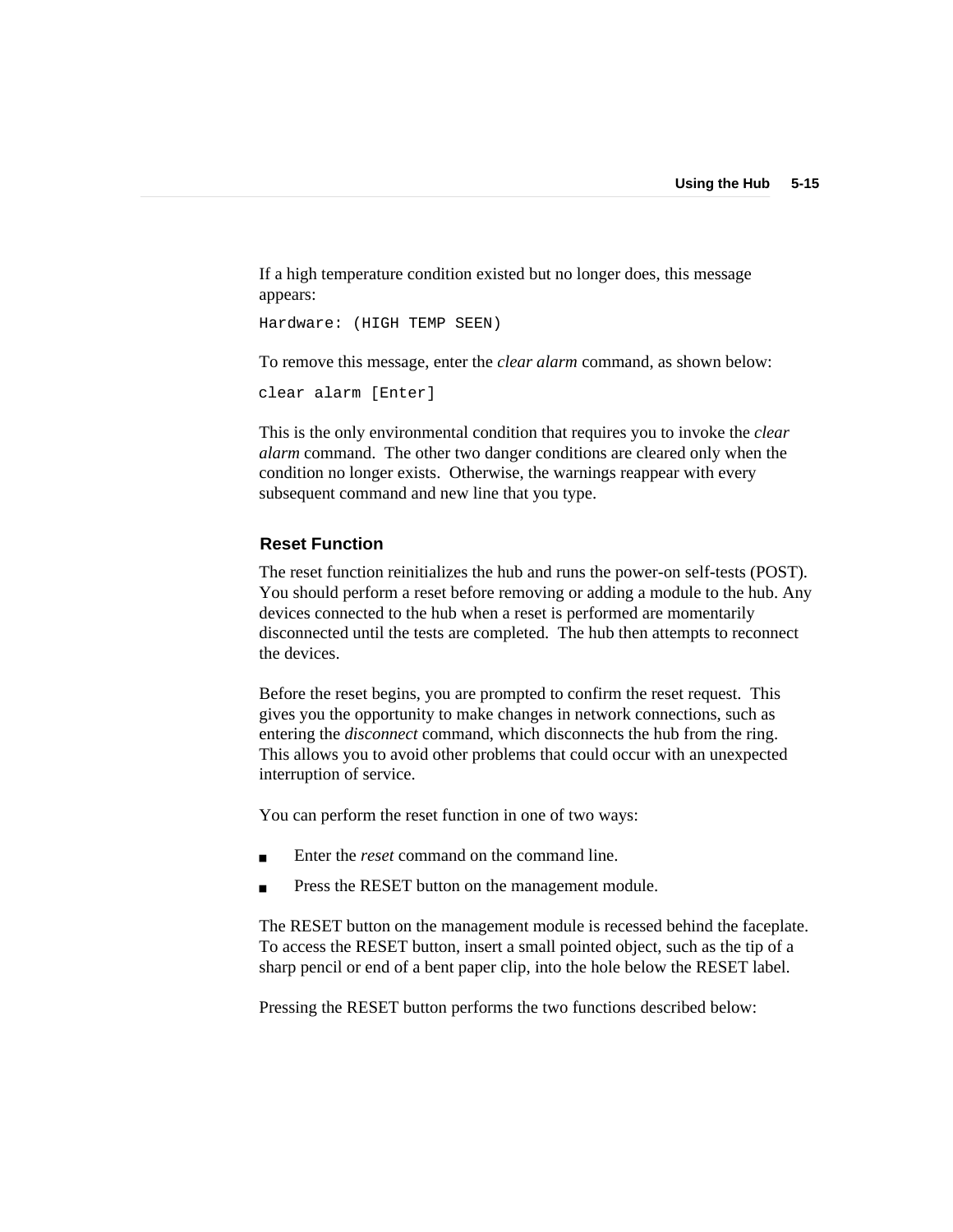If a high temperature condition existed but no longer does, this message appears:

```
Hardware: (HIGH TEMP SEEN)
```

To remove this message, enter the *clear alarm* command, as shown below:

```
clear alarm [Enter]
```

This is the only environmental condition that requires you to invoke the *clear alarm* command. The other two danger conditions are cleared only when the condition no longer exists. Otherwise, the warnings reappear with every subsequent command and new line that you type.

### Reset Function

The reset function reinitializes the hub and runs the power-on self-tests (POST). You should perform a reset before removing or adding a module to the hub. Any devices connected to the hub when a reset is performed are momentarily disconnected until the tests are completed. The hub then attempts to reconnect the devices.

Before the reset begins, you are prompted to confirm the reset request. This gives you the opportunity to make changes in network connections, such as entering the *disconnect* command, which disconnects the hub from the ring. This allows you to avoid other problems that could occur with an unexpected interruption of service.

You can perform the reset function in one of two ways:

- Enter the *reset* command on the command line.
- Press the RESET button on the management module.

The RESET button on the management module is recessed behind the faceplate. To access the RESET button, insert a small pointed object, such as the tip of a sharp pencil or end of a bent paper clip, into the hole below the RESET label.

Pressing the RESET button performs the two functions described below: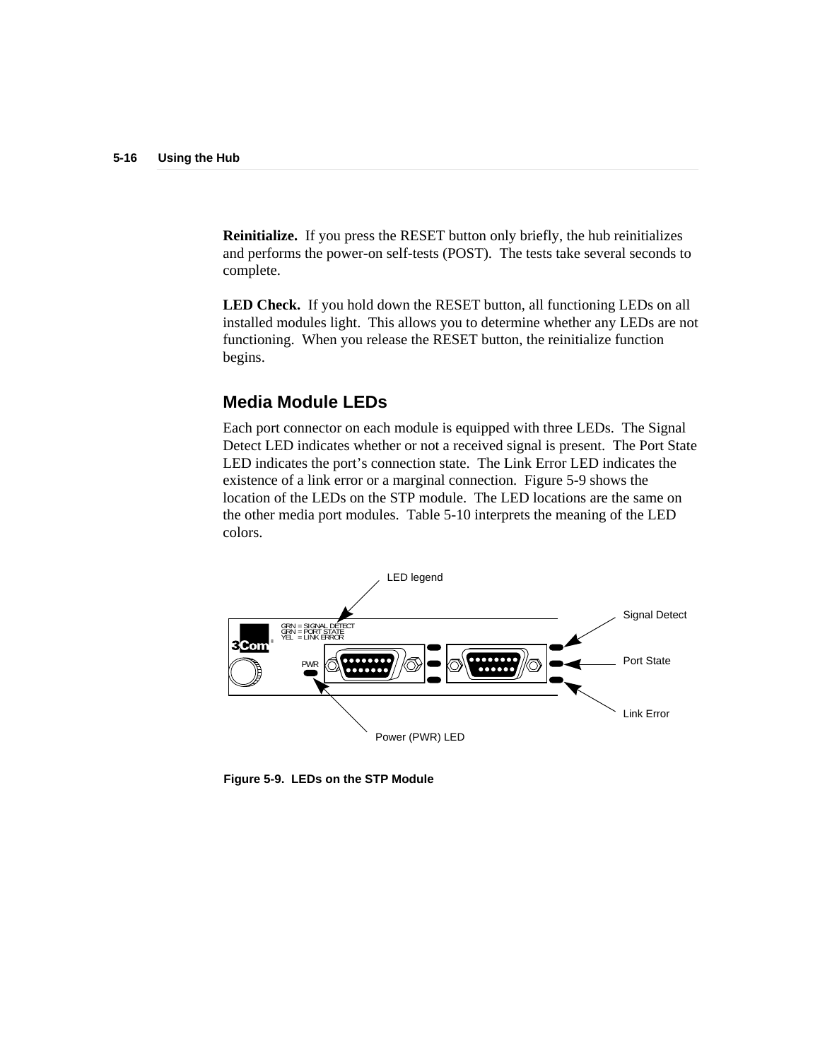**Reinitialize.** If you press the RESET button only briefly, the hub reinitializes and performs the power-on self-tests (POST). The tests take several seconds to complete.

**LED Check.** If you hold down the RESET button, all functioning LEDs on all installed modules light. This allows you to determine whether any LEDs are not functioning. When you release the RESET button, the reinitialize function begins.

## Media Module LEDs

Each port connector on each module is equipped with three LEDs. The Signal Detect LED indicates whether or not a received signal is present. The Port State LED indicates the port's connection state. The Link Error LED indicates the existence of a link error or a marginal connection. Figure 5-9 shows the location of the LEDs on the STP module. The LED locations are the same on the other media port modules. Table 5-10 interprets the meaning of the LED colors.

**Figure 5-9. LEDs on the STP Module**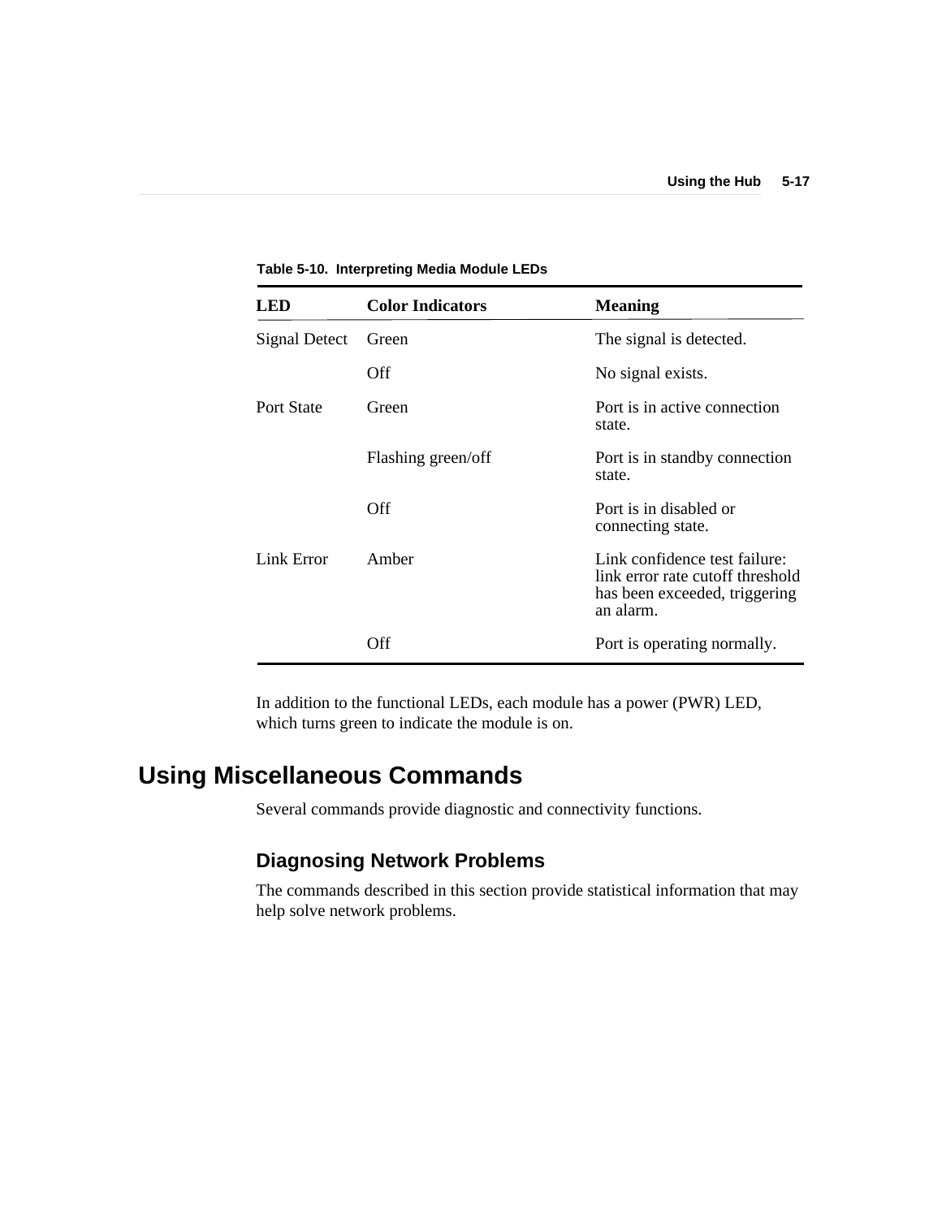**Table 5-10. Interpreting Media Module LEDs**

| LED | Color Indicators | Meaning |
|---|---|---|
| Signal Detect | Green | The signal is detected. |
| | Off | No signal exists. |
| Port State | Green | Port is in active connection state. |
| | Flashing green/off | Port is in standby connection state. |
| | Off | Port is in disabled or connecting state. |
| Link Error | Amber | Link confidence test failure: link error rate cutoff threshold has been exceeded, triggering an alarm. |
| | Off | Port is operating normally. |

In addition to the functional LEDs, each module has a power (PWR) LED, which turns green to indicate the module is on.

## Using Miscellaneous Commands

Several commands provide diagnostic and connectivity functions.

### Diagnosing Network Problems

The commands described in this section provide statistical information that may help solve network problems.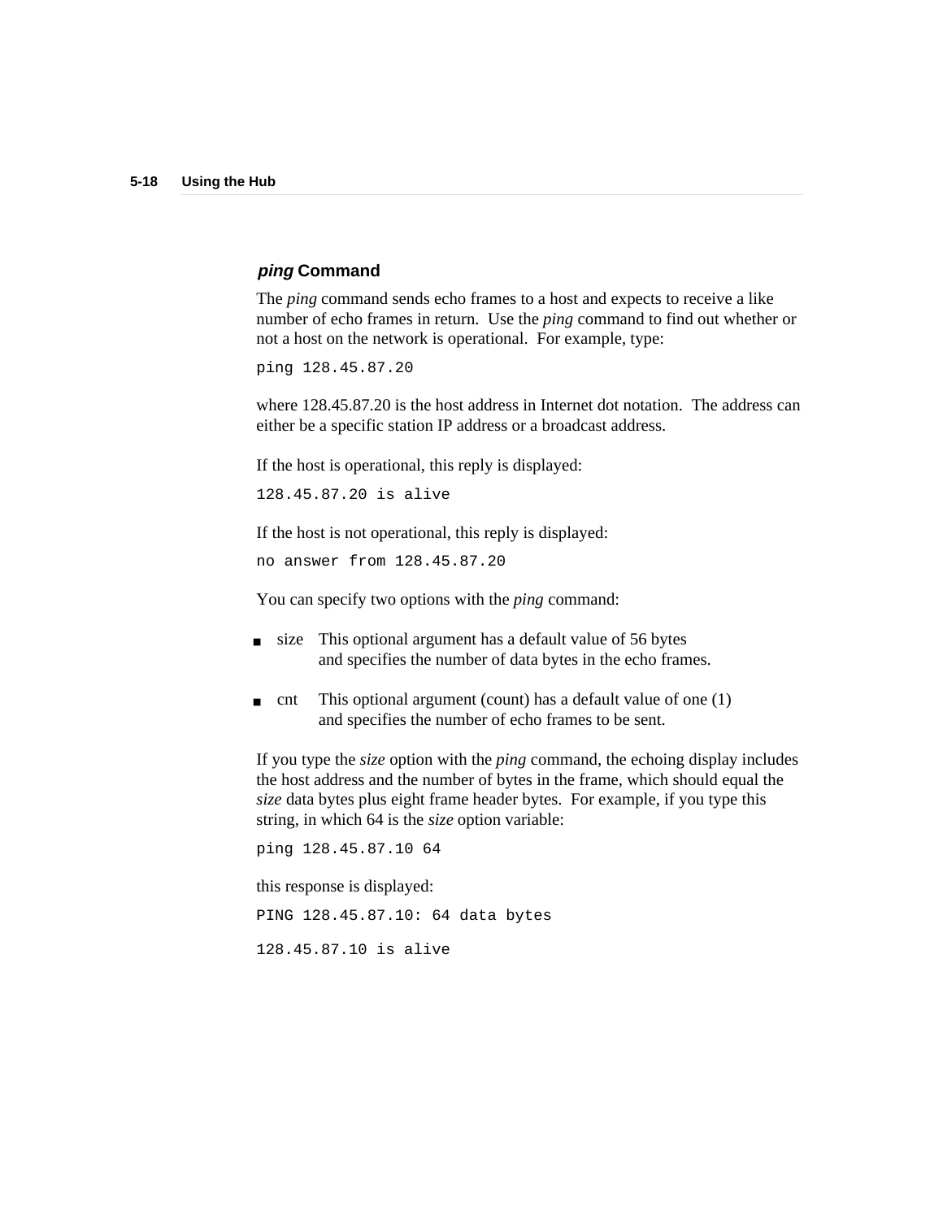### *ping* Command

The *ping* command sends echo frames to a host and expects to receive a like number of echo frames in return. Use the *ping* command to find out whether or not a host on the network is operational. For example, type:

```
ping 128.45.87.20
```

where 128.45.87.20 is the host address in Internet dot notation. The address can either be a specific station IP address or a broadcast address.

If the host is operational, this reply is displayed:

```
128.45.87.20 is alive
```

If the host is not operational, this reply is displayed:

```
no answer from 128.45.87.20
```

You can specify two options with the *ping* command:

- size This optional argument has a default value of 56 bytes and specifies the number of data bytes in the echo frames.
- cnt This optional argument (count) has a default value of one (1) and specifies the number of echo frames to be sent.

If you type the *size* option with the *ping* command, the echoing display includes the host address and the number of bytes in the frame, which should equal the *size* data bytes plus eight frame header bytes. For example, if you type this string, in which 64 is the *size* option variable:

```
ping 128.45.87.10 64
```

this response is displayed:

```
PING 128.45.87.10: 64 data bytes

128.45.87.10 is alive
```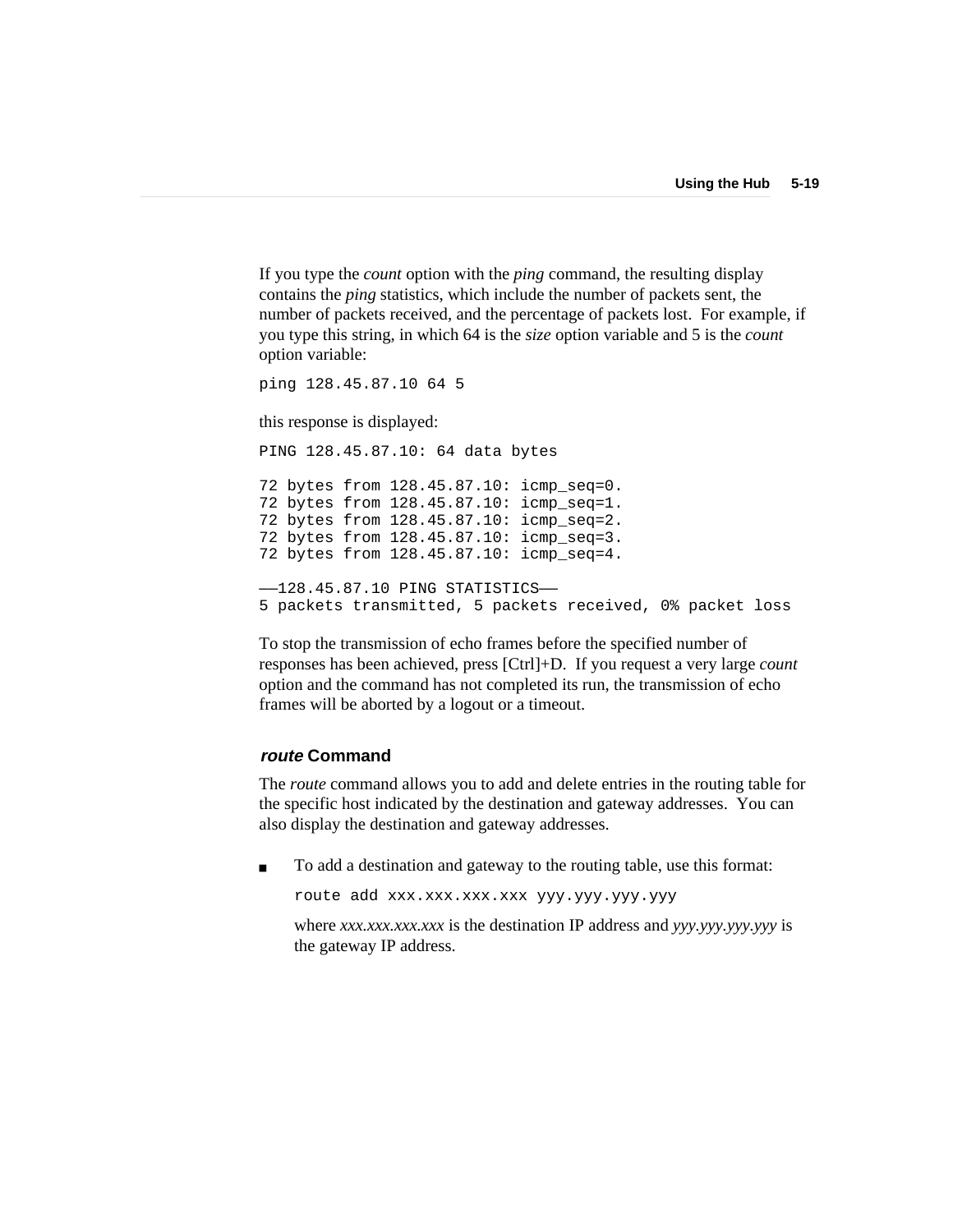If you type the *count* option with the *ping* command, the resulting display contains the *ping* statistics, which include the number of packets sent, the number of packets received, and the percentage of packets lost.  For example, if you type this string, in which 64 is the *size* option variable and 5 is the *count* option variable:

```
ping 128.45.87.10 64 5
```

this response is displayed:

```
PING 128.45.87.10: 64 data bytes

72 bytes from 128.45.87.10: icmp_seq=0.
72 bytes from 128.45.87.10: icmp_seq=1.
72 bytes from 128.45.87.10: icmp_seq=2.
72 bytes from 128.45.87.10: icmp_seq=3.
72 bytes from 128.45.87.10: icmp_seq=4.

——128.45.87.10 PING STATISTICS——
5 packets transmitted, 5 packets received, 0% packet loss
```

To stop the transmission of echo frames before the specified number of responses has been achieved, press [Ctrl]+D.  If you request a very large *count* option and the command has not completed its run, the transmission of echo frames will be aborted by a logout or a timeout.

### *route* Command

The *route* command allows you to add and delete entries in the routing table for the specific host indicated by the destination and gateway addresses.  You can also display the destination and gateway addresses.

- To add a destination and gateway to the routing table, use this format:

  ```
  route add xxx.xxx.xxx.xxx yyy.yyy.yyy.yyy
  ```

  where *xxx.xxx.xxx.xxx* is the destination IP address and *yyy.yyy.yyy.yyy* is the gateway IP address.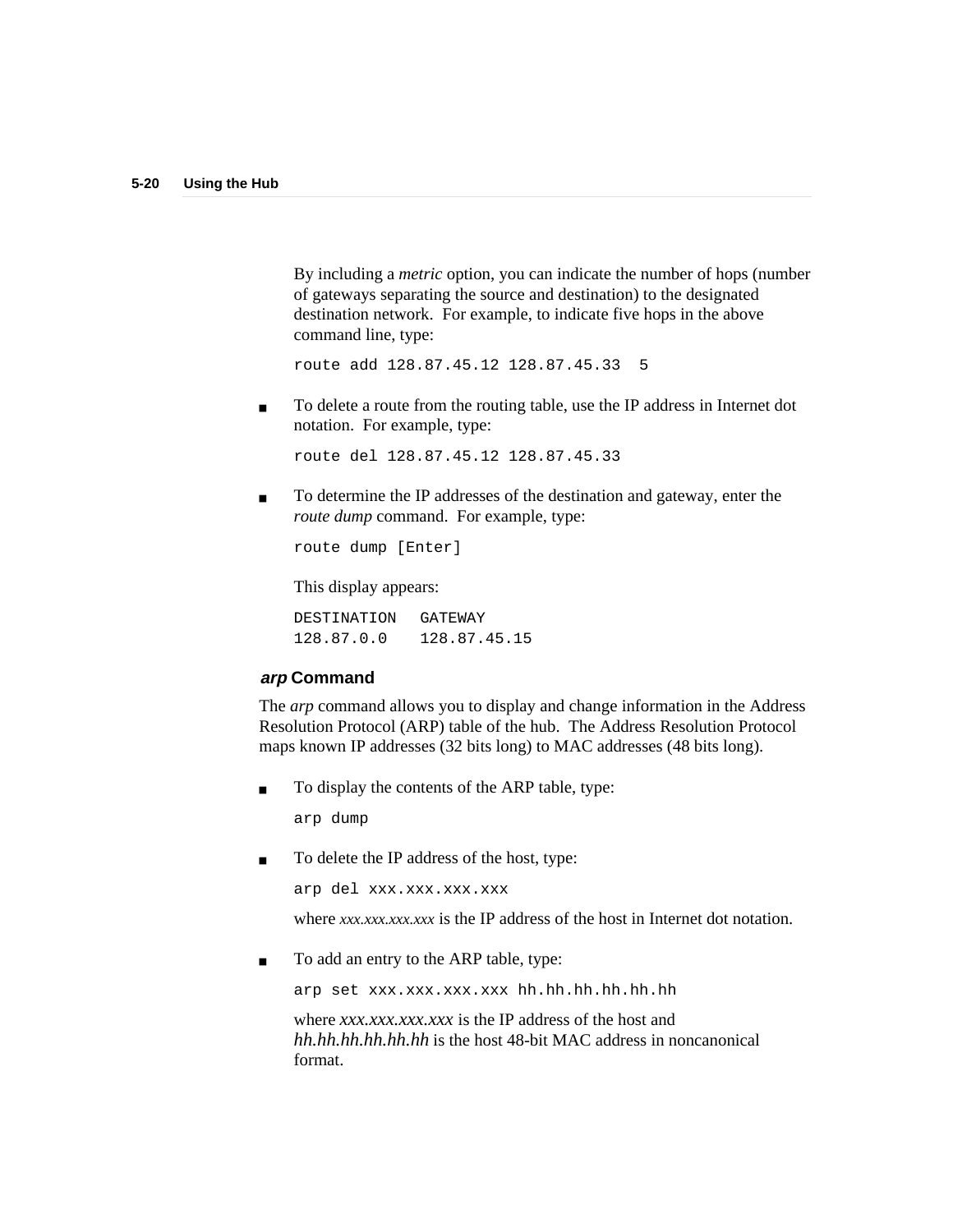By including a *metric* option, you can indicate the number of hops (number of gateways separating the source and destination) to the designated destination network. For example, to indicate five hops in the above command line, type:

```
route add 128.87.45.12 128.87.45.33  5
```

- To delete a route from the routing table, use the IP address in Internet dot notation. For example, type:

  ```
  route del 128.87.45.12 128.87.45.33
  ```

- To determine the IP addresses of the destination and gateway, enter the *route dump* command. For example, type:

  ```
  route dump [Enter]
  ```

  This display appears:

  ```
  DESTINATION   GATEWAY
  128.87.0.0    128.87.45.15
  ```

### *arp* Command

The *arp* command allows you to display and change information in the Address Resolution Protocol (ARP) table of the hub. The Address Resolution Protocol maps known IP addresses (32 bits long) to MAC addresses (48 bits long).

- To display the contents of the ARP table, type:

  ```
  arp dump
  ```

- To delete the IP address of the host, type:

  ```
  arp del xxx.xxx.xxx.xxx
  ```

  where *xxx.xxx.xxx.xxx* is the IP address of the host in Internet dot notation.

- To add an entry to the ARP table, type:

  ```
  arp set xxx.xxx.xxx.xxx hh.hh.hh.hh.hh.hh
  ```

  where *xxx.xxx.xxx.xxx* is the IP address of the host and *hh.hh.hh.hh.hh.hh* is the host 48-bit MAC address in noncanonical format.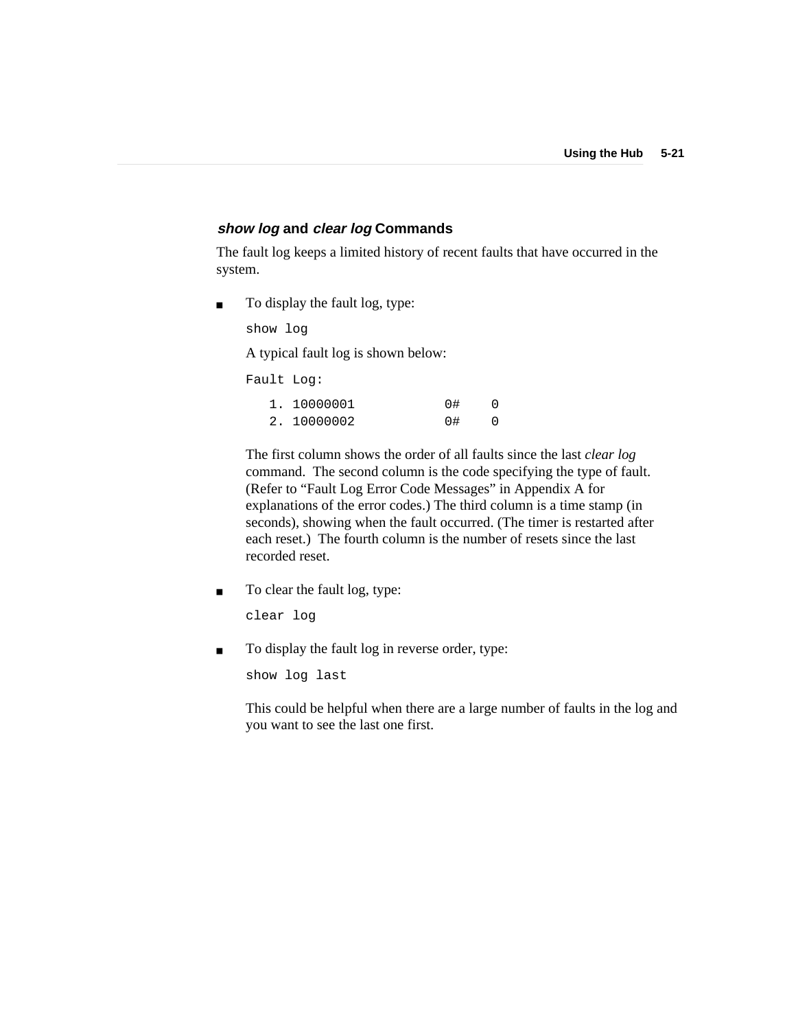### *show log* and *clear log* Commands

The fault log keeps a limited history of recent faults that have occurred in the system.

- To display the fault log, type:

  ```
  show log
  ```

  A typical fault log is shown below:

  ```
  Fault Log:

     1. 10000001            0#    0
     2. 10000002            0#    0
  ```

  The first column shows the order of all faults since the last *clear log* command. The second column is the code specifying the type of fault. (Refer to “Fault Log Error Code Messages” in Appendix A for explanations of the error codes.) The third column is a time stamp (in seconds), showing when the fault occurred. (The timer is restarted after each reset.) The fourth column is the number of resets since the last recorded reset.

- To clear the fault log, type:

  ```
  clear log
  ```

- To display the fault log in reverse order, type:

  ```
  show log last
  ```

  This could be helpful when there are a large number of faults in the log and you want to see the last one first.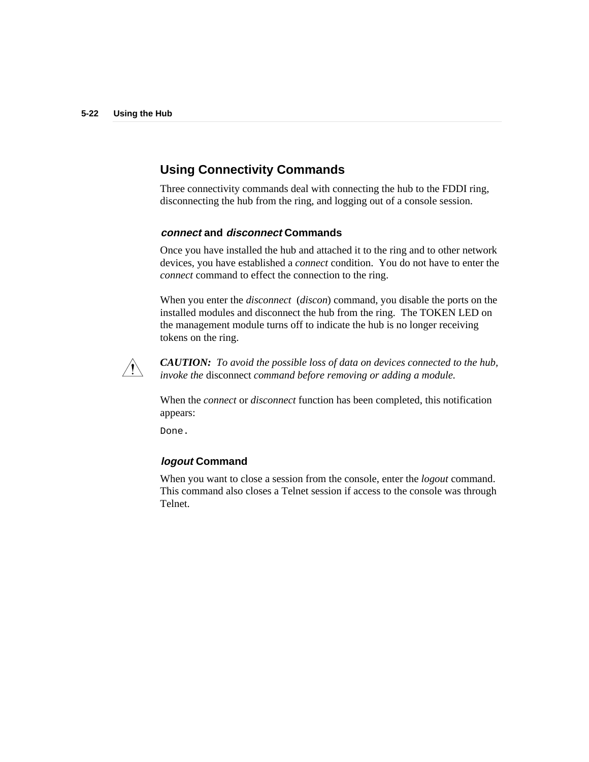## Using Connectivity Commands

Three connectivity commands deal with connecting the hub to the FDDI ring, disconnecting the hub from the ring, and logging out of a console session.

### *connect* and *disconnect* Commands

Once you have installed the hub and attached it to the ring and to other network devices, you have established a *connect* condition. You do not have to enter the *connect* command to effect the connection to the ring.

When you enter the *disconnect* (*discon*) command, you disable the ports on the installed modules and disconnect the hub from the ring. The TOKEN LED on the management module turns off to indicate the hub is no longer receiving tokens on the ring.

***CAUTION:*** *To avoid the possible loss of data on devices connected to the hub, invoke the* disconnect *command before removing or adding a module.*

When the *connect* or *disconnect* function has been completed, this notification appears:

```
Done.
```

### *logout* Command

When you want to close a session from the console, enter the *logout* command. This command also closes a Telnet session if access to the console was through Telnet.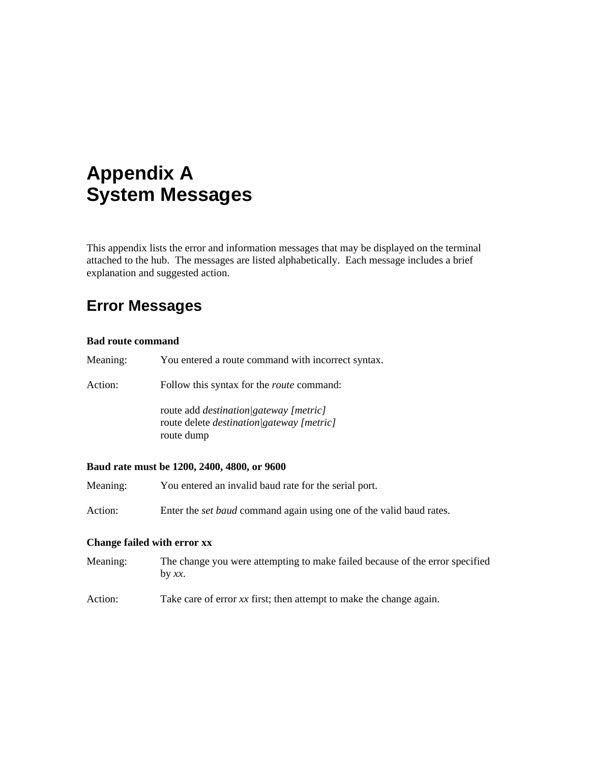# Appendix A System Messages

This appendix lists the error and information messages that may be displayed on the terminal attached to the hub. The messages are listed alphabetically. Each message includes a brief explanation and suggested action.

## Error Messages

**Bad route command**

Meaning: You entered a route command with incorrect syntax.

Action: Follow this syntax for the *route* command:

route add *destination|gateway [metric]*
route delete *destination|gateway [metric]*
route dump

**Baud rate must be 1200, 2400, 4800, or 9600**

Meaning: You entered an invalid baud rate for the serial port.

Action: Enter the *set baud* command again using one of the valid baud rates.

**Change failed with error xx**

Meaning: The change you were attempting to make failed because of the error specified by *xx*.

Action: Take care of error *xx* first; then attempt to make the change again.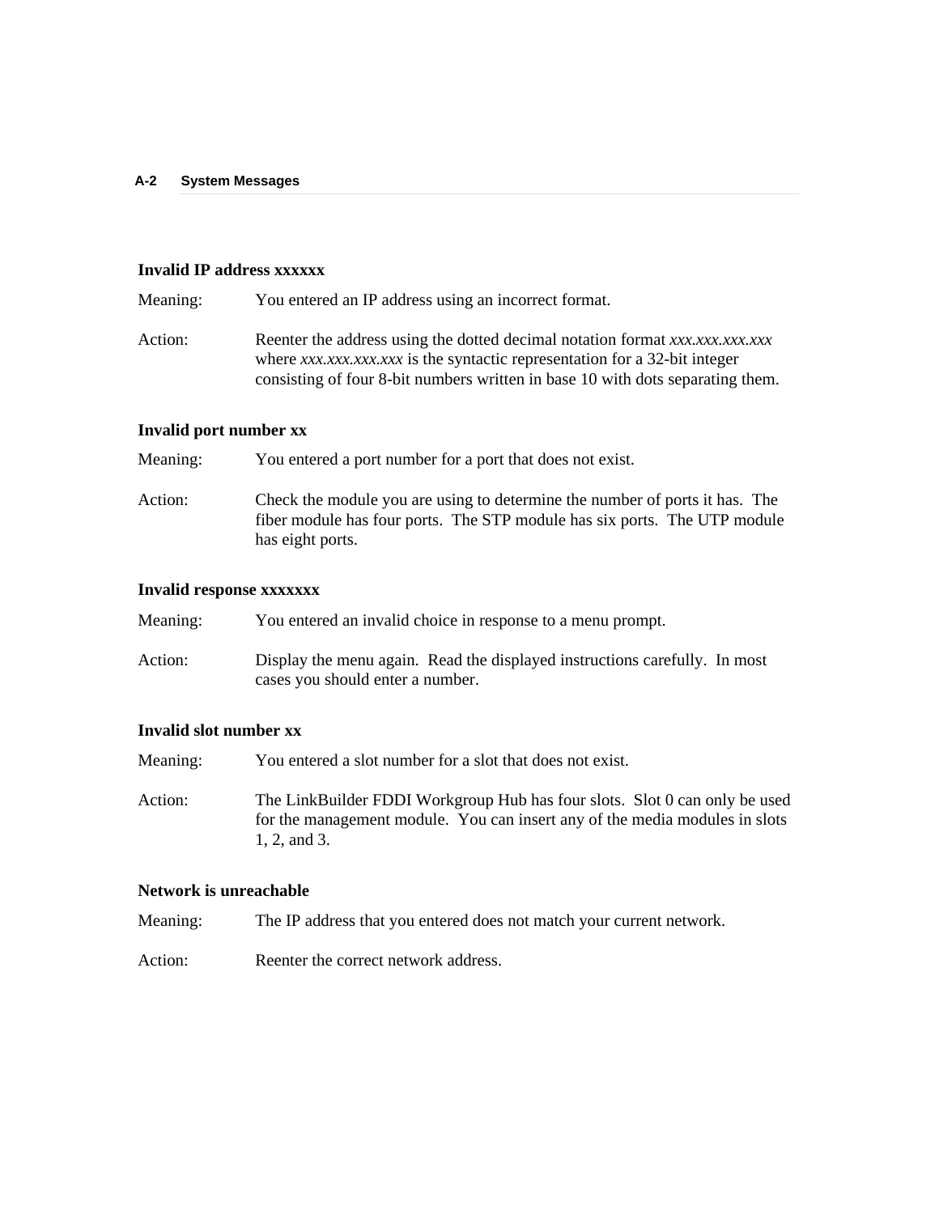**Invalid IP address xxxxxx**

Meaning: You entered an IP address using an incorrect format.

Action: Reenter the address using the dotted decimal notation format *xxx.xxx.xxx.xxx* where *xxx.xxx.xxx.xxx* is the syntactic representation for a 32-bit integer consisting of four 8-bit numbers written in base 10 with dots separating them.

**Invalid port number xx**

Meaning: You entered a port number for a port that does not exist.

Action: Check the module you are using to determine the number of ports it has. The fiber module has four ports. The STP module has six ports. The UTP module has eight ports.

**Invalid response xxxxxxx**

Meaning: You entered an invalid choice in response to a menu prompt.

Action: Display the menu again. Read the displayed instructions carefully. In most cases you should enter a number.

**Invalid slot number xx**

Meaning: You entered a slot number for a slot that does not exist.

Action: The LinkBuilder FDDI Workgroup Hub has four slots. Slot 0 can only be used for the management module. You can insert any of the media modules in slots 1, 2, and 3.

**Network is unreachable**

Meaning: The IP address that you entered does not match your current network.

Action: Reenter the correct network address.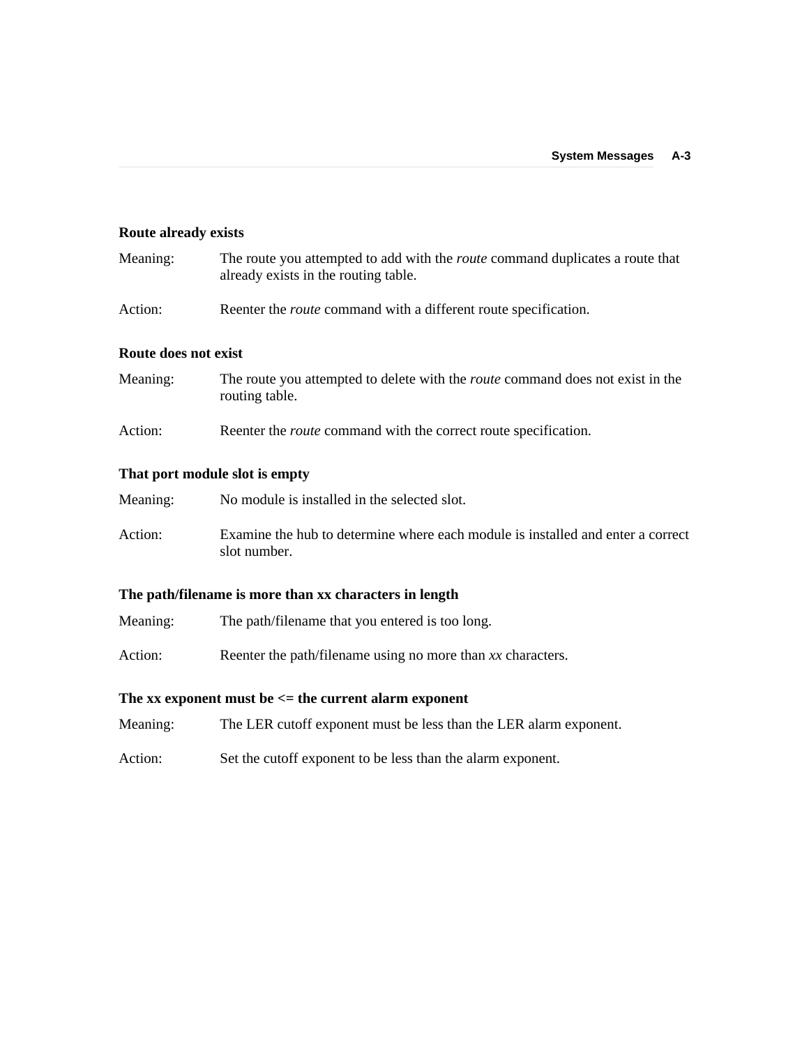**Route already exists**

Meaning: The route you attempted to add with the *route* command duplicates a route that already exists in the routing table.

Action: Reenter the *route* command with a different route specification.

**Route does not exist**

Meaning: The route you attempted to delete with the *route* command does not exist in the routing table.

Action: Reenter the *route* command with the correct route specification.

**That port module slot is empty**

Meaning: No module is installed in the selected slot.

Action: Examine the hub to determine where each module is installed and enter a correct slot number.

**The path/filename is more than xx characters in length**

Meaning: The path/filename that you entered is too long.

Action: Reenter the path/filename using no more than *xx* characters.

**The xx exponent must be <= the current alarm exponent**

Meaning: The LER cutoff exponent must be less than the LER alarm exponent.

Action: Set the cutoff exponent to be less than the alarm exponent.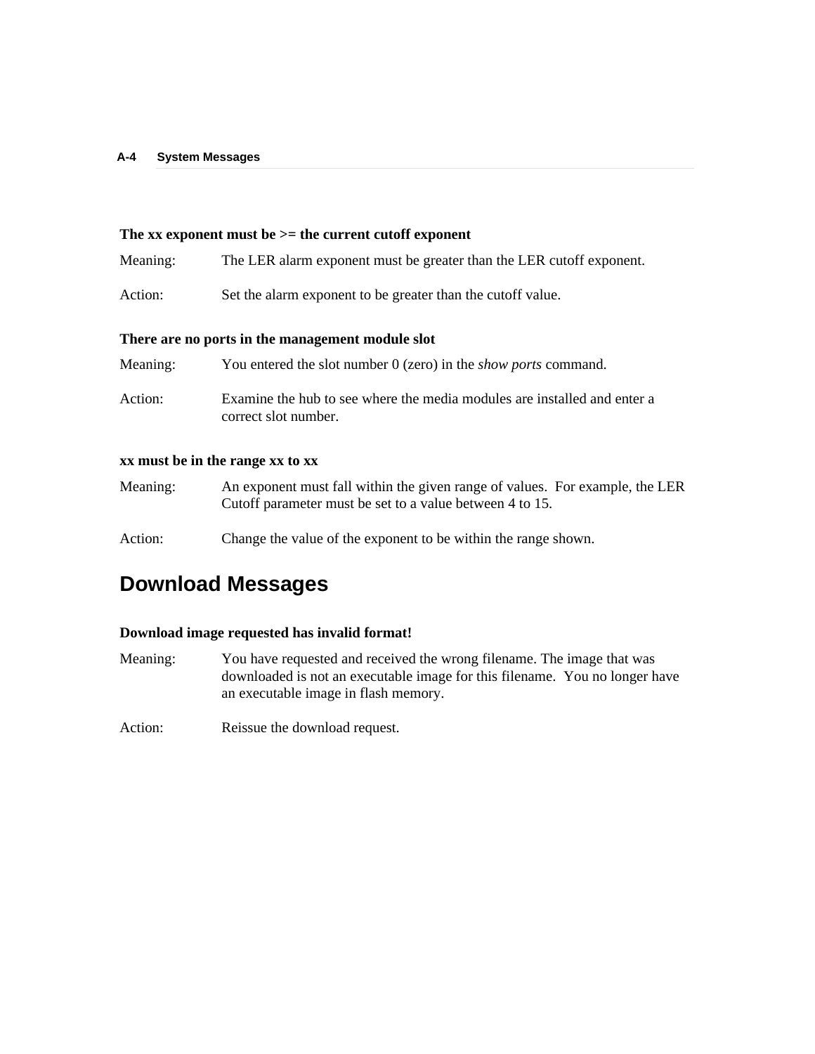**The xx exponent must be >= the current cutoff exponent**

Meaning: The LER alarm exponent must be greater than the LER cutoff exponent.

Action: Set the alarm exponent to be greater than the cutoff value.

**There are no ports in the management module slot**

Meaning: You entered the slot number 0 (zero) in the *show ports* command.

Action: Examine the hub to see where the media modules are installed and enter a correct slot number.

**xx must be in the range xx to xx**

Meaning: An exponent must fall within the given range of values. For example, the LER Cutoff parameter must be set to a value between 4 to 15.

Action: Change the value of the exponent to be within the range shown.

## Download Messages

**Download image requested has invalid format!**

Meaning: You have requested and received the wrong filename. The image that was downloaded is not an executable image for this filename. You no longer have an executable image in flash memory.

Action: Reissue the download request.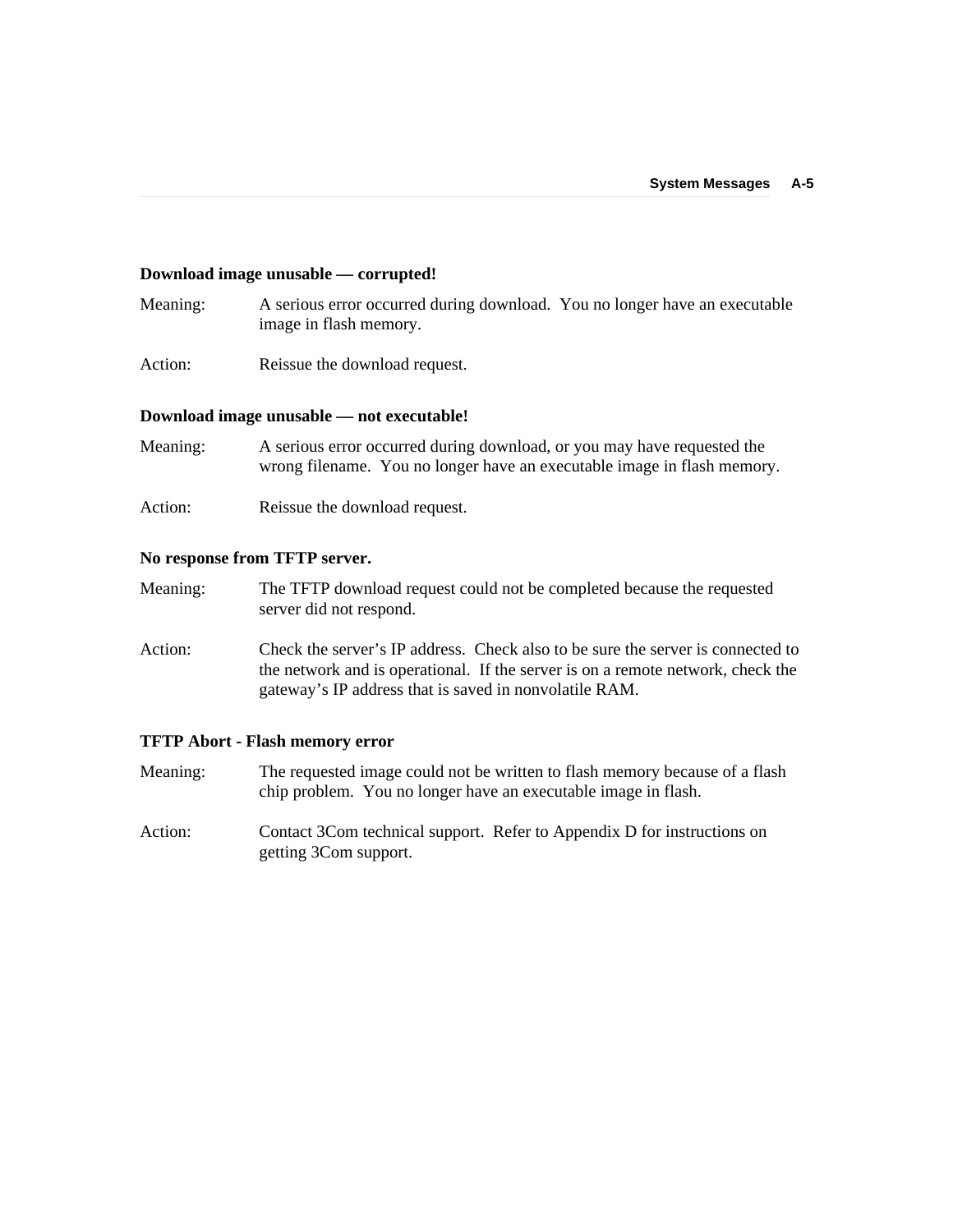**Download image unusable — corrupted!**

Meaning: A serious error occurred during download. You no longer have an executable image in flash memory.

Action: Reissue the download request.

**Download image unusable — not executable!**

Meaning: A serious error occurred during download, or you may have requested the wrong filename. You no longer have an executable image in flash memory.

Action: Reissue the download request.

**No response from TFTP server.**

Meaning: The TFTP download request could not be completed because the requested server did not respond.

Action: Check the server's IP address. Check also to be sure the server is connected to the network and is operational. If the server is on a remote network, check the gateway's IP address that is saved in nonvolatile RAM.

**TFTP Abort - Flash memory error**

Meaning: The requested image could not be written to flash memory because of a flash chip problem. You no longer have an executable image in flash.

Action: Contact 3Com technical support. Refer to Appendix D for instructions on getting 3Com support.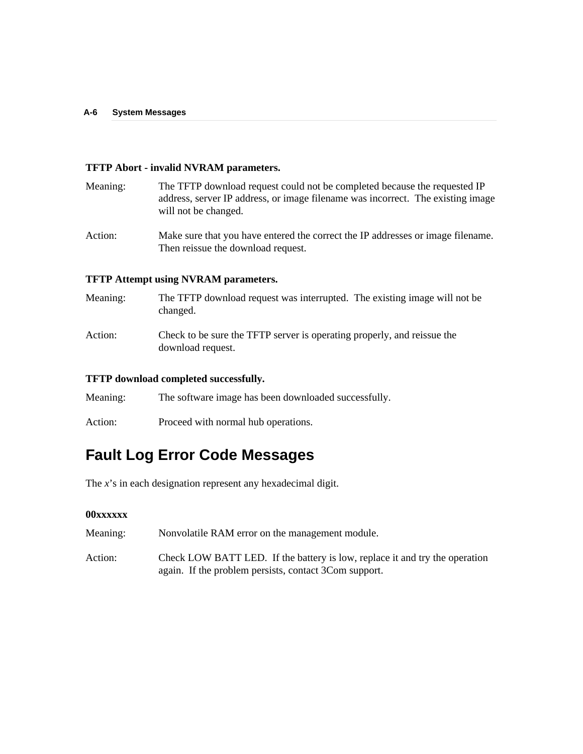**TFTP Abort - invalid NVRAM parameters.**

Meaning: The TFTP download request could not be completed because the requested IP address, server IP address, or image filename was incorrect. The existing image will not be changed.

Action: Make sure that you have entered the correct the IP addresses or image filename. Then reissue the download request.

**TFTP Attempt using NVRAM parameters.**

Meaning: The TFTP download request was interrupted. The existing image will not be changed.

Action: Check to be sure the TFTP server is operating properly, and reissue the download request.

**TFTP download completed successfully.**

Meaning: The software image has been downloaded successfully.

Action: Proceed with normal hub operations.

## Fault Log Error Code Messages

The *x*'s in each designation represent any hexadecimal digit.

**00xxxxxx**

Meaning: Nonvolatile RAM error on the management module.

Action: Check LOW BATT LED. If the battery is low, replace it and try the operation again. If the problem persists, contact 3Com support.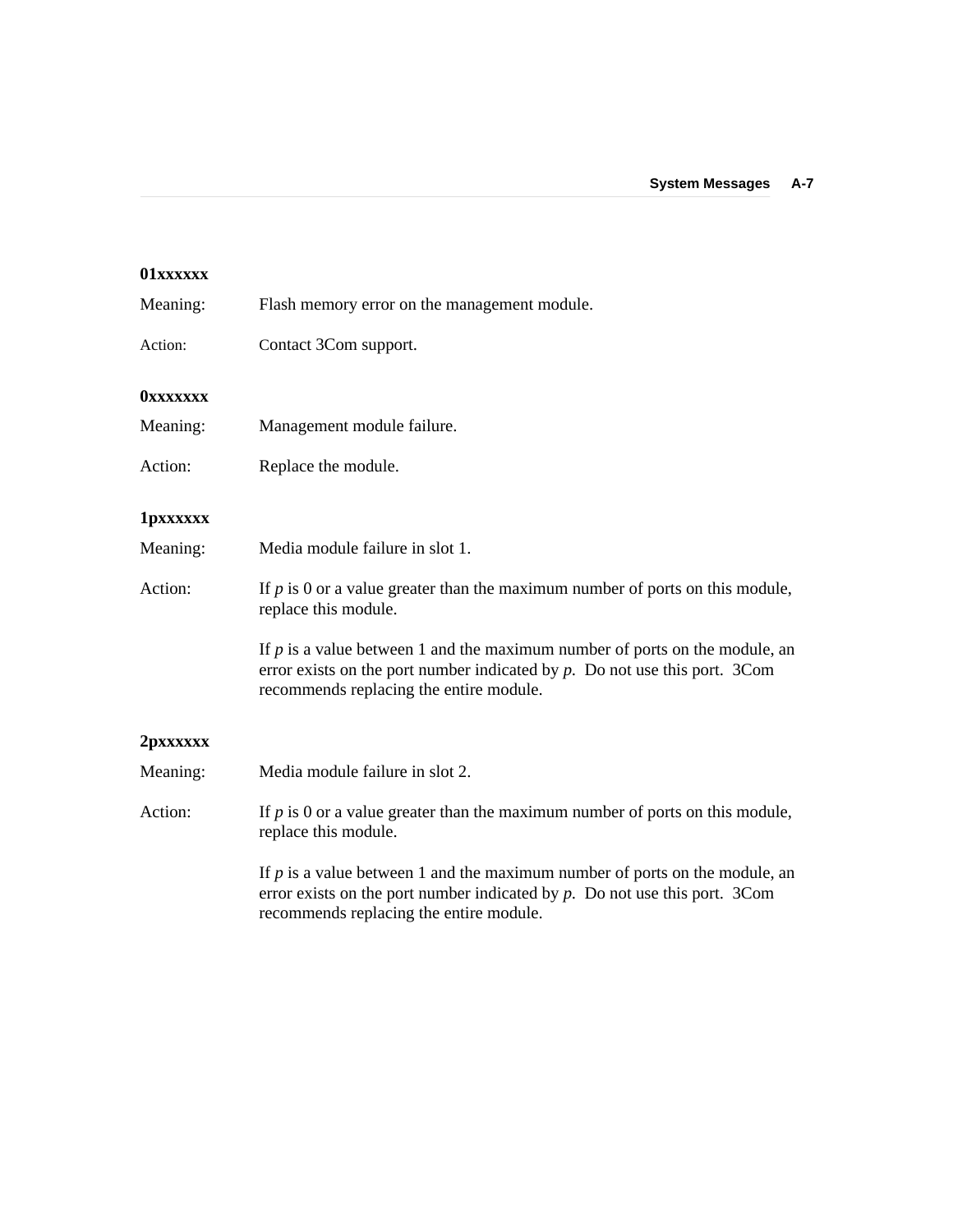**01xxxxxx**

Meaning: Flash memory error on the management module.

Action: Contact 3Com support.

**0xxxxxxx**

Meaning: Management module failure.

Action: Replace the module.

**1pxxxxxx**

Meaning: Media module failure in slot 1.

Action: If *p* is 0 or a value greater than the maximum number of ports on this module, replace this module.

If *p* is a value between 1 and the maximum number of ports on the module, an error exists on the port number indicated by *p*. Do not use this port. 3Com recommends replacing the entire module.

**2pxxxxxx**

Meaning: Media module failure in slot 2.

Action: If *p* is 0 or a value greater than the maximum number of ports on this module, replace this module.

If *p* is a value between 1 and the maximum number of ports on the module, an error exists on the port number indicated by *p*. Do not use this port. 3Com recommends replacing the entire module.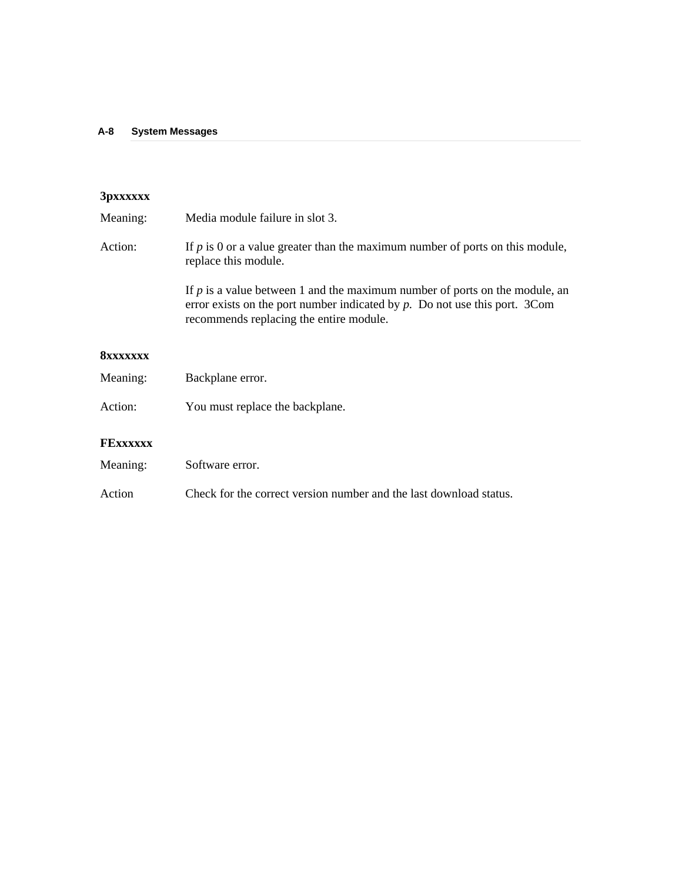**3pxxxxxx**

Meaning: Media module failure in slot 3.

Action: If *p* is 0 or a value greater than the maximum number of ports on this module, replace this module.

If *p* is a value between 1 and the maximum number of ports on the module, an error exists on the port number indicated by *p.* Do not use this port. 3Com recommends replacing the entire module.

**8xxxxxxx**

Meaning: Backplane error.

Action: You must replace the backplane.

**FExxxxxx**

Meaning: Software error.

Action Check for the correct version number and the last download status.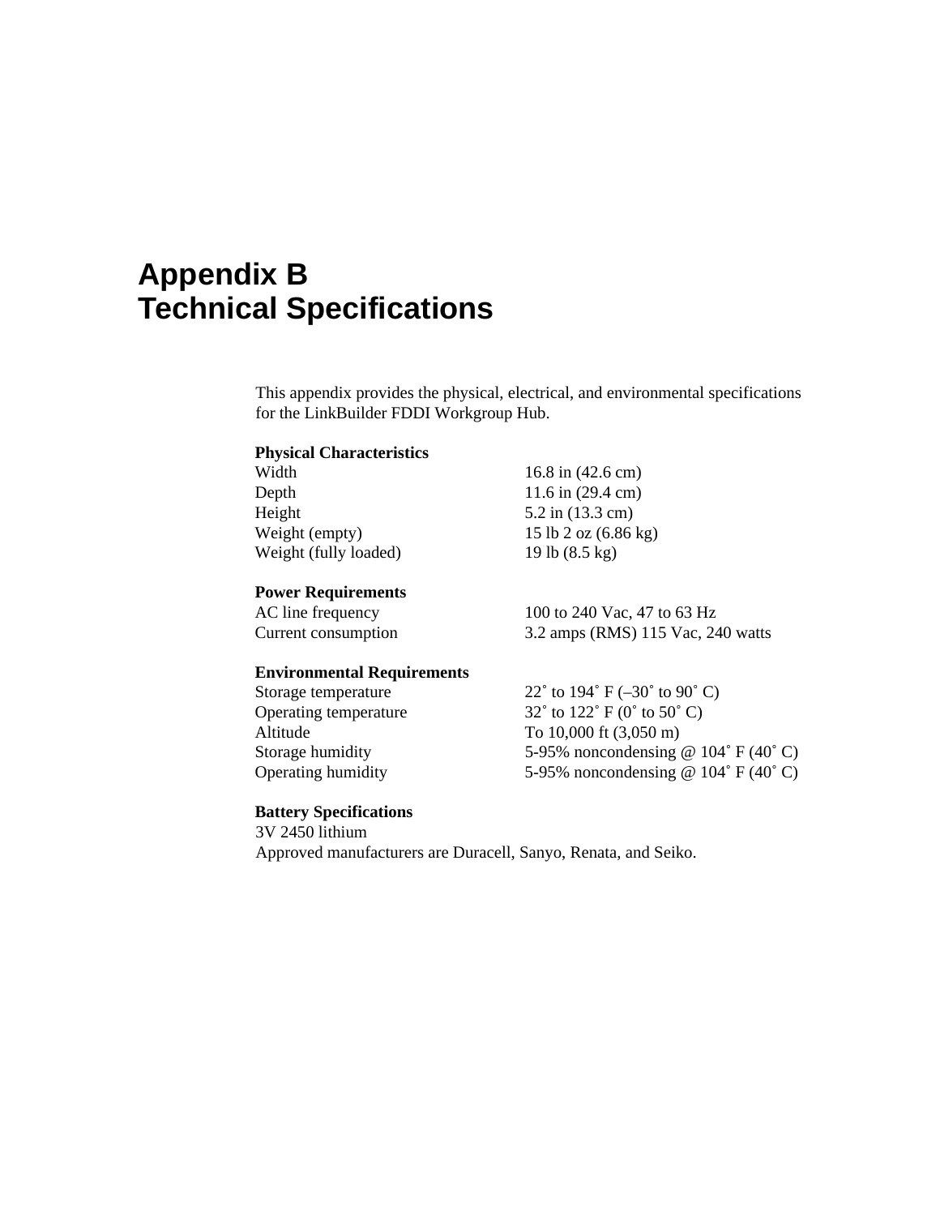# Appendix B
# Technical Specifications

This appendix provides the physical, electrical, and environmental specifications for the LinkBuilder FDDI Workgroup Hub.

**Physical Characteristics**

| | |
|---|---|
| Width | 16.8 in (42.6 cm) |
| Depth | 11.6 in (29.4 cm) |
| Height | 5.2 in (13.3 cm) |
| Weight (empty) | 15 lb 2 oz (6.86 kg) |
| Weight (fully loaded) | 19 lb (8.5 kg) |

**Power Requirements**

| | |
|---|---|
| AC line frequency | 100 to 240 Vac, 47 to 63 Hz |
| Current consumption | 3.2 amps (RMS) 115 Vac, 240 watts |

**Environmental Requirements**

| | |
|---|---|
| Storage temperature | 22˚ to 194˚ F (–30˚ to 90˚ C) |
| Operating temperature | 32˚ to 122˚ F (0˚ to 50˚ C) |
| Altitude | To 10,000 ft (3,050 m) |
| Storage humidity | 5-95% noncondensing @ 104˚ F (40˚ C) |
| Operating humidity | 5-95% noncondensing @ 104˚ F (40˚ C) |

**Battery Specifications**

3V 2450 lithium
Approved manufacturers are Duracell, Sanyo, Renata, and Seiko.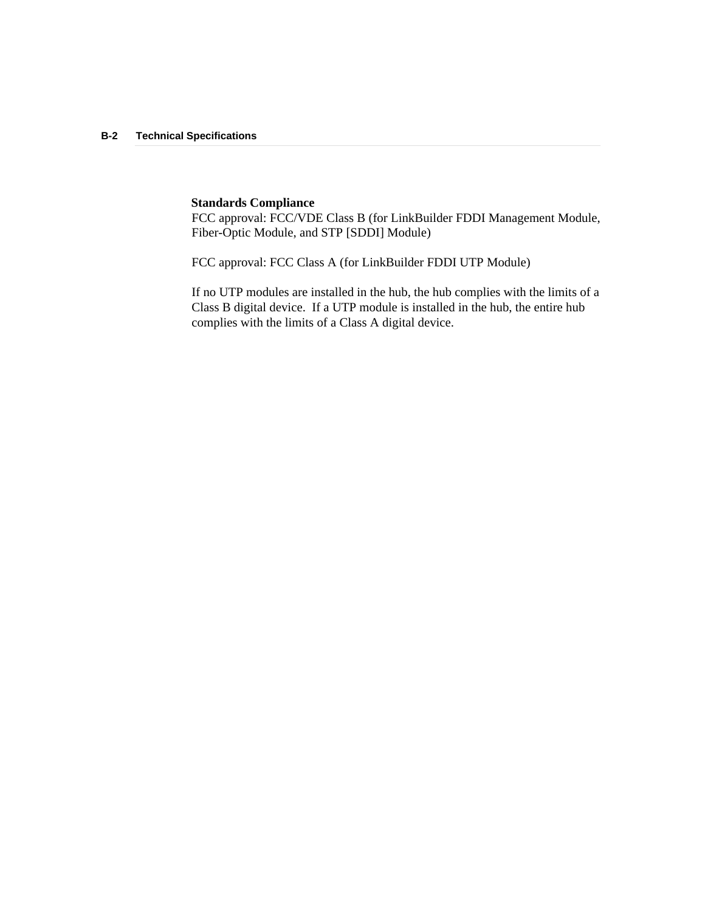**Standards Compliance**

FCC approval: FCC/VDE Class B (for LinkBuilder FDDI Management Module, Fiber-Optic Module, and STP [SDDI] Module)

FCC approval: FCC Class A (for LinkBuilder FDDI UTP Module)

If no UTP modules are installed in the hub, the hub complies with the limits of a Class B digital device. If a UTP module is installed in the hub, the entire hub complies with the limits of a Class A digital device.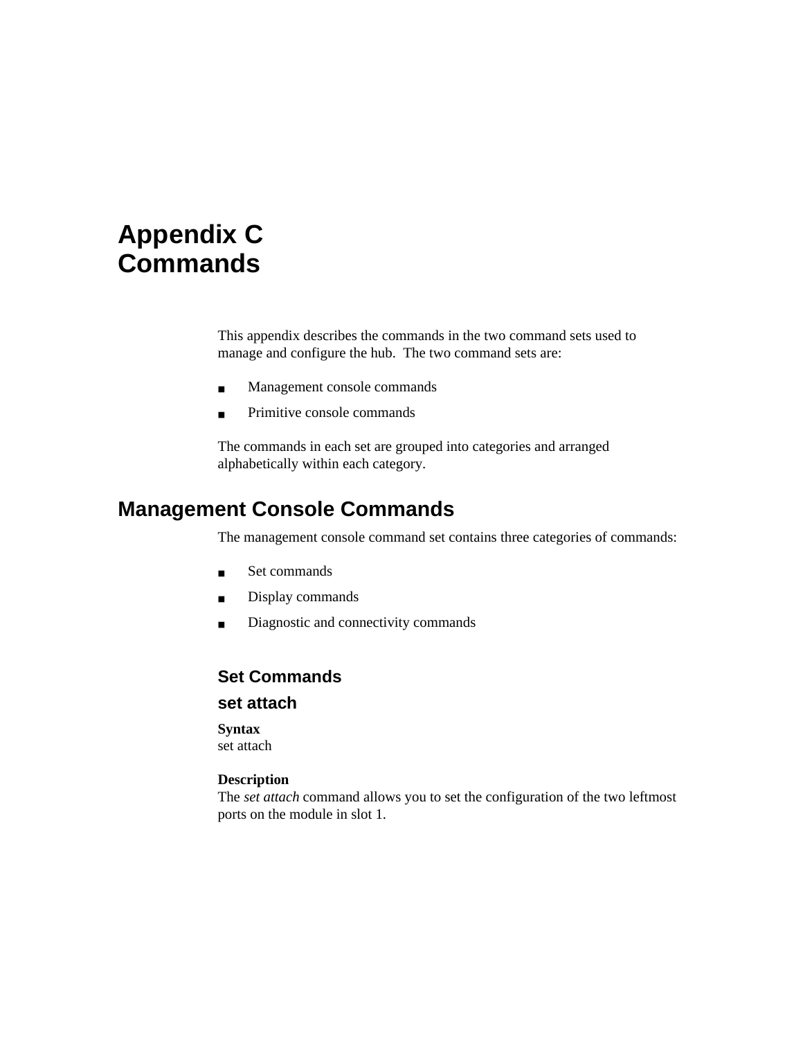# Appendix C
# Commands

This appendix describes the commands in the two command sets used to manage and configure the hub. The two command sets are:

- Management console commands
- Primitive console commands

The commands in each set are grouped into categories and arranged alphabetically within each category.

## Management Console Commands

The management console command set contains three categories of commands:

- Set commands
- Display commands
- Diagnostic and connectivity commands

### Set Commands

### set attach

**Syntax**
set attach

**Description**
The *set attach* command allows you to set the configuration of the two leftmost ports on the module in slot 1.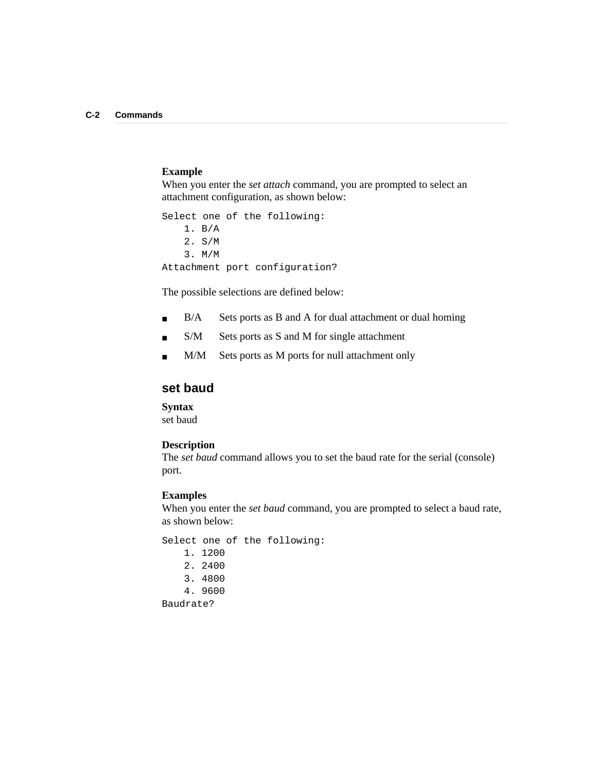**Example**
When you enter the *set attach* command, you are prompted to select an attachment configuration, as shown below:

```
Select one of the following:
    1. B/A
    2. S/M
    3. M/M
Attachment port configuration?
```

The possible selections are defined below:

- B/A Sets ports as B and A for dual attachment or dual homing
- S/M Sets ports as S and M for single attachment
- M/M Sets ports as M ports for null attachment only

## set baud

**Syntax**
set baud

**Description**
The *set baud* command allows you to set the baud rate for the serial (console) port.

**Examples**
When you enter the *set baud* command, you are prompted to select a baud rate, as shown below:

```
Select one of the following:
    1. 1200
    2. 2400
    3. 4800
    4. 9600
Baudrate?
```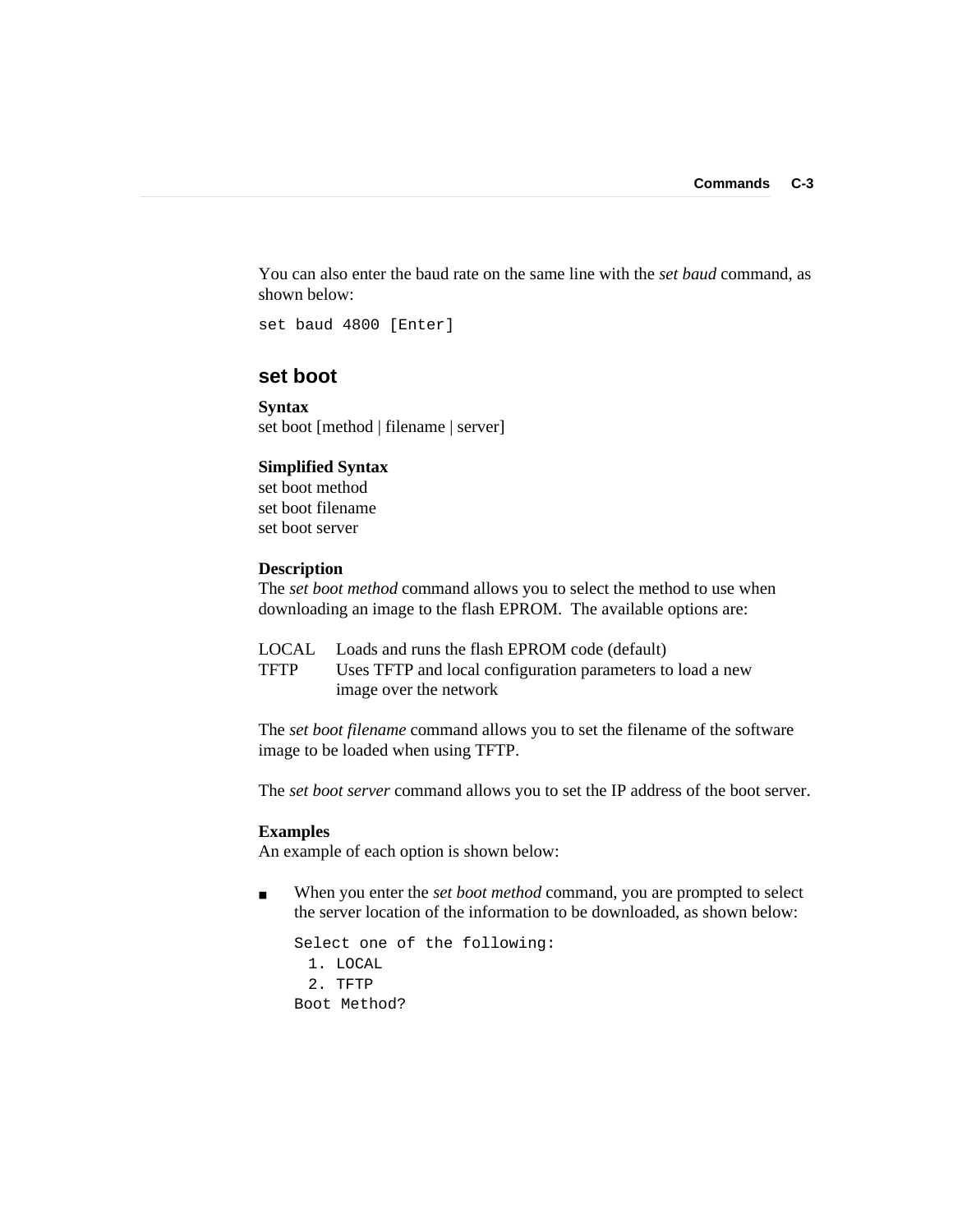You can also enter the baud rate on the same line with the *set baud* command, as shown below:

```
set baud 4800 [Enter]
```

## set boot

**Syntax**
set boot [method | filename | server]

**Simplified Syntax**
set boot method
set boot filename
set boot server

**Description**
The *set boot method* command allows you to select the method to use when downloading an image to the flash EPROM. The available options are:

| | |
|---|---|
| LOCAL | Loads and runs the flash EPROM code (default) |
| TFTP | Uses TFTP and local configuration parameters to load a new image over the network |

The *set boot filename* command allows you to set the filename of the software image to be loaded when using TFTP.

The *set boot server* command allows you to set the IP address of the boot server.

**Examples**
An example of each option is shown below:

- When you enter the *set boot method* command, you are prompted to select the server location of the information to be downloaded, as shown below:

  ```
  Select one of the following:
    1. LOCAL
    2. TFTP
  Boot Method?
  ```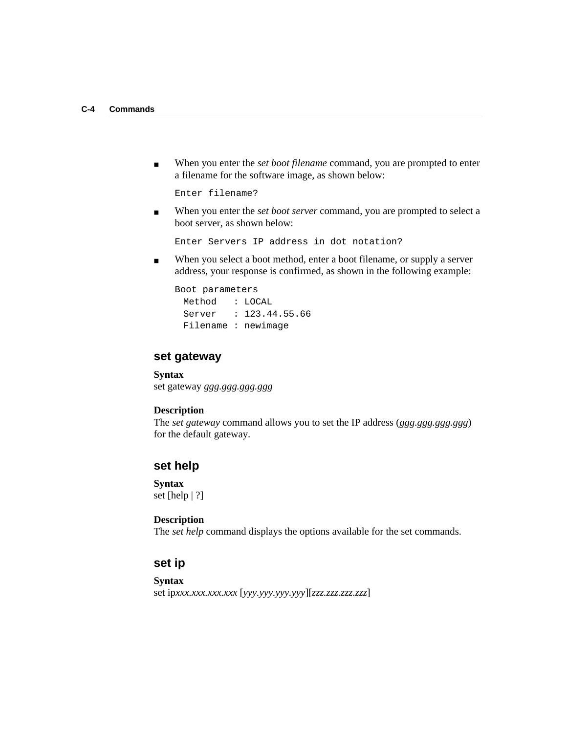- When you enter the *set boot filename* command, you are prompted to enter a filename for the software image, as shown below:

  ```
  Enter filename?
  ```

- When you enter the *set boot server* command, you are prompted to select a boot server, as shown below:

  ```
  Enter Servers IP address in dot notation?
  ```

- When you select a boot method, enter a boot filename, or supply a server address, your response is confirmed, as shown in the following example:

  ```
  Boot parameters
    Method   : LOCAL
    Server   : 123.44.55.66
    Filename : newimage
  ```

## set gateway

**Syntax**
set gateway *ggg.ggg.ggg.ggg*

**Description**
The *set gateway* command allows you to set the IP address (*ggg.ggg.ggg.ggg*) for the default gateway.

## set help

**Syntax**
set [help | ?]

**Description**
The *set help* command displays the options available for the set commands.

## set ip

**Syntax**
set ip*xxx.xxx.xxx.xxx* [*yyy.yyy.yyy.yyy*][*zzz.zzz.zzz.zzz*]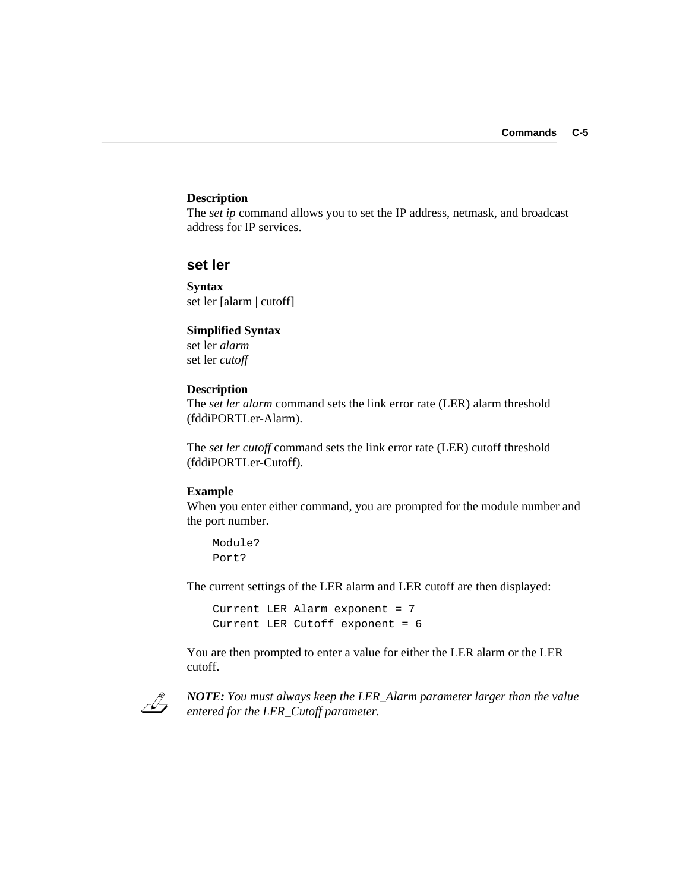**Description**
The *set ip* command allows you to set the IP address, netmask, and broadcast address for IP services.

## set ler

**Syntax**
set ler [alarm | cutoff]

**Simplified Syntax**
set ler *alarm*
set ler *cutoff*

**Description**
The *set ler alarm* command sets the link error rate (LER) alarm threshold (fddiPORTLer-Alarm).

The *set ler cutoff* command sets the link error rate (LER) cutoff threshold (fddiPORTLer-Cutoff).

**Example**
When you enter either command, you are prompted for the module number and the port number.

```
Module?
Port?
```

The current settings of the LER alarm and LER cutoff are then displayed:

```
Current LER Alarm exponent = 7
Current LER Cutoff exponent = 6
```

You are then prompted to enter a value for either the LER alarm or the LER cutoff.

***NOTE:*** *You must always keep the LER_Alarm parameter larger than the value entered for the LER_Cutoff parameter.*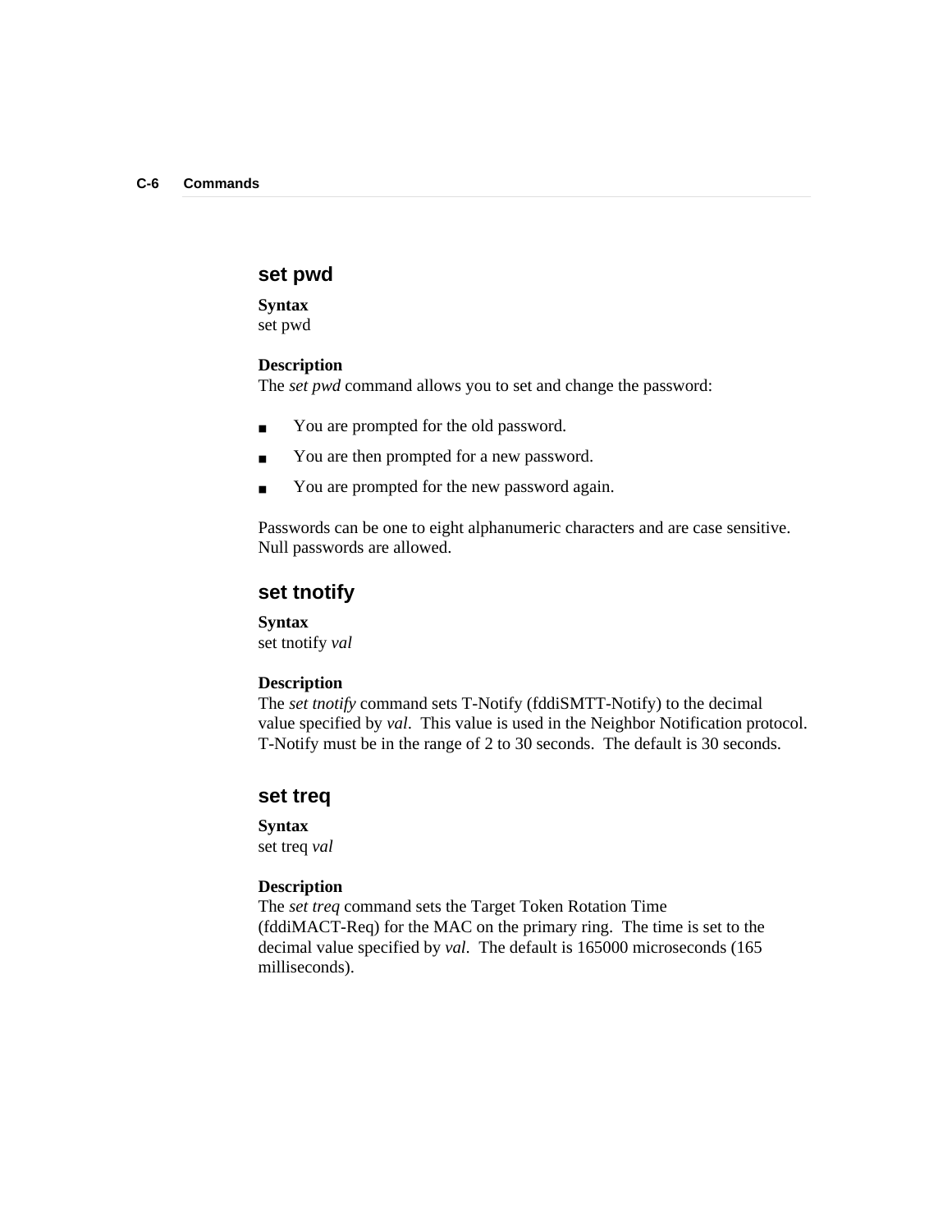## set pwd

**Syntax**
set pwd

**Description**
The *set pwd* command allows you to set and change the password:

- You are prompted for the old password.
- You are then prompted for a new password.
- You are prompted for the new password again.

Passwords can be one to eight alphanumeric characters and are case sensitive. Null passwords are allowed.

## set tnotify

**Syntax**
set tnotify *val*

**Description**
The *set tnotify* command sets T-Notify (fddiSMTT-Notify) to the decimal value specified by *val*. This value is used in the Neighbor Notification protocol. T-Notify must be in the range of 2 to 30 seconds. The default is 30 seconds.

## set treq

**Syntax**
set treq *val*

**Description**
The *set treq* command sets the Target Token Rotation Time (fddiMACT-Req) for the MAC on the primary ring. The time is set to the decimal value specified by *val*. The default is 165000 microseconds (165 milliseconds).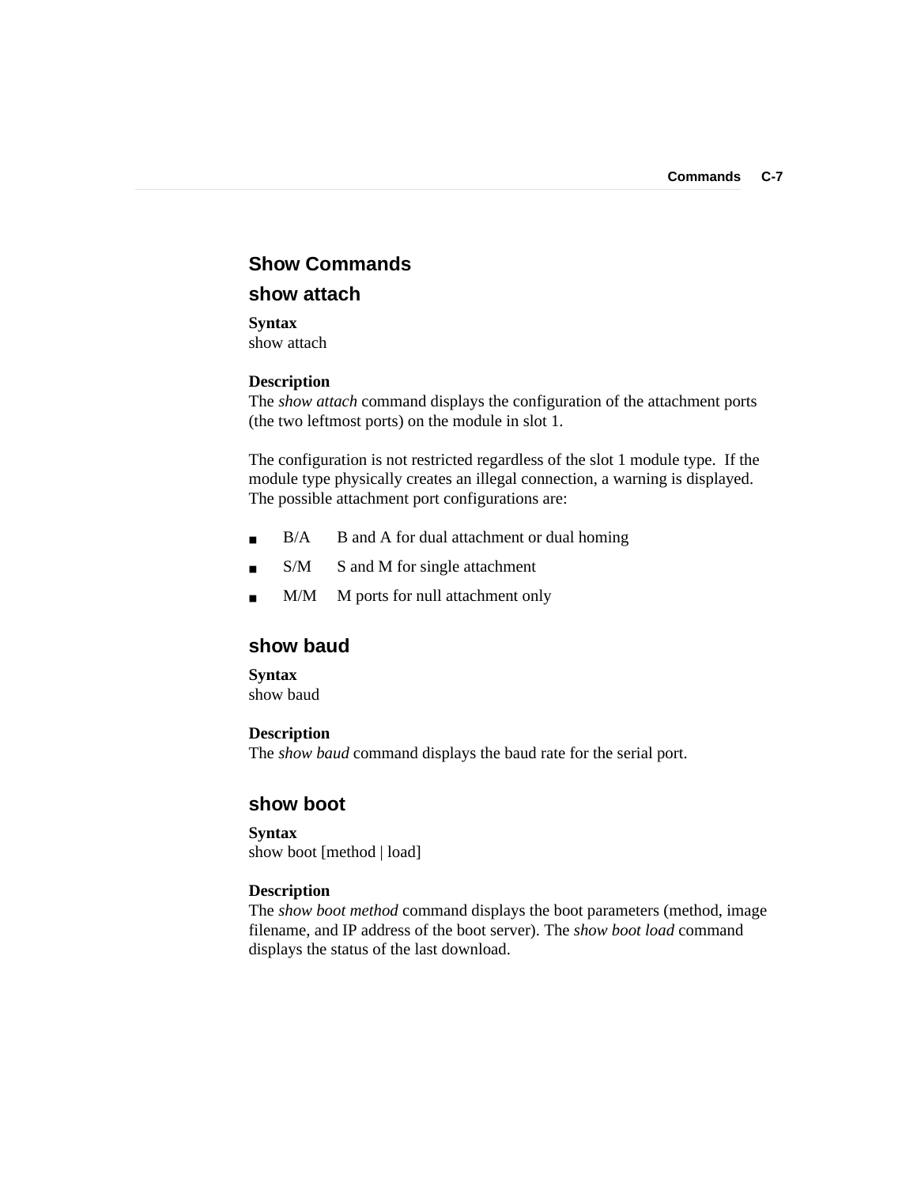## Show Commands

### show attach

**Syntax**
show attach

**Description**
The *show attach* command displays the configuration of the attachment ports (the two leftmost ports) on the module in slot 1.

The configuration is not restricted regardless of the slot 1 module type. If the module type physically creates an illegal connection, a warning is displayed. The possible attachment port configurations are:

- B/A B and A for dual attachment or dual homing
- S/M S and M for single attachment
- M/M M ports for null attachment only

### show baud

**Syntax**
show baud

**Description**
The *show baud* command displays the baud rate for the serial port.

### show boot

**Syntax**
show boot [method | load]

**Description**
The *show boot method* command displays the boot parameters (method, image filename, and IP address of the boot server). The *show boot load* command displays the status of the last download.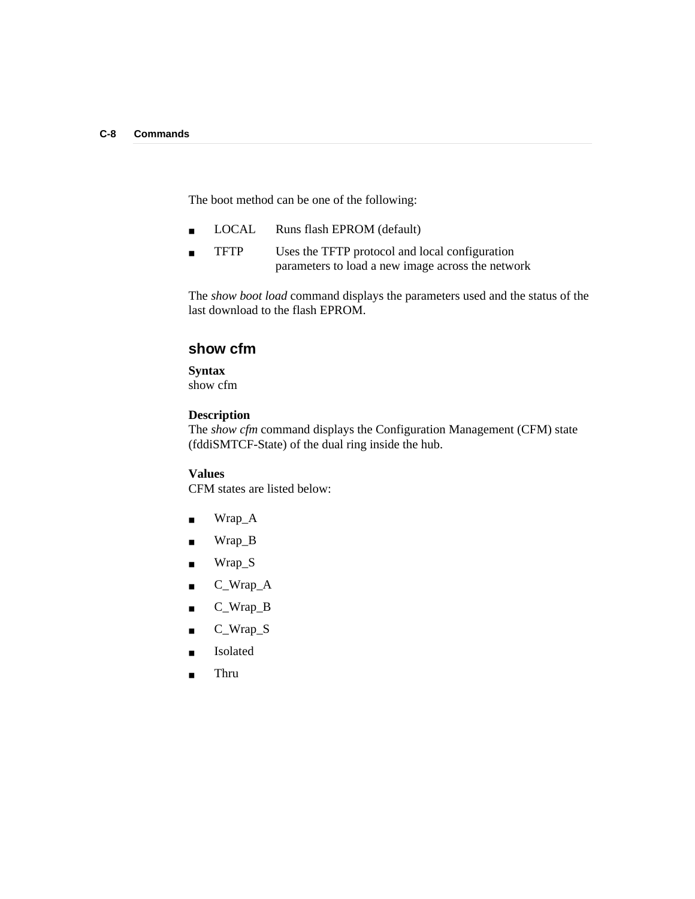The boot method can be one of the following:

- LOCAL  Runs flash EPROM (default)
- TFTP  Uses the TFTP protocol and local configuration parameters to load a new image across the network

The *show boot load* command displays the parameters used and the status of the last download to the flash EPROM.

## show cfm

**Syntax**
show cfm

**Description**
The *show cfm* command displays the Configuration Management (CFM) state (fddiSMTCF-State) of the dual ring inside the hub.

**Values**
CFM states are listed below:

- Wrap_A
- Wrap_B
- Wrap_S
- C_Wrap_A
- C_Wrap_B
- C_Wrap_S
- Isolated
- Thru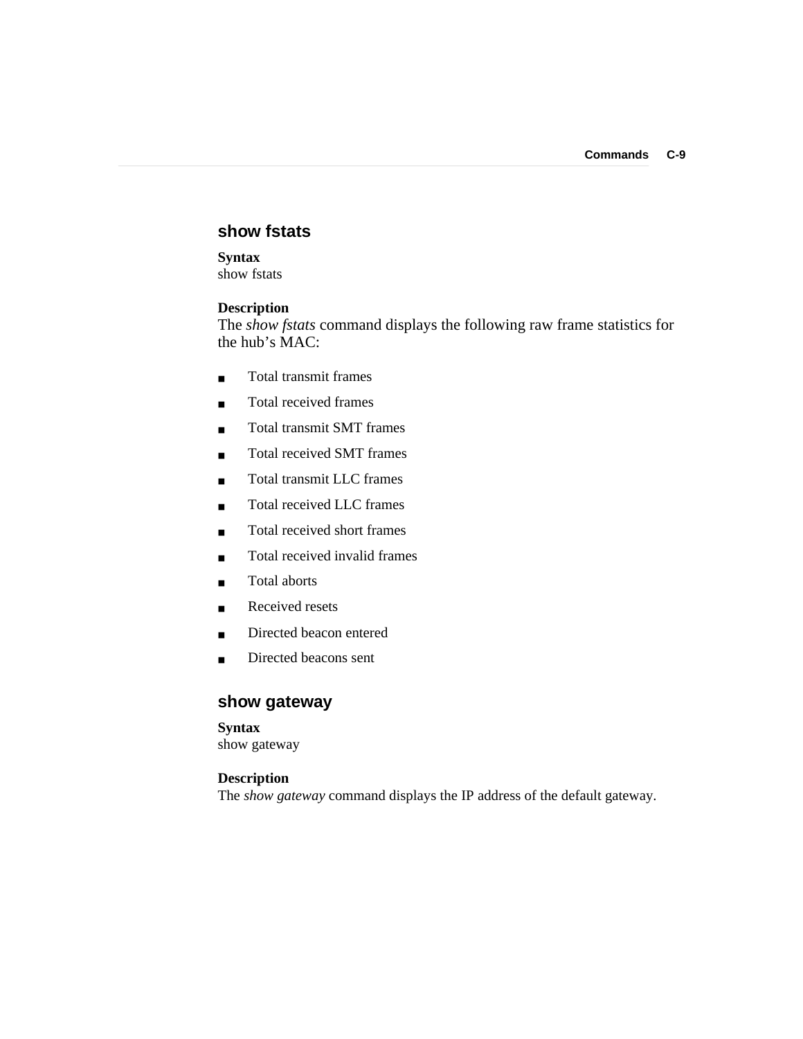## show fstats

**Syntax**
show fstats

**Description**
The *show fstats* command displays the following raw frame statistics for the hub's MAC:

- Total transmit frames
- Total received frames
- Total transmit SMT frames
- Total received SMT frames
- Total transmit LLC frames
- Total received LLC frames
- Total received short frames
- Total received invalid frames
- Total aborts
- Received resets
- Directed beacon entered
- Directed beacons sent

## show gateway

**Syntax**
show gateway

**Description**
The *show gateway* command displays the IP address of the default gateway.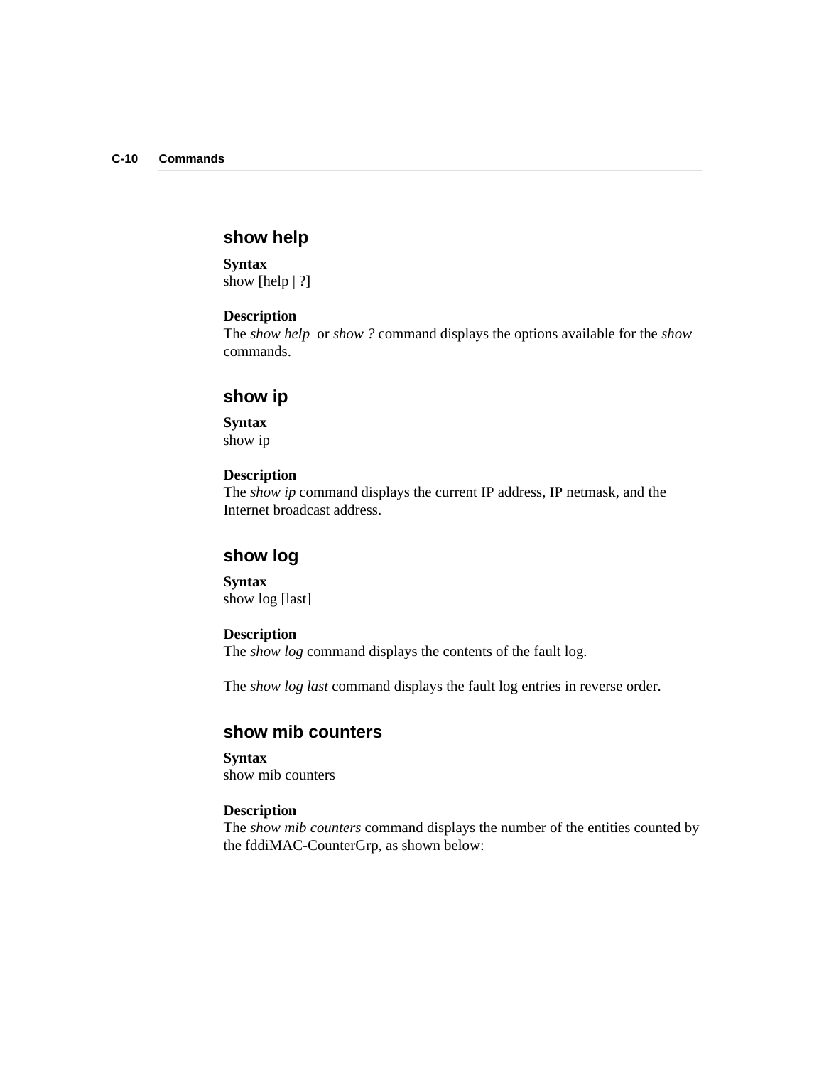## show help

**Syntax**
show [help | ?]

**Description**
The *show help* or *show ?* command displays the options available for the *show* commands.

## show ip

**Syntax**
show ip

**Description**
The *show ip* command displays the current IP address, IP netmask, and the Internet broadcast address.

## show log

**Syntax**
show log [last]

**Description**
The *show log* command displays the contents of the fault log.

The *show log last* command displays the fault log entries in reverse order.

## show mib counters

**Syntax**
show mib counters

**Description**
The *show mib counters* command displays the number of the entities counted by the fddiMAC-CounterGrp, as shown below: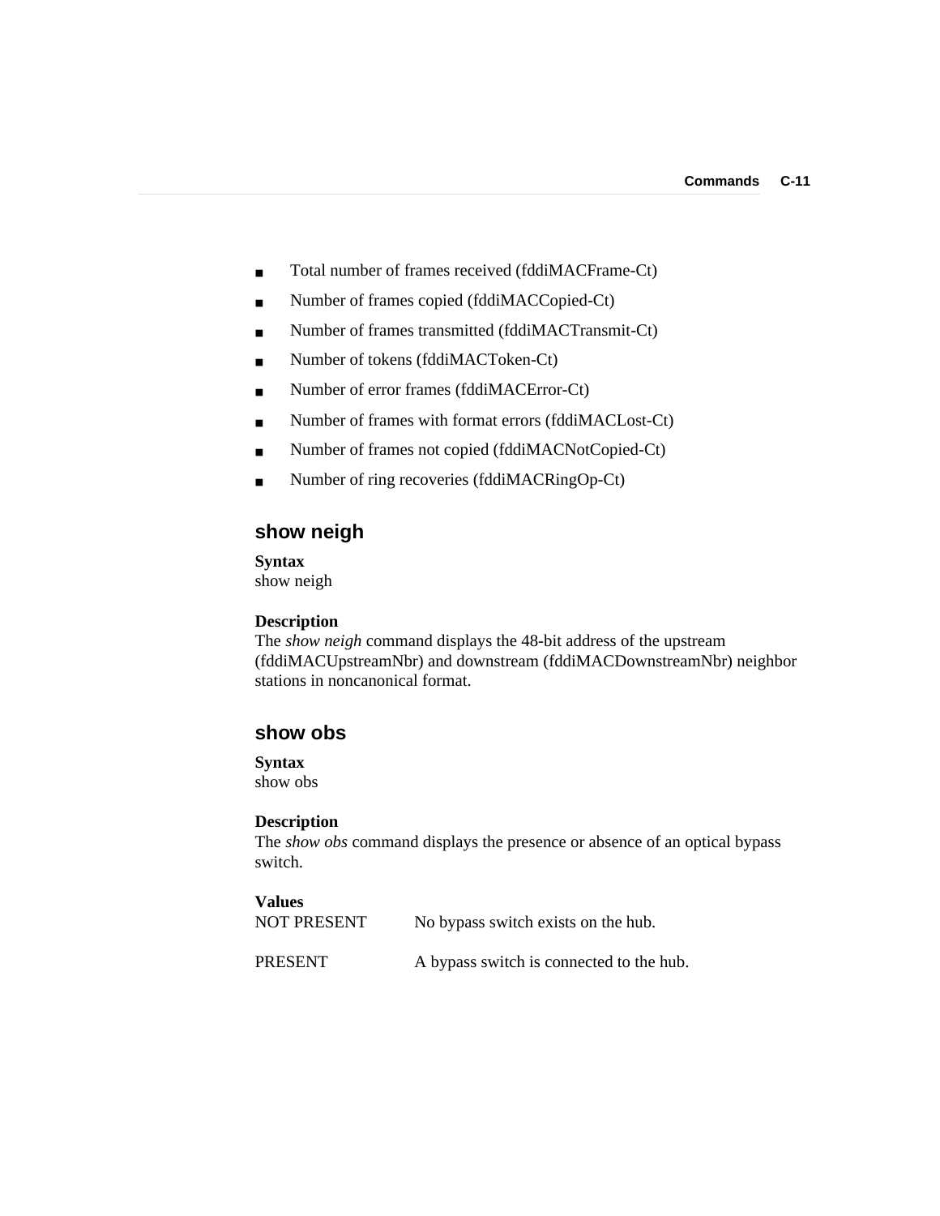- Total number of frames received (fddiMACFrame-Ct)
- Number of frames copied (fddiMACCopied-Ct)
- Number of frames transmitted (fddiMACTransmit-Ct)
- Number of tokens (fddiMACToken-Ct)
- Number of error frames (fddiMACError-Ct)
- Number of frames with format errors (fddiMACLost-Ct)
- Number of frames not copied (fddiMACNotCopied-Ct)
- Number of ring recoveries (fddiMACRingOp-Ct)

## show neigh

**Syntax**
show neigh

**Description**
The *show neigh* command displays the 48-bit address of the upstream (fddiMACUpstreamNbr) and downstream (fddiMACDownstreamNbr) neighbor stations in noncanonical format.

## show obs

**Syntax**
show obs

**Description**
The *show obs* command displays the presence or absence of an optical bypass switch.

**Values**

| | |
|---|---|
| NOT PRESENT | No bypass switch exists on the hub. |
| PRESENT | A bypass switch is connected to the hub. |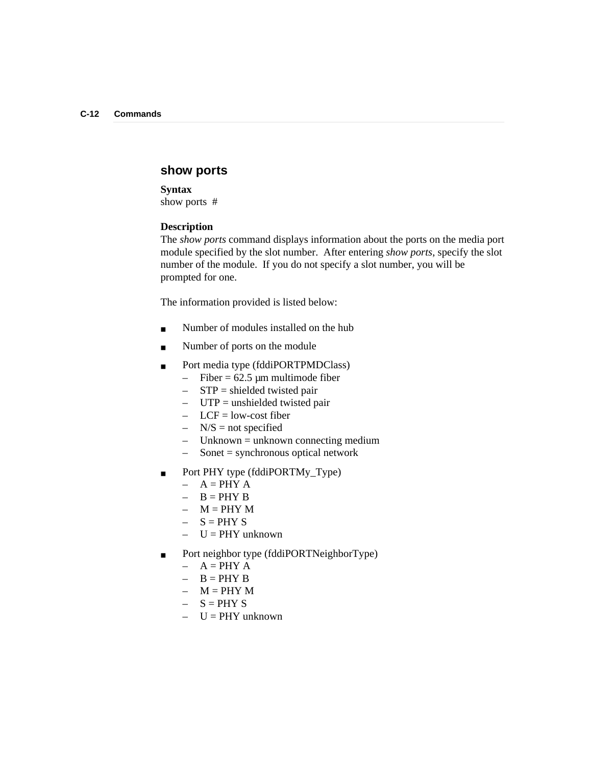## show ports

**Syntax**

show ports #

**Description**

The *show ports* command displays information about the ports on the media port module specified by the slot number. After entering *show ports*, specify the slot number of the module. If you do not specify a slot number, you will be prompted for one.

The information provided is listed below:

- Number of modules installed on the hub
- Number of ports on the module
- Port media type (fddiPORTPMDClass)
  - Fiber = 62.5 µm multimode fiber
  - STP = shielded twisted pair
  - UTP = unshielded twisted pair
  - LCF = low-cost fiber
  - N/S = not specified
  - Unknown = unknown connecting medium
  - Sonet = synchronous optical network
- Port PHY type (fddiPORTMy_Type)
  - A = PHY A
  - B = PHY B
  - M = PHY M
  - S = PHY S
  - U = PHY unknown
- Port neighbor type (fddiPORTNeighborType)
  - A = PHY A
  - B = PHY B
  - M = PHY M
  - S = PHY S
  - U = PHY unknown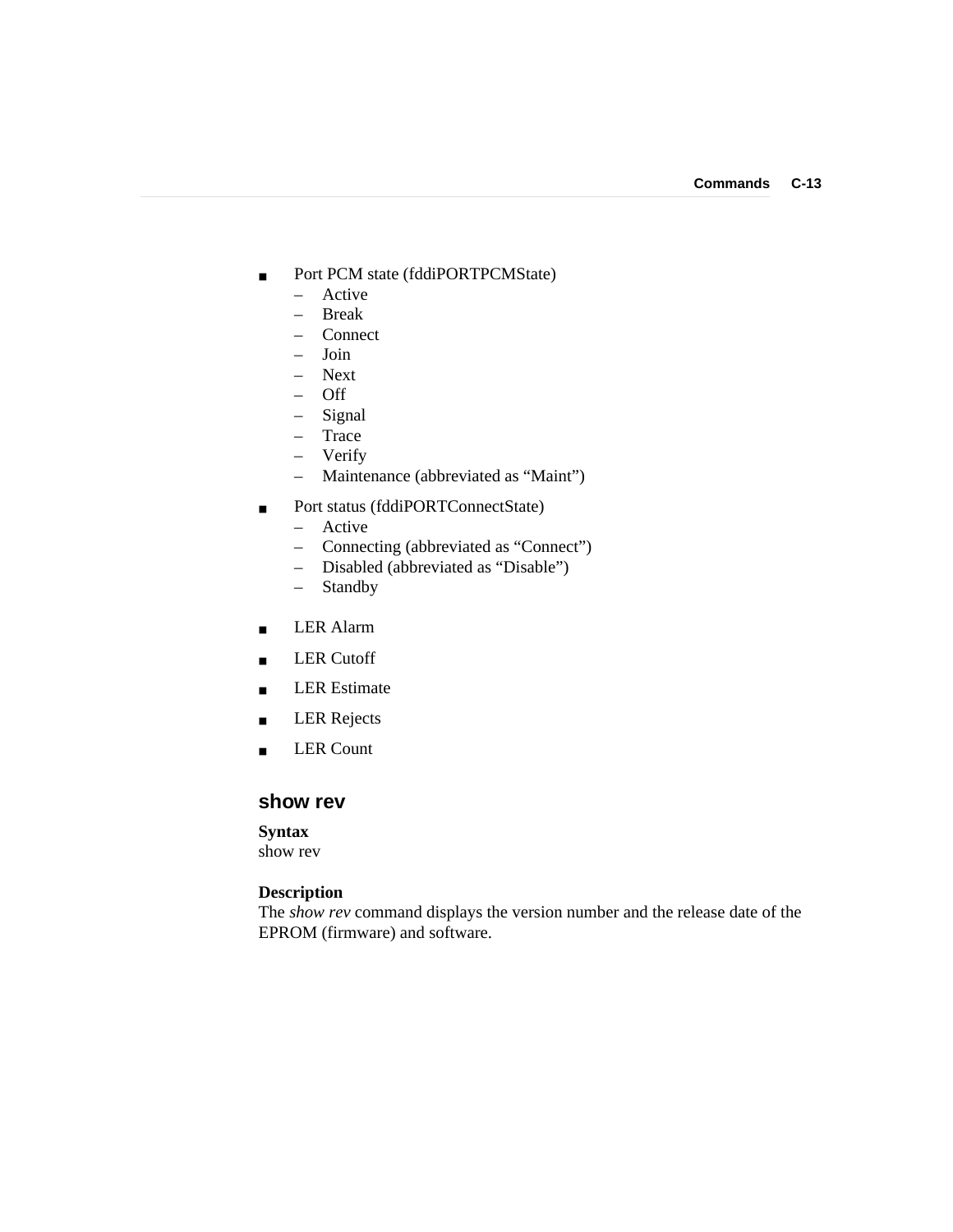- Port PCM state (fddiPORTPCMState)
  - Active
  - Break
  - Connect
  - Join
  - Next
  - Off
  - Signal
  - Trace
  - Verify
  - Maintenance (abbreviated as “Maint”)
- Port status (fddiPORTConnectState)
  - Active
  - Connecting (abbreviated as “Connect”)
  - Disabled (abbreviated as “Disable”)
  - Standby
- LER Alarm
- LER Cutoff
- LER Estimate
- LER Rejects
- LER Count

## show rev

**Syntax**
show rev

**Description**
The *show rev* command displays the version number and the release date of the EPROM (firmware) and software.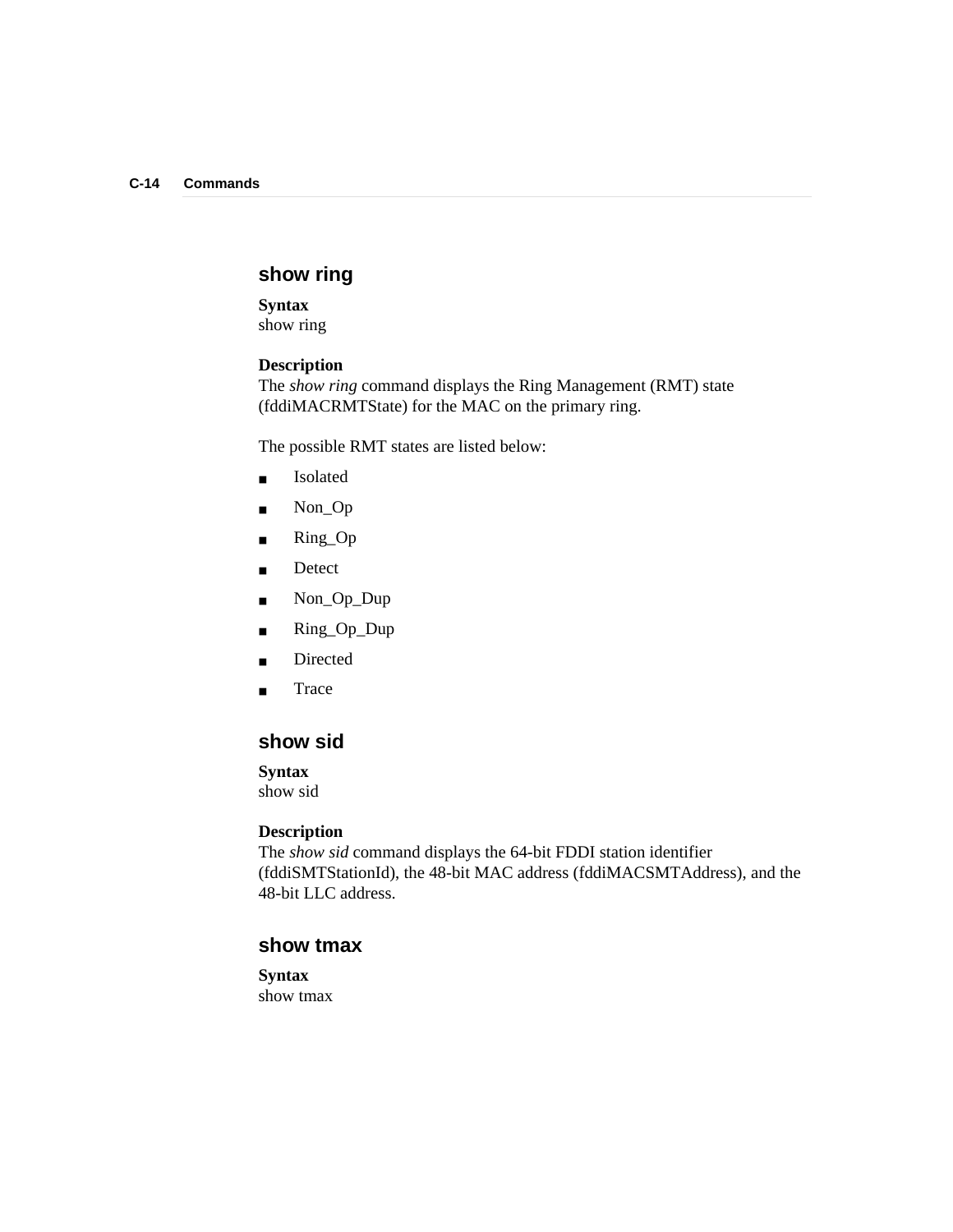## show ring

**Syntax**
show ring

**Description**
The *show ring* command displays the Ring Management (RMT) state (fddiMACRMTState) for the MAC on the primary ring.

The possible RMT states are listed below:

- Isolated
- Non_Op
- Ring_Op
- Detect
- Non_Op_Dup
- Ring_Op_Dup
- Directed
- Trace

## show sid

**Syntax**
show sid

**Description**
The *show sid* command displays the 64-bit FDDI station identifier (fddiSMTStationId), the 48-bit MAC address (fddiMACSMTAddress), and the 48-bit LLC address.

## show tmax

**Syntax**
show tmax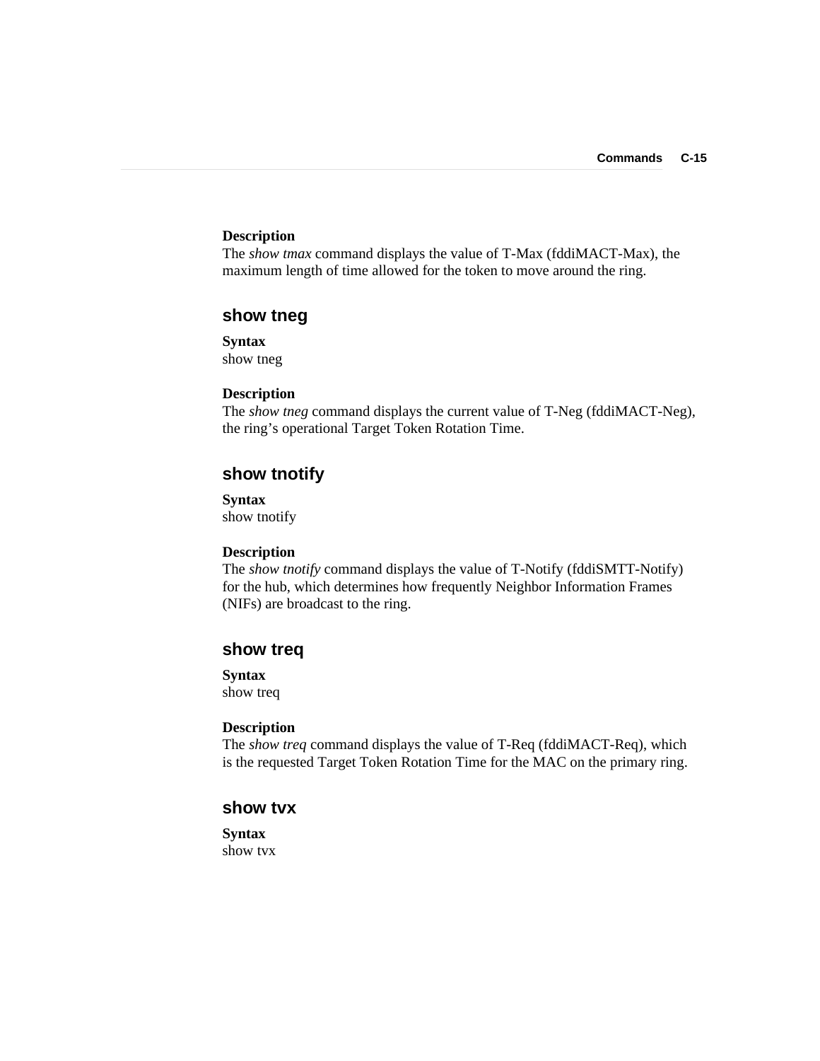**Description**
The *show tmax* command displays the value of T-Max (fddiMACT-Max), the maximum length of time allowed for the token to move around the ring.

## show tneg

**Syntax**
show tneg

**Description**
The *show tneg* command displays the current value of T-Neg (fddiMACT-Neg), the ring's operational Target Token Rotation Time.

## show tnotify

**Syntax**
show tnotify

**Description**
The *show tnotify* command displays the value of T-Notify (fddiSMTT-Notify) for the hub, which determines how frequently Neighbor Information Frames (NIFs) are broadcast to the ring.

## show treq

**Syntax**
show treq

**Description**
The *show treq* command displays the value of T-Req (fddiMACT-Req), which is the requested Target Token Rotation Time for the MAC on the primary ring.

## show tvx

**Syntax**
show tvx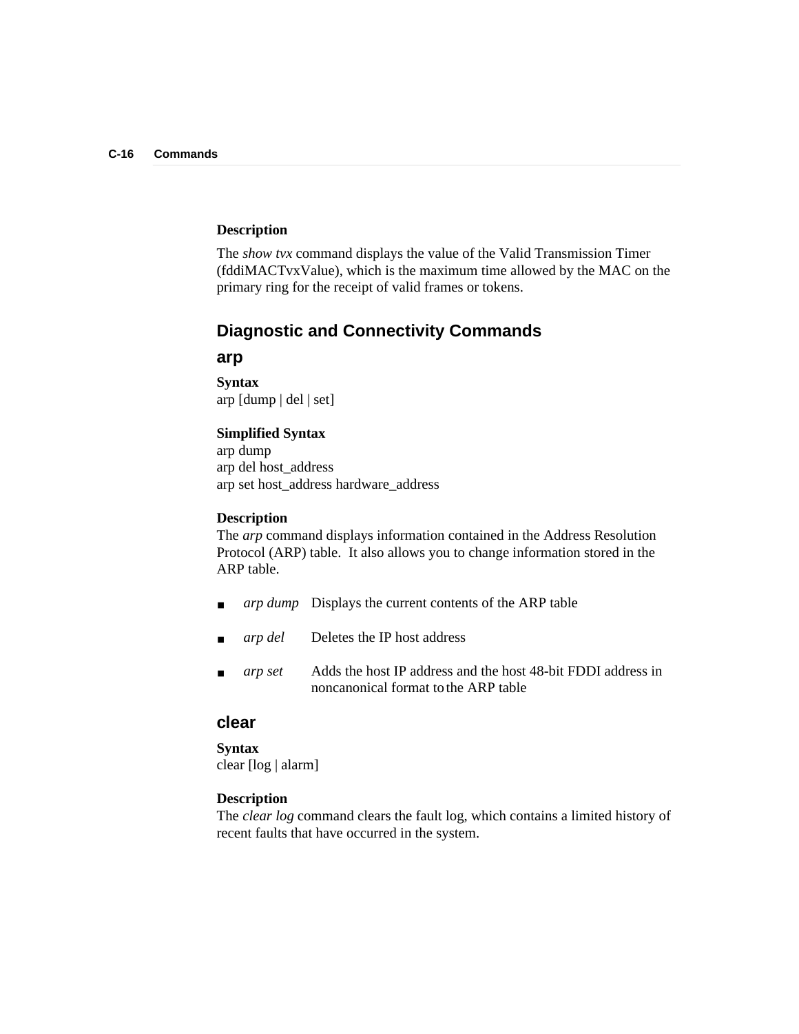**Description**

The *show tvx* command displays the value of the Valid Transmission Timer (fddiMACTvxValue), which is the maximum time allowed by the MAC on the primary ring for the receipt of valid frames or tokens.

## Diagnostic and Connectivity Commands

### arp

**Syntax**
arp [dump | del | set]

**Simplified Syntax**
arp dump
arp del host_address
arp set host_address hardware_address

**Description**
The *arp* command displays information contained in the Address Resolution Protocol (ARP) table. It also allows you to change information stored in the ARP table.

- *arp dump* Displays the current contents of the ARP table
- *arp del* Deletes the IP host address
- *arp set* Adds the host IP address and the host 48-bit FDDI address in noncanonical format to the ARP table

### clear

**Syntax**
clear [log | alarm]

**Description**
The *clear log* command clears the fault log, which contains a limited history of recent faults that have occurred in the system.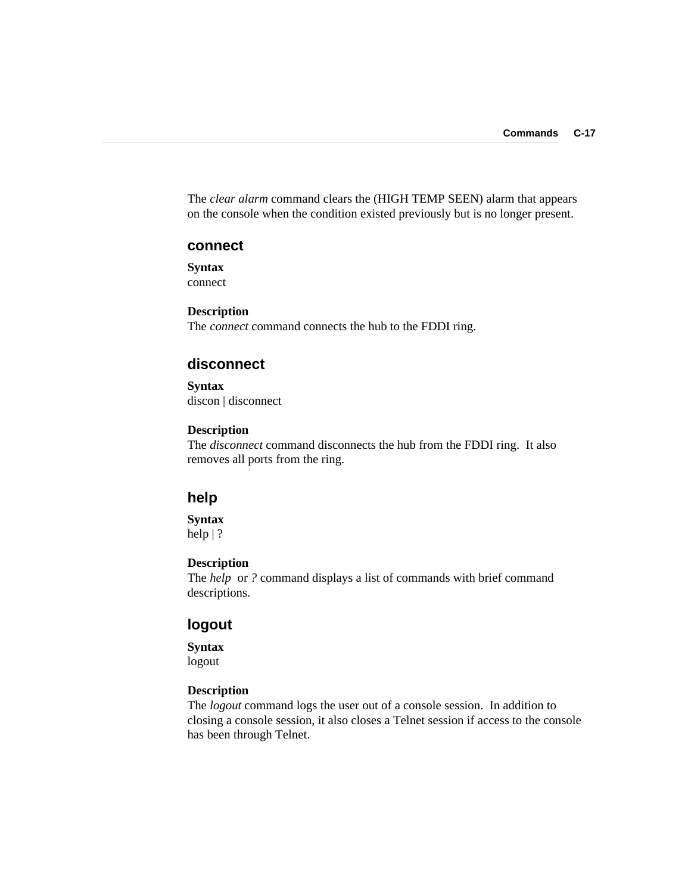The *clear alarm* command clears the (HIGH TEMP SEEN) alarm that appears on the console when the condition existed previously but is no longer present.

## connect

**Syntax**
connect

**Description**
The *connect* command connects the hub to the FDDI ring.

## disconnect

**Syntax**
discon | disconnect

**Description**
The *disconnect* command disconnects the hub from the FDDI ring. It also removes all ports from the ring.

## help

**Syntax**
help | ?

**Description**
The *help* or *?* command displays a list of commands with brief command descriptions.

## logout

**Syntax**
logout

**Description**
The *logout* command logs the user out of a console session. In addition to closing a console session, it also closes a Telnet session if access to the console has been through Telnet.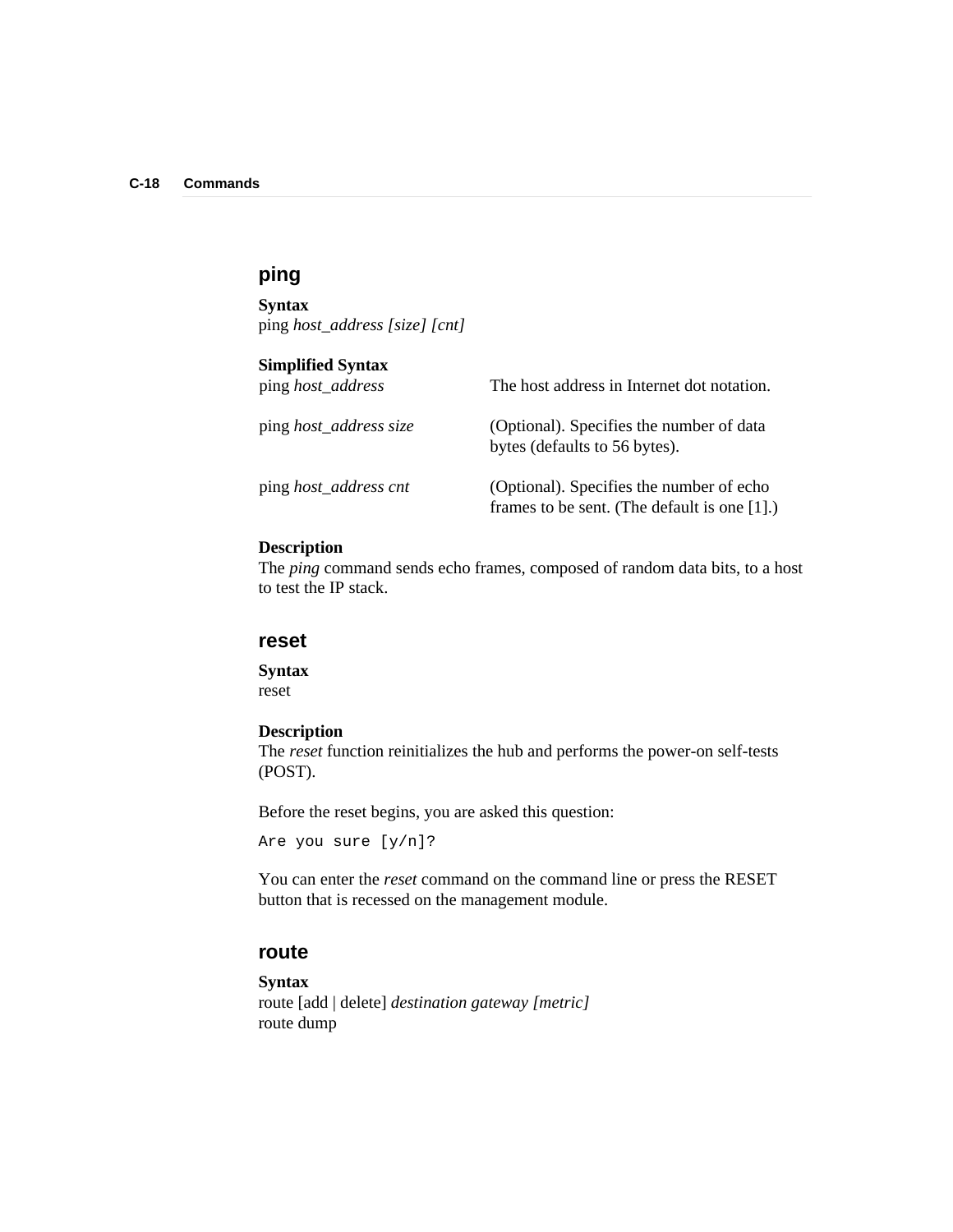## ping

**Syntax**
ping *host_address [size] [cnt]*

**Simplified Syntax**

| | |
|---|---|
| ping *host_address* | The host address in Internet dot notation. |
| ping *host_address size* | (Optional). Specifies the number of data bytes (defaults to 56 bytes). |
| ping *host_address cnt* | (Optional). Specifies the number of echo frames to be sent. (The default is one [1].) |

**Description**
The *ping* command sends echo frames, composed of random data bits, to a host to test the IP stack.

## reset

**Syntax**
reset

**Description**
The *reset* function reinitializes the hub and performs the power-on self-tests (POST).

Before the reset begins, you are asked this question:

```
Are you sure [y/n]?
```

You can enter the *reset* command on the command line or press the RESET button that is recessed on the management module.

## route

**Syntax**
route [add | delete] *destination gateway [metric]*
route dump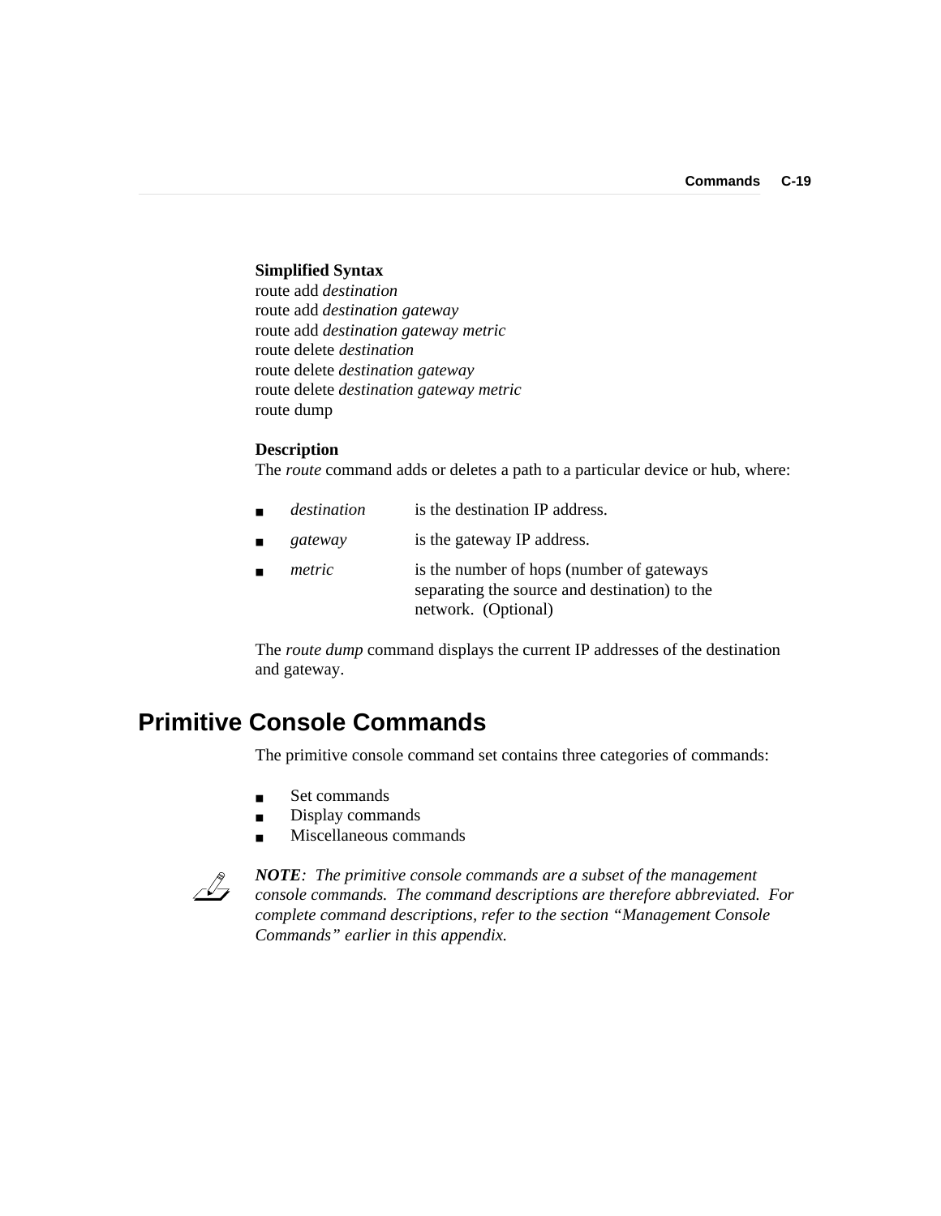**Simplified Syntax**

route add *destination*
route add *destination gateway*
route add *destination gateway metric*
route delete *destination*
route delete *destination gateway*
route delete *destination gateway metric*
route dump

**Description**

The *route* command adds or deletes a path to a particular device or hub, where:

- *destination* is the destination IP address.
- *gateway* is the gateway IP address.
- *metric* is the number of hops (number of gateways separating the source and destination) to the network. (Optional)

The *route dump* command displays the current IP addresses of the destination and gateway.

## Primitive Console Commands

The primitive console command set contains three categories of commands:

- Set commands
- Display commands
- Miscellaneous commands

***NOTE****: The primitive console commands are a subset of the management console commands. The command descriptions are therefore abbreviated. For complete command descriptions, refer to the section "Management Console Commands" earlier in this appendix.*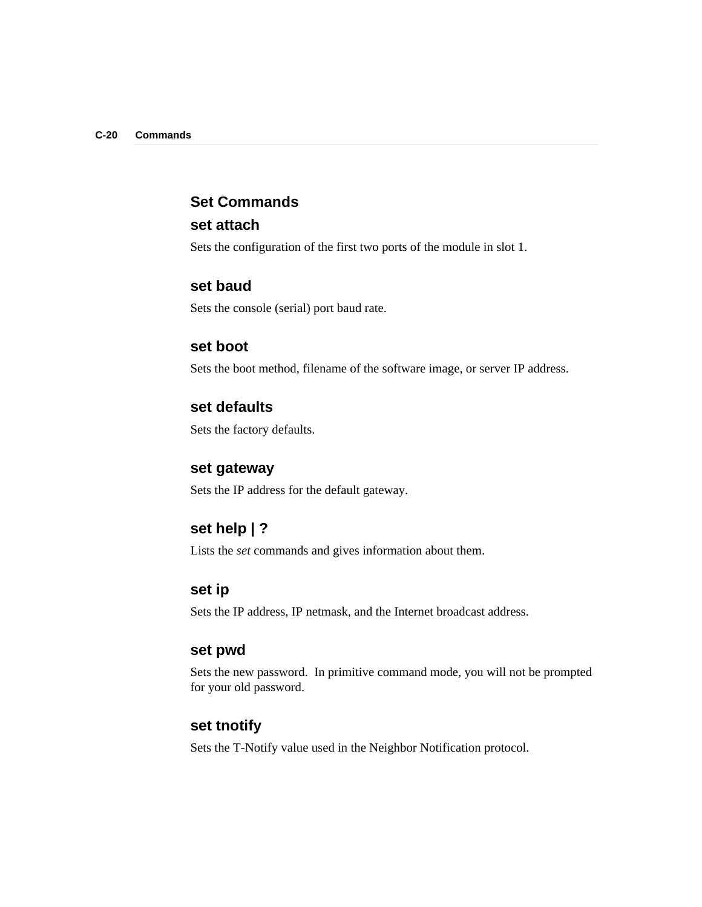## Set Commands

### set attach

Sets the configuration of the first two ports of the module in slot 1.

### set baud

Sets the console (serial) port baud rate.

### set boot

Sets the boot method, filename of the software image, or server IP address.

### set defaults

Sets the factory defaults.

### set gateway

Sets the IP address for the default gateway.

### set help | ?

Lists the *set* commands and gives information about them.

### set ip

Sets the IP address, IP netmask, and the Internet broadcast address.

### set pwd

Sets the new password. In primitive command mode, you will not be prompted for your old password.

### set tnotify

Sets the T-Notify value used in the Neighbor Notification protocol.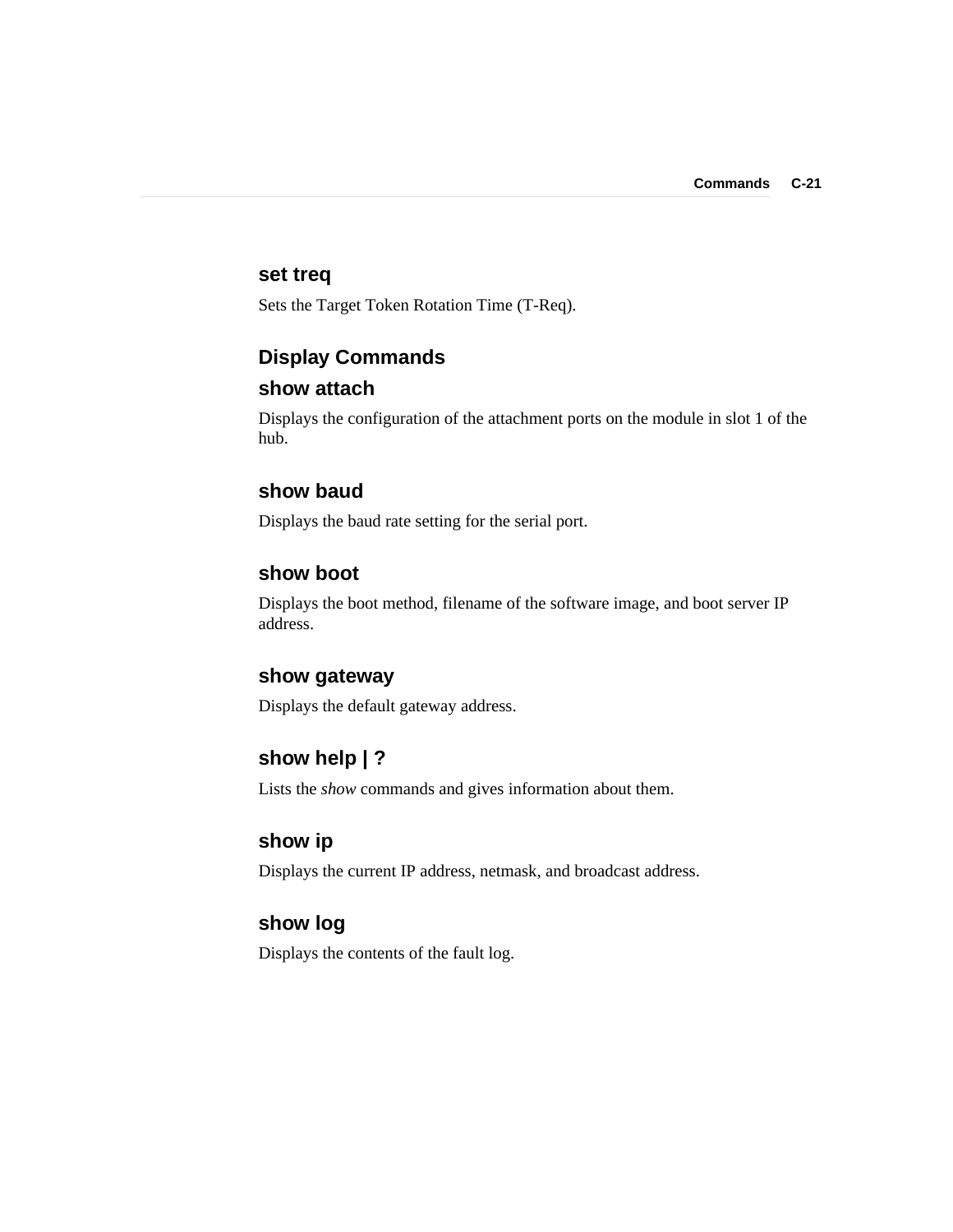### set treq

Sets the Target Token Rotation Time (T-Req).

## Display Commands

### show attach

Displays the configuration of the attachment ports on the module in slot 1 of the hub.

### show baud

Displays the baud rate setting for the serial port.

### show boot

Displays the boot method, filename of the software image, and boot server IP address.

### show gateway

Displays the default gateway address.

### show help | ?

Lists the *show* commands and gives information about them.

### show ip

Displays the current IP address, netmask, and broadcast address.

### show log

Displays the contents of the fault log.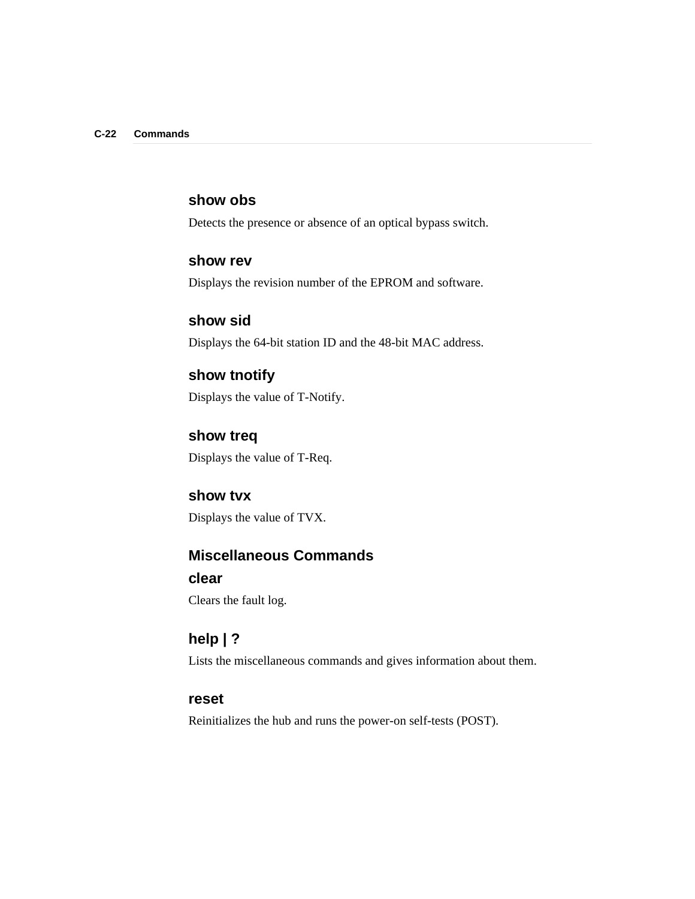### show obs

Detects the presence or absence of an optical bypass switch.

### show rev

Displays the revision number of the EPROM and software.

### show sid

Displays the 64-bit station ID and the 48-bit MAC address.

### show tnotify

Displays the value of T-Notify.

### show treq

Displays the value of T-Req.

### show tvx

Displays the value of TVX.

## Miscellaneous Commands

### clear

Clears the fault log.

### help | ?

Lists the miscellaneous commands and gives information about them.

### reset

Reinitializes the hub and runs the power-on self-tests (POST).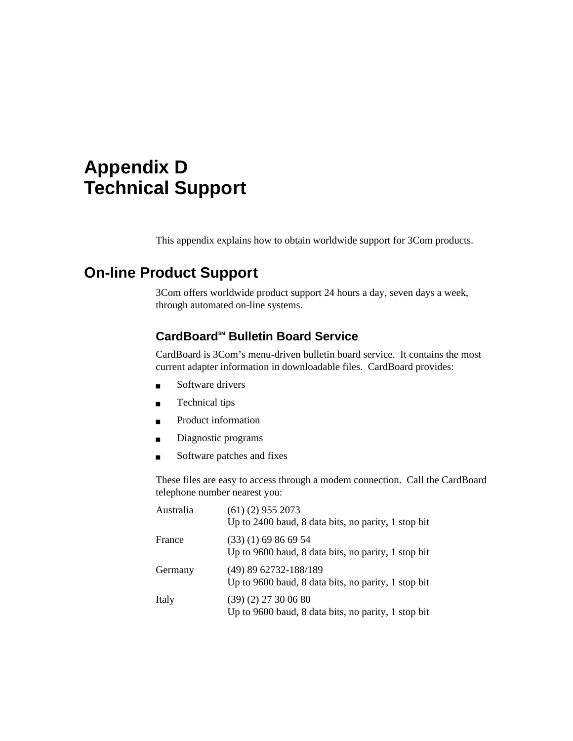# Appendix D
# Technical Support

This appendix explains how to obtain worldwide support for 3Com products.

## On-line Product Support

3Com offers worldwide product support 24 hours a day, seven days a week, through automated on-line systems.

### CardBoard[SM] Bulletin Board Service

CardBoard is 3Com's menu-driven bulletin board service. It contains the most current adapter information in downloadable files. CardBoard provides:

- Software drivers
- Technical tips
- Product information
- Diagnostic programs
- Software patches and fixes

These files are easy to access through a modem connection. Call the CardBoard telephone number nearest you:

| | |
|---|---|
| Australia | (61) (2) 955 2073<br>Up to 2400 baud, 8 data bits, no parity, 1 stop bit |
| France | (33) (1) 69 86 69 54<br>Up to 9600 baud, 8 data bits, no parity, 1 stop bit |
| Germany | (49) 89 62732-188/189<br>Up to 9600 baud, 8 data bits, no parity, 1 stop bit |
| Italy | (39) (2) 27 30 06 80<br>Up to 9600 baud, 8 data bits, no parity, 1 stop bit |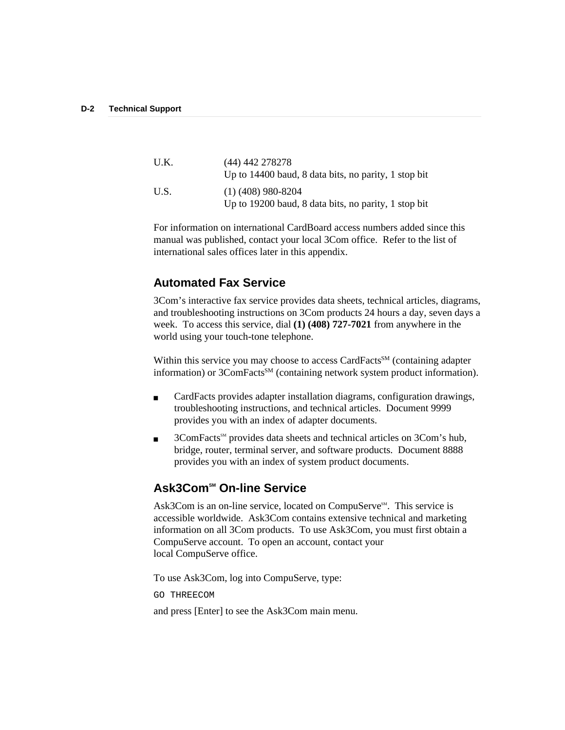| | |
|---|---|
| U.K. | (44) 442 278278<br>Up to 14400 baud, 8 data bits, no parity, 1 stop bit |
| U.S. | (1) (408) 980-8204<br>Up to 19200 baud, 8 data bits, no parity, 1 stop bit |

For information on international CardBoard access numbers added since this manual was published, contact your local 3Com office. Refer to the list of international sales offices later in this appendix.

## Automated Fax Service

3Com's interactive fax service provides data sheets, technical articles, diagrams, and troubleshooting instructions on 3Com products 24 hours a day, seven days a week. To access this service, dial **(1) (408) 727-7021** from anywhere in the world using your touch-tone telephone.

Within this service you may choose to access CardFacts[SM] (containing adapter information) or 3ComFacts[SM] (containing network system product information).

- CardFacts provides adapter installation diagrams, configuration drawings, troubleshooting instructions, and technical articles. Document 9999 provides you with an index of adapter documents.
- 3ComFacts[SM] provides data sheets and technical articles on 3Com's hub, bridge, router, terminal server, and software products. Document 8888 provides you with an index of system product documents.

## Ask3Com[SM] On-line Service

Ask3Com is an on-line service, located on CompuServe[SM]. This service is accessible worldwide. Ask3Com contains extensive technical and marketing information on all 3Com products. To use Ask3Com, you must first obtain a CompuServe account. To open an account, contact your local CompuServe office.

To use Ask3Com, log into CompuServe, type:

```
GO THREECOM
```

and press [Enter] to see the Ask3Com main menu.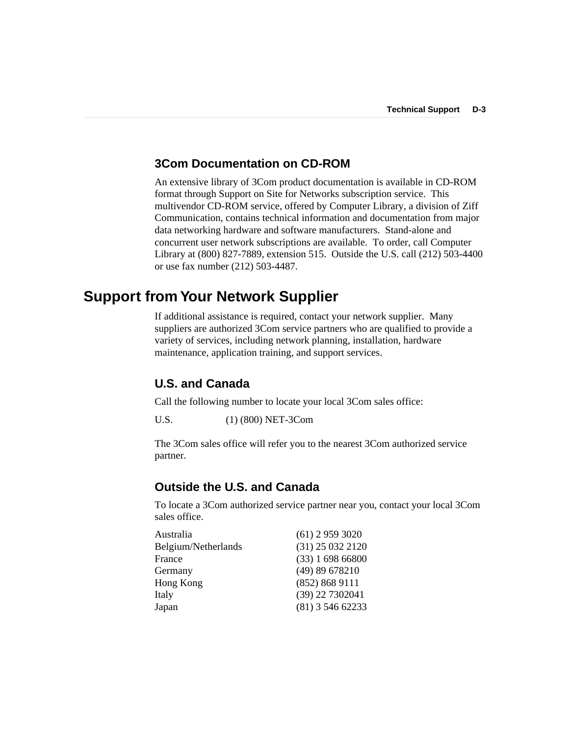### 3Com Documentation on CD-ROM

An extensive library of 3Com product documentation is available in CD-ROM format through Support on Site for Networks subscription service. This multivendor CD-ROM service, offered by Computer Library, a division of Ziff Communication, contains technical information and documentation from major data networking hardware and software manufacturers. Stand-alone and concurrent user network subscriptions are available. To order, call Computer Library at (800) 827-7889, extension 515. Outside the U.S. call (212) 503-4400 or use fax number (212) 503-4487.

## Support from Your Network Supplier

If additional assistance is required, contact your network supplier. Many suppliers are authorized 3Com service partners who are qualified to provide a variety of services, including network planning, installation, hardware maintenance, application training, and support services.

### U.S. and Canada

Call the following number to locate your local 3Com sales office:

| | |
|---|---|
| U.S. | (1) (800) NET-3Com |

The 3Com sales office will refer you to the nearest 3Com authorized service partner.

### Outside the U.S. and Canada

To locate a 3Com authorized service partner near you, contact your local 3Com sales office.

| | |
|---|---|
| Australia | (61) 2 959 3020 |
| Belgium/Netherlands | (31) 25 032 2120 |
| France | (33) 1 698 66800 |
| Germany | (49) 89 678210 |
| Hong Kong | (852) 868 9111 |
| Italy | (39) 22 7302041 |
| Japan | (81) 3 546 62233 |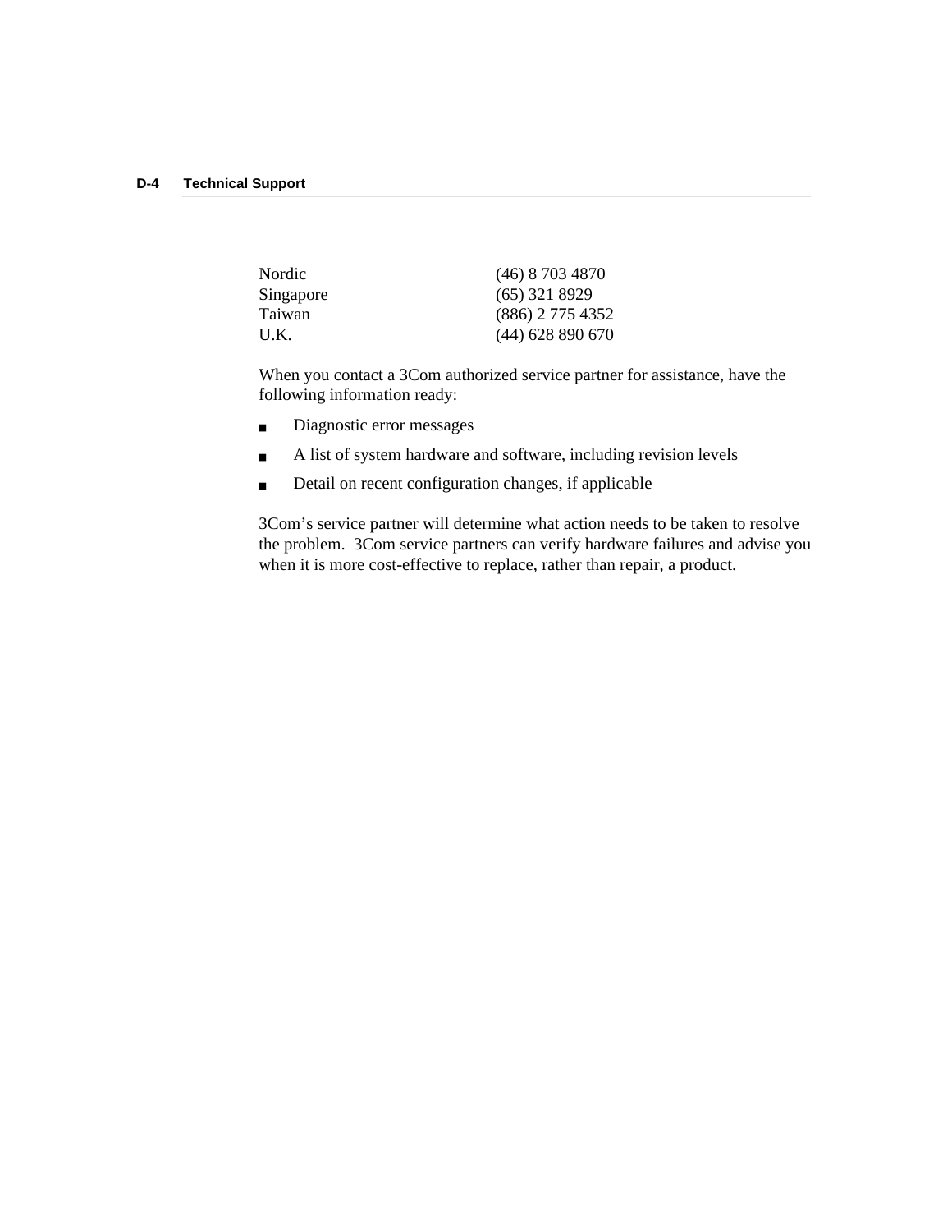| | |
|---|---|
| Nordic | (46) 8 703 4870 |
| Singapore | (65) 321 8929 |
| Taiwan | (886) 2 775 4352 |
| U.K. | (44) 628 890 670 |

When you contact a 3Com authorized service partner for assistance, have the following information ready:

- Diagnostic error messages
- A list of system hardware and software, including revision levels
- Detail on recent configuration changes, if applicable

3Com's service partner will determine what action needs to be taken to resolve the problem. 3Com service partners can verify hardware failures and advise you when it is more cost-effective to replace, rather than repair, a product.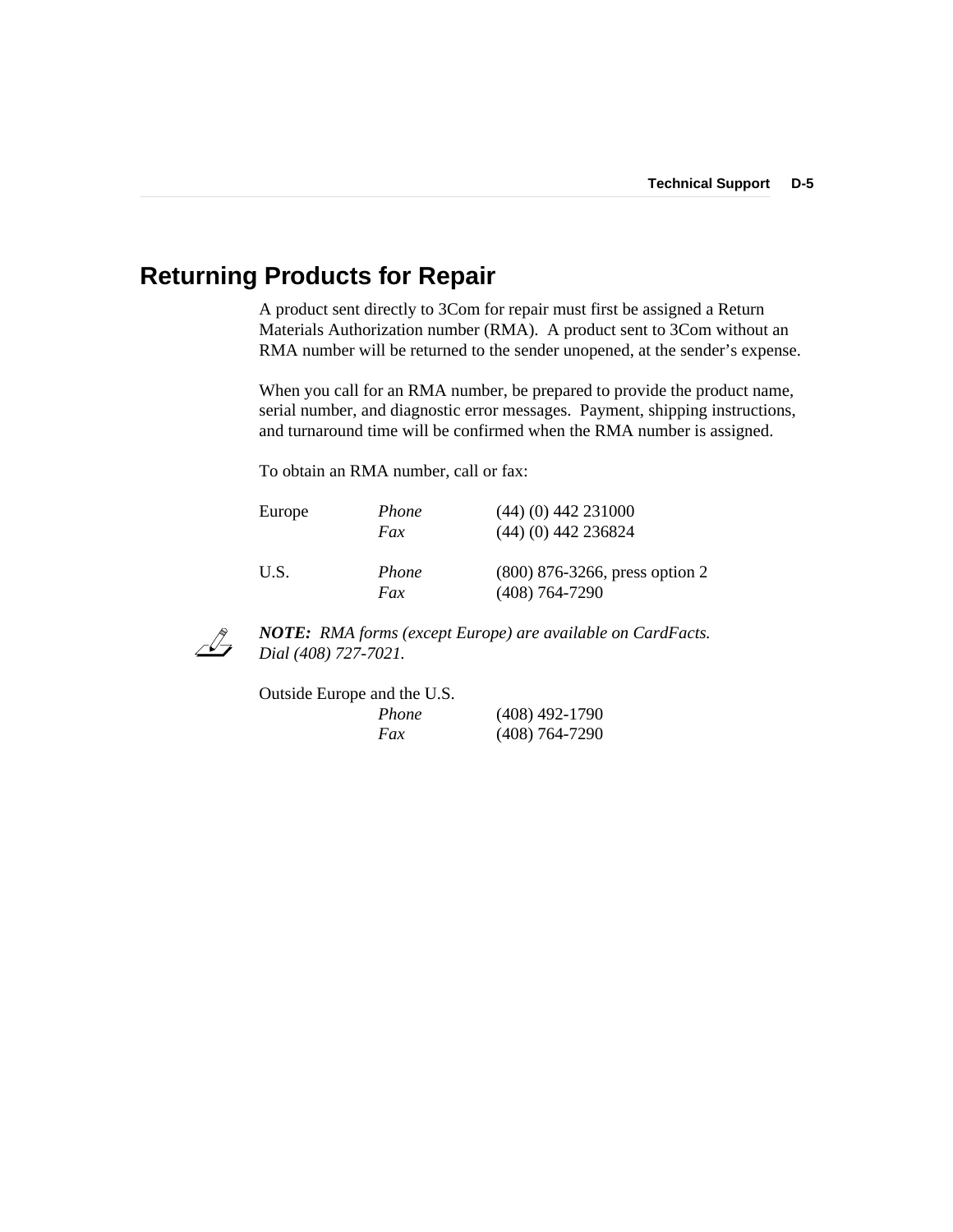## Returning Products for Repair

A product sent directly to 3Com for repair must first be assigned a Return Materials Authorization number (RMA). A product sent to 3Com without an RMA number will be returned to the sender unopened, at the sender's expense.

When you call for an RMA number, be prepared to provide the product name, serial number, and diagnostic error messages. Payment, shipping instructions, and turnaround time will be confirmed when the RMA number is assigned.

To obtain an RMA number, call or fax:

| | | |
|---|---|---|
| Europe | *Phone* | (44) (0) 442 231000 |
| | *Fax* | (44) (0) 442 236824 |
| U.S. | *Phone* | (800) 876-3266, press option 2 |
| | *Fax* | (408) 764-7290 |

***NOTE:*** *RMA forms (except Europe) are available on CardFacts. Dial (408) 727-7021.*

Outside Europe and the U.S.

| | | |
|---|---|---|
| | *Phone* | (408) 492-1790 |
| | *Fax* | (408) 764-7290 |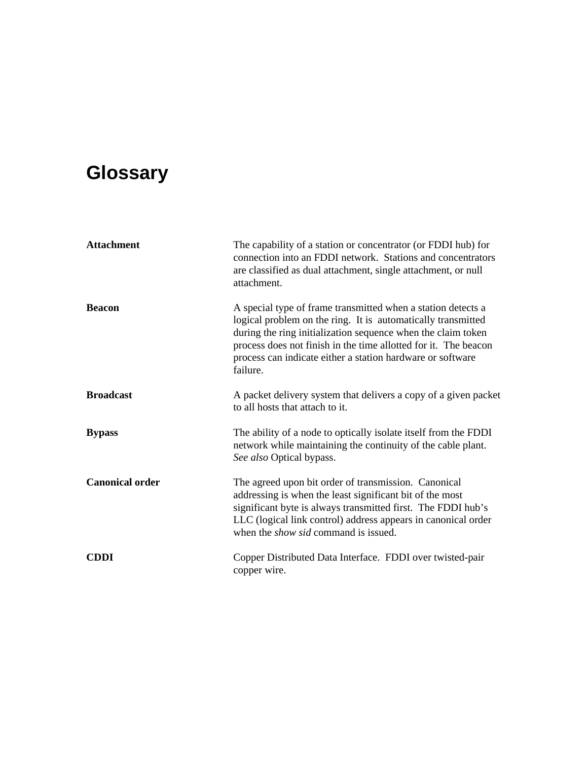# Glossary

**Attachment**

The capability of a station or concentrator (or FDDI hub) for connection into an FDDI network. Stations and concentrators are classified as dual attachment, single attachment, or null attachment.

**Beacon**

A special type of frame transmitted when a station detects a logical problem on the ring. It is automatically transmitted during the ring initialization sequence when the claim token process does not finish in the time allotted for it. The beacon process can indicate either a station hardware or software failure.

**Broadcast**

A packet delivery system that delivers a copy of a given packet to all hosts that attach to it.

**Bypass**

The ability of a node to optically isolate itself from the FDDI network while maintaining the continuity of the cable plant. *See also* Optical bypass.

**Canonical order**

The agreed upon bit order of transmission. Canonical addressing is when the least significant bit of the most significant byte is always transmitted first. The FDDI hub's LLC (logical link control) address appears in canonical order when the *show sid* command is issued.

**CDDI**

Copper Distributed Data Interface. FDDI over twisted-pair copper wire.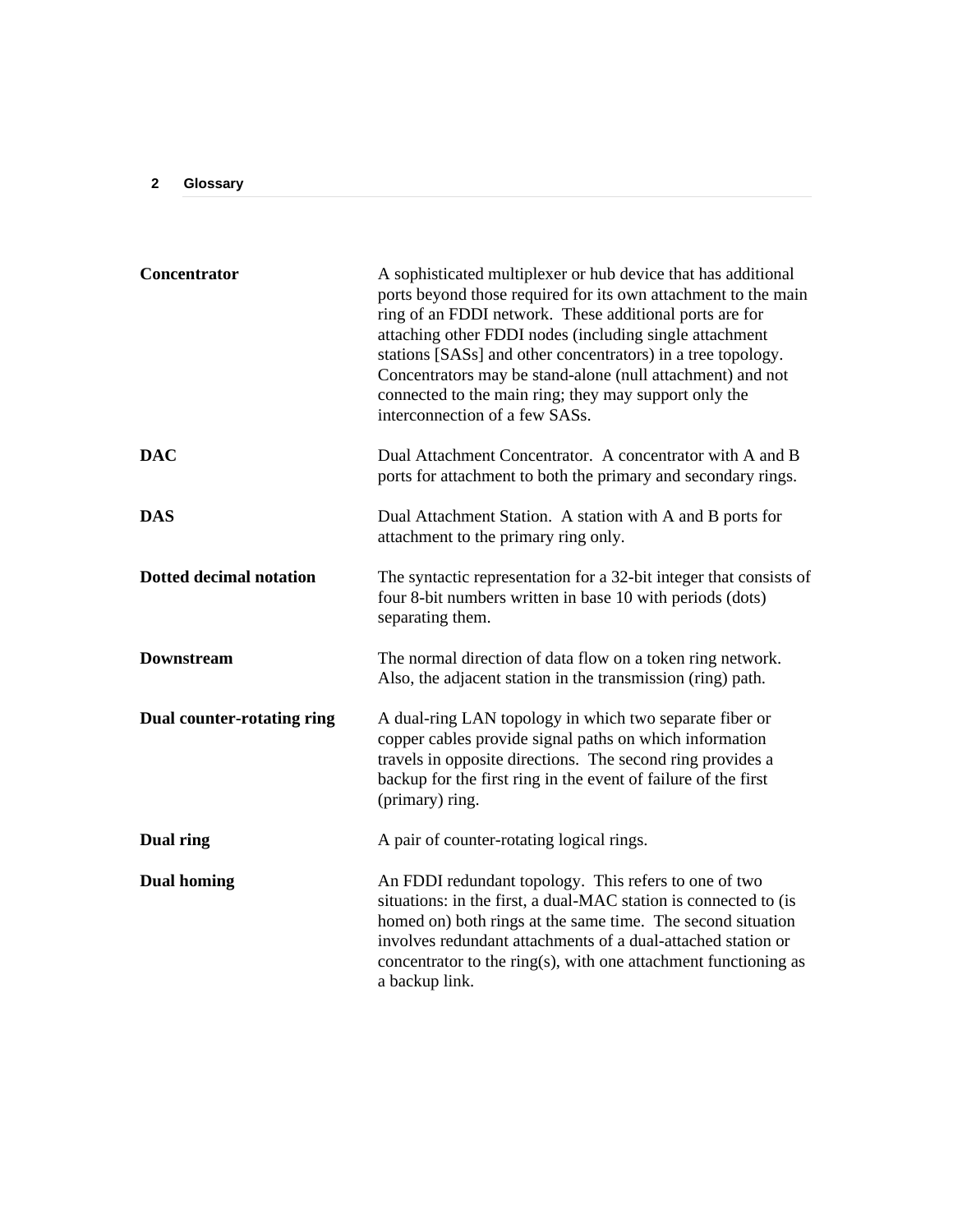**Concentrator**

A sophisticated multiplexer or hub device that has additional ports beyond those required for its own attachment to the main ring of an FDDI network. These additional ports are for attaching other FDDI nodes (including single attachment stations [SASs] and other concentrators) in a tree topology. Concentrators may be stand-alone (null attachment) and not connected to the main ring; they may support only the interconnection of a few SASs.

**DAC**

Dual Attachment Concentrator. A concentrator with A and B ports for attachment to both the primary and secondary rings.

**DAS**

Dual Attachment Station. A station with A and B ports for attachment to the primary ring only.

**Dotted decimal notation**

The syntactic representation for a 32-bit integer that consists of four 8-bit numbers written in base 10 with periods (dots) separating them.

**Downstream**

The normal direction of data flow on a token ring network. Also, the adjacent station in the transmission (ring) path.

**Dual counter-rotating ring**

A dual-ring LAN topology in which two separate fiber or copper cables provide signal paths on which information travels in opposite directions. The second ring provides a backup for the first ring in the event of failure of the first (primary) ring.

**Dual ring**

A pair of counter-rotating logical rings.

**Dual homing**

An FDDI redundant topology. This refers to one of two situations: in the first, a dual-MAC station is connected to (is homed on) both rings at the same time. The second situation involves redundant attachments of a dual-attached station or concentrator to the ring(s), with one attachment functioning as a backup link.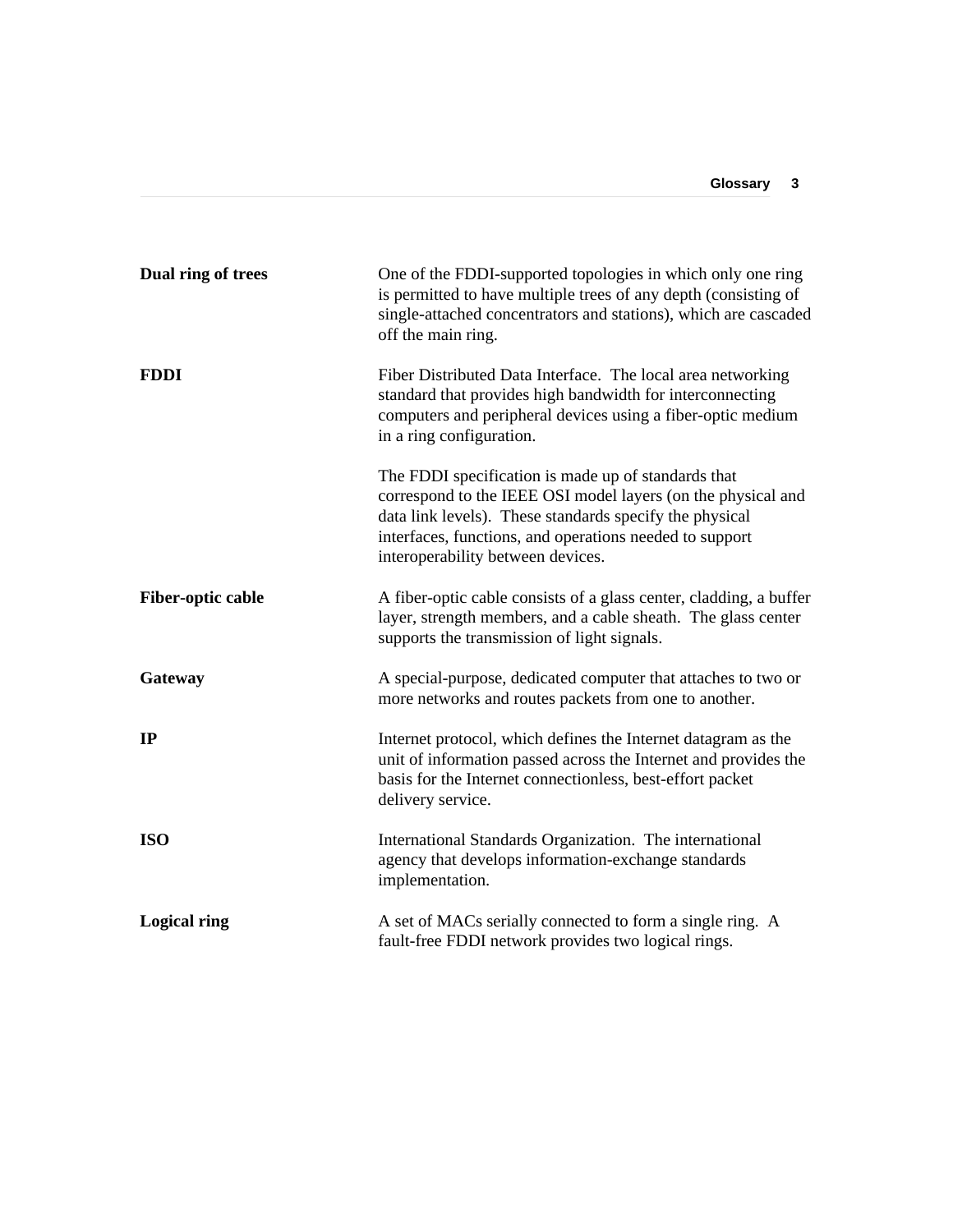**Dual ring of trees**

One of the FDDI-supported topologies in which only one ring is permitted to have multiple trees of any depth (consisting of single-attached concentrators and stations), which are cascaded off the main ring.

**FDDI**

Fiber Distributed Data Interface. The local area networking standard that provides high bandwidth for interconnecting computers and peripheral devices using a fiber-optic medium in a ring configuration.

The FDDI specification is made up of standards that correspond to the IEEE OSI model layers (on the physical and data link levels). These standards specify the physical interfaces, functions, and operations needed to support interoperability between devices.

**Fiber-optic cable**

A fiber-optic cable consists of a glass center, cladding, a buffer layer, strength members, and a cable sheath. The glass center supports the transmission of light signals.

**Gateway**

A special-purpose, dedicated computer that attaches to two or more networks and routes packets from one to another.

**IP**

Internet protocol, which defines the Internet datagram as the unit of information passed across the Internet and provides the basis for the Internet connectionless, best-effort packet delivery service.

**ISO**

International Standards Organization. The international agency that develops information-exchange standards implementation.

**Logical ring**

A set of MACs serially connected to form a single ring. A fault-free FDDI network provides two logical rings.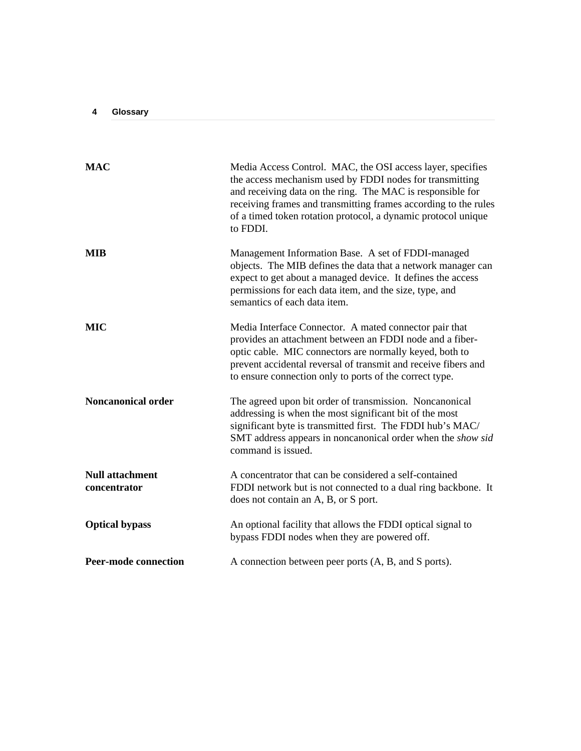**MAC**

Media Access Control. MAC, the OSI access layer, specifies the access mechanism used by FDDI nodes for transmitting and receiving data on the ring. The MAC is responsible for receiving frames and transmitting frames according to the rules of a timed token rotation protocol, a dynamic protocol unique to FDDI.

**MIB**

Management Information Base. A set of FDDI-managed objects. The MIB defines the data that a network manager can expect to get about a managed device. It defines the access permissions for each data item, and the size, type, and semantics of each data item.

**MIC**

Media Interface Connector. A mated connector pair that provides an attachment between an FDDI node and a fiber-optic cable. MIC connectors are normally keyed, both to prevent accidental reversal of transmit and receive fibers and to ensure connection only to ports of the correct type.

**Noncanonical order**

The agreed upon bit order of transmission. Noncanonical addressing is when the most significant bit of the most significant byte is transmitted first. The FDDI hub's MAC/SMT address appears in noncanonical order when the *show sid* command is issued.

**Null attachment concentrator**

A concentrator that can be considered a self-contained FDDI network but is not connected to a dual ring backbone. It does not contain an A, B, or S port.

**Optical bypass**

An optional facility that allows the FDDI optical signal to bypass FDDI nodes when they are powered off.

**Peer-mode connection**

A connection between peer ports (A, B, and S ports).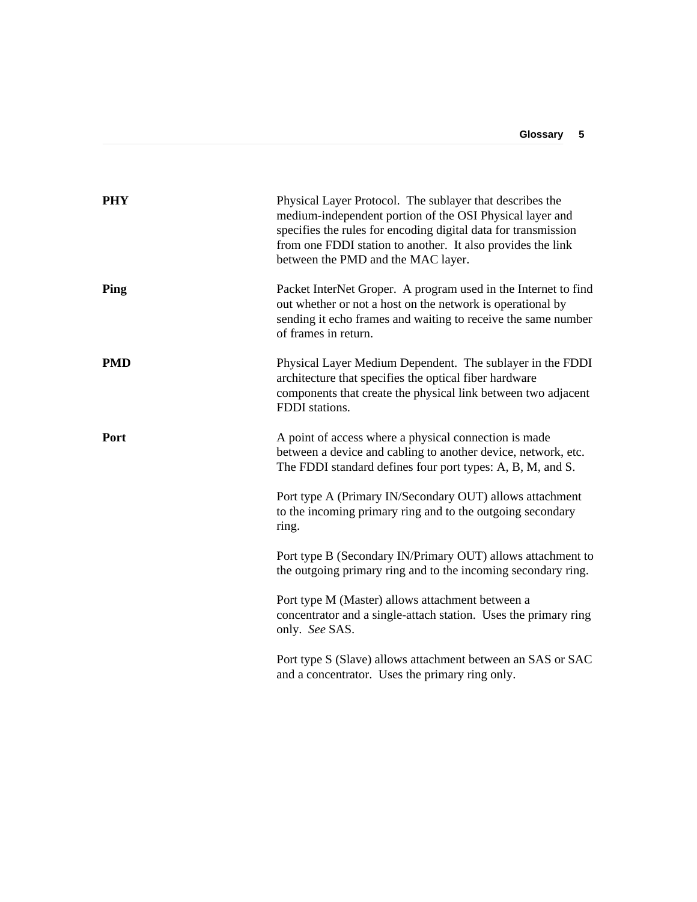**PHY**

Physical Layer Protocol. The sublayer that describes the medium-independent portion of the OSI Physical layer and specifies the rules for encoding digital data for transmission from one FDDI station to another. It also provides the link between the PMD and the MAC layer.

**Ping**

Packet InterNet Groper. A program used in the Internet to find out whether or not a host on the network is operational by sending it echo frames and waiting to receive the same number of frames in return.

**PMD**

Physical Layer Medium Dependent. The sublayer in the FDDI architecture that specifies the optical fiber hardware components that create the physical link between two adjacent FDDI stations.

**Port**

A point of access where a physical connection is made between a device and cabling to another device, network, etc. The FDDI standard defines four port types: A, B, M, and S.

Port type A (Primary IN/Secondary OUT) allows attachment to the incoming primary ring and to the outgoing secondary ring.

Port type B (Secondary IN/Primary OUT) allows attachment to the outgoing primary ring and to the incoming secondary ring.

Port type M (Master) allows attachment between a concentrator and a single-attach station. Uses the primary ring only. *See* SAS.

Port type S (Slave) allows attachment between an SAS or SAC and a concentrator. Uses the primary ring only.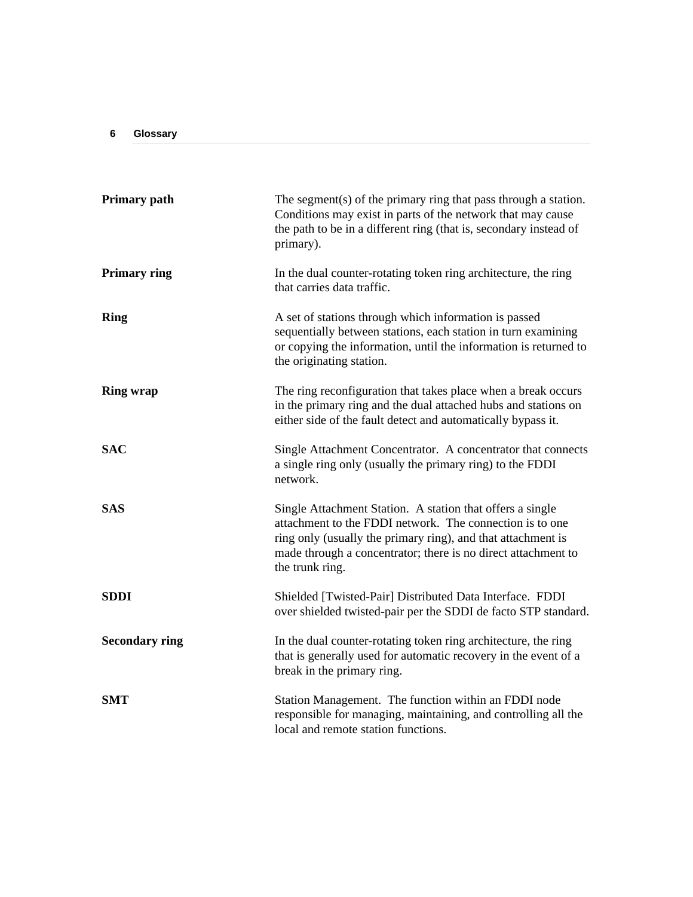**Primary path**
The segment(s) of the primary ring that pass through a station. Conditions may exist in parts of the network that may cause the path to be in a different ring (that is, secondary instead of primary).

**Primary ring**
In the dual counter-rotating token ring architecture, the ring that carries data traffic.

**Ring**
A set of stations through which information is passed sequentially between stations, each station in turn examining or copying the information, until the information is returned to the originating station.

**Ring wrap**
The ring reconfiguration that takes place when a break occurs in the primary ring and the dual attached hubs and stations on either side of the fault detect and automatically bypass it.

**SAC**
Single Attachment Concentrator. A concentrator that connects a single ring only (usually the primary ring) to the FDDI network.

**SAS**
Single Attachment Station. A station that offers a single attachment to the FDDI network. The connection is to one ring only (usually the primary ring), and that attachment is made through a concentrator; there is no direct attachment to the trunk ring.

**SDDI**
Shielded [Twisted-Pair] Distributed Data Interface. FDDI over shielded twisted-pair per the SDDI de facto STP standard.

**Secondary ring**
In the dual counter-rotating token ring architecture, the ring that is generally used for automatic recovery in the event of a break in the primary ring.

**SMT**
Station Management. The function within an FDDI node responsible for managing, maintaining, and controlling all the local and remote station functions.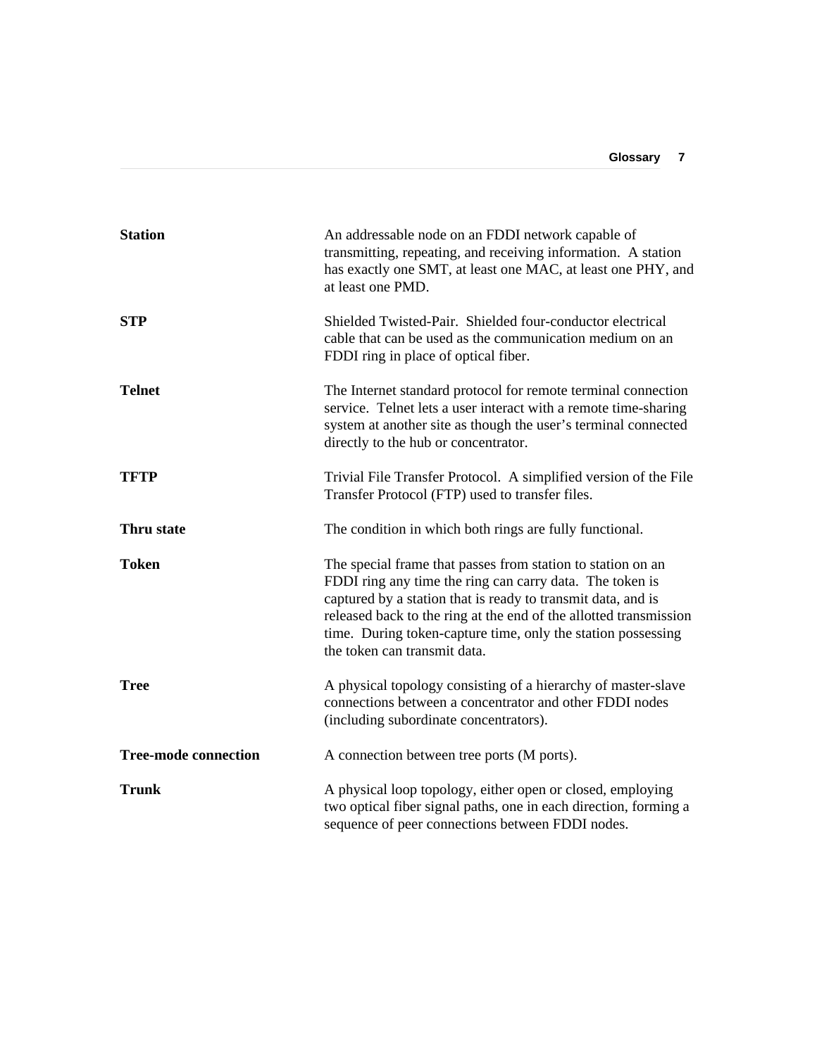**Station**
An addressable node on an FDDI network capable of transmitting, repeating, and receiving information. A station has exactly one SMT, at least one MAC, at least one PHY, and at least one PMD.

**STP**
Shielded Twisted-Pair. Shielded four-conductor electrical cable that can be used as the communication medium on an FDDI ring in place of optical fiber.

**Telnet**
The Internet standard protocol for remote terminal connection service. Telnet lets a user interact with a remote time-sharing system at another site as though the user's terminal connected directly to the hub or concentrator.

**TFTP**
Trivial File Transfer Protocol. A simplified version of the File Transfer Protocol (FTP) used to transfer files.

**Thru state**
The condition in which both rings are fully functional.

**Token**
The special frame that passes from station to station on an FDDI ring any time the ring can carry data. The token is captured by a station that is ready to transmit data, and is released back to the ring at the end of the allotted transmission time. During token-capture time, only the station possessing the token can transmit data.

**Tree**
A physical topology consisting of a hierarchy of master-slave connections between a concentrator and other FDDI nodes (including subordinate concentrators).

**Tree-mode connection**
A connection between tree ports (M ports).

**Trunk**
A physical loop topology, either open or closed, employing two optical fiber signal paths, one in each direction, forming a sequence of peer connections between FDDI nodes.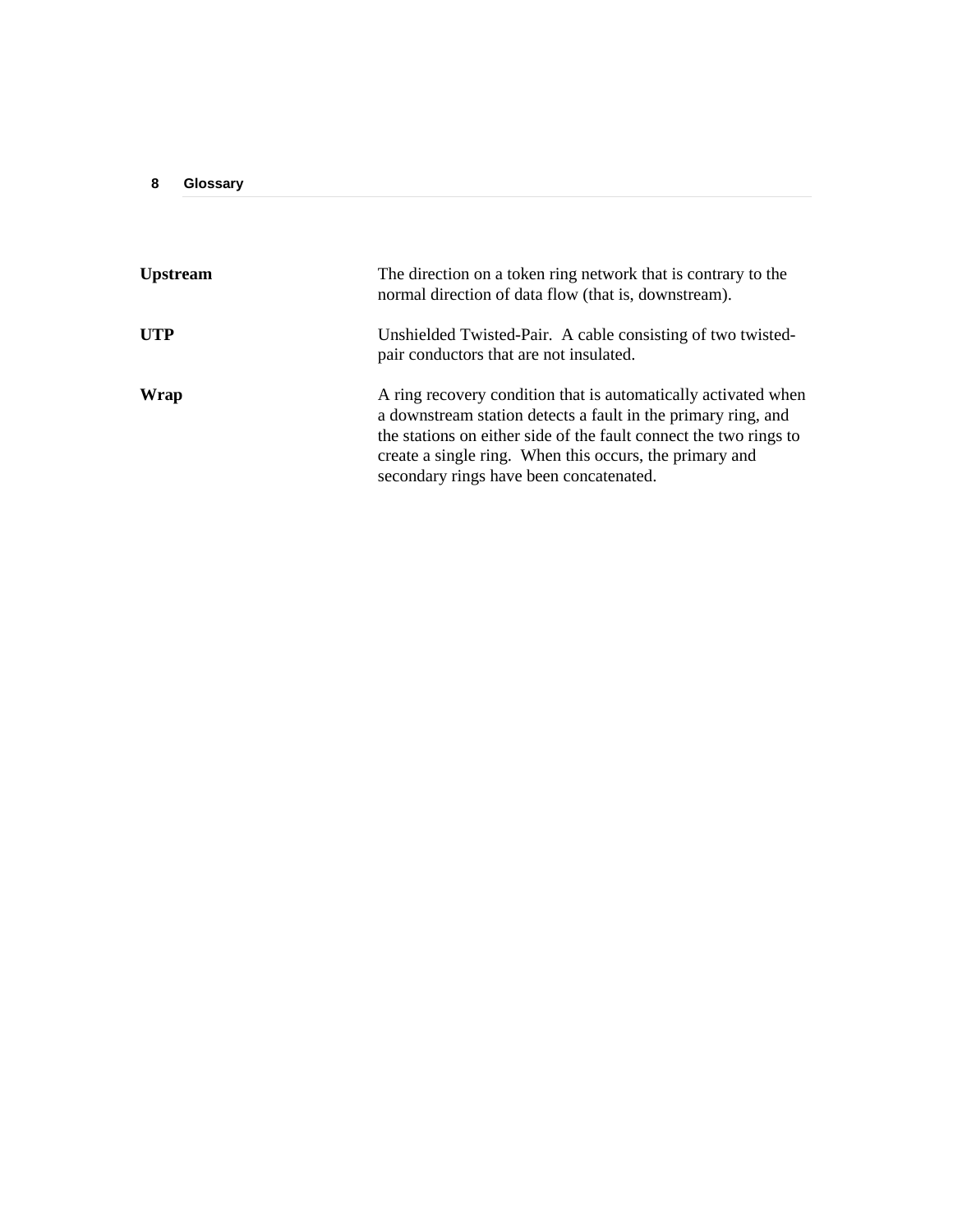**Upstream**
The direction on a token ring network that is contrary to the normal direction of data flow (that is, downstream).

**UTP**
Unshielded Twisted-Pair. A cable consisting of two twisted-pair conductors that are not insulated.

**Wrap**
A ring recovery condition that is automatically activated when a downstream station detects a fault in the primary ring, and the stations on either side of the fault connect the two rings to create a single ring. When this occurs, the primary and secondary rings have been concatenated.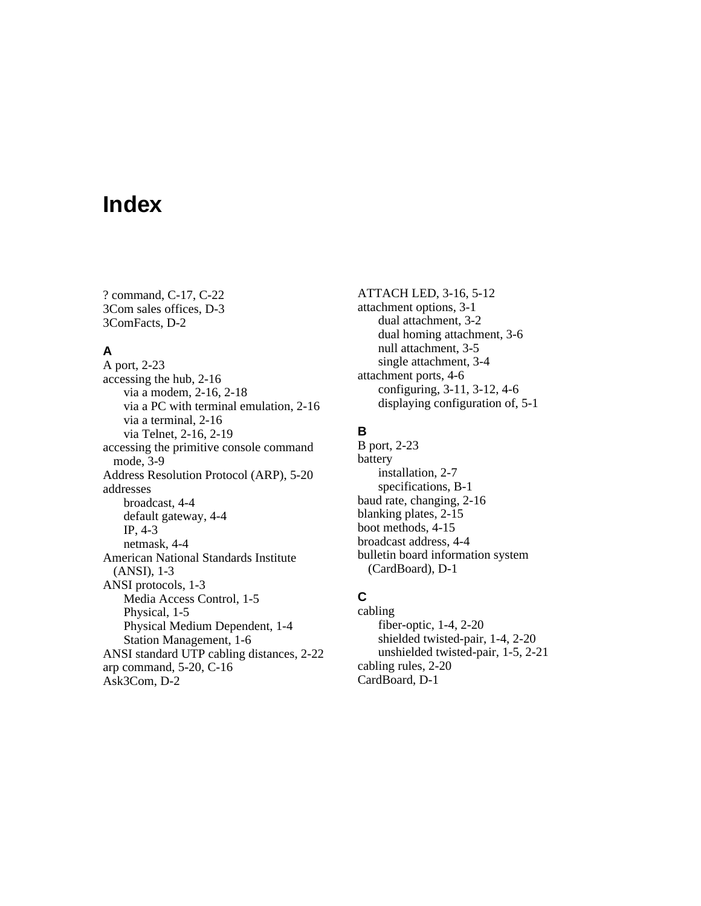# Index

? command, C-17, C-22
3Com sales offices, D-3
3ComFacts, D-2

### A

A port, 2-23
accessing the hub, 2-16
  via a modem, 2-16, 2-18
  via a PC with terminal emulation, 2-16
  via a terminal, 2-16
  via Telnet, 2-16, 2-19
accessing the primitive console command mode, 3-9
Address Resolution Protocol (ARP), 5-20
addresses
  broadcast, 4-4
  default gateway, 4-4
  IP, 4-3
  netmask, 4-4
American National Standards Institute (ANSI), 1-3
ANSI protocols, 1-3
  Media Access Control, 1-5
  Physical, 1-5
  Physical Medium Dependent, 1-4
  Station Management, 1-6
ANSI standard UTP cabling distances, 2-22
arp command, 5-20, C-16
Ask3Com, D-2
ATTACH LED, 3-16, 5-12
attachment options, 3-1
  dual attachment, 3-2
  dual homing attachment, 3-6
  null attachment, 3-5
  single attachment, 3-4
attachment ports, 4-6
  configuring, 3-11, 3-12, 4-6
  displaying configuration of, 5-1

### B

B port, 2-23
battery
  installation, 2-7
  specifications, B-1
baud rate, changing, 2-16
blanking plates, 2-15
boot methods, 4-15
broadcast address, 4-4
bulletin board information system (CardBoard), D-1

### C

cabling
  fiber-optic, 1-4, 2-20
  shielded twisted-pair, 1-4, 2-20
  unshielded twisted-pair, 1-5, 2-21
cabling rules, 2-20
CardBoard, D-1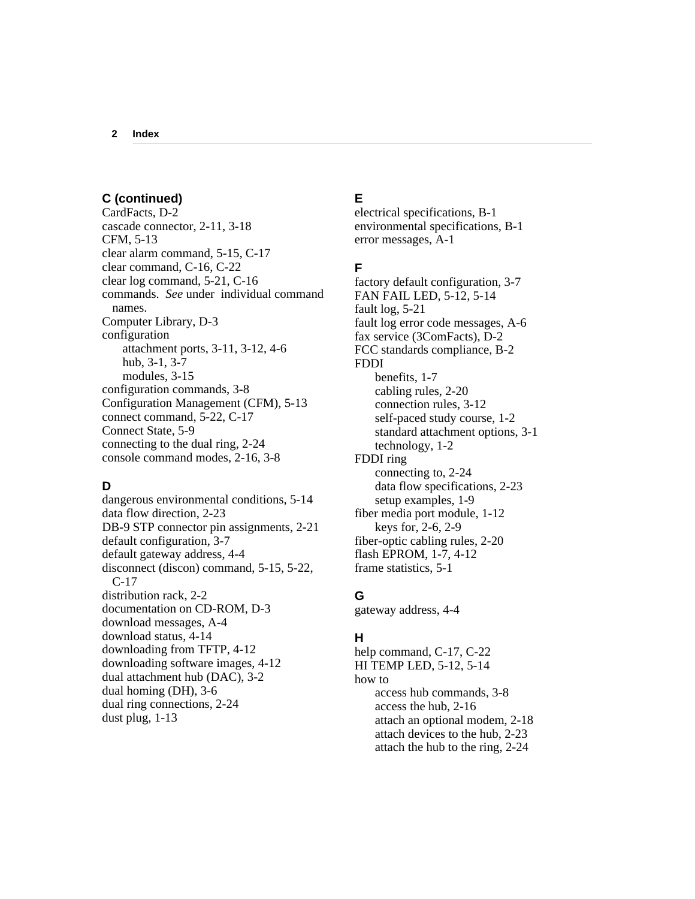### C (continued)

CardFacts, D-2
cascade connector, 2-11, 3-18
CFM, 5-13
clear alarm command, 5-15, C-17
clear command, C-16, C-22
clear log command, 5-21, C-16
commands. *See* under individual command names.
Computer Library, D-3
configuration
- attachment ports, 3-11, 3-12, 4-6
- hub, 3-1, 3-7
- modules, 3-15

configuration commands, 3-8
Configuration Management (CFM), 5-13
connect command, 5-22, C-17
Connect State, 5-9
connecting to the dual ring, 2-24
console command modes, 2-16, 3-8

### D

dangerous environmental conditions, 5-14
data flow direction, 2-23
DB-9 STP connector pin assignments, 2-21
default configuration, 3-7
default gateway address, 4-4
disconnect (discon) command, 5-15, 5-22, C-17
distribution rack, 2-2
documentation on CD-ROM, D-3
download messages, A-4
download status, 4-14
downloading from TFTP, 4-12
downloading software images, 4-12
dual attachment hub (DAC), 3-2
dual homing (DH), 3-6
dual ring connections, 2-24
dust plug, 1-13

### E

electrical specifications, B-1
environmental specifications, B-1
error messages, A-1

### F

factory default configuration, 3-7
FAN FAIL LED, 5-12, 5-14
fault log, 5-21
fault log error code messages, A-6
fax service (3ComFacts), D-2
FCC standards compliance, B-2
FDDI
- benefits, 1-7
- cabling rules, 2-20
- connection rules, 3-12
- self-paced study course, 1-2
- standard attachment options, 3-1
- technology, 1-2

FDDI ring
- connecting to, 2-24
- data flow specifications, 2-23
- setup examples, 1-9

fiber media port module, 1-12
- keys for, 2-6, 2-9

fiber-optic cabling rules, 2-20
flash EPROM, 1-7, 4-12
frame statistics, 5-1

### G

gateway address, 4-4

### H

help command, C-17, C-22
HI TEMP LED, 5-12, 5-14
how to
- access hub commands, 3-8
- access the hub, 2-16
- attach an optional modem, 2-18
- attach devices to the hub, 2-23
- attach the hub to the ring, 2-24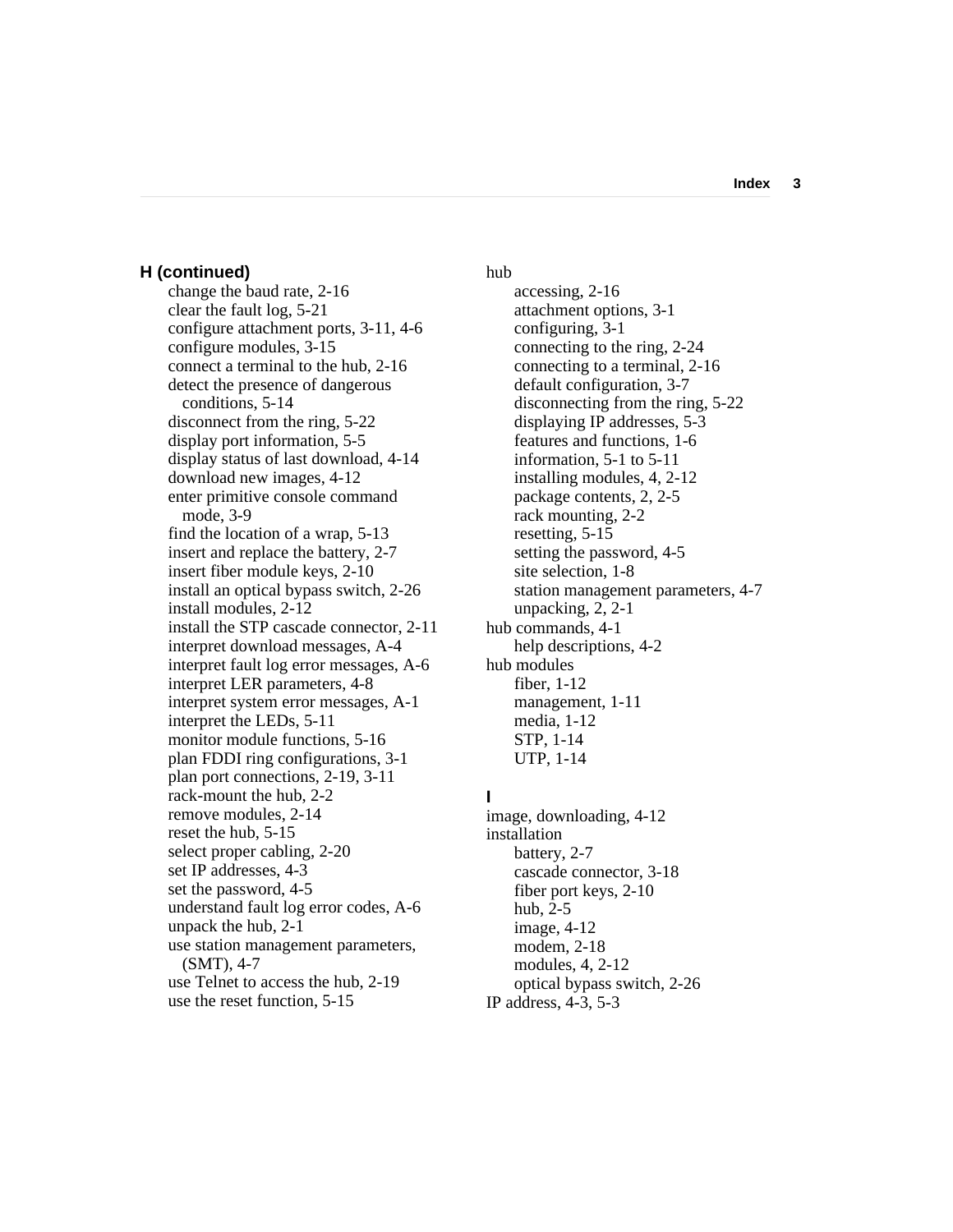## H (continued)

- change the baud rate, 2-16
- clear the fault log, 5-21
- configure attachment ports, 3-11, 4-6
- configure modules, 3-15
- connect a terminal to the hub, 2-16
- detect the presence of dangerous conditions, 5-14
- disconnect from the ring, 5-22
- display port information, 5-5
- display status of last download, 4-14
- download new images, 4-12
- enter primitive console command mode, 3-9
- find the location of a wrap, 5-13
- insert and replace the battery, 2-7
- insert fiber module keys, 2-10
- install an optical bypass switch, 2-26
- install modules, 2-12
- install the STP cascade connector, 2-11
- interpret download messages, A-4
- interpret fault log error messages, A-6
- interpret LER parameters, 4-8
- interpret system error messages, A-1
- interpret the LEDs, 5-11
- monitor module functions, 5-16
- plan FDDI ring configurations, 3-1
- plan port connections, 2-19, 3-11
- rack-mount the hub, 2-2
- remove modules, 2-14
- reset the hub, 5-15
- select proper cabling, 2-20
- set IP addresses, 4-3
- set the password, 4-5
- understand fault log error codes, A-6
- unpack the hub, 2-1
- use station management parameters, (SMT), 4-7
- use Telnet to access the hub, 2-19
- use the reset function, 5-15

hub
- accessing, 2-16
- attachment options, 3-1
- configuring, 3-1
- connecting to the ring, 2-24
- connecting to a terminal, 2-16
- default configuration, 3-7
- disconnecting from the ring, 5-22
- displaying IP addresses, 5-3
- features and functions, 1-6
- information, 5-1 to 5-11
- installing modules, 4, 2-12
- package contents, 2, 2-5
- rack mounting, 2-2
- resetting, 5-15
- setting the password, 4-5
- site selection, 1-8
- station management parameters, 4-7
- unpacking, 2, 2-1

hub commands, 4-1
- help descriptions, 4-2

hub modules
- fiber, 1-12
- management, 1-11
- media, 1-12
- STP, 1-14
- UTP, 1-14

## I

image, downloading, 4-12

installation
- battery, 2-7
- cascade connector, 3-18
- fiber port keys, 2-10
- hub, 2-5
- image, 4-12
- modem, 2-18
- modules, 4, 2-12
- optical bypass switch, 2-26

IP address, 4-3, 5-3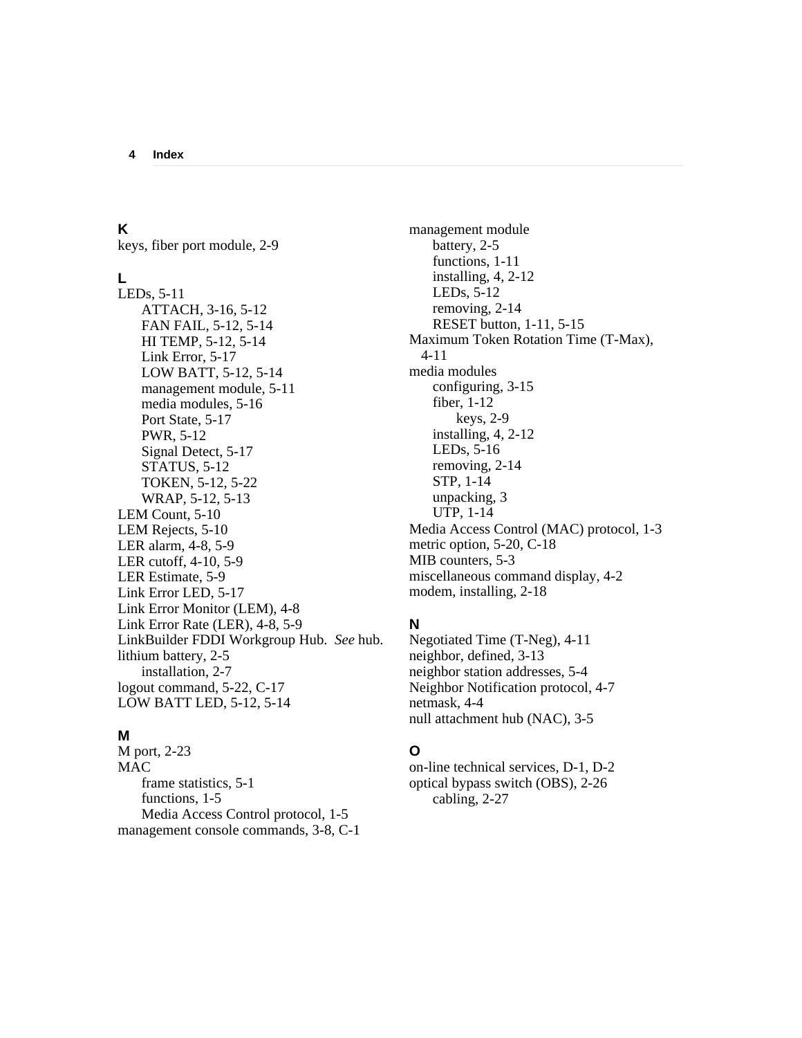## K

keys, fiber port module, 2-9

## L

LEDs, 5-11
- ATTACH, 3-16, 5-12
- FAN FAIL, 5-12, 5-14
- HI TEMP, 5-12, 5-14
- Link Error, 5-17
- LOW BATT, 5-12, 5-14
- management module, 5-11
- media modules, 5-16
- Port State, 5-17
- PWR, 5-12
- Signal Detect, 5-17
- STATUS, 5-12
- TOKEN, 5-12, 5-22
- WRAP, 5-12, 5-13

LEM Count, 5-10
LEM Rejects, 5-10
LER alarm, 4-8, 5-9
LER cutoff, 4-10, 5-9
LER Estimate, 5-9
Link Error LED, 5-17
Link Error Monitor (LEM), 4-8
Link Error Rate (LER), 4-8, 5-9
LinkBuilder FDDI Workgroup Hub. *See* hub.
lithium battery, 2-5
- installation, 2-7

logout command, 5-22, C-17
LOW BATT LED, 5-12, 5-14

## M

M port, 2-23
MAC
- frame statistics, 5-1
- functions, 1-5
- Media Access Control protocol, 1-5

management console commands, 3-8, C-1
management module
- battery, 2-5
- functions, 1-11
- installing, 4, 2-12
- LEDs, 5-12
- removing, 2-14
- RESET button, 1-11, 5-15

Maximum Token Rotation Time (T-Max), 4-11
media modules
- configuring, 3-15
- fiber, 1-12
  - keys, 2-9
- installing, 4, 2-12
- LEDs, 5-16
- removing, 2-14
- STP, 1-14
- unpacking, 3
- UTP, 1-14

Media Access Control (MAC) protocol, 1-3
metric option, 5-20, C-18
MIB counters, 5-3
miscellaneous command display, 4-2
modem, installing, 2-18

## N

Negotiated Time (T-Neg), 4-11
neighbor, defined, 3-13
neighbor station addresses, 5-4
Neighbor Notification protocol, 4-7
netmask, 4-4
null attachment hub (NAC), 3-5

## O

on-line technical services, D-1, D-2
optical bypass switch (OBS), 2-26
- cabling, 2-27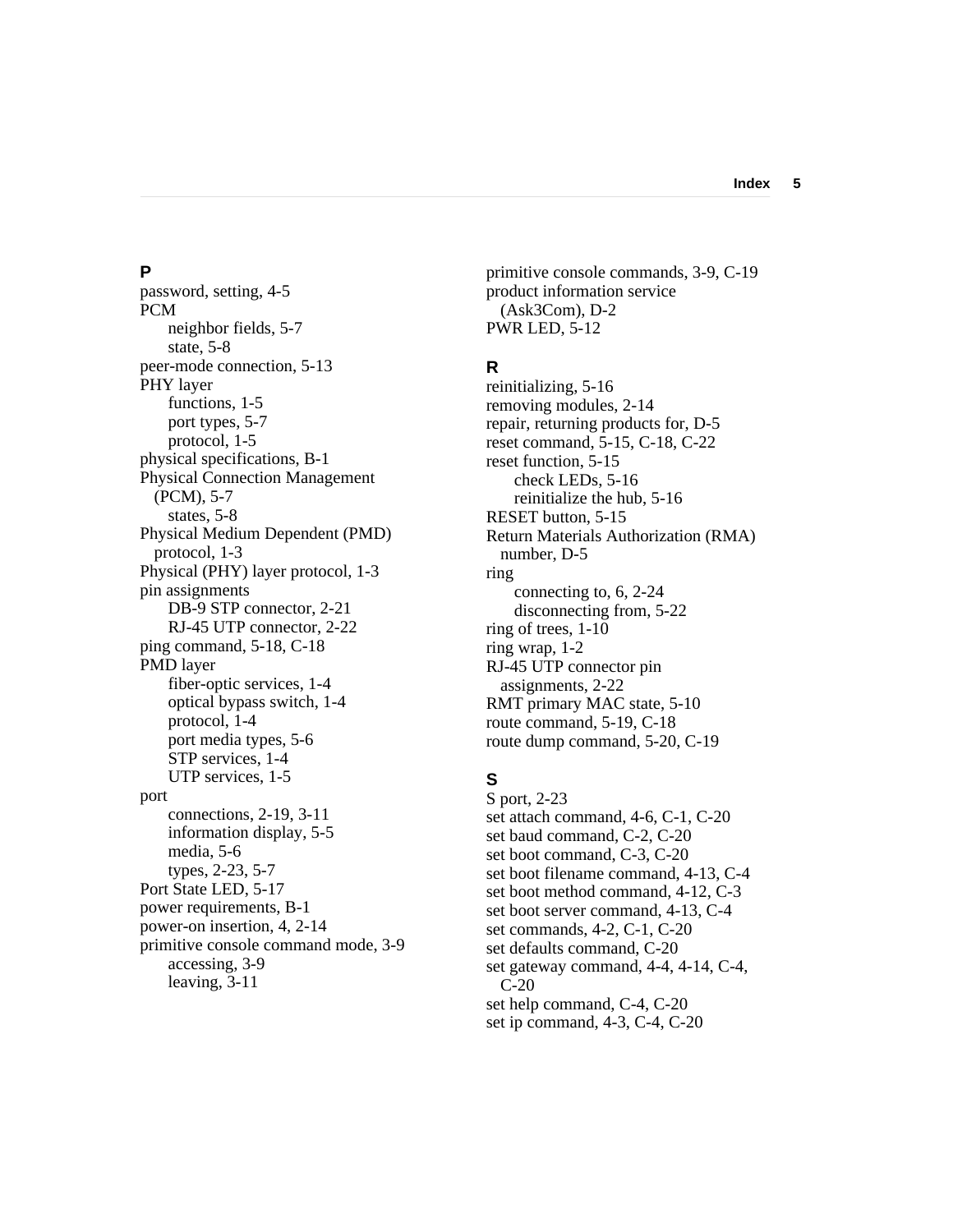## P

password, setting, 4-5
PCM
    neighbor fields, 5-7
    state, 5-8
peer-mode connection, 5-13
PHY layer
    functions, 1-5
    port types, 5-7
    protocol, 1-5
physical specifications, B-1
Physical Connection Management (PCM), 5-7
    states, 5-8
Physical Medium Dependent (PMD) protocol, 1-3
Physical (PHY) layer protocol, 1-3
pin assignments
    DB-9 STP connector, 2-21
    RJ-45 UTP connector, 2-22
ping command, 5-18, C-18
PMD layer
    fiber-optic services, 1-4
    optical bypass switch, 1-4
    protocol, 1-4
    port media types, 5-6
    STP services, 1-4
    UTP services, 1-5
port
    connections, 2-19, 3-11
    information display, 5-5
    media, 5-6
    types, 2-23, 5-7
Port State LED, 5-17
power requirements, B-1
power-on insertion, 4, 2-14
primitive console command mode, 3-9
    accessing, 3-9
    leaving, 3-11
primitive console commands, 3-9, C-19
product information service (Ask3Com), D-2
PWR LED, 5-12

## R

reinitializing, 5-16
removing modules, 2-14
repair, returning products for, D-5
reset command, 5-15, C-18, C-22
reset function, 5-15
    check LEDs, 5-16
    reinitialize the hub, 5-16
RESET button, 5-15
Return Materials Authorization (RMA) number, D-5
ring
    connecting to, 6, 2-24
    disconnecting from, 5-22
ring of trees, 1-10
ring wrap, 1-2
RJ-45 UTP connector pin assignments, 2-22
RMT primary MAC state, 5-10
route command, 5-19, C-18
route dump command, 5-20, C-19

## S

S port, 2-23
set attach command, 4-6, C-1, C-20
set baud command, C-2, C-20
set boot command, C-3, C-20
set boot filename command, 4-13, C-4
set boot method command, 4-12, C-3
set boot server command, 4-13, C-4
set commands, 4-2, C-1, C-20
set defaults command, C-20
set gateway command, 4-4, 4-14, C-4, C-20
set help command, C-4, C-20
set ip command, 4-3, C-4, C-20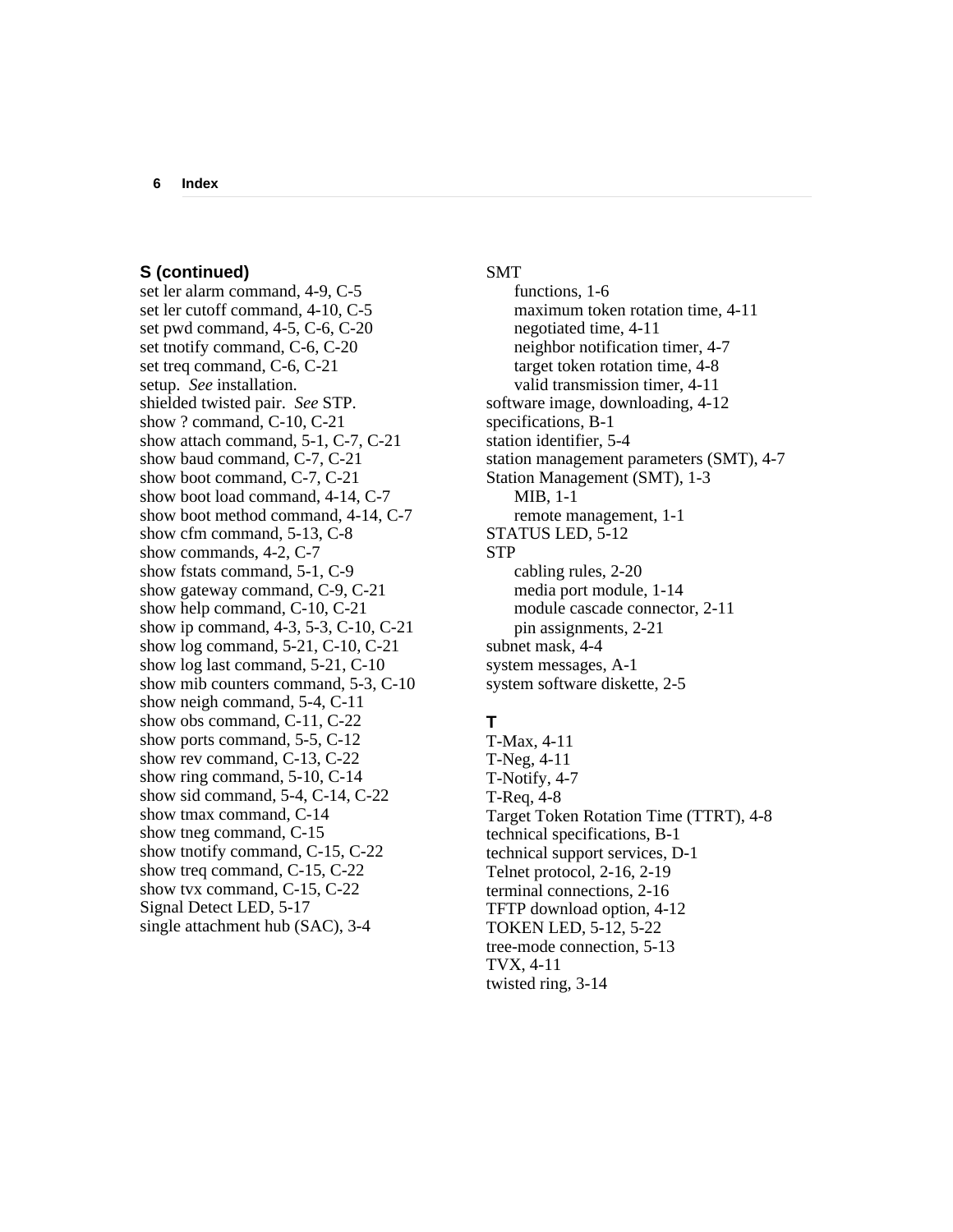## S (continued)

set ler alarm command, 4-9, C-5
set ler cutoff command, 4-10, C-5
set pwd command, 4-5, C-6, C-20
set tnotify command, C-6, C-20
set treq command, C-6, C-21
setup. *See* installation.
shielded twisted pair. *See* STP.
show ? command, C-10, C-21
show attach command, 5-1, C-7, C-21
show baud command, C-7, C-21
show boot command, C-7, C-21
show boot load command, 4-14, C-7
show boot method command, 4-14, C-7
show cfm command, 5-13, C-8
show commands, 4-2, C-7
show fstats command, 5-1, C-9
show gateway command, C-9, C-21
show help command, C-10, C-21
show ip command, 4-3, 5-3, C-10, C-21
show log command, 5-21, C-10, C-21
show log last command, 5-21, C-10
show mib counters command, 5-3, C-10
show neigh command, 5-4, C-11
show obs command, C-11, C-22
show ports command, 5-5, C-12
show rev command, C-13, C-22
show ring command, 5-10, C-14
show sid command, 5-4, C-14, C-22
show tmax command, C-14
show tneg command, C-15
show tnotify command, C-15, C-22
show treq command, C-15, C-22
show tvx command, C-15, C-22
Signal Detect LED, 5-17
single attachment hub (SAC), 3-4
SMT
    functions, 1-6
    maximum token rotation time, 4-11
    negotiated time, 4-11
    neighbor notification timer, 4-7
    target token rotation time, 4-8
    valid transmission timer, 4-11
software image, downloading, 4-12
specifications, B-1
station identifier, 5-4
station management parameters (SMT), 4-7
Station Management (SMT), 1-3
    MIB, 1-1
    remote management, 1-1
STATUS LED, 5-12
STP
    cabling rules, 2-20
    media port module, 1-14
    module cascade connector, 2-11
    pin assignments, 2-21
subnet mask, 4-4
system messages, A-1
system software diskette, 2-5

## T

T-Max, 4-11
T-Neg, 4-11
T-Notify, 4-7
T-Req, 4-8
Target Token Rotation Time (TTRT), 4-8
technical specifications, B-1
technical support services, D-1
Telnet protocol, 2-16, 2-19
terminal connections, 2-16
TFTP download option, 4-12
TOKEN LED, 5-12, 5-22
tree-mode connection, 5-13
TVX, 4-11
twisted ring, 3-14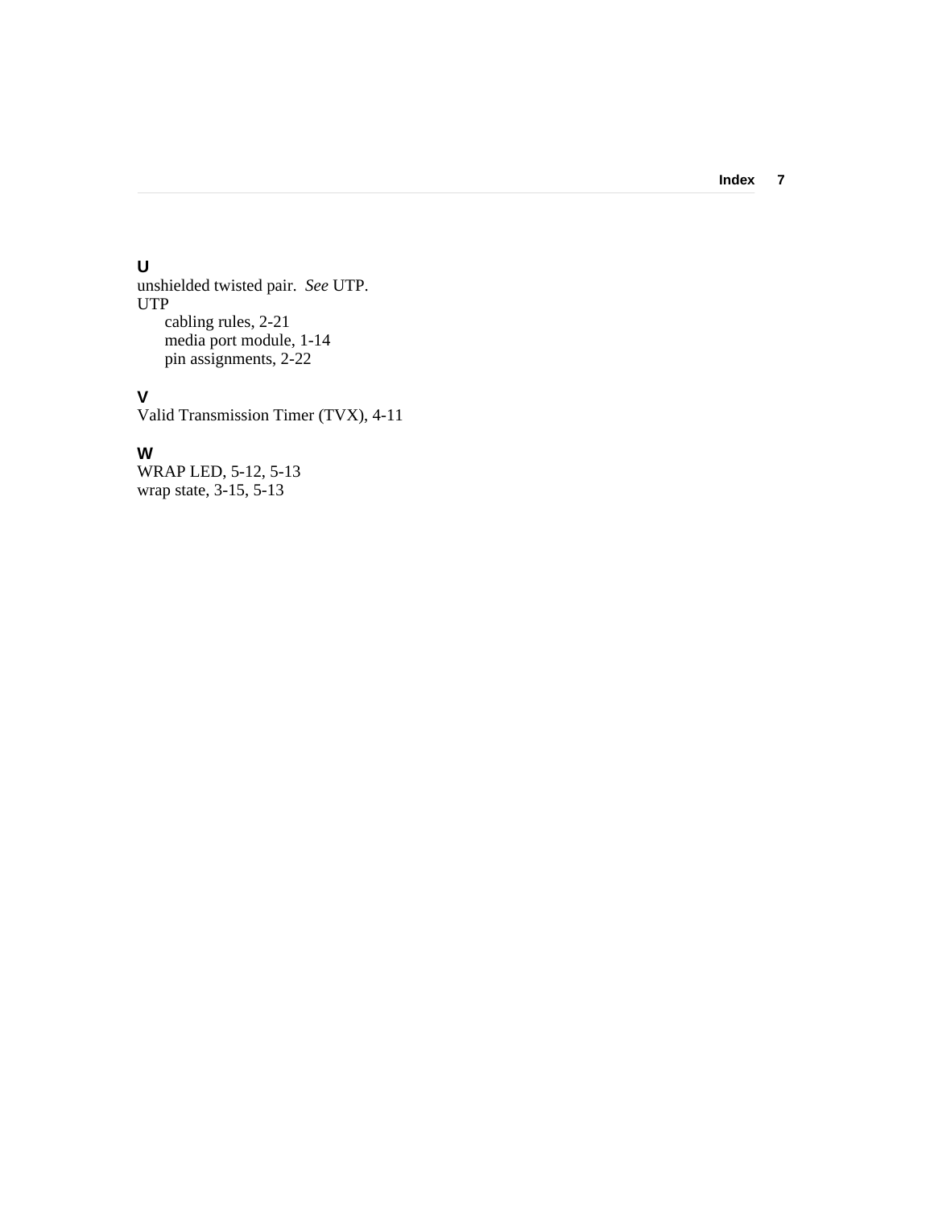## U

unshielded twisted pair. *See* UTP.
UTP
- cabling rules, 2-21
- media port module, 1-14
- pin assignments, 2-22

## V

Valid Transmission Timer (TVX), 4-11

## W

WRAP LED, 5-12, 5-13
wrap state, 3-15, 5-13